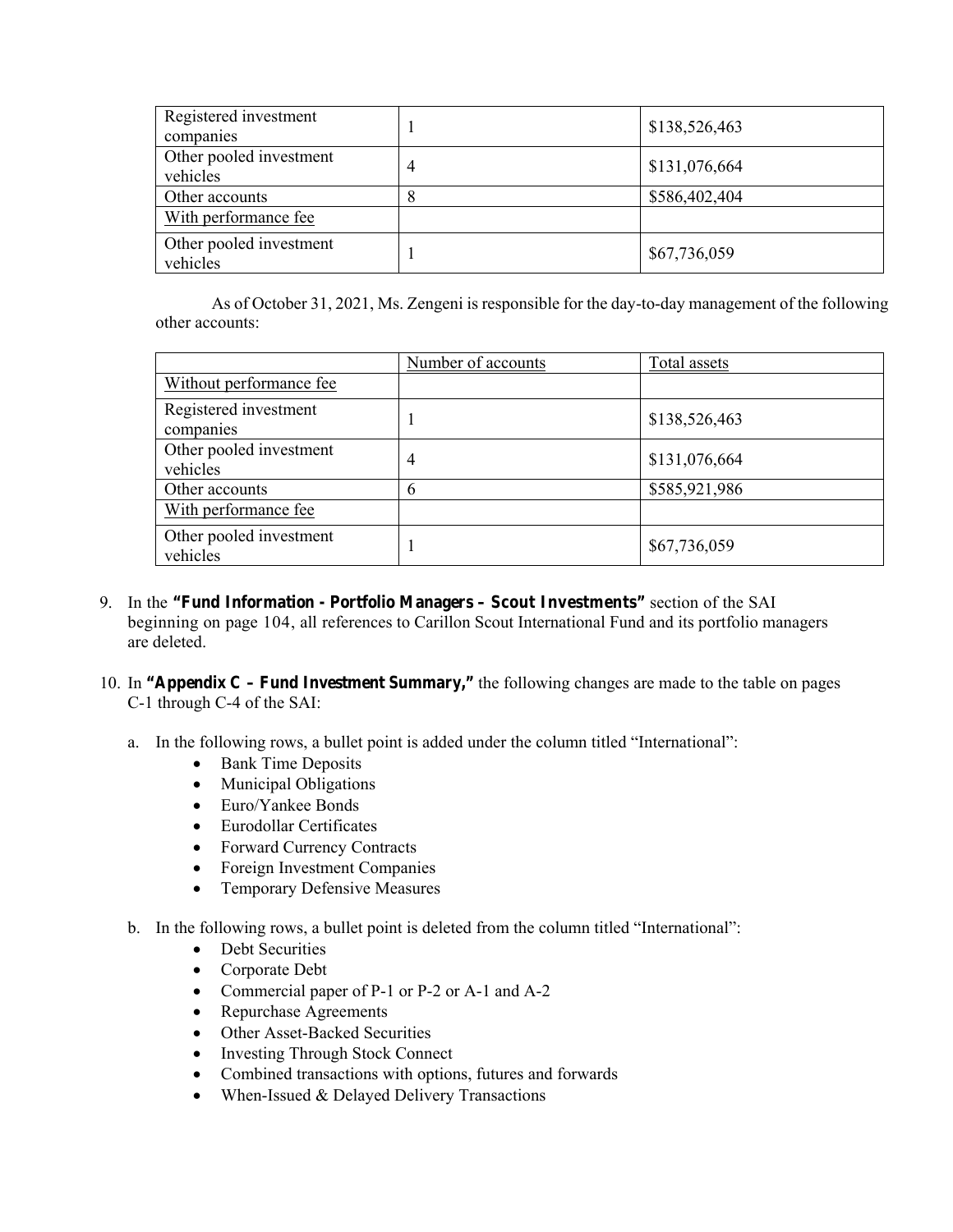| | | |
|---|---|---|
| Registered investment companies | 1 | $138,526,463 |
| Other pooled investment vehicles | 4 | $131,076,664 |
| Other accounts | 8 | $586,402,404 |
| With performance fee | | |
| Other pooled investment vehicles | 1 | $67,736,059 |

As of October 31, 2021, Ms. Zengeni is responsible for the day-to-day management of the following other accounts:

| | Number of accounts | Total assets |
|---|---|---|
| Without performance fee | | |
| Registered investment companies | 1 | $138,526,463 |
| Other pooled investment vehicles | 4 | $131,076,664 |
| Other accounts | 6 | $585,921,986 |
| With performance fee | | |
| Other pooled investment vehicles | 1 | $67,736,059 |

9. In the **"Fund Information - Portfolio Managers – Scout Investments"** section of the SAI beginning on page 104, all references to Carillon Scout International Fund and its portfolio managers are deleted.

10. In **"Appendix C – Fund Investment Summary,"** the following changes are made to the table on pages C-1 through C-4 of the SAI:

    a. In the following rows, a bullet point is added under the column titled "International":
        - Bank Time Deposits
        - Municipal Obligations
        - Euro/Yankee Bonds
        - Eurodollar Certificates
        - Forward Currency Contracts
        - Foreign Investment Companies
        - Temporary Defensive Measures

    b. In the following rows, a bullet point is deleted from the column titled "International":
        - Debt Securities
        - Corporate Debt
        - Commercial paper of P-1 or P-2 or A-1 and A-2
        - Repurchase Agreements
        - Other Asset-Backed Securities
        - Investing Through Stock Connect
        - Combined transactions with options, futures and forwards
        - When-Issued & Delayed Delivery Transactions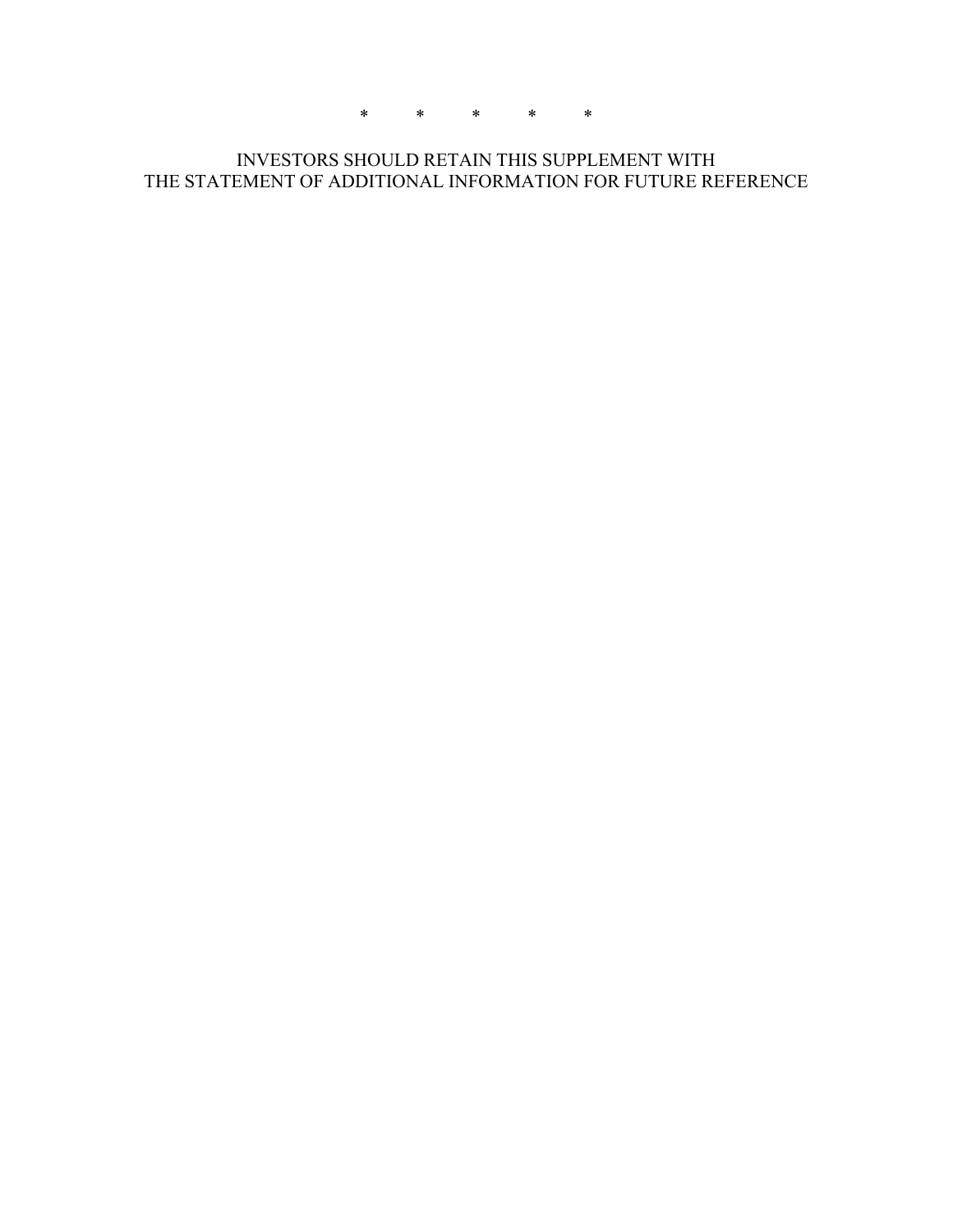*          *          *          *          *

INVESTORS SHOULD RETAIN THIS SUPPLEMENT WITH THE STATEMENT OF ADDITIONAL INFORMATION FOR FUTURE REFERENCE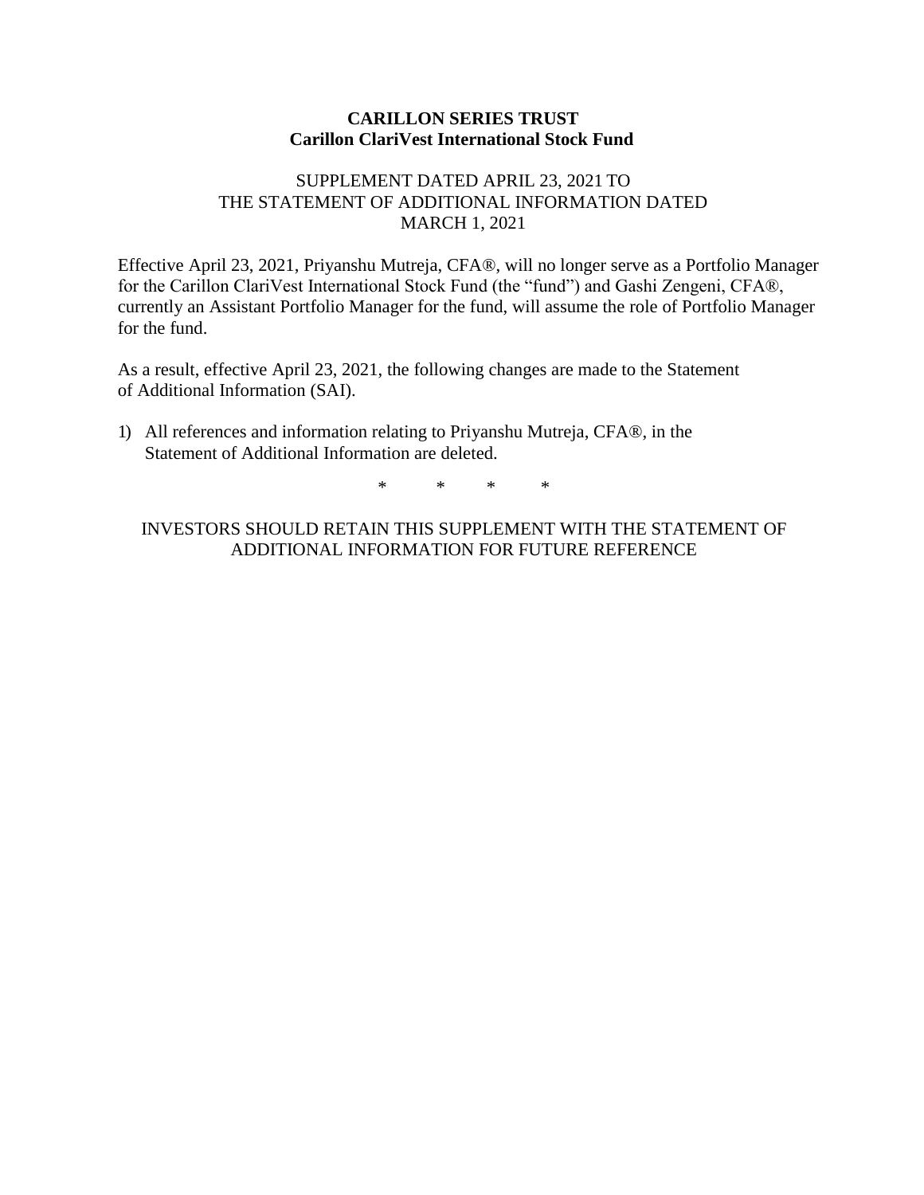**CARILLON SERIES TRUST**
**Carillon ClariVest International Stock Fund**

SUPPLEMENT DATED APRIL 23, 2021 TO
THE STATEMENT OF ADDITIONAL INFORMATION DATED
MARCH 1, 2021

Effective April 23, 2021, Priyanshu Mutreja, CFA®, will no longer serve as a Portfolio Manager for the Carillon ClariVest International Stock Fund (the "fund") and Gashi Zengeni, CFA®, currently an Assistant Portfolio Manager for the fund, will assume the role of Portfolio Manager for the fund.

As a result, effective April 23, 2021, the following changes are made to the Statement of Additional Information (SAI).

1) All references and information relating to Priyanshu Mutreja, CFA®, in the Statement of Additional Information are deleted.

\* \* \* \*

INVESTORS SHOULD RETAIN THIS SUPPLEMENT WITH THE STATEMENT OF ADDITIONAL INFORMATION FOR FUTURE REFERENCE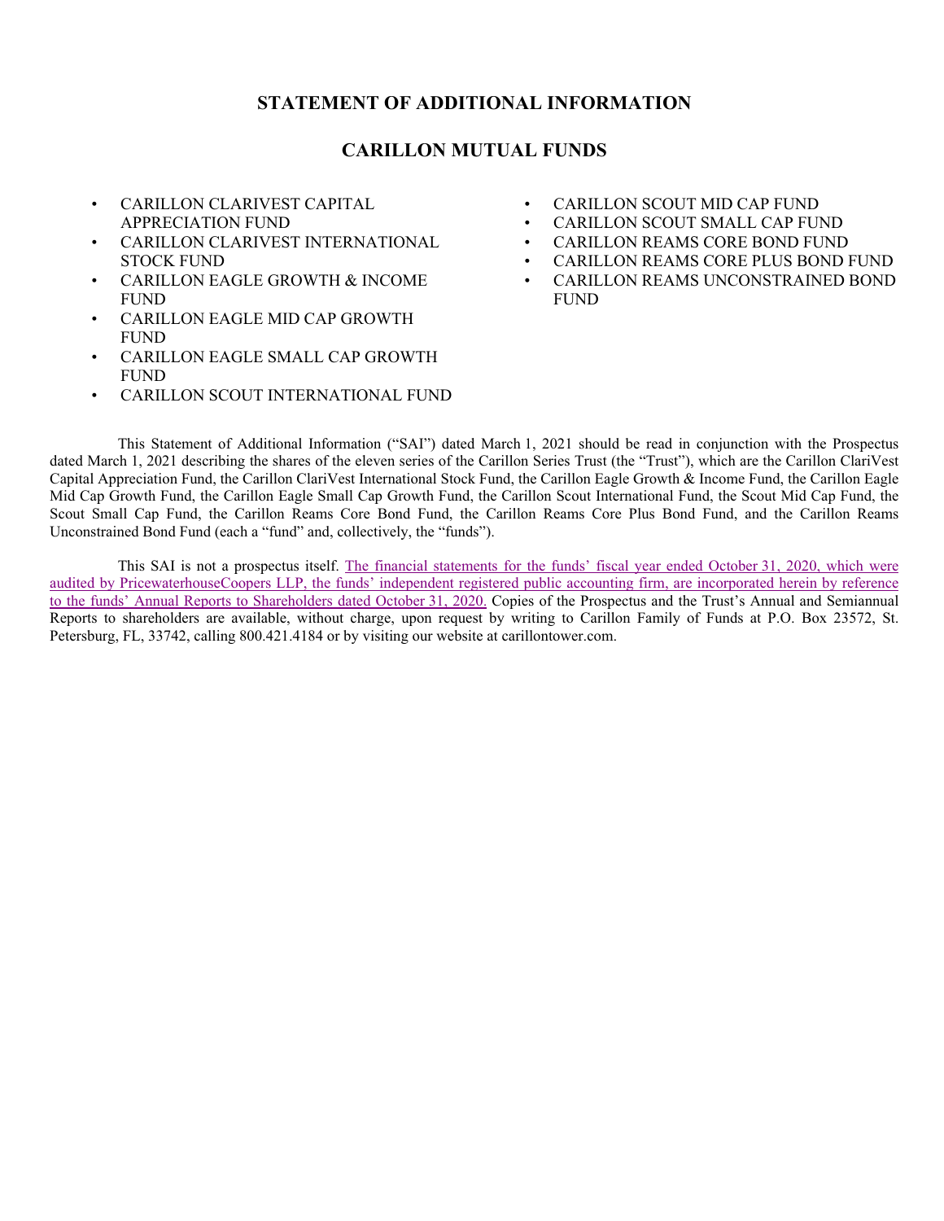# STATEMENT OF ADDITIONAL INFORMATION

## CARILLON MUTUAL FUNDS

- CARILLON CLARIVEST CAPITAL APPRECIATION FUND
- CARILLON CLARIVEST INTERNATIONAL STOCK FUND
- CARILLON EAGLE GROWTH & INCOME FUND
- CARILLON EAGLE MID CAP GROWTH FUND
- CARILLON EAGLE SMALL CAP GROWTH FUND
- CARILLON SCOUT INTERNATIONAL FUND
- CARILLON SCOUT MID CAP FUND
- CARILLON SCOUT SMALL CAP FUND
- CARILLON REAMS CORE BOND FUND
- CARILLON REAMS CORE PLUS BOND FUND
- CARILLON REAMS UNCONSTRAINED BOND FUND

This Statement of Additional Information ("SAI") dated March 1, 2021 should be read in conjunction with the Prospectus dated March 1, 2021 describing the shares of the eleven series of the Carillon Series Trust (the "Trust"), which are the Carillon ClariVest Capital Appreciation Fund, the Carillon ClariVest International Stock Fund, the Carillon Eagle Growth & Income Fund, the Carillon Eagle Mid Cap Growth Fund, the Carillon Eagle Small Cap Growth Fund, the Carillon Scout International Fund, the Scout Mid Cap Fund, the Scout Small Cap Fund, the Carillon Reams Core Bond Fund, the Carillon Reams Core Plus Bond Fund, and the Carillon Reams Unconstrained Bond Fund (each a "fund" and, collectively, the "funds").

This SAI is not a prospectus itself. The financial statements for the funds' fiscal year ended October 31, 2020, which were audited by PricewaterhouseCoopers LLP, the funds' independent registered public accounting firm, are incorporated herein by reference to the funds' Annual Reports to Shareholders dated October 31, 2020. Copies of the Prospectus and the Trust's Annual and Semiannual Reports to shareholders are available, without charge, upon request by writing to Carillon Family of Funds at P.O. Box 23572, St. Petersburg, FL, 33742, calling 800.421.4184 or by visiting our website at carillontower.com.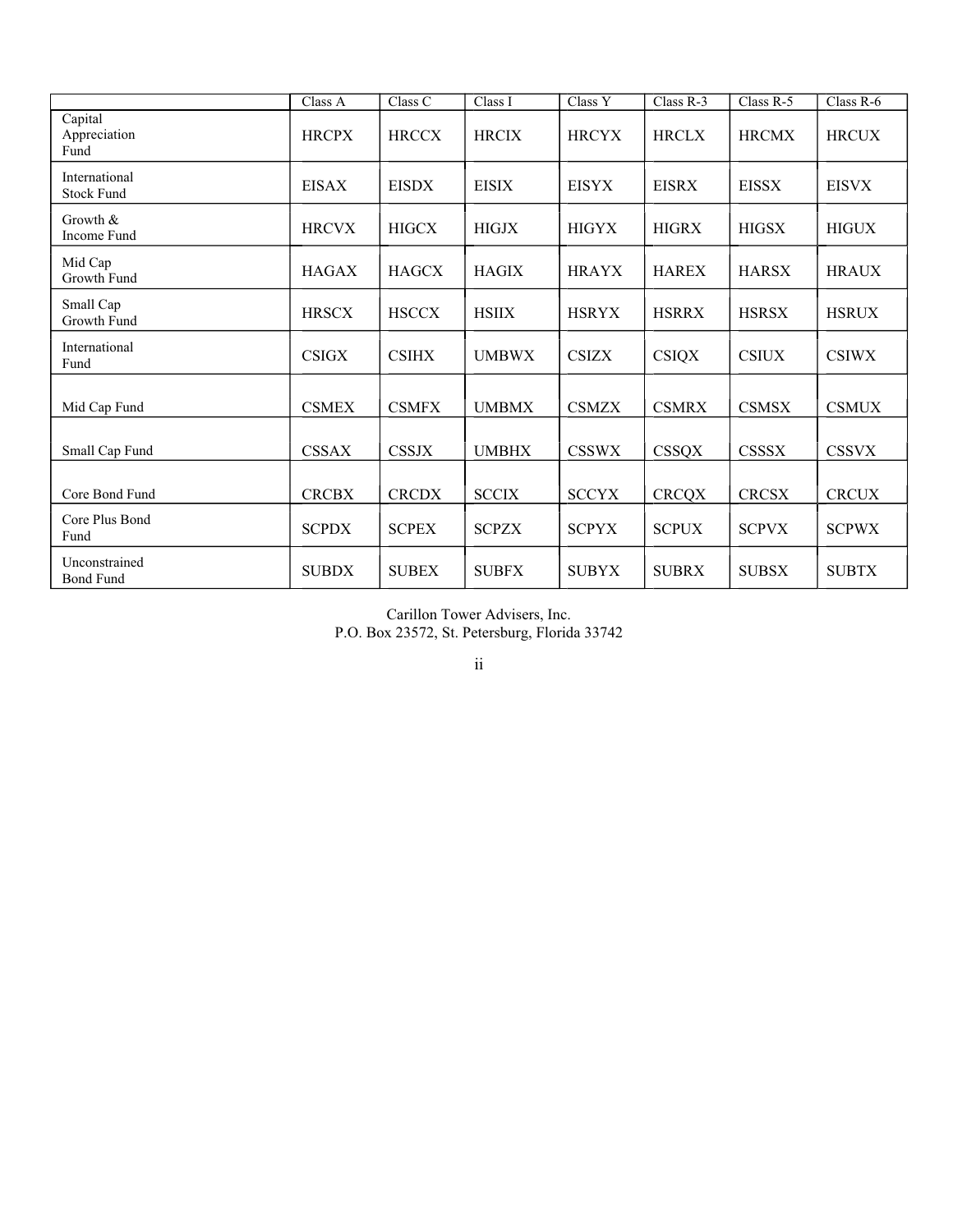| | Class A | Class C | Class I | Class Y | Class R-3 | Class R-5 | Class R-6 |
|---|---|---|---|---|---|---|---|
| Capital Appreciation Fund | HRCPX | HRCCX | HRCIX | HRCYX | HRCLX | HRCMX | HRCUX |
| International Stock Fund | EISAX | EISDX | EISIX | EISYX | EISRX | EISSX | EISVX |
| Growth & Income Fund | HRCVX | HIGCX | HIGJX | HIGYX | HIGRX | HIGSX | HIGUX |
| Mid Cap Growth Fund | HAGAX | HAGCX | HAGIX | HRAYX | HAREX | HARSX | HRAUX |
| Small Cap Growth Fund | HRSCX | HSCCX | HSIIX | HSRYX | HSRRX | HSRSX | HSRUX |
| International Fund | CSIGX | CSIHX | UMBWX | CSIZX | CSIQX | CSIUX | CSIWX |
| Mid Cap Fund | CSMEX | CSMFX | UMBMX | CSMZX | CSMRX | CSMSX | CSMUX |
| Small Cap Fund | CSSAX | CSSJX | UMBHX | CSSWX | CSSQX | CSSSX | CSSVX |
| Core Bond Fund | CRCBX | CRCDX | SCCIX | SCCYX | CRCQX | CRCSX | CRCUX |
| Core Plus Bond Fund | SCPDX | SCPEX | SCPZX | SCPYX | SCPUX | SCPVX | SCPWX |
| Unconstrained Bond Fund | SUBDX | SUBEX | SUBFX | SUBYX | SUBRX | SUBSX | SUBTX |

Carillon Tower Advisers, Inc.
P.O. Box 23572, St. Petersburg, Florida 33742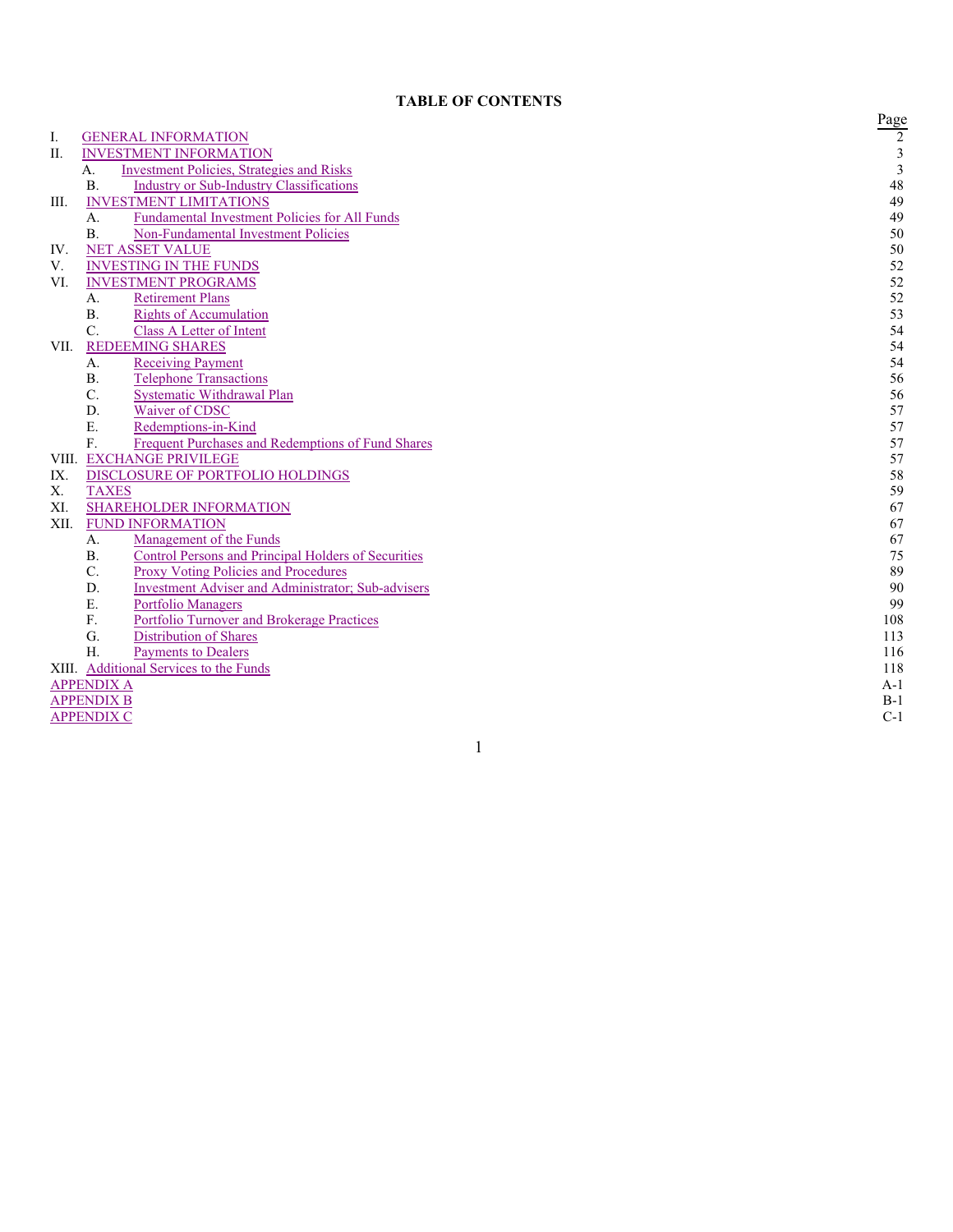# TABLE OF CONTENTS

| | | Page |
|---|---|---|
| I. | GENERAL INFORMATION | 2 |
| II. | INVESTMENT INFORMATION | 3 |
| | A. Investment Policies, Strategies and Risks | 3 |
| | B. Industry or Sub-Industry Classifications | 48 |
| III. | INVESTMENT LIMITATIONS | 49 |
| | A. Fundamental Investment Policies for All Funds | 49 |
| | B. Non-Fundamental Investment Policies | 50 |
| IV. | NET ASSET VALUE | 50 |
| V. | INVESTING IN THE FUNDS | 52 |
| VI. | INVESTMENT PROGRAMS | 52 |
| | A. Retirement Plans | 52 |
| | B. Rights of Accumulation | 53 |
| | C. Class A Letter of Intent | 54 |
| VII. | REDEEMING SHARES | 54 |
| | A. Receiving Payment | 54 |
| | B. Telephone Transactions | 56 |
| | C. Systematic Withdrawal Plan | 56 |
| | D. Waiver of CDSC | 57 |
| | E. Redemptions-in-Kind | 57 |
| | F. Frequent Purchases and Redemptions of Fund Shares | 57 |
| VIII. | EXCHANGE PRIVILEGE | 57 |
| IX. | DISCLOSURE OF PORTFOLIO HOLDINGS | 58 |
| X. | TAXES | 59 |
| XI. | SHAREHOLDER INFORMATION | 67 |
| XII. | FUND INFORMATION | 67 |
| | A. Management of the Funds | 67 |
| | B. Control Persons and Principal Holders of Securities | 75 |
| | C. Proxy Voting Policies and Procedures | 89 |
| | D. Investment Adviser and Administrator; Sub-advisers | 90 |
| | E. Portfolio Managers | 99 |
| | F. Portfolio Turnover and Brokerage Practices | 108 |
| | G. Distribution of Shares | 113 |
| | H. Payments to Dealers | 116 |
| XIII. | Additional Services to the Funds | 118 |
| APPENDIX A | | A-1 |
| APPENDIX B | | B-1 |
| APPENDIX C | | C-1 |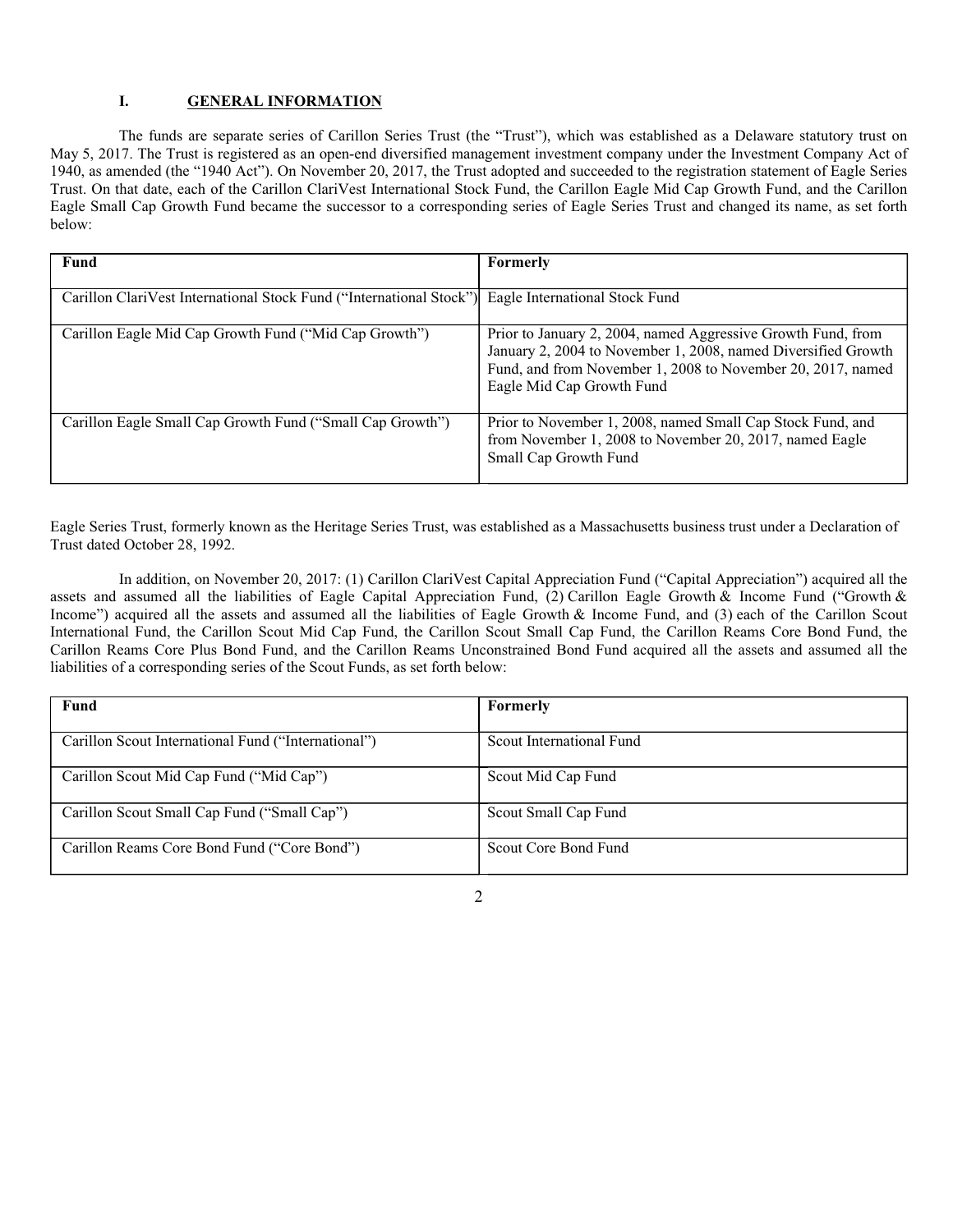## I. GENERAL INFORMATION

The funds are separate series of Carillon Series Trust (the "Trust"), which was established as a Delaware statutory trust on May 5, 2017. The Trust is registered as an open-end diversified management investment company under the Investment Company Act of 1940, as amended (the "1940 Act"). On November 20, 2017, the Trust adopted and succeeded to the registration statement of Eagle Series Trust. On that date, each of the Carillon ClariVest International Stock Fund, the Carillon Eagle Mid Cap Growth Fund, and the Carillon Eagle Small Cap Growth Fund became the successor to a corresponding series of Eagle Series Trust and changed its name, as set forth below:

| Fund | Formerly |
|---|---|
| Carillon ClariVest International Stock Fund ("International Stock") | Eagle International Stock Fund |
| Carillon Eagle Mid Cap Growth Fund ("Mid Cap Growth") | Prior to January 2, 2004, named Aggressive Growth Fund, from January 2, 2004 to November 1, 2008, named Diversified Growth Fund, and from November 1, 2008 to November 20, 2017, named Eagle Mid Cap Growth Fund |
| Carillon Eagle Small Cap Growth Fund ("Small Cap Growth") | Prior to November 1, 2008, named Small Cap Stock Fund, and from November 1, 2008 to November 20, 2017, named Eagle Small Cap Growth Fund |

Eagle Series Trust, formerly known as the Heritage Series Trust, was established as a Massachusetts business trust under a Declaration of Trust dated October 28, 1992.

In addition, on November 20, 2017: (1) Carillon ClariVest Capital Appreciation Fund ("Capital Appreciation") acquired all the assets and assumed all the liabilities of Eagle Capital Appreciation Fund, (2) Carillon Eagle Growth & Income Fund ("Growth & Income") acquired all the assets and assumed all the liabilities of Eagle Growth & Income Fund, and (3) each of the Carillon Scout International Fund, the Carillon Scout Mid Cap Fund, the Carillon Scout Small Cap Fund, the Carillon Reams Core Bond Fund, the Carillon Reams Core Plus Bond Fund, and the Carillon Reams Unconstrained Bond Fund acquired all the assets and assumed all the liabilities of a corresponding series of the Scout Funds, as set forth below:

| Fund | Formerly |
|---|---|
| Carillon Scout International Fund ("International") | Scout International Fund |
| Carillon Scout Mid Cap Fund ("Mid Cap") | Scout Mid Cap Fund |
| Carillon Scout Small Cap Fund ("Small Cap") | Scout Small Cap Fund |
| Carillon Reams Core Bond Fund ("Core Bond") | Scout Core Bond Fund |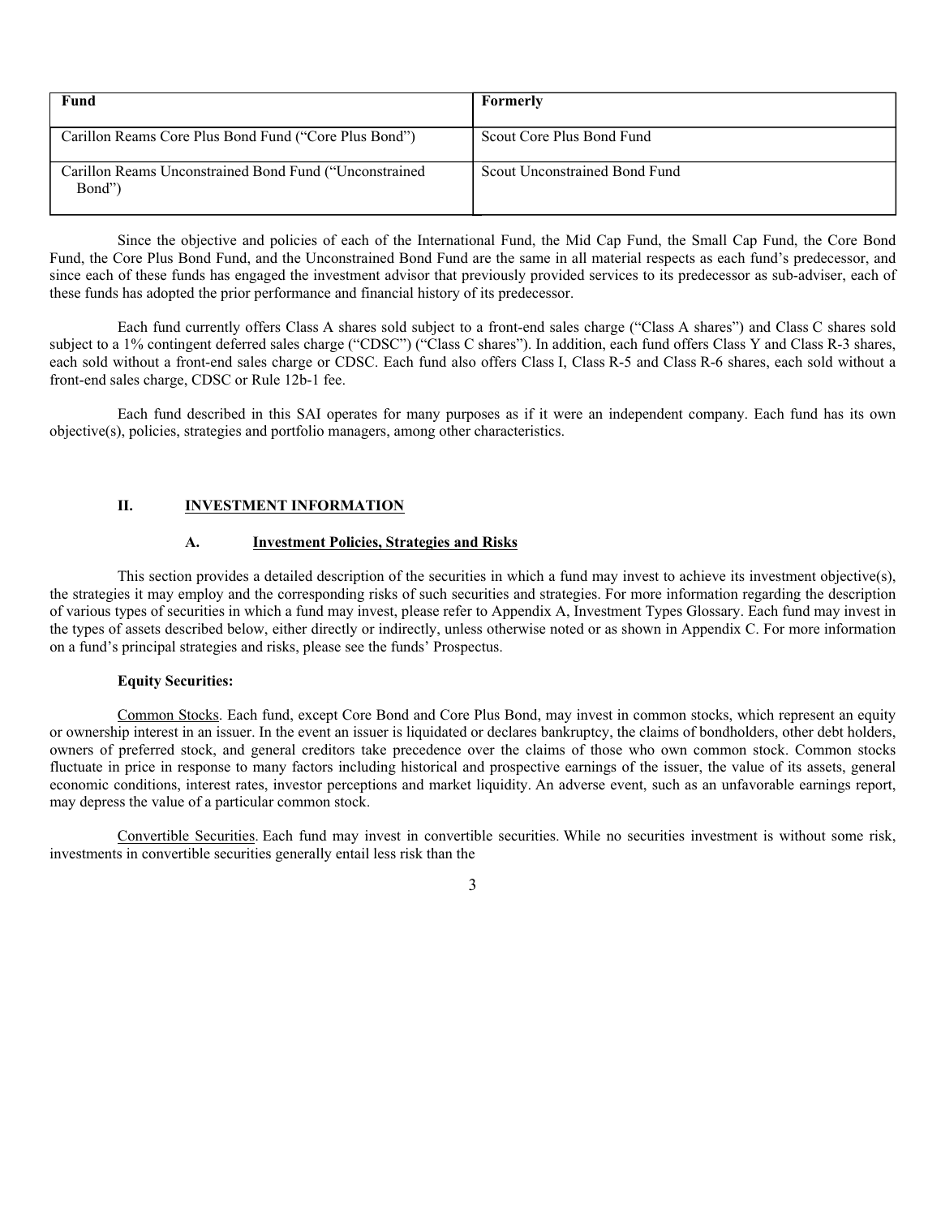| Fund | Formerly |
|---|---|
| Carillon Reams Core Plus Bond Fund (“Core Plus Bond”) | Scout Core Plus Bond Fund |
| Carillon Reams Unconstrained Bond Fund (“Unconstrained Bond”) | Scout Unconstrained Bond Fund |

Since the objective and policies of each of the International Fund, the Mid Cap Fund, the Small Cap Fund, the Core Bond Fund, the Core Plus Bond Fund, and the Unconstrained Bond Fund are the same in all material respects as each fund’s predecessor, and since each of these funds has engaged the investment advisor that previously provided services to its predecessor as sub-adviser, each of these funds has adopted the prior performance and financial history of its predecessor.

Each fund currently offers Class A shares sold subject to a front-end sales charge (“Class A shares”) and Class C shares sold subject to a 1% contingent deferred sales charge (“CDSC”) (“Class C shares”). In addition, each fund offers Class Y and Class R-3 shares, each sold without a front-end sales charge or CDSC. Each fund also offers Class I, Class R-5 and Class R-6 shares, each sold without a front-end sales charge, CDSC or Rule 12b-1 fee.

Each fund described in this SAI operates for many purposes as if it were an independent company. Each fund has its own objective(s), policies, strategies and portfolio managers, among other characteristics.

## II. INVESTMENT INFORMATION

### A. Investment Policies, Strategies and Risks

This section provides a detailed description of the securities in which a fund may invest to achieve its investment objective(s), the strategies it may employ and the corresponding risks of such securities and strategies. For more information regarding the description of various types of securities in which a fund may invest, please refer to Appendix A, Investment Types Glossary. Each fund may invest in the types of assets described below, either directly or indirectly, unless otherwise noted or as shown in Appendix C. For more information on a fund’s principal strategies and risks, please see the funds’ Prospectus.

**Equity Securities:**

Common Stocks. Each fund, except Core Bond and Core Plus Bond, may invest in common stocks, which represent an equity or ownership interest in an issuer. In the event an issuer is liquidated or declares bankruptcy, the claims of bondholders, other debt holders, owners of preferred stock, and general creditors take precedence over the claims of those who own common stock. Common stocks fluctuate in price in response to many factors including historical and prospective earnings of the issuer, the value of its assets, general economic conditions, interest rates, investor perceptions and market liquidity. An adverse event, such as an unfavorable earnings report, may depress the value of a particular common stock.

Convertible Securities. Each fund may invest in convertible securities. While no securities investment is without some risk, investments in convertible securities generally entail less risk than the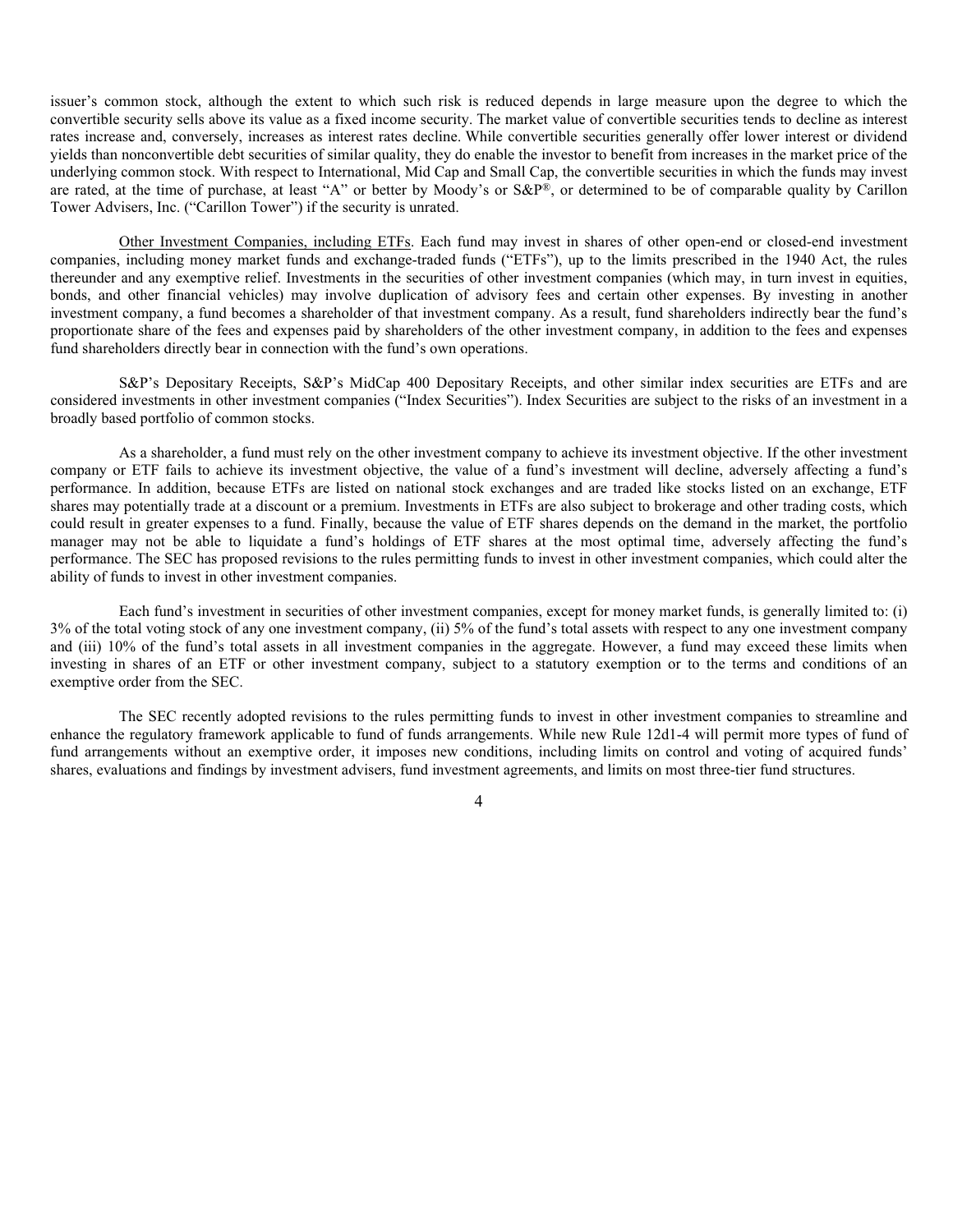issuer's common stock, although the extent to which such risk is reduced depends in large measure upon the degree to which the convertible security sells above its value as a fixed income security. The market value of convertible securities tends to decline as interest rates increase and, conversely, increases as interest rates decline. While convertible securities generally offer lower interest or dividend yields than nonconvertible debt securities of similar quality, they do enable the investor to benefit from increases in the market price of the underlying common stock. With respect to International, Mid Cap and Small Cap, the convertible securities in which the funds may invest are rated, at the time of purchase, at least "A" or better by Moody's or S&P®, or determined to be of comparable quality by Carillon Tower Advisers, Inc. ("Carillon Tower") if the security is unrated.

Other Investment Companies, including ETFs. Each fund may invest in shares of other open-end or closed-end investment companies, including money market funds and exchange-traded funds ("ETFs"), up to the limits prescribed in the 1940 Act, the rules thereunder and any exemptive relief. Investments in the securities of other investment companies (which may, in turn invest in equities, bonds, and other financial vehicles) may involve duplication of advisory fees and certain other expenses. By investing in another investment company, a fund becomes a shareholder of that investment company. As a result, fund shareholders indirectly bear the fund's proportionate share of the fees and expenses paid by shareholders of the other investment company, in addition to the fees and expenses fund shareholders directly bear in connection with the fund's own operations.

S&P's Depositary Receipts, S&P's MidCap 400 Depositary Receipts, and other similar index securities are ETFs and are considered investments in other investment companies ("Index Securities"). Index Securities are subject to the risks of an investment in a broadly based portfolio of common stocks.

As a shareholder, a fund must rely on the other investment company to achieve its investment objective. If the other investment company or ETF fails to achieve its investment objective, the value of a fund's investment will decline, adversely affecting a fund's performance. In addition, because ETFs are listed on national stock exchanges and are traded like stocks listed on an exchange, ETF shares may potentially trade at a discount or a premium. Investments in ETFs are also subject to brokerage and other trading costs, which could result in greater expenses to a fund. Finally, because the value of ETF shares depends on the demand in the market, the portfolio manager may not be able to liquidate a fund's holdings of ETF shares at the most optimal time, adversely affecting the fund's performance. The SEC has proposed revisions to the rules permitting funds to invest in other investment companies, which could alter the ability of funds to invest in other investment companies.

Each fund's investment in securities of other investment companies, except for money market funds, is generally limited to: (i) 3% of the total voting stock of any one investment company, (ii) 5% of the fund's total assets with respect to any one investment company and (iii) 10% of the fund's total assets in all investment companies in the aggregate. However, a fund may exceed these limits when investing in shares of an ETF or other investment company, subject to a statutory exemption or to the terms and conditions of an exemptive order from the SEC.

The SEC recently adopted revisions to the rules permitting funds to invest in other investment companies to streamline and enhance the regulatory framework applicable to fund of funds arrangements. While new Rule 12d1-4 will permit more types of fund of fund arrangements without an exemptive order, it imposes new conditions, including limits on control and voting of acquired funds' shares, evaluations and findings by investment advisers, fund investment agreements, and limits on most three-tier fund structures.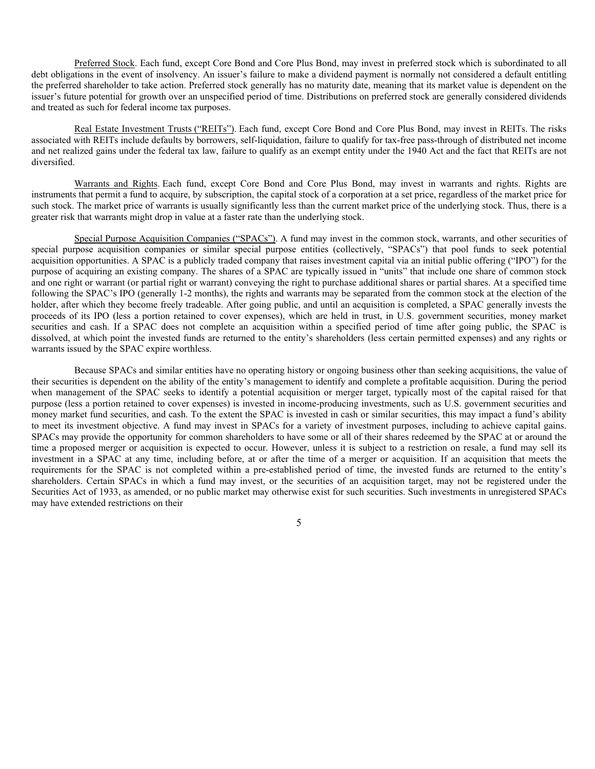Preferred Stock. Each fund, except Core Bond and Core Plus Bond, may invest in preferred stock which is subordinated to all debt obligations in the event of insolvency. An issuer's failure to make a dividend payment is normally not considered a default entitling the preferred shareholder to take action. Preferred stock generally has no maturity date, meaning that its market value is dependent on the issuer's future potential for growth over an unspecified period of time. Distributions on preferred stock are generally considered dividends and treated as such for federal income tax purposes.

Real Estate Investment Trusts ("REITs"). Each fund, except Core Bond and Core Plus Bond, may invest in REITs. The risks associated with REITs include defaults by borrowers, self-liquidation, failure to qualify for tax-free pass-through of distributed net income and net realized gains under the federal tax law, failure to qualify as an exempt entity under the 1940 Act and the fact that REITs are not diversified.

Warrants and Rights. Each fund, except Core Bond and Core Plus Bond, may invest in warrants and rights. Rights are instruments that permit a fund to acquire, by subscription, the capital stock of a corporation at a set price, regardless of the market price for such stock. The market price of warrants is usually significantly less than the current market price of the underlying stock. Thus, there is a greater risk that warrants might drop in value at a faster rate than the underlying stock.

Special Purpose Acquisition Companies ("SPACs"). A fund may invest in the common stock, warrants, and other securities of special purpose acquisition companies or similar special purpose entities (collectively, "SPACs") that pool funds to seek potential acquisition opportunities. A SPAC is a publicly traded company that raises investment capital via an initial public offering ("IPO") for the purpose of acquiring an existing company. The shares of a SPAC are typically issued in "units" that include one share of common stock and one right or warrant (or partial right or warrant) conveying the right to purchase additional shares or partial shares. At a specified time following the SPAC's IPO (generally 1-2 months), the rights and warrants may be separated from the common stock at the election of the holder, after which they become freely tradeable. After going public, and until an acquisition is completed, a SPAC generally invests the proceeds of its IPO (less a portion retained to cover expenses), which are held in trust, in U.S. government securities, money market securities and cash. If a SPAC does not complete an acquisition within a specified period of time after going public, the SPAC is dissolved, at which point the invested funds are returned to the entity's shareholders (less certain permitted expenses) and any rights or warrants issued by the SPAC expire worthless.

Because SPACs and similar entities have no operating history or ongoing business other than seeking acquisitions, the value of their securities is dependent on the ability of the entity's management to identify and complete a profitable acquisition. During the period when management of the SPAC seeks to identify a potential acquisition or merger target, typically most of the capital raised for that purpose (less a portion retained to cover expenses) is invested in income-producing investments, such as U.S. government securities and money market fund securities, and cash. To the extent the SPAC is invested in cash or similar securities, this may impact a fund's ability to meet its investment objective. A fund may invest in SPACs for a variety of investment purposes, including to achieve capital gains. SPACs may provide the opportunity for common shareholders to have some or all of their shares redeemed by the SPAC at or around the time a proposed merger or acquisition is expected to occur. However, unless it is subject to a restriction on resale, a fund may sell its investment in a SPAC at any time, including before, at or after the time of a merger or acquisition. If an acquisition that meets the requirements for the SPAC is not completed within a pre-established period of time, the invested funds are returned to the entity's shareholders. Certain SPACs in which a fund may invest, or the securities of an acquisition target, may not be registered under the Securities Act of 1933, as amended, or no public market may otherwise exist for such securities. Such investments in unregistered SPACs may have extended restrictions on their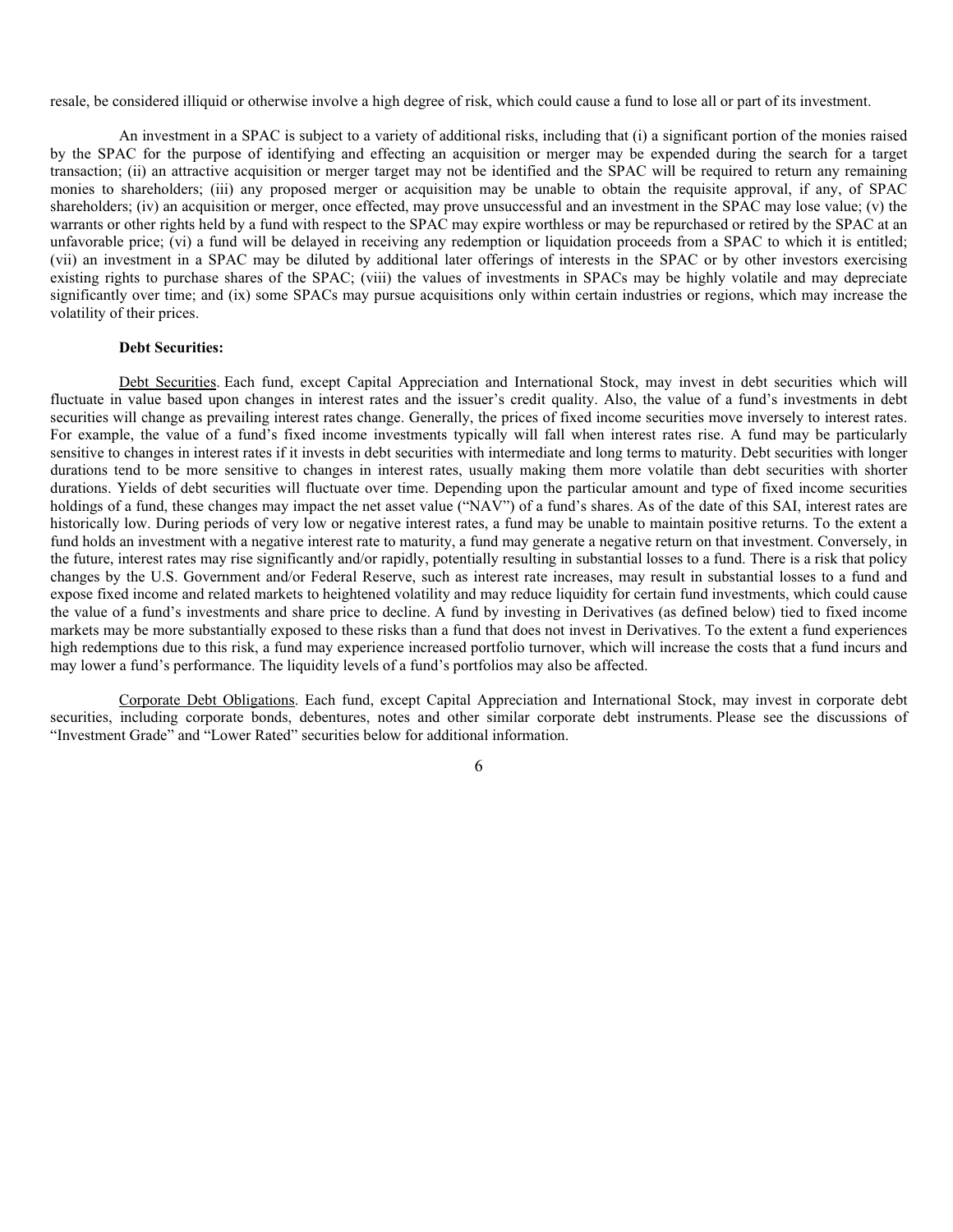resale, be considered illiquid or otherwise involve a high degree of risk, which could cause a fund to lose all or part of its investment.

An investment in a SPAC is subject to a variety of additional risks, including that (i) a significant portion of the monies raised by the SPAC for the purpose of identifying and effecting an acquisition or merger may be expended during the search for a target transaction; (ii) an attractive acquisition or merger target may not be identified and the SPAC will be required to return any remaining monies to shareholders; (iii) any proposed merger or acquisition may be unable to obtain the requisite approval, if any, of SPAC shareholders; (iv) an acquisition or merger, once effected, may prove unsuccessful and an investment in the SPAC may lose value; (v) the warrants or other rights held by a fund with respect to the SPAC may expire worthless or may be repurchased or retired by the SPAC at an unfavorable price; (vi) a fund will be delayed in receiving any redemption or liquidation proceeds from a SPAC to which it is entitled; (vii) an investment in a SPAC may be diluted by additional later offerings of interests in the SPAC or by other investors exercising existing rights to purchase shares of the SPAC; (viii) the values of investments in SPACs may be highly volatile and may depreciate significantly over time; and (ix) some SPACs may pursue acquisitions only within certain industries or regions, which may increase the volatility of their prices.

**Debt Securities:**

Debt Securities. Each fund, except Capital Appreciation and International Stock, may invest in debt securities which will fluctuate in value based upon changes in interest rates and the issuer's credit quality. Also, the value of a fund's investments in debt securities will change as prevailing interest rates change. Generally, the prices of fixed income securities move inversely to interest rates. For example, the value of a fund's fixed income investments typically will fall when interest rates rise. A fund may be particularly sensitive to changes in interest rates if it invests in debt securities with intermediate and long terms to maturity. Debt securities with longer durations tend to be more sensitive to changes in interest rates, usually making them more volatile than debt securities with shorter durations. Yields of debt securities will fluctuate over time. Depending upon the particular amount and type of fixed income securities holdings of a fund, these changes may impact the net asset value ("NAV") of a fund's shares. As of the date of this SAI, interest rates are historically low. During periods of very low or negative interest rates, a fund may be unable to maintain positive returns. To the extent a fund holds an investment with a negative interest rate to maturity, a fund may generate a negative return on that investment. Conversely, in the future, interest rates may rise significantly and/or rapidly, potentially resulting in substantial losses to a fund. There is a risk that policy changes by the U.S. Government and/or Federal Reserve, such as interest rate increases, may result in substantial losses to a fund and expose fixed income and related markets to heightened volatility and may reduce liquidity for certain fund investments, which could cause the value of a fund's investments and share price to decline. A fund by investing in Derivatives (as defined below) tied to fixed income markets may be more substantially exposed to these risks than a fund that does not invest in Derivatives. To the extent a fund experiences high redemptions due to this risk, a fund may experience increased portfolio turnover, which will increase the costs that a fund incurs and may lower a fund's performance. The liquidity levels of a fund's portfolios may also be affected.

Corporate Debt Obligations. Each fund, except Capital Appreciation and International Stock, may invest in corporate debt securities, including corporate bonds, debentures, notes and other similar corporate debt instruments. Please see the discussions of "Investment Grade" and "Lower Rated" securities below for additional information.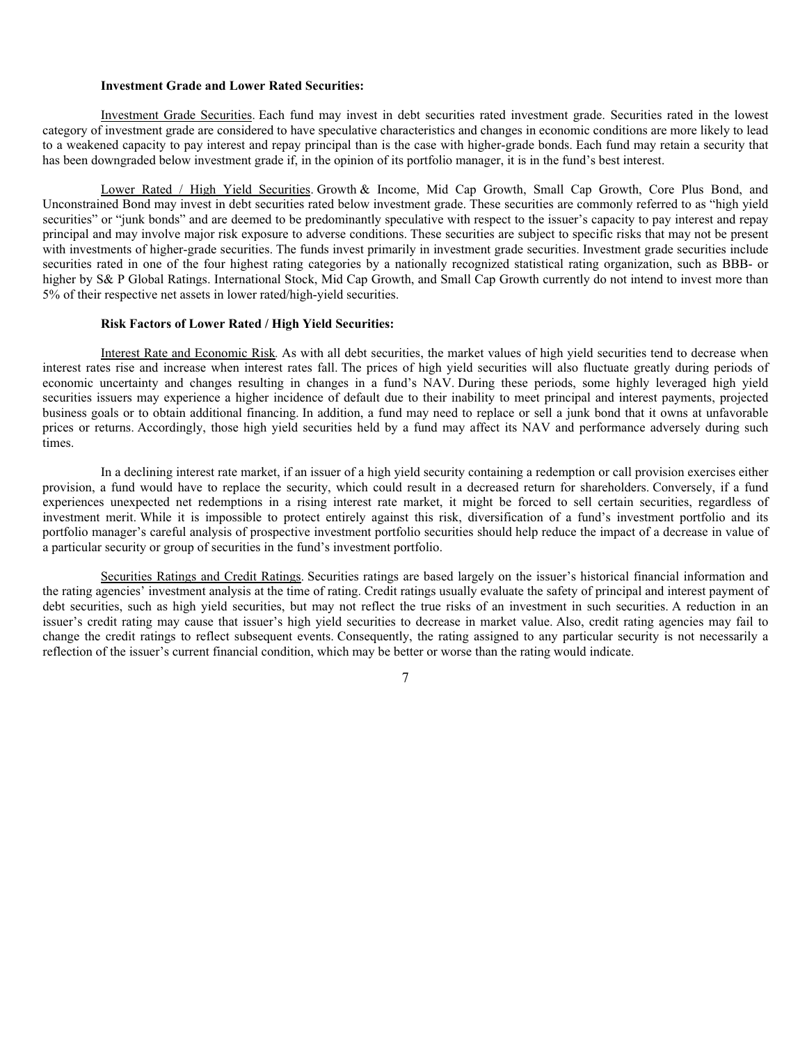**Investment Grade and Lower Rated Securities:**

Investment Grade Securities. Each fund may invest in debt securities rated investment grade. Securities rated in the lowest category of investment grade are considered to have speculative characteristics and changes in economic conditions are more likely to lead to a weakened capacity to pay interest and repay principal than is the case with higher-grade bonds. Each fund may retain a security that has been downgraded below investment grade if, in the opinion of its portfolio manager, it is in the fund's best interest.

Lower Rated / High Yield Securities. Growth & Income, Mid Cap Growth, Small Cap Growth, Core Plus Bond, and Unconstrained Bond may invest in debt securities rated below investment grade. These securities are commonly referred to as "high yield securities" or "junk bonds" and are deemed to be predominantly speculative with respect to the issuer's capacity to pay interest and repay principal and may involve major risk exposure to adverse conditions. These securities are subject to specific risks that may not be present with investments of higher-grade securities. The funds invest primarily in investment grade securities. Investment grade securities include securities rated in one of the four highest rating categories by a nationally recognized statistical rating organization, such as BBB- or higher by S& P Global Ratings. International Stock, Mid Cap Growth, and Small Cap Growth currently do not intend to invest more than 5% of their respective net assets in lower rated/high-yield securities.

**Risk Factors of Lower Rated / High Yield Securities:**

Interest Rate and Economic Risk. As with all debt securities, the market values of high yield securities tend to decrease when interest rates rise and increase when interest rates fall. The prices of high yield securities will also fluctuate greatly during periods of economic uncertainty and changes resulting in changes in a fund's NAV. During these periods, some highly leveraged high yield securities issuers may experience a higher incidence of default due to their inability to meet principal and interest payments, projected business goals or to obtain additional financing. In addition, a fund may need to replace or sell a junk bond that it owns at unfavorable prices or returns. Accordingly, those high yield securities held by a fund may affect its NAV and performance adversely during such times.

In a declining interest rate market, if an issuer of a high yield security containing a redemption or call provision exercises either provision, a fund would have to replace the security, which could result in a decreased return for shareholders. Conversely, if a fund experiences unexpected net redemptions in a rising interest rate market, it might be forced to sell certain securities, regardless of investment merit. While it is impossible to protect entirely against this risk, diversification of a fund's investment portfolio and its portfolio manager's careful analysis of prospective investment portfolio securities should help reduce the impact of a decrease in value of a particular security or group of securities in the fund's investment portfolio.

Securities Ratings and Credit Ratings. Securities ratings are based largely on the issuer's historical financial information and the rating agencies' investment analysis at the time of rating. Credit ratings usually evaluate the safety of principal and interest payment of debt securities, such as high yield securities, but may not reflect the true risks of an investment in such securities. A reduction in an issuer's credit rating may cause that issuer's high yield securities to decrease in market value. Also, credit rating agencies may fail to change the credit ratings to reflect subsequent events. Consequently, the rating assigned to any particular security is not necessarily a reflection of the issuer's current financial condition, which may be better or worse than the rating would indicate.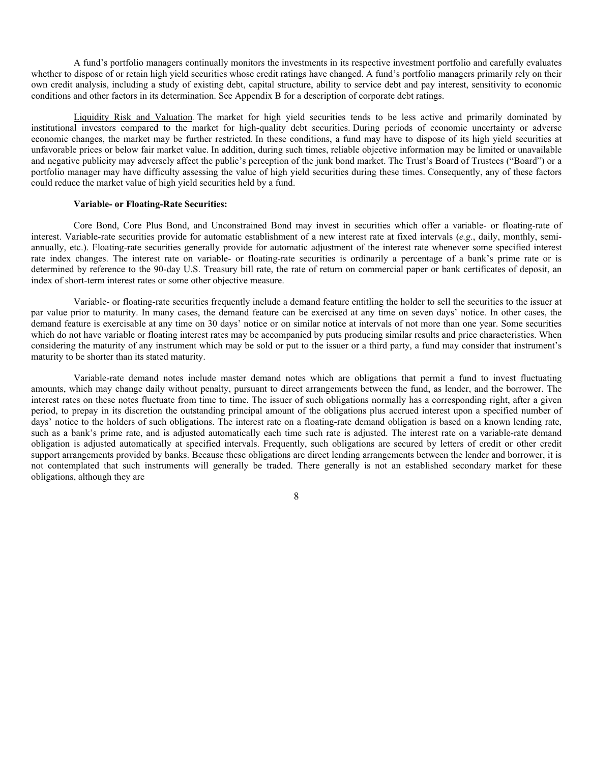A fund's portfolio managers continually monitors the investments in its respective investment portfolio and carefully evaluates whether to dispose of or retain high yield securities whose credit ratings have changed. A fund's portfolio managers primarily rely on their own credit analysis, including a study of existing debt, capital structure, ability to service debt and pay interest, sensitivity to economic conditions and other factors in its determination. See Appendix B for a description of corporate debt ratings.

Liquidity Risk and Valuation. The market for high yield securities tends to be less active and primarily dominated by institutional investors compared to the market for high-quality debt securities. During periods of economic uncertainty or adverse economic changes, the market may be further restricted. In these conditions, a fund may have to dispose of its high yield securities at unfavorable prices or below fair market value. In addition, during such times, reliable objective information may be limited or unavailable and negative publicity may adversely affect the public's perception of the junk bond market. The Trust's Board of Trustees ("Board") or a portfolio manager may have difficulty assessing the value of high yield securities during these times. Consequently, any of these factors could reduce the market value of high yield securities held by a fund.

**Variable- or Floating-Rate Securities:**

Core Bond, Core Plus Bond, and Unconstrained Bond may invest in securities which offer a variable- or floating-rate of interest. Variable-rate securities provide for automatic establishment of a new interest rate at fixed intervals (*e.g.*, daily, monthly, semi-annually, etc.). Floating-rate securities generally provide for automatic adjustment of the interest rate whenever some specified interest rate index changes. The interest rate on variable- or floating-rate securities is ordinarily a percentage of a bank's prime rate or is determined by reference to the 90-day U.S. Treasury bill rate, the rate of return on commercial paper or bank certificates of deposit, an index of short-term interest rates or some other objective measure.

Variable- or floating-rate securities frequently include a demand feature entitling the holder to sell the securities to the issuer at par value prior to maturity. In many cases, the demand feature can be exercised at any time on seven days' notice. In other cases, the demand feature is exercisable at any time on 30 days' notice or on similar notice at intervals of not more than one year. Some securities which do not have variable or floating interest rates may be accompanied by puts producing similar results and price characteristics. When considering the maturity of any instrument which may be sold or put to the issuer or a third party, a fund may consider that instrument's maturity to be shorter than its stated maturity.

Variable-rate demand notes include master demand notes which are obligations that permit a fund to invest fluctuating amounts, which may change daily without penalty, pursuant to direct arrangements between the fund, as lender, and the borrower. The interest rates on these notes fluctuate from time to time. The issuer of such obligations normally has a corresponding right, after a given period, to prepay in its discretion the outstanding principal amount of the obligations plus accrued interest upon a specified number of days' notice to the holders of such obligations. The interest rate on a floating-rate demand obligation is based on a known lending rate, such as a bank's prime rate, and is adjusted automatically each time such rate is adjusted. The interest rate on a variable-rate demand obligation is adjusted automatically at specified intervals. Frequently, such obligations are secured by letters of credit or other credit support arrangements provided by banks. Because these obligations are direct lending arrangements between the lender and borrower, it is not contemplated that such instruments will generally be traded. There generally is not an established secondary market for these obligations, although they are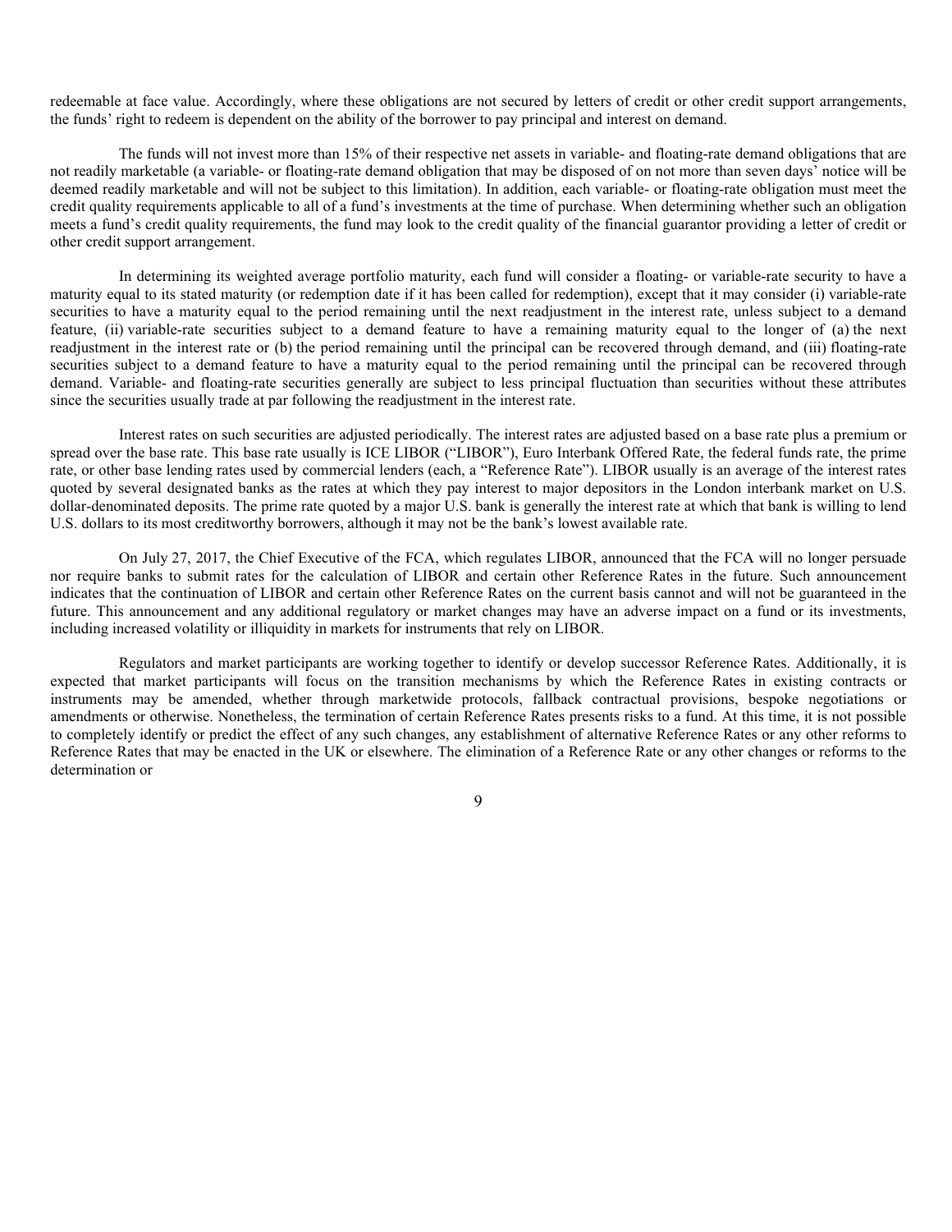redeemable at face value. Accordingly, where these obligations are not secured by letters of credit or other credit support arrangements, the funds' right to redeem is dependent on the ability of the borrower to pay principal and interest on demand.

The funds will not invest more than 15% of their respective net assets in variable- and floating-rate demand obligations that are not readily marketable (a variable- or floating-rate demand obligation that may be disposed of on not more than seven days' notice will be deemed readily marketable and will not be subject to this limitation). In addition, each variable- or floating-rate obligation must meet the credit quality requirements applicable to all of a fund's investments at the time of purchase. When determining whether such an obligation meets a fund's credit quality requirements, the fund may look to the credit quality of the financial guarantor providing a letter of credit or other credit support arrangement.

In determining its weighted average portfolio maturity, each fund will consider a floating- or variable-rate security to have a maturity equal to its stated maturity (or redemption date if it has been called for redemption), except that it may consider (i) variable-rate securities to have a maturity equal to the period remaining until the next readjustment in the interest rate, unless subject to a demand feature, (ii) variable-rate securities subject to a demand feature to have a remaining maturity equal to the longer of (a) the next readjustment in the interest rate or (b) the period remaining until the principal can be recovered through demand, and (iii) floating-rate securities subject to a demand feature to have a maturity equal to the period remaining until the principal can be recovered through demand. Variable- and floating-rate securities generally are subject to less principal fluctuation than securities without these attributes since the securities usually trade at par following the readjustment in the interest rate.

Interest rates on such securities are adjusted periodically. The interest rates are adjusted based on a base rate plus a premium or spread over the base rate. This base rate usually is ICE LIBOR ("LIBOR"), Euro Interbank Offered Rate, the federal funds rate, the prime rate, or other base lending rates used by commercial lenders (each, a "Reference Rate"). LIBOR usually is an average of the interest rates quoted by several designated banks as the rates at which they pay interest to major depositors in the London interbank market on U.S. dollar-denominated deposits. The prime rate quoted by a major U.S. bank is generally the interest rate at which that bank is willing to lend U.S. dollars to its most creditworthy borrowers, although it may not be the bank's lowest available rate.

On July 27, 2017, the Chief Executive of the FCA, which regulates LIBOR, announced that the FCA will no longer persuade nor require banks to submit rates for the calculation of LIBOR and certain other Reference Rates in the future. Such announcement indicates that the continuation of LIBOR and certain other Reference Rates on the current basis cannot and will not be guaranteed in the future. This announcement and any additional regulatory or market changes may have an adverse impact on a fund or its investments, including increased volatility or illiquidity in markets for instruments that rely on LIBOR.

Regulators and market participants are working together to identify or develop successor Reference Rates. Additionally, it is expected that market participants will focus on the transition mechanisms by which the Reference Rates in existing contracts or instruments may be amended, whether through marketwide protocols, fallback contractual provisions, bespoke negotiations or amendments or otherwise. Nonetheless, the termination of certain Reference Rates presents risks to a fund. At this time, it is not possible to completely identify or predict the effect of any such changes, any establishment of alternative Reference Rates or any other reforms to Reference Rates that may be enacted in the UK or elsewhere. The elimination of a Reference Rate or any other changes or reforms to the determination or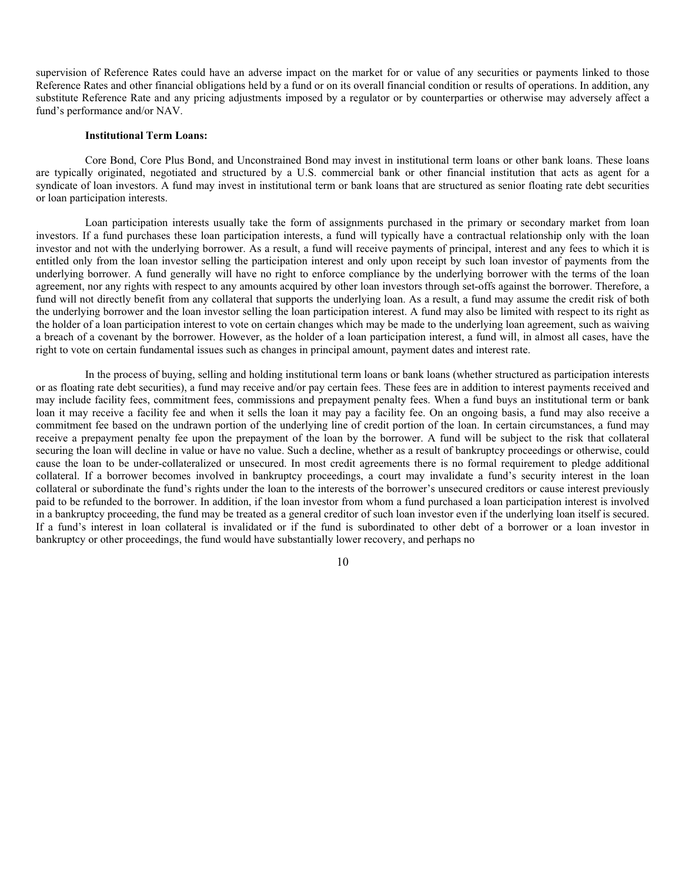supervision of Reference Rates could have an adverse impact on the market for or value of any securities or payments linked to those Reference Rates and other financial obligations held by a fund or on its overall financial condition or results of operations. In addition, any substitute Reference Rate and any pricing adjustments imposed by a regulator or by counterparties or otherwise may adversely affect a fund's performance and/or NAV.

**Institutional Term Loans:**

Core Bond, Core Plus Bond, and Unconstrained Bond may invest in institutional term loans or other bank loans. These loans are typically originated, negotiated and structured by a U.S. commercial bank or other financial institution that acts as agent for a syndicate of loan investors. A fund may invest in institutional term or bank loans that are structured as senior floating rate debt securities or loan participation interests.

Loan participation interests usually take the form of assignments purchased in the primary or secondary market from loan investors. If a fund purchases these loan participation interests, a fund will typically have a contractual relationship only with the loan investor and not with the underlying borrower. As a result, a fund will receive payments of principal, interest and any fees to which it is entitled only from the loan investor selling the participation interest and only upon receipt by such loan investor of payments from the underlying borrower. A fund generally will have no right to enforce compliance by the underlying borrower with the terms of the loan agreement, nor any rights with respect to any amounts acquired by other loan investors through set-offs against the borrower. Therefore, a fund will not directly benefit from any collateral that supports the underlying loan. As a result, a fund may assume the credit risk of both the underlying borrower and the loan investor selling the loan participation interest. A fund may also be limited with respect to its right as the holder of a loan participation interest to vote on certain changes which may be made to the underlying loan agreement, such as waiving a breach of a covenant by the borrower. However, as the holder of a loan participation interest, a fund will, in almost all cases, have the right to vote on certain fundamental issues such as changes in principal amount, payment dates and interest rate.

In the process of buying, selling and holding institutional term loans or bank loans (whether structured as participation interests or as floating rate debt securities), a fund may receive and/or pay certain fees. These fees are in addition to interest payments received and may include facility fees, commitment fees, commissions and prepayment penalty fees. When a fund buys an institutional term or bank loan it may receive a facility fee and when it sells the loan it may pay a facility fee. On an ongoing basis, a fund may also receive a commitment fee based on the undrawn portion of the underlying line of credit portion of the loan. In certain circumstances, a fund may receive a prepayment penalty fee upon the prepayment of the loan by the borrower. A fund will be subject to the risk that collateral securing the loan will decline in value or have no value. Such a decline, whether as a result of bankruptcy proceedings or otherwise, could cause the loan to be under-collateralized or unsecured. In most credit agreements there is no formal requirement to pledge additional collateral. If a borrower becomes involved in bankruptcy proceedings, a court may invalidate a fund's security interest in the loan collateral or subordinate the fund's rights under the loan to the interests of the borrower's unsecured creditors or cause interest previously paid to be refunded to the borrower. In addition, if the loan investor from whom a fund purchased a loan participation interest is involved in a bankruptcy proceeding, the fund may be treated as a general creditor of such loan investor even if the underlying loan itself is secured. If a fund's interest in loan collateral is invalidated or if the fund is subordinated to other debt of a borrower or a loan investor in bankruptcy or other proceedings, the fund would have substantially lower recovery, and perhaps no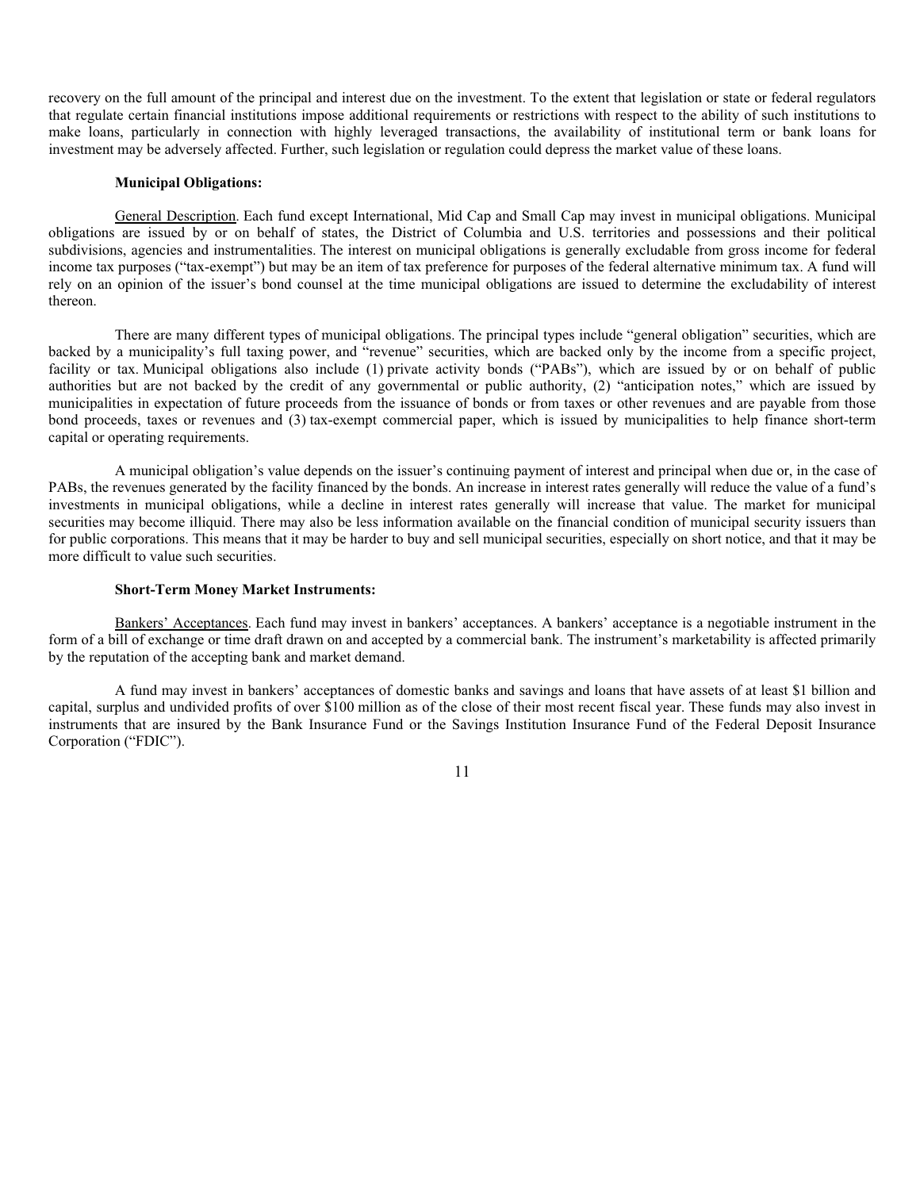recovery on the full amount of the principal and interest due on the investment. To the extent that legislation or state or federal regulators that regulate certain financial institutions impose additional requirements or restrictions with respect to the ability of such institutions to make loans, particularly in connection with highly leveraged transactions, the availability of institutional term or bank loans for investment may be adversely affected. Further, such legislation or regulation could depress the market value of these loans.

**Municipal Obligations:**

General Description. Each fund except International, Mid Cap and Small Cap may invest in municipal obligations. Municipal obligations are issued by or on behalf of states, the District of Columbia and U.S. territories and possessions and their political subdivisions, agencies and instrumentalities. The interest on municipal obligations is generally excludable from gross income for federal income tax purposes ("tax-exempt") but may be an item of tax preference for purposes of the federal alternative minimum tax. A fund will rely on an opinion of the issuer's bond counsel at the time municipal obligations are issued to determine the excludability of interest thereon.

There are many different types of municipal obligations. The principal types include "general obligation" securities, which are backed by a municipality's full taxing power, and "revenue" securities, which are backed only by the income from a specific project, facility or tax. Municipal obligations also include (1) private activity bonds ("PABs"), which are issued by or on behalf of public authorities but are not backed by the credit of any governmental or public authority, (2) "anticipation notes," which are issued by municipalities in expectation of future proceeds from the issuance of bonds or from taxes or other revenues and are payable from those bond proceeds, taxes or revenues and (3) tax-exempt commercial paper, which is issued by municipalities to help finance short-term capital or operating requirements.

A municipal obligation's value depends on the issuer's continuing payment of interest and principal when due or, in the case of PABs, the revenues generated by the facility financed by the bonds. An increase in interest rates generally will reduce the value of a fund's investments in municipal obligations, while a decline in interest rates generally will increase that value. The market for municipal securities may become illiquid. There may also be less information available on the financial condition of municipal security issuers than for public corporations. This means that it may be harder to buy and sell municipal securities, especially on short notice, and that it may be more difficult to value such securities.

**Short-Term Money Market Instruments:**

Bankers' Acceptances. Each fund may invest in bankers' acceptances. A bankers' acceptance is a negotiable instrument in the form of a bill of exchange or time draft drawn on and accepted by a commercial bank. The instrument's marketability is affected primarily by the reputation of the accepting bank and market demand.

A fund may invest in bankers' acceptances of domestic banks and savings and loans that have assets of at least $1 billion and capital, surplus and undivided profits of over $100 million as of the close of their most recent fiscal year. These funds may also invest in instruments that are insured by the Bank Insurance Fund or the Savings Institution Insurance Fund of the Federal Deposit Insurance Corporation ("FDIC").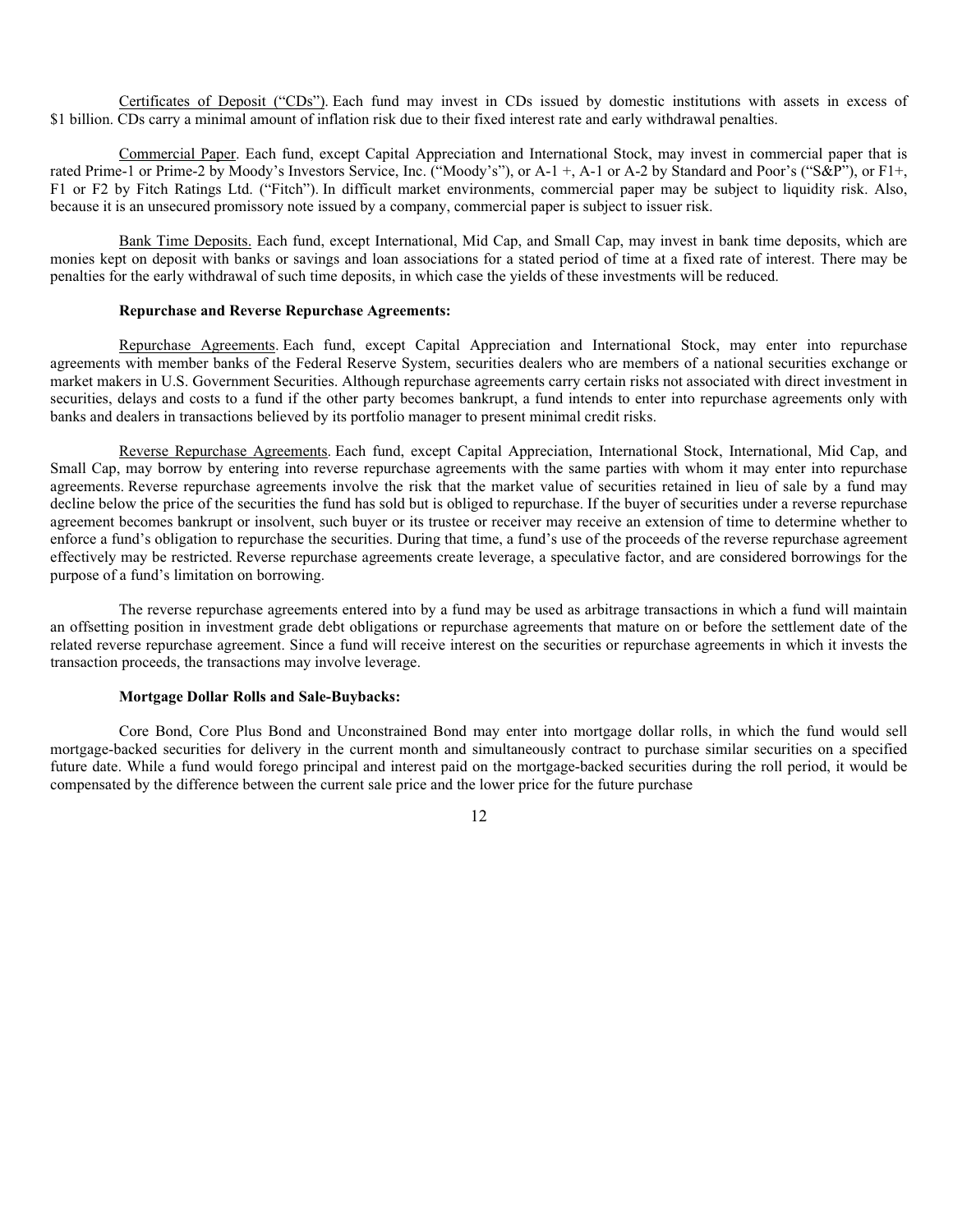Certificates of Deposit ("CDs"). Each fund may invest in CDs issued by domestic institutions with assets in excess of $1 billion. CDs carry a minimal amount of inflation risk due to their fixed interest rate and early withdrawal penalties.

Commercial Paper. Each fund, except Capital Appreciation and International Stock, may invest in commercial paper that is rated Prime-1 or Prime-2 by Moody's Investors Service, Inc. ("Moody's"), or A-1 +, A-1 or A-2 by Standard and Poor's ("S&P"), or F1+, F1 or F2 by Fitch Ratings Ltd. ("Fitch"). In difficult market environments, commercial paper may be subject to liquidity risk. Also, because it is an unsecured promissory note issued by a company, commercial paper is subject to issuer risk.

Bank Time Deposits. Each fund, except International, Mid Cap, and Small Cap, may invest in bank time deposits, which are monies kept on deposit with banks or savings and loan associations for a stated period of time at a fixed rate of interest. There may be penalties for the early withdrawal of such time deposits, in which case the yields of these investments will be reduced.

**Repurchase and Reverse Repurchase Agreements:**

Repurchase Agreements. Each fund, except Capital Appreciation and International Stock, may enter into repurchase agreements with member banks of the Federal Reserve System, securities dealers who are members of a national securities exchange or market makers in U.S. Government Securities. Although repurchase agreements carry certain risks not associated with direct investment in securities, delays and costs to a fund if the other party becomes bankrupt, a fund intends to enter into repurchase agreements only with banks and dealers in transactions believed by its portfolio manager to present minimal credit risks.

Reverse Repurchase Agreements. Each fund, except Capital Appreciation, International Stock, International, Mid Cap, and Small Cap, may borrow by entering into reverse repurchase agreements with the same parties with whom it may enter into repurchase agreements. Reverse repurchase agreements involve the risk that the market value of securities retained in lieu of sale by a fund may decline below the price of the securities the fund has sold but is obliged to repurchase. If the buyer of securities under a reverse repurchase agreement becomes bankrupt or insolvent, such buyer or its trustee or receiver may receive an extension of time to determine whether to enforce a fund's obligation to repurchase the securities. During that time, a fund's use of the proceeds of the reverse repurchase agreement effectively may be restricted. Reverse repurchase agreements create leverage, a speculative factor, and are considered borrowings for the purpose of a fund's limitation on borrowing.

The reverse repurchase agreements entered into by a fund may be used as arbitrage transactions in which a fund will maintain an offsetting position in investment grade debt obligations or repurchase agreements that mature on or before the settlement date of the related reverse repurchase agreement. Since a fund will receive interest on the securities or repurchase agreements in which it invests the transaction proceeds, the transactions may involve leverage.

**Mortgage Dollar Rolls and Sale-Buybacks:**

Core Bond, Core Plus Bond and Unconstrained Bond may enter into mortgage dollar rolls, in which the fund would sell mortgage-backed securities for delivery in the current month and simultaneously contract to purchase similar securities on a specified future date. While a fund would forego principal and interest paid on the mortgage-backed securities during the roll period, it would be compensated by the difference between the current sale price and the lower price for the future purchase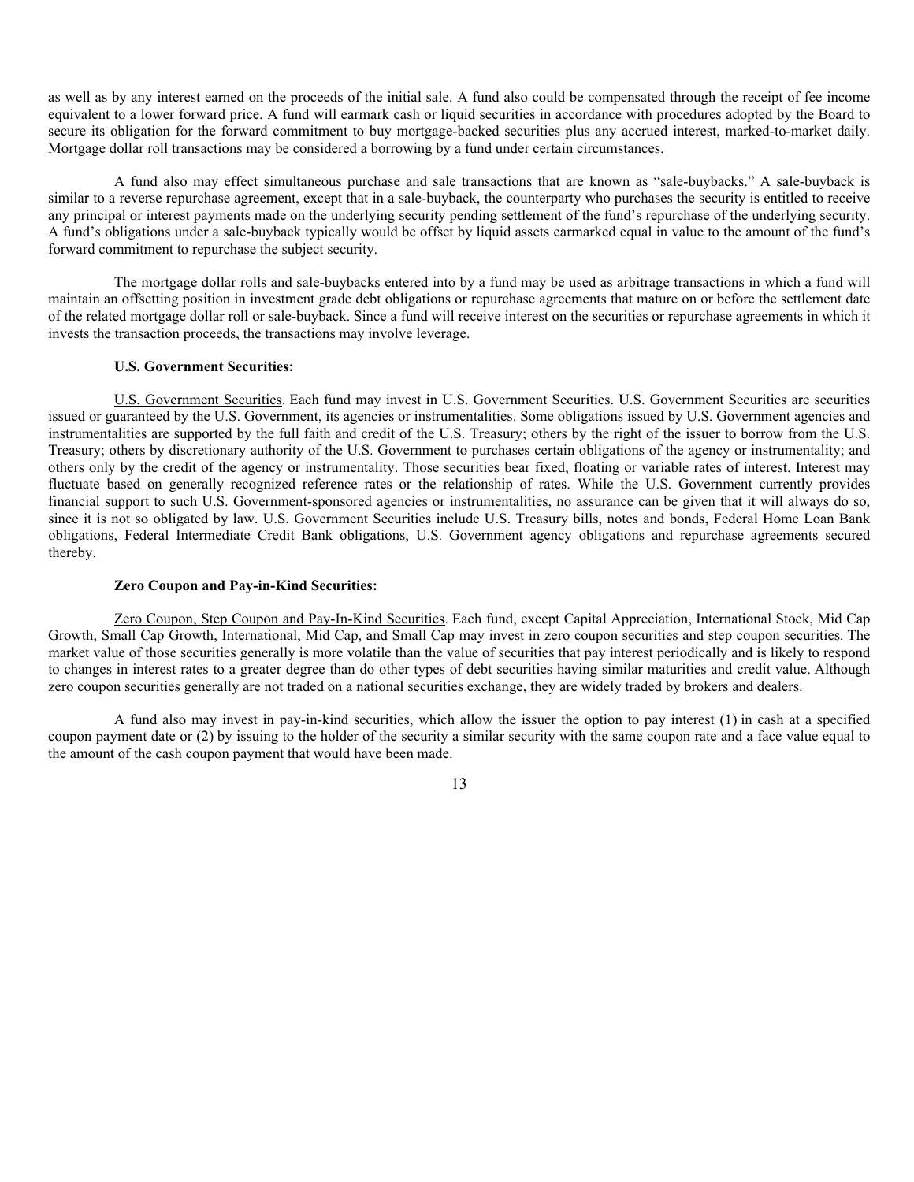as well as by any interest earned on the proceeds of the initial sale. A fund also could be compensated through the receipt of fee income equivalent to a lower forward price. A fund will earmark cash or liquid securities in accordance with procedures adopted by the Board to secure its obligation for the forward commitment to buy mortgage-backed securities plus any accrued interest, marked-to-market daily. Mortgage dollar roll transactions may be considered a borrowing by a fund under certain circumstances.

A fund also may effect simultaneous purchase and sale transactions that are known as "sale-buybacks." A sale-buyback is similar to a reverse repurchase agreement, except that in a sale-buyback, the counterparty who purchases the security is entitled to receive any principal or interest payments made on the underlying security pending settlement of the fund's repurchase of the underlying security. A fund's obligations under a sale-buyback typically would be offset by liquid assets earmarked equal in value to the amount of the fund's forward commitment to repurchase the subject security.

The mortgage dollar rolls and sale-buybacks entered into by a fund may be used as arbitrage transactions in which a fund will maintain an offsetting position in investment grade debt obligations or repurchase agreements that mature on or before the settlement date of the related mortgage dollar roll or sale-buyback. Since a fund will receive interest on the securities or repurchase agreements in which it invests the transaction proceeds, the transactions may involve leverage.

**U.S. Government Securities:**

U.S. Government Securities. Each fund may invest in U.S. Government Securities. U.S. Government Securities are securities issued or guaranteed by the U.S. Government, its agencies or instrumentalities. Some obligations issued by U.S. Government agencies and instrumentalities are supported by the full faith and credit of the U.S. Treasury; others by the right of the issuer to borrow from the U.S. Treasury; others by discretionary authority of the U.S. Government to purchases certain obligations of the agency or instrumentality; and others only by the credit of the agency or instrumentality. Those securities bear fixed, floating or variable rates of interest. Interest may fluctuate based on generally recognized reference rates or the relationship of rates. While the U.S. Government currently provides financial support to such U.S. Government-sponsored agencies or instrumentalities, no assurance can be given that it will always do so, since it is not so obligated by law. U.S. Government Securities include U.S. Treasury bills, notes and bonds, Federal Home Loan Bank obligations, Federal Intermediate Credit Bank obligations, U.S. Government agency obligations and repurchase agreements secured thereby.

**Zero Coupon and Pay-in-Kind Securities:**

Zero Coupon, Step Coupon and Pay-In-Kind Securities. Each fund, except Capital Appreciation, International Stock, Mid Cap Growth, Small Cap Growth, International, Mid Cap, and Small Cap may invest in zero coupon securities and step coupon securities. The market value of those securities generally is more volatile than the value of securities that pay interest periodically and is likely to respond to changes in interest rates to a greater degree than do other types of debt securities having similar maturities and credit value. Although zero coupon securities generally are not traded on a national securities exchange, they are widely traded by brokers and dealers.

A fund also may invest in pay-in-kind securities, which allow the issuer the option to pay interest (1) in cash at a specified coupon payment date or (2) by issuing to the holder of the security a similar security with the same coupon rate and a face value equal to the amount of the cash coupon payment that would have been made.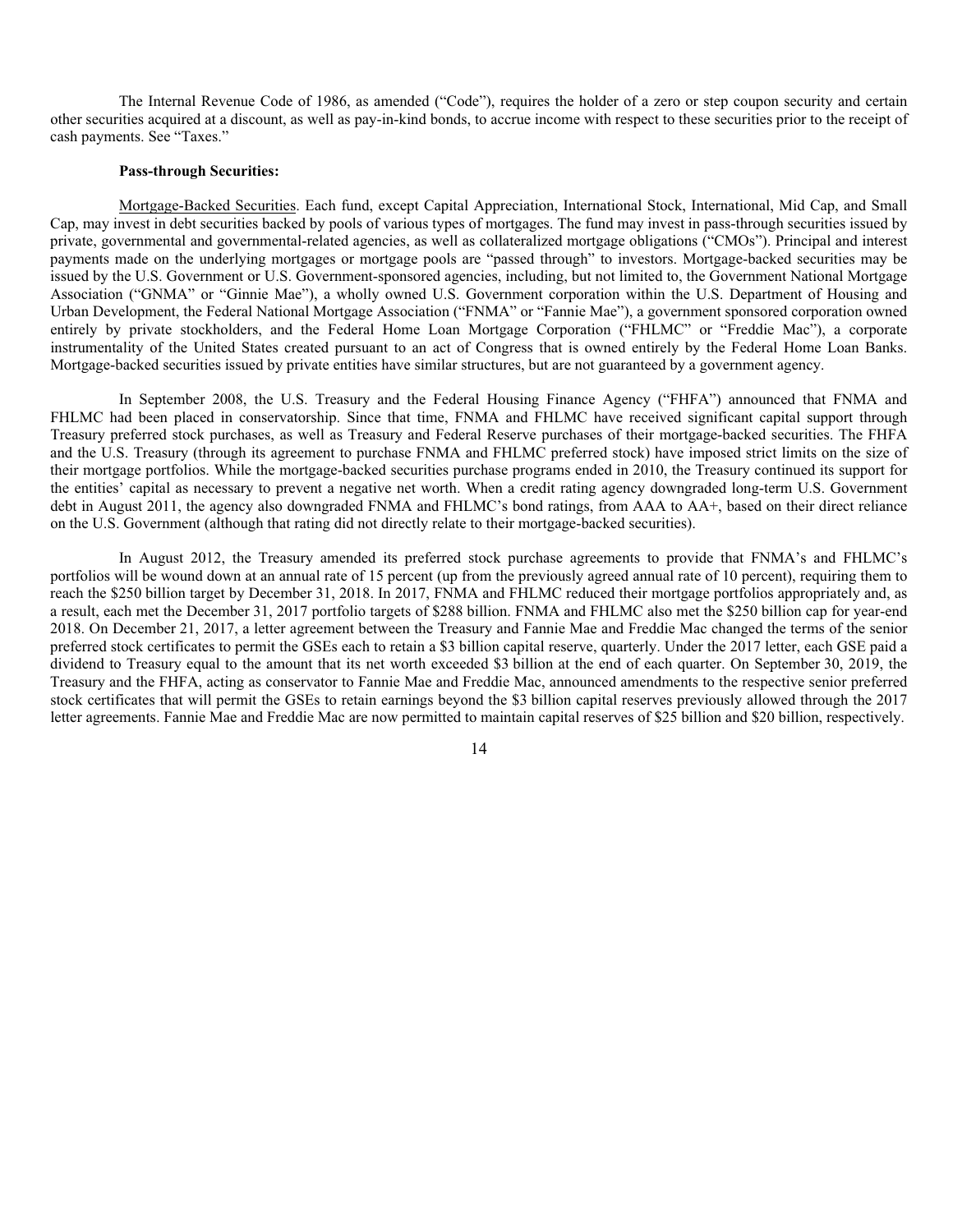The Internal Revenue Code of 1986, as amended ("Code"), requires the holder of a zero or step coupon security and certain other securities acquired at a discount, as well as pay-in-kind bonds, to accrue income with respect to these securities prior to the receipt of cash payments. See "Taxes."

**Pass-through Securities:**

Mortgage-Backed Securities. Each fund, except Capital Appreciation, International Stock, International, Mid Cap, and Small Cap, may invest in debt securities backed by pools of various types of mortgages. The fund may invest in pass-through securities issued by private, governmental and governmental-related agencies, as well as collateralized mortgage obligations ("CMOs"). Principal and interest payments made on the underlying mortgages or mortgage pools are "passed through" to investors. Mortgage-backed securities may be issued by the U.S. Government or U.S. Government-sponsored agencies, including, but not limited to, the Government National Mortgage Association ("GNMA" or "Ginnie Mae"), a wholly owned U.S. Government corporation within the U.S. Department of Housing and Urban Development, the Federal National Mortgage Association ("FNMA" or "Fannie Mae"), a government sponsored corporation owned entirely by private stockholders, and the Federal Home Loan Mortgage Corporation ("FHLMC" or "Freddie Mac"), a corporate instrumentality of the United States created pursuant to an act of Congress that is owned entirely by the Federal Home Loan Banks. Mortgage-backed securities issued by private entities have similar structures, but are not guaranteed by a government agency.

In September 2008, the U.S. Treasury and the Federal Housing Finance Agency ("FHFA") announced that FNMA and FHLMC had been placed in conservatorship. Since that time, FNMA and FHLMC have received significant capital support through Treasury preferred stock purchases, as well as Treasury and Federal Reserve purchases of their mortgage-backed securities. The FHFA and the U.S. Treasury (through its agreement to purchase FNMA and FHLMC preferred stock) have imposed strict limits on the size of their mortgage portfolios. While the mortgage-backed securities purchase programs ended in 2010, the Treasury continued its support for the entities' capital as necessary to prevent a negative net worth. When a credit rating agency downgraded long-term U.S. Government debt in August 2011, the agency also downgraded FNMA and FHLMC's bond ratings, from AAA to AA+, based on their direct reliance on the U.S. Government (although that rating did not directly relate to their mortgage-backed securities).

In August 2012, the Treasury amended its preferred stock purchase agreements to provide that FNMA's and FHLMC's portfolios will be wound down at an annual rate of 15 percent (up from the previously agreed annual rate of 10 percent), requiring them to reach the $250 billion target by December 31, 2018. In 2017, FNMA and FHLMC reduced their mortgage portfolios appropriately and, as a result, each met the December 31, 2017 portfolio targets of $288 billion. FNMA and FHLMC also met the $250 billion cap for year-end 2018. On December 21, 2017, a letter agreement between the Treasury and Fannie Mae and Freddie Mac changed the terms of the senior preferred stock certificates to permit the GSEs each to retain a $3 billion capital reserve, quarterly. Under the 2017 letter, each GSE paid a dividend to Treasury equal to the amount that its net worth exceeded $3 billion at the end of each quarter. On September 30, 2019, the Treasury and the FHFA, acting as conservator to Fannie Mae and Freddie Mac, announced amendments to the respective senior preferred stock certificates that will permit the GSEs to retain earnings beyond the $3 billion capital reserves previously allowed through the 2017 letter agreements. Fannie Mae and Freddie Mac are now permitted to maintain capital reserves of $25 billion and $20 billion, respectively.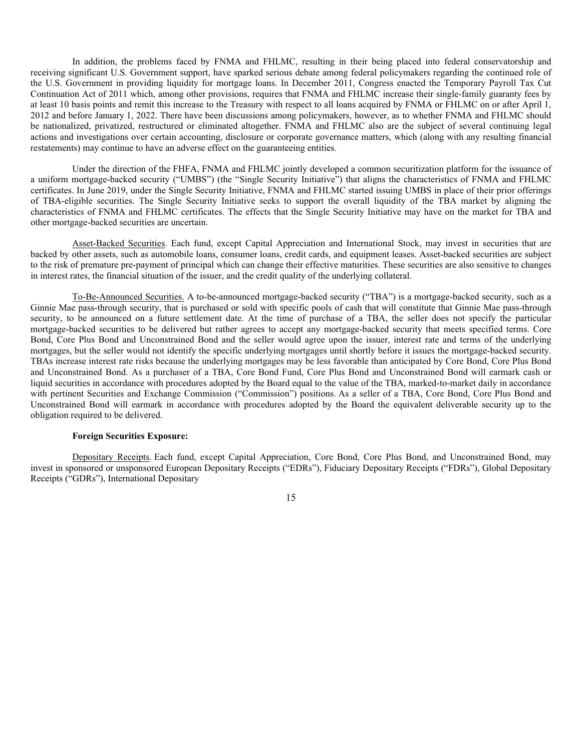In addition, the problems faced by FNMA and FHLMC, resulting in their being placed into federal conservatorship and receiving significant U.S. Government support, have sparked serious debate among federal policymakers regarding the continued role of the U.S. Government in providing liquidity for mortgage loans. In December 2011, Congress enacted the Temporary Payroll Tax Cut Continuation Act of 2011 which, among other provisions, requires that FNMA and FHLMC increase their single-family guaranty fees by at least 10 basis points and remit this increase to the Treasury with respect to all loans acquired by FNMA or FHLMC on or after April 1, 2012 and before January 1, 2022. There have been discussions among policymakers, however, as to whether FNMA and FHLMC should be nationalized, privatized, restructured or eliminated altogether. FNMA and FHLMC also are the subject of several continuing legal actions and investigations over certain accounting, disclosure or corporate governance matters, which (along with any resulting financial restatements) may continue to have an adverse effect on the guaranteeing entities.

Under the direction of the FHFA, FNMA and FHLMC jointly developed a common securitization platform for the issuance of a uniform mortgage-backed security ("UMBS") (the "Single Security Initiative") that aligns the characteristics of FNMA and FHLMC certificates. In June 2019, under the Single Security Initiative, FNMA and FHLMC started issuing UMBS in place of their prior offerings of TBA-eligible securities. The Single Security Initiative seeks to support the overall liquidity of the TBA market by aligning the characteristics of FNMA and FHLMC certificates. The effects that the Single Security Initiative may have on the market for TBA and other mortgage-backed securities are uncertain.

Asset-Backed Securities. Each fund, except Capital Appreciation and International Stock, may invest in securities that are backed by other assets, such as automobile loans, consumer loans, credit cards, and equipment leases. Asset-backed securities are subject to the risk of premature pre-payment of principal which can change their effective maturities. These securities are also sensitive to changes in interest rates, the financial situation of the issuer, and the credit quality of the underlying collateral.

To-Be-Announced Securities. A to-be-announced mortgage-backed security ("TBA") is a mortgage-backed security, such as a Ginnie Mae pass-through security, that is purchased or sold with specific pools of cash that will constitute that Ginnie Mae pass-through security, to be announced on a future settlement date. At the time of purchase of a TBA, the seller does not specify the particular mortgage-backed securities to be delivered but rather agrees to accept any mortgage-backed security that meets specified terms. Core Bond, Core Plus Bond and Unconstrained Bond and the seller would agree upon the issuer, interest rate and terms of the underlying mortgages, but the seller would not identify the specific underlying mortgages until shortly before it issues the mortgage-backed security. TBAs increase interest rate risks because the underlying mortgages may be less favorable than anticipated by Core Bond, Core Plus Bond and Unconstrained Bond. As a purchaser of a TBA, Core Bond Fund, Core Plus Bond and Unconstrained Bond will earmark cash or liquid securities in accordance with procedures adopted by the Board equal to the value of the TBA, marked-to-market daily in accordance with pertinent Securities and Exchange Commission ("Commission") positions. As a seller of a TBA, Core Bond, Core Plus Bond and Unconstrained Bond will earmark in accordance with procedures adopted by the Board the equivalent deliverable security up to the obligation required to be delivered.

**Foreign Securities Exposure:**

Depositary Receipts. Each fund, except Capital Appreciation, Core Bond, Core Plus Bond, and Unconstrained Bond, may invest in sponsored or unsponsored European Depositary Receipts ("EDRs"), Fiduciary Depositary Receipts ("FDRs"), Global Depositary Receipts ("GDRs"), International Depositary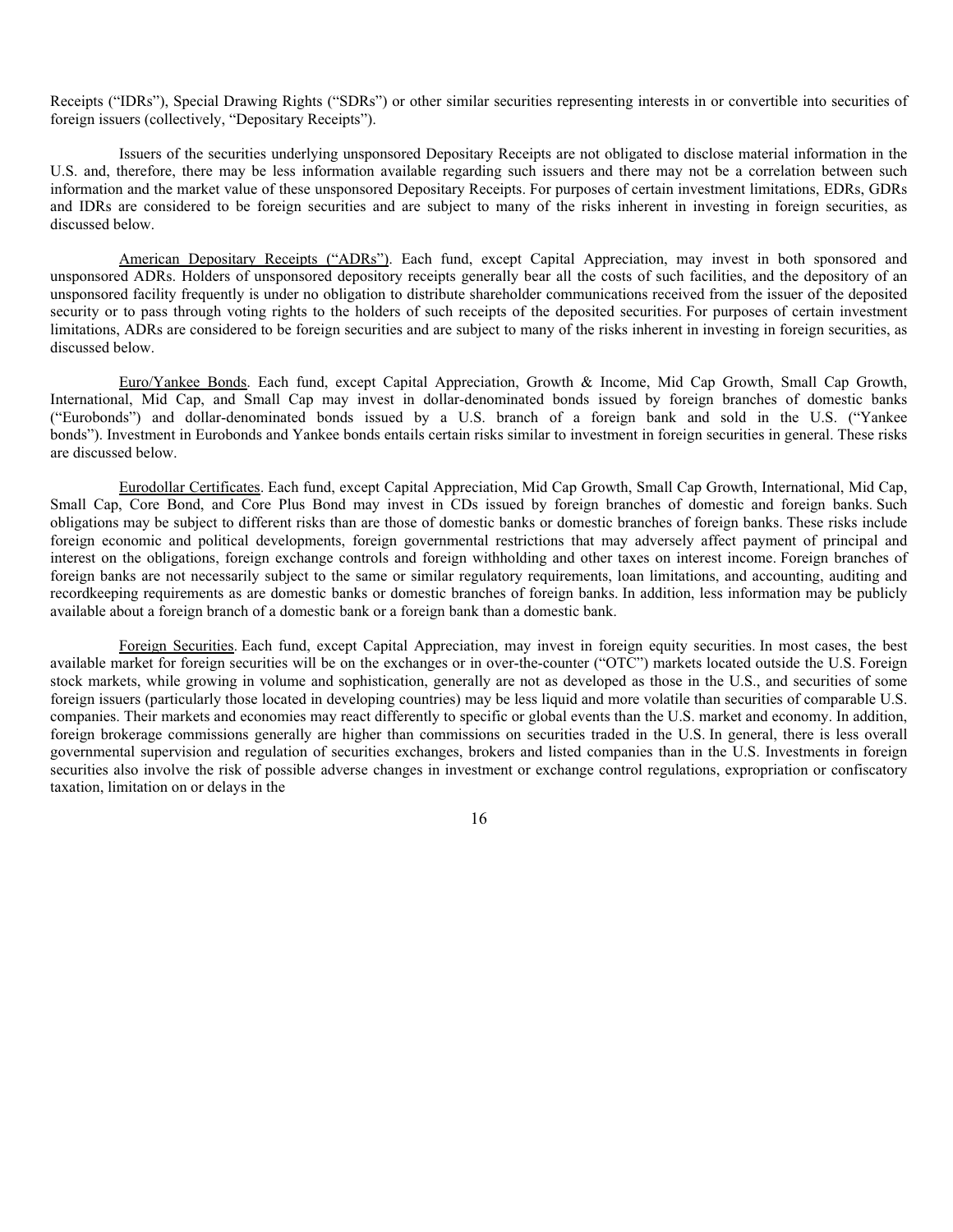Receipts ("IDRs"), Special Drawing Rights ("SDRs") or other similar securities representing interests in or convertible into securities of foreign issuers (collectively, "Depositary Receipts").

Issuers of the securities underlying unsponsored Depositary Receipts are not obligated to disclose material information in the U.S. and, therefore, there may be less information available regarding such issuers and there may not be a correlation between such information and the market value of these unsponsored Depositary Receipts. For purposes of certain investment limitations, EDRs, GDRs and IDRs are considered to be foreign securities and are subject to many of the risks inherent in investing in foreign securities, as discussed below.

American Depositary Receipts ("ADRs"). Each fund, except Capital Appreciation, may invest in both sponsored and unsponsored ADRs. Holders of unsponsored depository receipts generally bear all the costs of such facilities, and the depository of an unsponsored facility frequently is under no obligation to distribute shareholder communications received from the issuer of the deposited security or to pass through voting rights to the holders of such receipts of the deposited securities. For purposes of certain investment limitations, ADRs are considered to be foreign securities and are subject to many of the risks inherent in investing in foreign securities, as discussed below.

Euro/Yankee Bonds. Each fund, except Capital Appreciation, Growth & Income, Mid Cap Growth, Small Cap Growth, International, Mid Cap, and Small Cap may invest in dollar-denominated bonds issued by foreign branches of domestic banks ("Eurobonds") and dollar-denominated bonds issued by a U.S. branch of a foreign bank and sold in the U.S. ("Yankee bonds"). Investment in Eurobonds and Yankee bonds entails certain risks similar to investment in foreign securities in general. These risks are discussed below.

Eurodollar Certificates. Each fund, except Capital Appreciation, Mid Cap Growth, Small Cap Growth, International, Mid Cap, Small Cap, Core Bond, and Core Plus Bond may invest in CDs issued by foreign branches of domestic and foreign banks. Such obligations may be subject to different risks than are those of domestic banks or domestic branches of foreign banks. These risks include foreign economic and political developments, foreign governmental restrictions that may adversely affect payment of principal and interest on the obligations, foreign exchange controls and foreign withholding and other taxes on interest income. Foreign branches of foreign banks are not necessarily subject to the same or similar regulatory requirements, loan limitations, and accounting, auditing and recordkeeping requirements as are domestic banks or domestic branches of foreign banks. In addition, less information may be publicly available about a foreign branch of a domestic bank or a foreign bank than a domestic bank.

Foreign Securities. Each fund, except Capital Appreciation, may invest in foreign equity securities. In most cases, the best available market for foreign securities will be on the exchanges or in over-the-counter ("OTC") markets located outside the U.S. Foreign stock markets, while growing in volume and sophistication, generally are not as developed as those in the U.S., and securities of some foreign issuers (particularly those located in developing countries) may be less liquid and more volatile than securities of comparable U.S. companies. Their markets and economies may react differently to specific or global events than the U.S. market and economy. In addition, foreign brokerage commissions generally are higher than commissions on securities traded in the U.S. In general, there is less overall governmental supervision and regulation of securities exchanges, brokers and listed companies than in the U.S. Investments in foreign securities also involve the risk of possible adverse changes in investment or exchange control regulations, expropriation or confiscatory taxation, limitation on or delays in the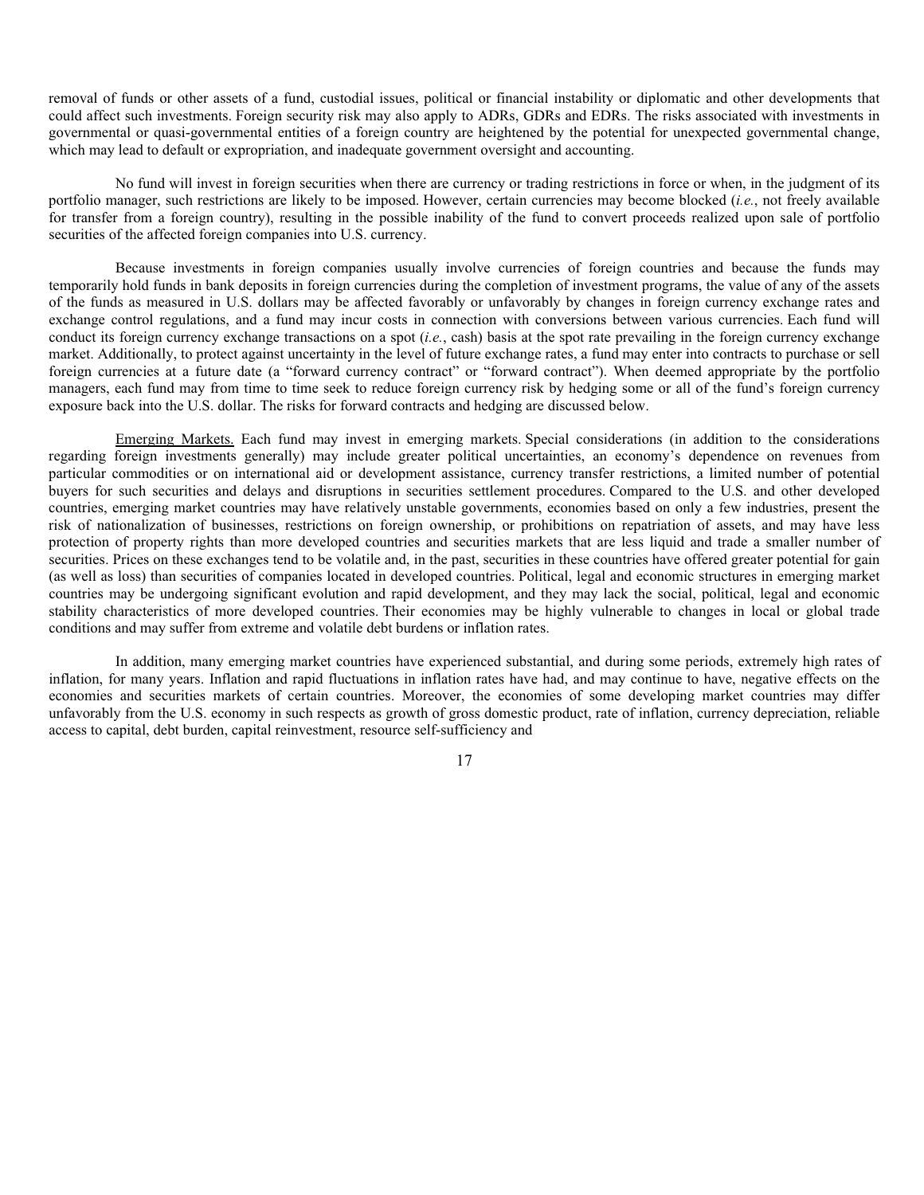removal of funds or other assets of a fund, custodial issues, political or financial instability or diplomatic and other developments that could affect such investments. Foreign security risk may also apply to ADRs, GDRs and EDRs. The risks associated with investments in governmental or quasi-governmental entities of a foreign country are heightened by the potential for unexpected governmental change, which may lead to default or expropriation, and inadequate government oversight and accounting.

No fund will invest in foreign securities when there are currency or trading restrictions in force or when, in the judgment of its portfolio manager, such restrictions are likely to be imposed. However, certain currencies may become blocked (*i.e.*, not freely available for transfer from a foreign country), resulting in the possible inability of the fund to convert proceeds realized upon sale of portfolio securities of the affected foreign companies into U.S. currency.

Because investments in foreign companies usually involve currencies of foreign countries and because the funds may temporarily hold funds in bank deposits in foreign currencies during the completion of investment programs, the value of any of the assets of the funds as measured in U.S. dollars may be affected favorably or unfavorably by changes in foreign currency exchange rates and exchange control regulations, and a fund may incur costs in connection with conversions between various currencies. Each fund will conduct its foreign currency exchange transactions on a spot (*i.e.*, cash) basis at the spot rate prevailing in the foreign currency exchange market. Additionally, to protect against uncertainty in the level of future exchange rates, a fund may enter into contracts to purchase or sell foreign currencies at a future date (a "forward currency contract" or "forward contract"). When deemed appropriate by the portfolio managers, each fund may from time to time seek to reduce foreign currency risk by hedging some or all of the fund's foreign currency exposure back into the U.S. dollar. The risks for forward contracts and hedging are discussed below.

Emerging Markets. Each fund may invest in emerging markets. Special considerations (in addition to the considerations regarding foreign investments generally) may include greater political uncertainties, an economy's dependence on revenues from particular commodities or on international aid or development assistance, currency transfer restrictions, a limited number of potential buyers for such securities and delays and disruptions in securities settlement procedures. Compared to the U.S. and other developed countries, emerging market countries may have relatively unstable governments, economies based on only a few industries, present the risk of nationalization of businesses, restrictions on foreign ownership, or prohibitions on repatriation of assets, and may have less protection of property rights than more developed countries and securities markets that are less liquid and trade a smaller number of securities. Prices on these exchanges tend to be volatile and, in the past, securities in these countries have offered greater potential for gain (as well as loss) than securities of companies located in developed countries. Political, legal and economic structures in emerging market countries may be undergoing significant evolution and rapid development, and they may lack the social, political, legal and economic stability characteristics of more developed countries. Their economies may be highly vulnerable to changes in local or global trade conditions and may suffer from extreme and volatile debt burdens or inflation rates.

In addition, many emerging market countries have experienced substantial, and during some periods, extremely high rates of inflation, for many years. Inflation and rapid fluctuations in inflation rates have had, and may continue to have, negative effects on the economies and securities markets of certain countries. Moreover, the economies of some developing market countries may differ unfavorably from the U.S. economy in such respects as growth of gross domestic product, rate of inflation, currency depreciation, reliable access to capital, debt burden, capital reinvestment, resource self-sufficiency and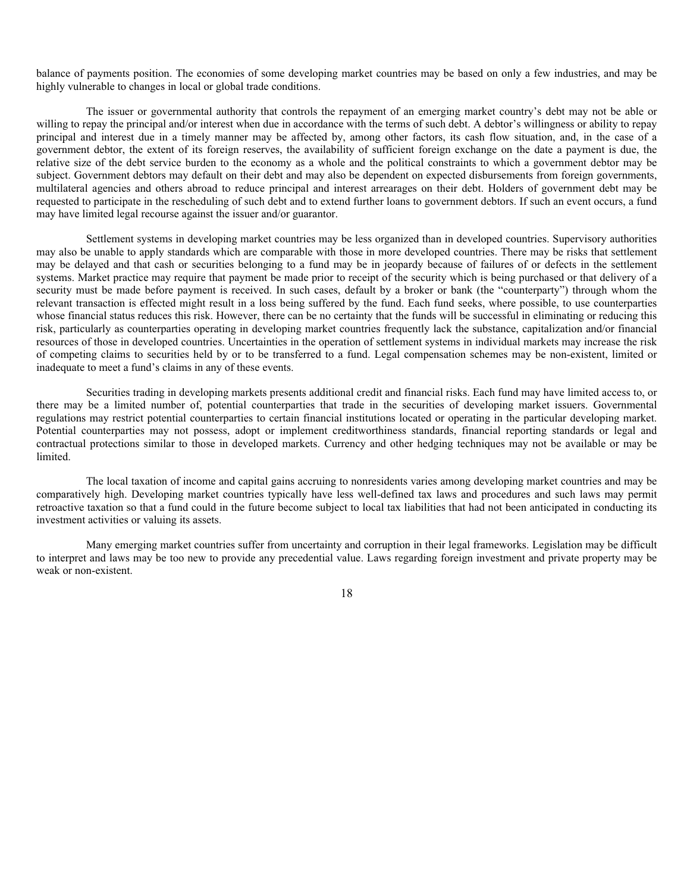balance of payments position. The economies of some developing market countries may be based on only a few industries, and may be highly vulnerable to changes in local or global trade conditions.

The issuer or governmental authority that controls the repayment of an emerging market country's debt may not be able or willing to repay the principal and/or interest when due in accordance with the terms of such debt. A debtor's willingness or ability to repay principal and interest due in a timely manner may be affected by, among other factors, its cash flow situation, and, in the case of a government debtor, the extent of its foreign reserves, the availability of sufficient foreign exchange on the date a payment is due, the relative size of the debt service burden to the economy as a whole and the political constraints to which a government debtor may be subject. Government debtors may default on their debt and may also be dependent on expected disbursements from foreign governments, multilateral agencies and others abroad to reduce principal and interest arrearages on their debt. Holders of government debt may be requested to participate in the rescheduling of such debt and to extend further loans to government debtors. If such an event occurs, a fund may have limited legal recourse against the issuer and/or guarantor.

Settlement systems in developing market countries may be less organized than in developed countries. Supervisory authorities may also be unable to apply standards which are comparable with those in more developed countries. There may be risks that settlement may be delayed and that cash or securities belonging to a fund may be in jeopardy because of failures of or defects in the settlement systems. Market practice may require that payment be made prior to receipt of the security which is being purchased or that delivery of a security must be made before payment is received. In such cases, default by a broker or bank (the "counterparty") through whom the relevant transaction is effected might result in a loss being suffered by the fund. Each fund seeks, where possible, to use counterparties whose financial status reduces this risk. However, there can be no certainty that the funds will be successful in eliminating or reducing this risk, particularly as counterparties operating in developing market countries frequently lack the substance, capitalization and/or financial resources of those in developed countries. Uncertainties in the operation of settlement systems in individual markets may increase the risk of competing claims to securities held by or to be transferred to a fund. Legal compensation schemes may be non-existent, limited or inadequate to meet a fund's claims in any of these events.

Securities trading in developing markets presents additional credit and financial risks. Each fund may have limited access to, or there may be a limited number of, potential counterparties that trade in the securities of developing market issuers. Governmental regulations may restrict potential counterparties to certain financial institutions located or operating in the particular developing market. Potential counterparties may not possess, adopt or implement creditworthiness standards, financial reporting standards or legal and contractual protections similar to those in developed markets. Currency and other hedging techniques may not be available or may be limited.

The local taxation of income and capital gains accruing to nonresidents varies among developing market countries and may be comparatively high. Developing market countries typically have less well-defined tax laws and procedures and such laws may permit retroactive taxation so that a fund could in the future become subject to local tax liabilities that had not been anticipated in conducting its investment activities or valuing its assets.

Many emerging market countries suffer from uncertainty and corruption in their legal frameworks. Legislation may be difficult to interpret and laws may be too new to provide any precedential value. Laws regarding foreign investment and private property may be weak or non-existent.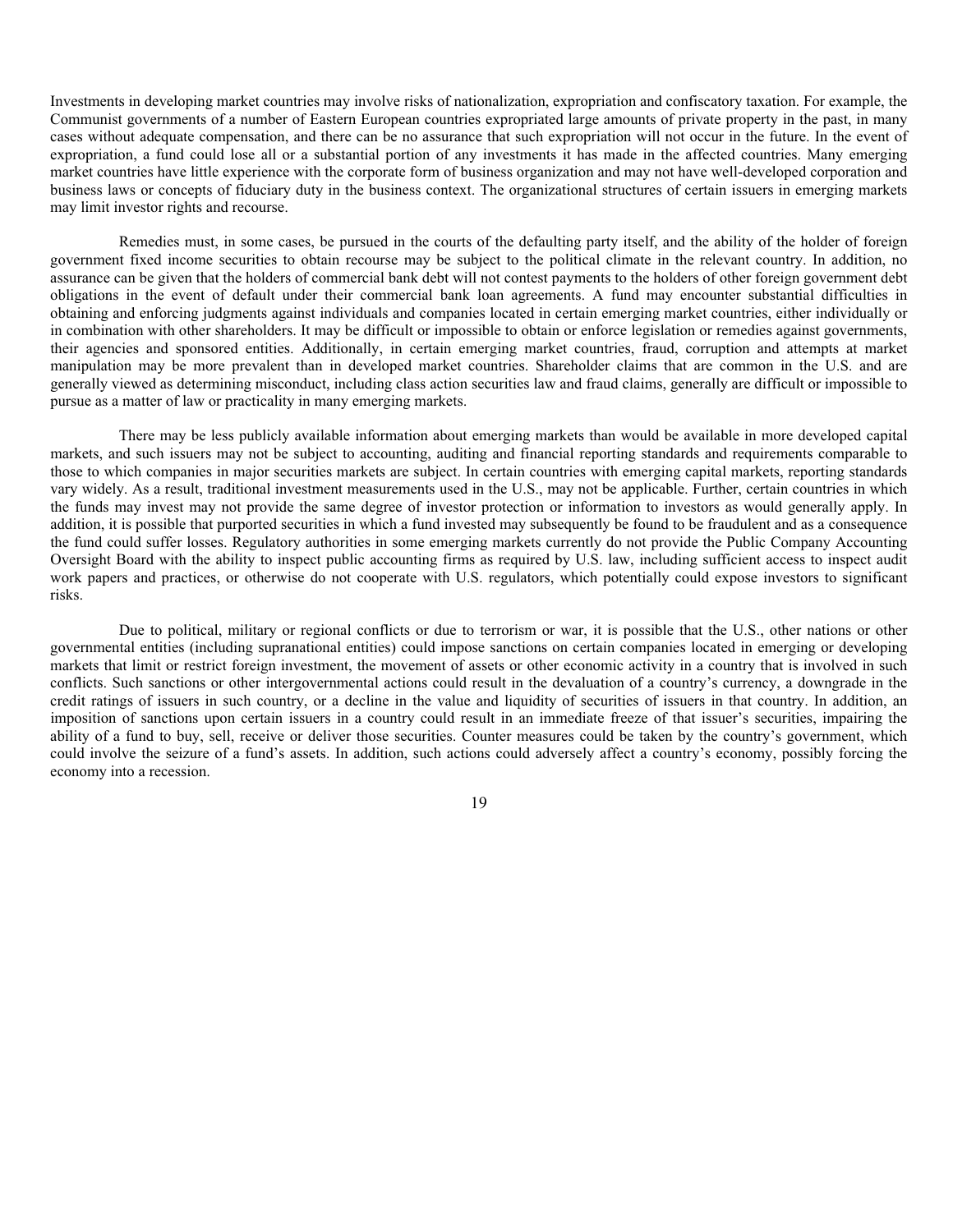Investments in developing market countries may involve risks of nationalization, expropriation and confiscatory taxation. For example, the Communist governments of a number of Eastern European countries expropriated large amounts of private property in the past, in many cases without adequate compensation, and there can be no assurance that such expropriation will not occur in the future. In the event of expropriation, a fund could lose all or a substantial portion of any investments it has made in the affected countries. Many emerging market countries have little experience with the corporate form of business organization and may not have well-developed corporation and business laws or concepts of fiduciary duty in the business context. The organizational structures of certain issuers in emerging markets may limit investor rights and recourse.

Remedies must, in some cases, be pursued in the courts of the defaulting party itself, and the ability of the holder of foreign government fixed income securities to obtain recourse may be subject to the political climate in the relevant country. In addition, no assurance can be given that the holders of commercial bank debt will not contest payments to the holders of other foreign government debt obligations in the event of default under their commercial bank loan agreements. A fund may encounter substantial difficulties in obtaining and enforcing judgments against individuals and companies located in certain emerging market countries, either individually or in combination with other shareholders. It may be difficult or impossible to obtain or enforce legislation or remedies against governments, their agencies and sponsored entities. Additionally, in certain emerging market countries, fraud, corruption and attempts at market manipulation may be more prevalent than in developed market countries. Shareholder claims that are common in the U.S. and are generally viewed as determining misconduct, including class action securities law and fraud claims, generally are difficult or impossible to pursue as a matter of law or practicality in many emerging markets.

There may be less publicly available information about emerging markets than would be available in more developed capital markets, and such issuers may not be subject to accounting, auditing and financial reporting standards and requirements comparable to those to which companies in major securities markets are subject. In certain countries with emerging capital markets, reporting standards vary widely. As a result, traditional investment measurements used in the U.S., may not be applicable. Further, certain countries in which the funds may invest may not provide the same degree of investor protection or information to investors as would generally apply. In addition, it is possible that purported securities in which a fund invested may subsequently be found to be fraudulent and as a consequence the fund could suffer losses. Regulatory authorities in some emerging markets currently do not provide the Public Company Accounting Oversight Board with the ability to inspect public accounting firms as required by U.S. law, including sufficient access to inspect audit work papers and practices, or otherwise do not cooperate with U.S. regulators, which potentially could expose investors to significant risks.

Due to political, military or regional conflicts or due to terrorism or war, it is possible that the U.S., other nations or other governmental entities (including supranational entities) could impose sanctions on certain companies located in emerging or developing markets that limit or restrict foreign investment, the movement of assets or other economic activity in a country that is involved in such conflicts. Such sanctions or other intergovernmental actions could result in the devaluation of a country's currency, a downgrade in the credit ratings of issuers in such country, or a decline in the value and liquidity of securities of issuers in that country. In addition, an imposition of sanctions upon certain issuers in a country could result in an immediate freeze of that issuer's securities, impairing the ability of a fund to buy, sell, receive or deliver those securities. Counter measures could be taken by the country's government, which could involve the seizure of a fund's assets. In addition, such actions could adversely affect a country's economy, possibly forcing the economy into a recession.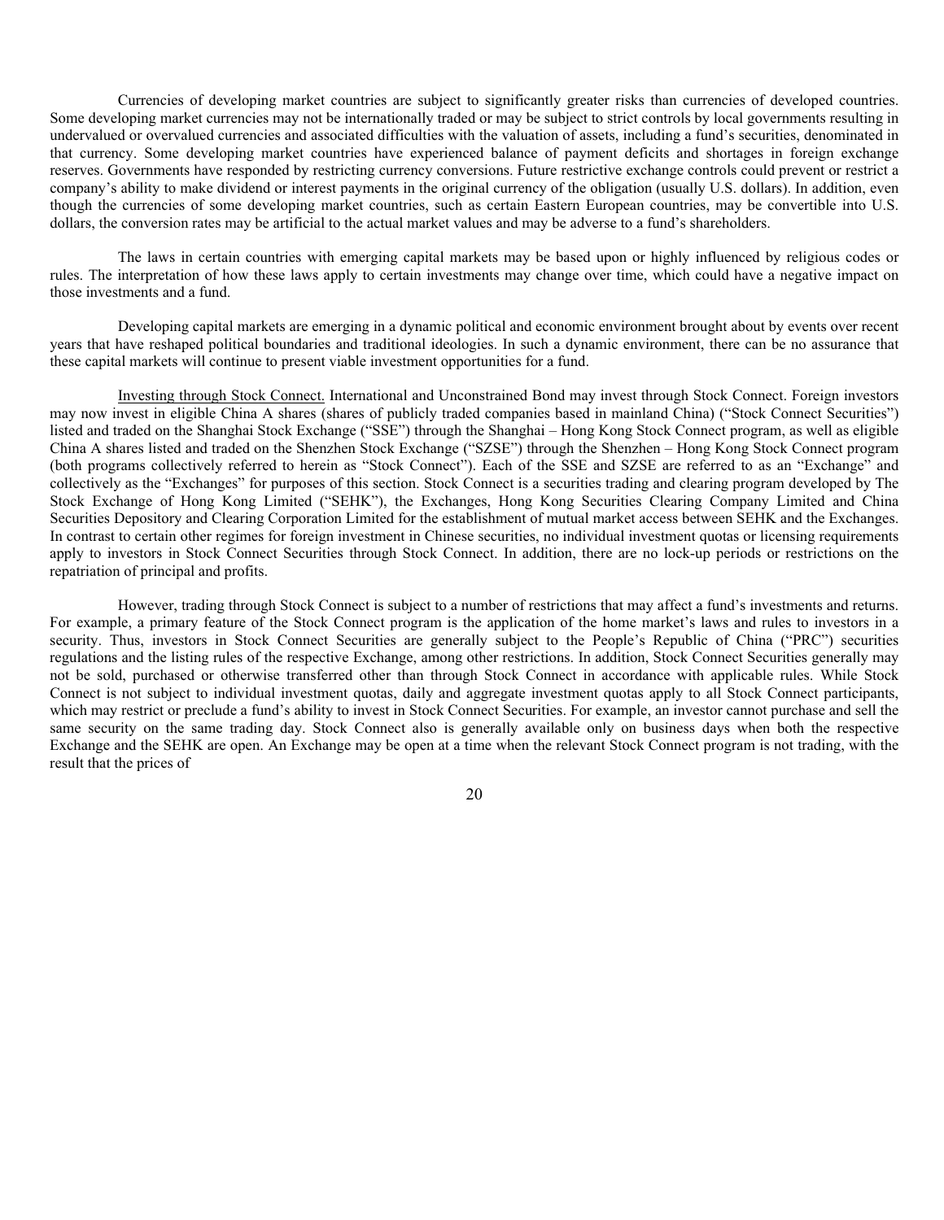Currencies of developing market countries are subject to significantly greater risks than currencies of developed countries. Some developing market currencies may not be internationally traded or may be subject to strict controls by local governments resulting in undervalued or overvalued currencies and associated difficulties with the valuation of assets, including a fund's securities, denominated in that currency. Some developing market countries have experienced balance of payment deficits and shortages in foreign exchange reserves. Governments have responded by restricting currency conversions. Future restrictive exchange controls could prevent or restrict a company's ability to make dividend or interest payments in the original currency of the obligation (usually U.S. dollars). In addition, even though the currencies of some developing market countries, such as certain Eastern European countries, may be convertible into U.S. dollars, the conversion rates may be artificial to the actual market values and may be adverse to a fund's shareholders.

The laws in certain countries with emerging capital markets may be based upon or highly influenced by religious codes or rules. The interpretation of how these laws apply to certain investments may change over time, which could have a negative impact on those investments and a fund.

Developing capital markets are emerging in a dynamic political and economic environment brought about by events over recent years that have reshaped political boundaries and traditional ideologies. In such a dynamic environment, there can be no assurance that these capital markets will continue to present viable investment opportunities for a fund.

Investing through Stock Connect. International and Unconstrained Bond may invest through Stock Connect. Foreign investors may now invest in eligible China A shares (shares of publicly traded companies based in mainland China) ("Stock Connect Securities") listed and traded on the Shanghai Stock Exchange ("SSE") through the Shanghai – Hong Kong Stock Connect program, as well as eligible China A shares listed and traded on the Shenzhen Stock Exchange ("SZSE") through the Shenzhen – Hong Kong Stock Connect program (both programs collectively referred to herein as "Stock Connect"). Each of the SSE and SZSE are referred to as an "Exchange" and collectively as the "Exchanges" for purposes of this section. Stock Connect is a securities trading and clearing program developed by The Stock Exchange of Hong Kong Limited ("SEHK"), the Exchanges, Hong Kong Securities Clearing Company Limited and China Securities Depository and Clearing Corporation Limited for the establishment of mutual market access between SEHK and the Exchanges. In contrast to certain other regimes for foreign investment in Chinese securities, no individual investment quotas or licensing requirements apply to investors in Stock Connect Securities through Stock Connect. In addition, there are no lock-up periods or restrictions on the repatriation of principal and profits.

However, trading through Stock Connect is subject to a number of restrictions that may affect a fund's investments and returns. For example, a primary feature of the Stock Connect program is the application of the home market's laws and rules to investors in a security. Thus, investors in Stock Connect Securities are generally subject to the People's Republic of China ("PRC") securities regulations and the listing rules of the respective Exchange, among other restrictions. In addition, Stock Connect Securities generally may not be sold, purchased or otherwise transferred other than through Stock Connect in accordance with applicable rules. While Stock Connect is not subject to individual investment quotas, daily and aggregate investment quotas apply to all Stock Connect participants, which may restrict or preclude a fund's ability to invest in Stock Connect Securities. For example, an investor cannot purchase and sell the same security on the same trading day. Stock Connect also is generally available only on business days when both the respective Exchange and the SEHK are open. An Exchange may be open at a time when the relevant Stock Connect program is not trading, with the result that the prices of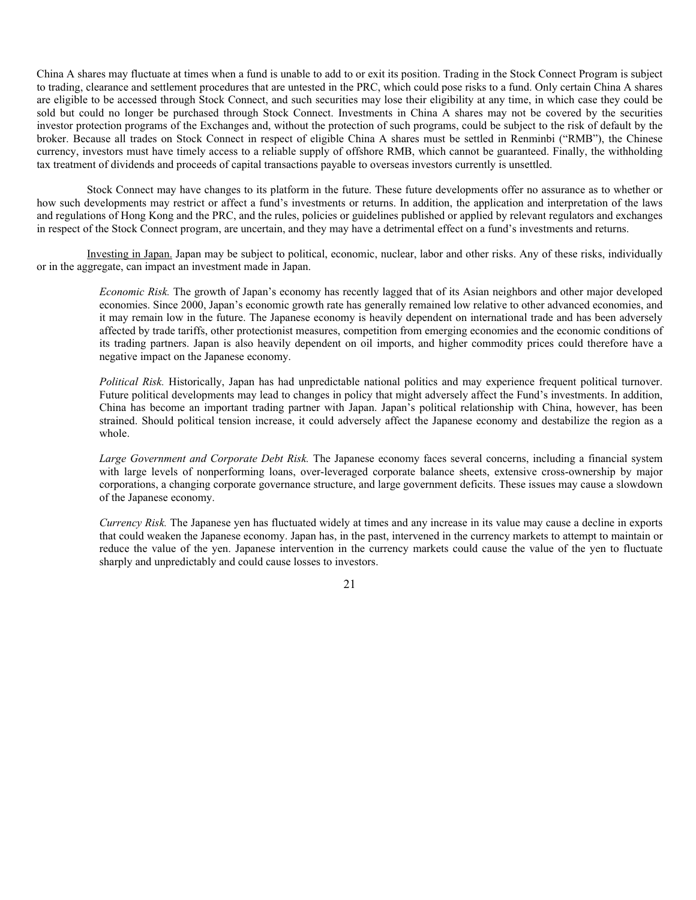China A shares may fluctuate at times when a fund is unable to add to or exit its position. Trading in the Stock Connect Program is subject to trading, clearance and settlement procedures that are untested in the PRC, which could pose risks to a fund. Only certain China A shares are eligible to be accessed through Stock Connect, and such securities may lose their eligibility at any time, in which case they could be sold but could no longer be purchased through Stock Connect. Investments in China A shares may not be covered by the securities investor protection programs of the Exchanges and, without the protection of such programs, could be subject to the risk of default by the broker. Because all trades on Stock Connect in respect of eligible China A shares must be settled in Renminbi ("RMB"), the Chinese currency, investors must have timely access to a reliable supply of offshore RMB, which cannot be guaranteed. Finally, the withholding tax treatment of dividends and proceeds of capital transactions payable to overseas investors currently is unsettled.

Stock Connect may have changes to its platform in the future. These future developments offer no assurance as to whether or how such developments may restrict or affect a fund's investments or returns. In addition, the application and interpretation of the laws and regulations of Hong Kong and the PRC, and the rules, policies or guidelines published or applied by relevant regulators and exchanges in respect of the Stock Connect program, are uncertain, and they may have a detrimental effect on a fund's investments and returns.

Investing in Japan. Japan may be subject to political, economic, nuclear, labor and other risks. Any of these risks, individually or in the aggregate, can impact an investment made in Japan.

> *Economic Risk.* The growth of Japan's economy has recently lagged that of its Asian neighbors and other major developed economies. Since 2000, Japan's economic growth rate has generally remained low relative to other advanced economies, and it may remain low in the future. The Japanese economy is heavily dependent on international trade and has been adversely affected by trade tariffs, other protectionist measures, competition from emerging economies and the economic conditions of its trading partners. Japan is also heavily dependent on oil imports, and higher commodity prices could therefore have a negative impact on the Japanese economy.
>
> *Political Risk.* Historically, Japan has had unpredictable national politics and may experience frequent political turnover. Future political developments may lead to changes in policy that might adversely affect the Fund's investments. In addition, China has become an important trading partner with Japan. Japan's political relationship with China, however, has been strained. Should political tension increase, it could adversely affect the Japanese economy and destabilize the region as a whole.
>
> *Large Government and Corporate Debt Risk.* The Japanese economy faces several concerns, including a financial system with large levels of nonperforming loans, over-leveraged corporate balance sheets, extensive cross-ownership by major corporations, a changing corporate governance structure, and large government deficits. These issues may cause a slowdown of the Japanese economy.
>
> *Currency Risk.* The Japanese yen has fluctuated widely at times and any increase in its value may cause a decline in exports that could weaken the Japanese economy. Japan has, in the past, intervened in the currency markets to attempt to maintain or reduce the value of the yen. Japanese intervention in the currency markets could cause the value of the yen to fluctuate sharply and unpredictably and could cause losses to investors.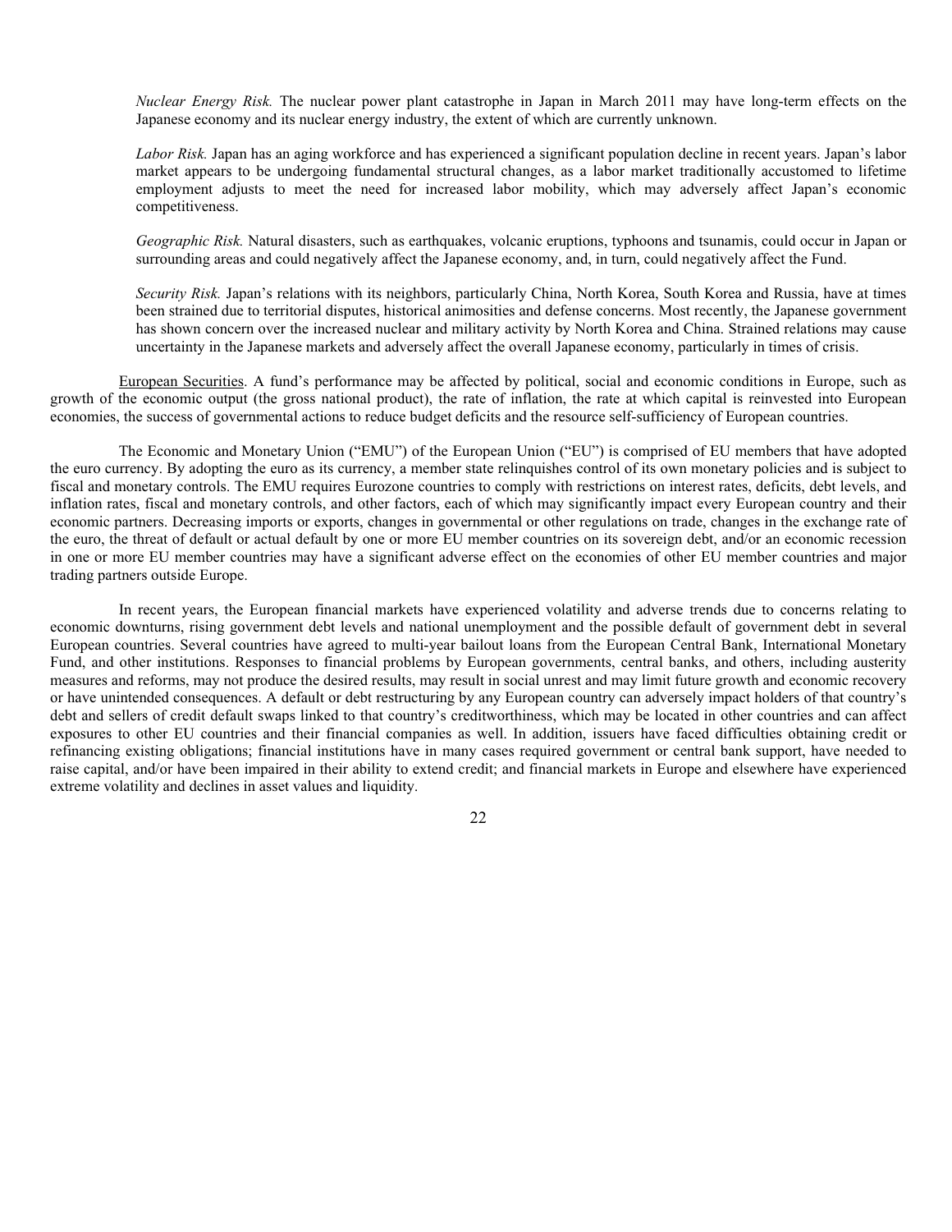*Nuclear Energy Risk.* The nuclear power plant catastrophe in Japan in March 2011 may have long-term effects on the Japanese economy and its nuclear energy industry, the extent of which are currently unknown.

*Labor Risk.* Japan has an aging workforce and has experienced a significant population decline in recent years. Japan's labor market appears to be undergoing fundamental structural changes, as a labor market traditionally accustomed to lifetime employment adjusts to meet the need for increased labor mobility, which may adversely affect Japan's economic competitiveness.

*Geographic Risk.* Natural disasters, such as earthquakes, volcanic eruptions, typhoons and tsunamis, could occur in Japan or surrounding areas and could negatively affect the Japanese economy, and, in turn, could negatively affect the Fund.

*Security Risk.* Japan's relations with its neighbors, particularly China, North Korea, South Korea and Russia, have at times been strained due to territorial disputes, historical animosities and defense concerns. Most recently, the Japanese government has shown concern over the increased nuclear and military activity by North Korea and China. Strained relations may cause uncertainty in the Japanese markets and adversely affect the overall Japanese economy, particularly in times of crisis.

European Securities. A fund's performance may be affected by political, social and economic conditions in Europe, such as growth of the economic output (the gross national product), the rate of inflation, the rate at which capital is reinvested into European economies, the success of governmental actions to reduce budget deficits and the resource self-sufficiency of European countries.

The Economic and Monetary Union ("EMU") of the European Union ("EU") is comprised of EU members that have adopted the euro currency. By adopting the euro as its currency, a member state relinquishes control of its own monetary policies and is subject to fiscal and monetary controls. The EMU requires Eurozone countries to comply with restrictions on interest rates, deficits, debt levels, and inflation rates, fiscal and monetary controls, and other factors, each of which may significantly impact every European country and their economic partners. Decreasing imports or exports, changes in governmental or other regulations on trade, changes in the exchange rate of the euro, the threat of default or actual default by one or more EU member countries on its sovereign debt, and/or an economic recession in one or more EU member countries may have a significant adverse effect on the economies of other EU member countries and major trading partners outside Europe.

In recent years, the European financial markets have experienced volatility and adverse trends due to concerns relating to economic downturns, rising government debt levels and national unemployment and the possible default of government debt in several European countries. Several countries have agreed to multi-year bailout loans from the European Central Bank, International Monetary Fund, and other institutions. Responses to financial problems by European governments, central banks, and others, including austerity measures and reforms, may not produce the desired results, may result in social unrest and may limit future growth and economic recovery or have unintended consequences. A default or debt restructuring by any European country can adversely impact holders of that country's debt and sellers of credit default swaps linked to that country's creditworthiness, which may be located in other countries and can affect exposures to other EU countries and their financial companies as well. In addition, issuers have faced difficulties obtaining credit or refinancing existing obligations; financial institutions have in many cases required government or central bank support, have needed to raise capital, and/or have been impaired in their ability to extend credit; and financial markets in Europe and elsewhere have experienced extreme volatility and declines in asset values and liquidity.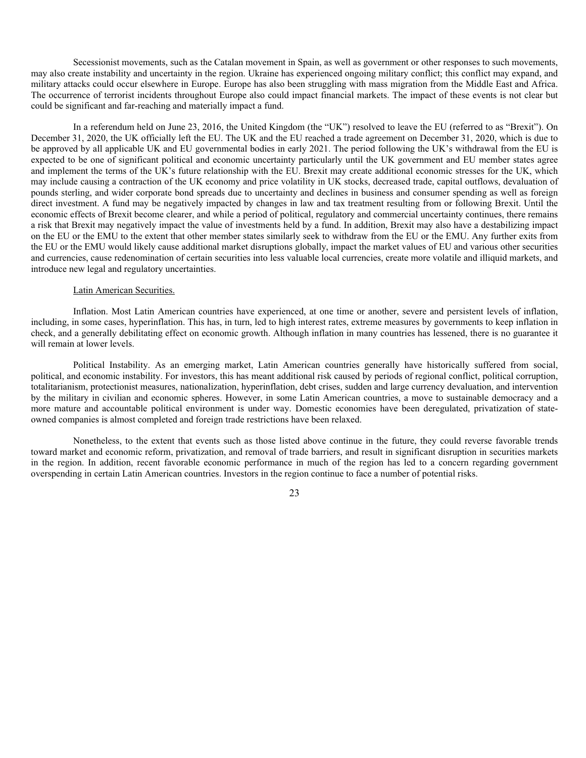Secessionist movements, such as the Catalan movement in Spain, as well as government or other responses to such movements, may also create instability and uncertainty in the region. Ukraine has experienced ongoing military conflict; this conflict may expand, and military attacks could occur elsewhere in Europe. Europe has also been struggling with mass migration from the Middle East and Africa. The occurrence of terrorist incidents throughout Europe also could impact financial markets. The impact of these events is not clear but could be significant and far-reaching and materially impact a fund.

In a referendum held on June 23, 2016, the United Kingdom (the "UK") resolved to leave the EU (referred to as "Brexit"). On December 31, 2020, the UK officially left the EU. The UK and the EU reached a trade agreement on December 31, 2020, which is due to be approved by all applicable UK and EU governmental bodies in early 2021. The period following the UK's withdrawal from the EU is expected to be one of significant political and economic uncertainty particularly until the UK government and EU member states agree and implement the terms of the UK's future relationship with the EU. Brexit may create additional economic stresses for the UK, which may include causing a contraction of the UK economy and price volatility in UK stocks, decreased trade, capital outflows, devaluation of pounds sterling, and wider corporate bond spreads due to uncertainty and declines in business and consumer spending as well as foreign direct investment. A fund may be negatively impacted by changes in law and tax treatment resulting from or following Brexit. Until the economic effects of Brexit become clearer, and while a period of political, regulatory and commercial uncertainty continues, there remains a risk that Brexit may negatively impact the value of investments held by a fund. In addition, Brexit may also have a destabilizing impact on the EU or the EMU to the extent that other member states similarly seek to withdraw from the EU or the EMU. Any further exits from the EU or the EMU would likely cause additional market disruptions globally, impact the market values of EU and various other securities and currencies, cause redenomination of certain securities into less valuable local currencies, create more volatile and illiquid markets, and introduce new legal and regulatory uncertainties.

Latin American Securities.

Inflation. Most Latin American countries have experienced, at one time or another, severe and persistent levels of inflation, including, in some cases, hyperinflation. This has, in turn, led to high interest rates, extreme measures by governments to keep inflation in check, and a generally debilitating effect on economic growth. Although inflation in many countries has lessened, there is no guarantee it will remain at lower levels.

Political Instability. As an emerging market, Latin American countries generally have historically suffered from social, political, and economic instability. For investors, this has meant additional risk caused by periods of regional conflict, political corruption, totalitarianism, protectionist measures, nationalization, hyperinflation, debt crises, sudden and large currency devaluation, and intervention by the military in civilian and economic spheres. However, in some Latin American countries, a move to sustainable democracy and a more mature and accountable political environment is under way. Domestic economies have been deregulated, privatization of state-owned companies is almost completed and foreign trade restrictions have been relaxed.

Nonetheless, to the extent that events such as those listed above continue in the future, they could reverse favorable trends toward market and economic reform, privatization, and removal of trade barriers, and result in significant disruption in securities markets in the region. In addition, recent favorable economic performance in much of the region has led to a concern regarding government overspending in certain Latin American countries. Investors in the region continue to face a number of potential risks.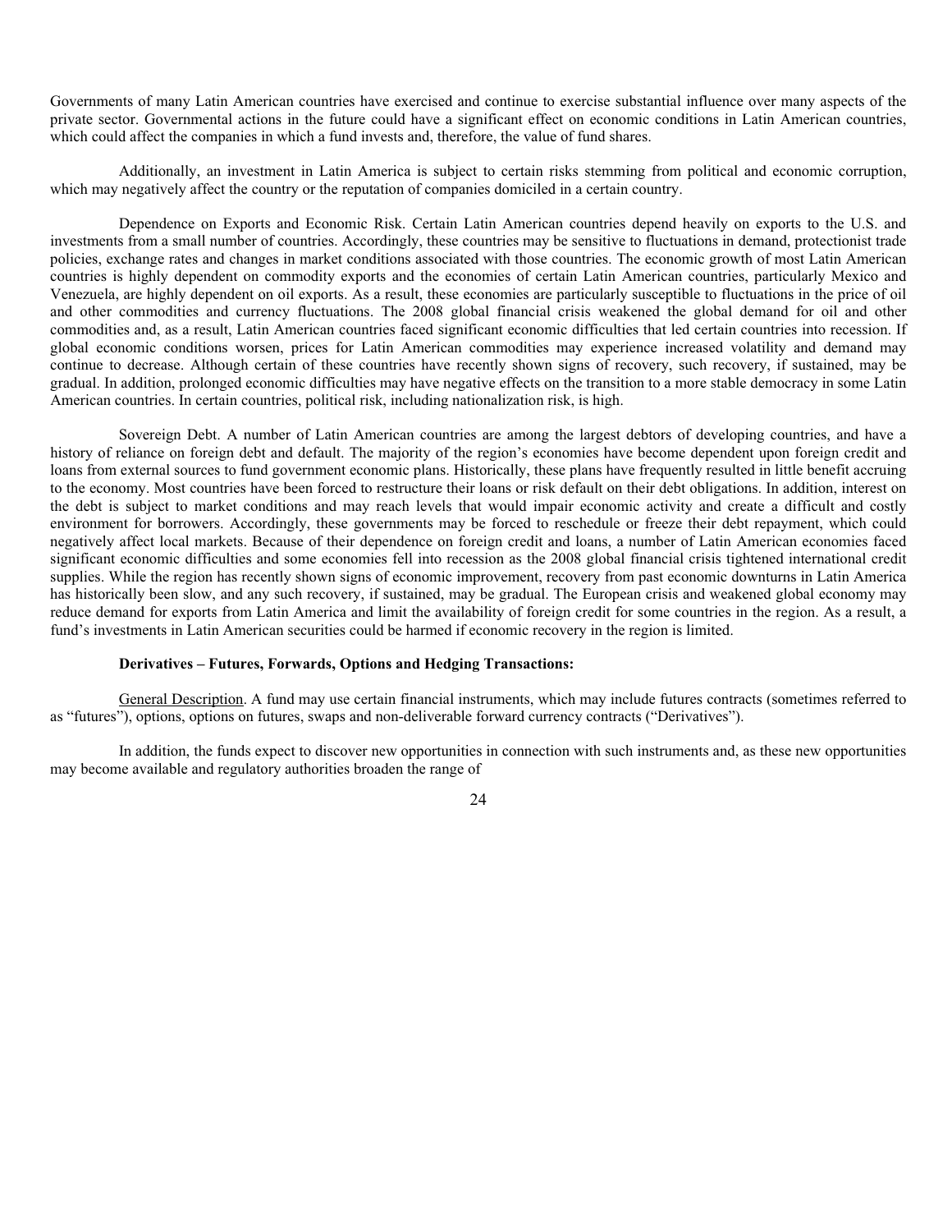Governments of many Latin American countries have exercised and continue to exercise substantial influence over many aspects of the private sector. Governmental actions in the future could have a significant effect on economic conditions in Latin American countries, which could affect the companies in which a fund invests and, therefore, the value of fund shares.

Additionally, an investment in Latin America is subject to certain risks stemming from political and economic corruption, which may negatively affect the country or the reputation of companies domiciled in a certain country.

Dependence on Exports and Economic Risk. Certain Latin American countries depend heavily on exports to the U.S. and investments from a small number of countries. Accordingly, these countries may be sensitive to fluctuations in demand, protectionist trade policies, exchange rates and changes in market conditions associated with those countries. The economic growth of most Latin American countries is highly dependent on commodity exports and the economies of certain Latin American countries, particularly Mexico and Venezuela, are highly dependent on oil exports. As a result, these economies are particularly susceptible to fluctuations in the price of oil and other commodities and currency fluctuations. The 2008 global financial crisis weakened the global demand for oil and other commodities and, as a result, Latin American countries faced significant economic difficulties that led certain countries into recession. If global economic conditions worsen, prices for Latin American commodities may experience increased volatility and demand may continue to decrease. Although certain of these countries have recently shown signs of recovery, such recovery, if sustained, may be gradual. In addition, prolonged economic difficulties may have negative effects on the transition to a more stable democracy in some Latin American countries. In certain countries, political risk, including nationalization risk, is high.

Sovereign Debt. A number of Latin American countries are among the largest debtors of developing countries, and have a history of reliance on foreign debt and default. The majority of the region's economies have become dependent upon foreign credit and loans from external sources to fund government economic plans. Historically, these plans have frequently resulted in little benefit accruing to the economy. Most countries have been forced to restructure their loans or risk default on their debt obligations. In addition, interest on the debt is subject to market conditions and may reach levels that would impair economic activity and create a difficult and costly environment for borrowers. Accordingly, these governments may be forced to reschedule or freeze their debt repayment, which could negatively affect local markets. Because of their dependence on foreign credit and loans, a number of Latin American economies faced significant economic difficulties and some economies fell into recession as the 2008 global financial crisis tightened international credit supplies. While the region has recently shown signs of economic improvement, recovery from past economic downturns in Latin America has historically been slow, and any such recovery, if sustained, may be gradual. The European crisis and weakened global economy may reduce demand for exports from Latin America and limit the availability of foreign credit for some countries in the region. As a result, a fund's investments in Latin American securities could be harmed if economic recovery in the region is limited.

**Derivatives – Futures, Forwards, Options and Hedging Transactions:**

General Description. A fund may use certain financial instruments, which may include futures contracts (sometimes referred to as "futures"), options, options on futures, swaps and non-deliverable forward currency contracts ("Derivatives").

In addition, the funds expect to discover new opportunities in connection with such instruments and, as these new opportunities may become available and regulatory authorities broaden the range of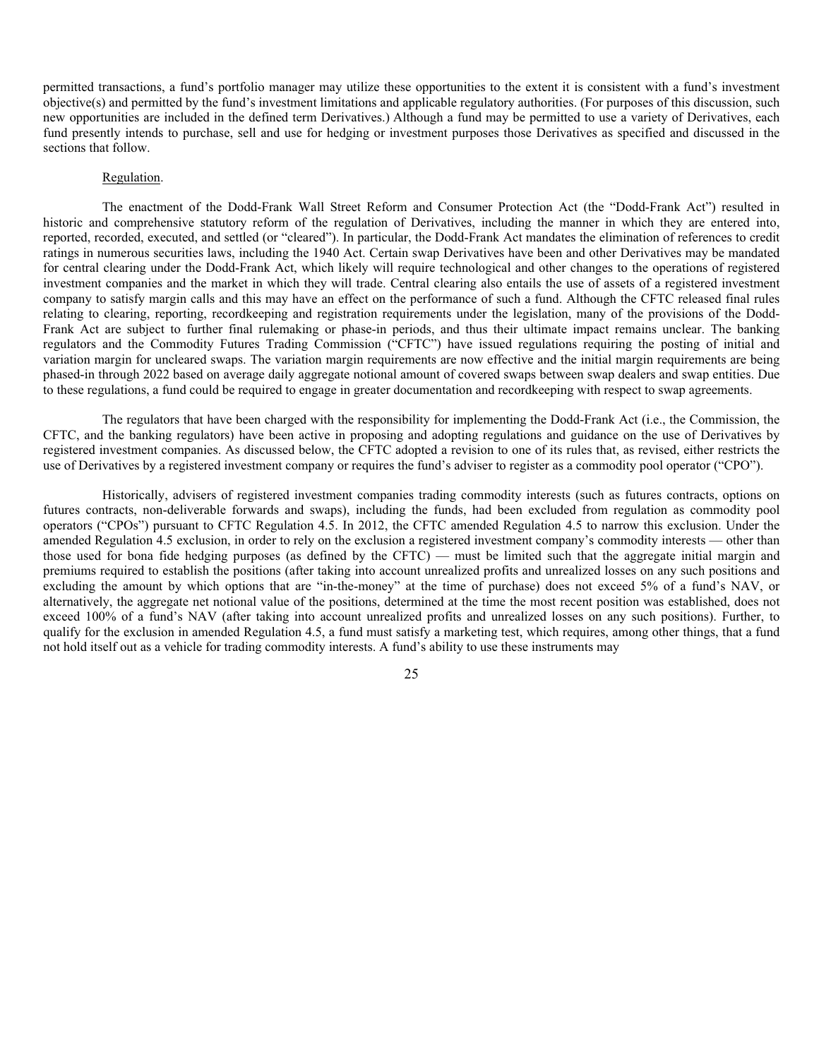permitted transactions, a fund's portfolio manager may utilize these opportunities to the extent it is consistent with a fund's investment objective(s) and permitted by the fund's investment limitations and applicable regulatory authorities. (For purposes of this discussion, such new opportunities are included in the defined term Derivatives.) Although a fund may be permitted to use a variety of Derivatives, each fund presently intends to purchase, sell and use for hedging or investment purposes those Derivatives as specified and discussed in the sections that follow.

Regulation.

The enactment of the Dodd-Frank Wall Street Reform and Consumer Protection Act (the "Dodd-Frank Act") resulted in historic and comprehensive statutory reform of the regulation of Derivatives, including the manner in which they are entered into, reported, recorded, executed, and settled (or "cleared"). In particular, the Dodd-Frank Act mandates the elimination of references to credit ratings in numerous securities laws, including the 1940 Act. Certain swap Derivatives have been and other Derivatives may be mandated for central clearing under the Dodd-Frank Act, which likely will require technological and other changes to the operations of registered investment companies and the market in which they will trade. Central clearing also entails the use of assets of a registered investment company to satisfy margin calls and this may have an effect on the performance of such a fund. Although the CFTC released final rules relating to clearing, reporting, recordkeeping and registration requirements under the legislation, many of the provisions of the Dodd-Frank Act are subject to further final rulemaking or phase-in periods, and thus their ultimate impact remains unclear. The banking regulators and the Commodity Futures Trading Commission ("CFTC") have issued regulations requiring the posting of initial and variation margin for uncleared swaps. The variation margin requirements are now effective and the initial margin requirements are being phased-in through 2022 based on average daily aggregate notional amount of covered swaps between swap dealers and swap entities. Due to these regulations, a fund could be required to engage in greater documentation and recordkeeping with respect to swap agreements.

The regulators that have been charged with the responsibility for implementing the Dodd-Frank Act (i.e., the Commission, the CFTC, and the banking regulators) have been active in proposing and adopting regulations and guidance on the use of Derivatives by registered investment companies. As discussed below, the CFTC adopted a revision to one of its rules that, as revised, either restricts the use of Derivatives by a registered investment company or requires the fund's adviser to register as a commodity pool operator ("CPO").

Historically, advisers of registered investment companies trading commodity interests (such as futures contracts, options on futures contracts, non-deliverable forwards and swaps), including the funds, had been excluded from regulation as commodity pool operators ("CPOs") pursuant to CFTC Regulation 4.5. In 2012, the CFTC amended Regulation 4.5 to narrow this exclusion. Under the amended Regulation 4.5 exclusion, in order to rely on the exclusion a registered investment company's commodity interests — other than those used for bona fide hedging purposes (as defined by the CFTC) — must be limited such that the aggregate initial margin and premiums required to establish the positions (after taking into account unrealized profits and unrealized losses on any such positions and excluding the amount by which options that are "in-the-money" at the time of purchase) does not exceed 5% of a fund's NAV, or alternatively, the aggregate net notional value of the positions, determined at the time the most recent position was established, does not exceed 100% of a fund's NAV (after taking into account unrealized profits and unrealized losses on any such positions). Further, to qualify for the exclusion in amended Regulation 4.5, a fund must satisfy a marketing test, which requires, among other things, that a fund not hold itself out as a vehicle for trading commodity interests. A fund's ability to use these instruments may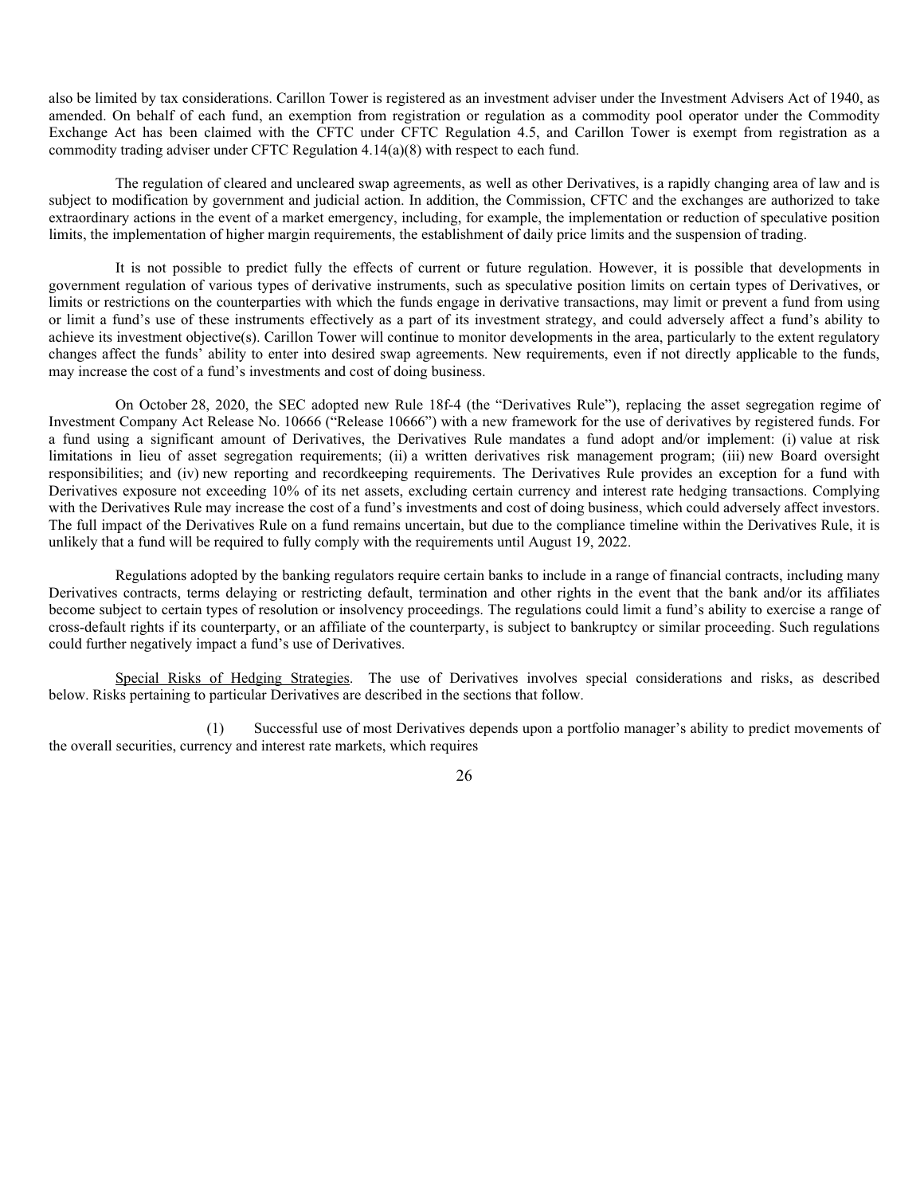also be limited by tax considerations. Carillon Tower is registered as an investment adviser under the Investment Advisers Act of 1940, as amended. On behalf of each fund, an exemption from registration or regulation as a commodity pool operator under the Commodity Exchange Act has been claimed with the CFTC under CFTC Regulation 4.5, and Carillon Tower is exempt from registration as a commodity trading adviser under CFTC Regulation 4.14(a)(8) with respect to each fund.

The regulation of cleared and uncleared swap agreements, as well as other Derivatives, is a rapidly changing area of law and is subject to modification by government and judicial action. In addition, the Commission, CFTC and the exchanges are authorized to take extraordinary actions in the event of a market emergency, including, for example, the implementation or reduction of speculative position limits, the implementation of higher margin requirements, the establishment of daily price limits and the suspension of trading.

It is not possible to predict fully the effects of current or future regulation. However, it is possible that developments in government regulation of various types of derivative instruments, such as speculative position limits on certain types of Derivatives, or limits or restrictions on the counterparties with which the funds engage in derivative transactions, may limit or prevent a fund from using or limit a fund's use of these instruments effectively as a part of its investment strategy, and could adversely affect a fund's ability to achieve its investment objective(s). Carillon Tower will continue to monitor developments in the area, particularly to the extent regulatory changes affect the funds' ability to enter into desired swap agreements. New requirements, even if not directly applicable to the funds, may increase the cost of a fund's investments and cost of doing business.

On October 28, 2020, the SEC adopted new Rule 18f-4 (the "Derivatives Rule"), replacing the asset segregation regime of Investment Company Act Release No. 10666 ("Release 10666") with a new framework for the use of derivatives by registered funds. For a fund using a significant amount of Derivatives, the Derivatives Rule mandates a fund adopt and/or implement: (i) value at risk limitations in lieu of asset segregation requirements; (ii) a written derivatives risk management program; (iii) new Board oversight responsibilities; and (iv) new reporting and recordkeeping requirements. The Derivatives Rule provides an exception for a fund with Derivatives exposure not exceeding 10% of its net assets, excluding certain currency and interest rate hedging transactions. Complying with the Derivatives Rule may increase the cost of a fund's investments and cost of doing business, which could adversely affect investors. The full impact of the Derivatives Rule on a fund remains uncertain, but due to the compliance timeline within the Derivatives Rule, it is unlikely that a fund will be required to fully comply with the requirements until August 19, 2022.

Regulations adopted by the banking regulators require certain banks to include in a range of financial contracts, including many Derivatives contracts, terms delaying or restricting default, termination and other rights in the event that the bank and/or its affiliates become subject to certain types of resolution or insolvency proceedings. The regulations could limit a fund's ability to exercise a range of cross-default rights if its counterparty, or an affiliate of the counterparty, is subject to bankruptcy or similar proceeding. Such regulations could further negatively impact a fund's use of Derivatives.

Special Risks of Hedging Strategies. The use of Derivatives involves special considerations and risks, as described below. Risks pertaining to particular Derivatives are described in the sections that follow.

(1) Successful use of most Derivatives depends upon a portfolio manager's ability to predict movements of the overall securities, currency and interest rate markets, which requires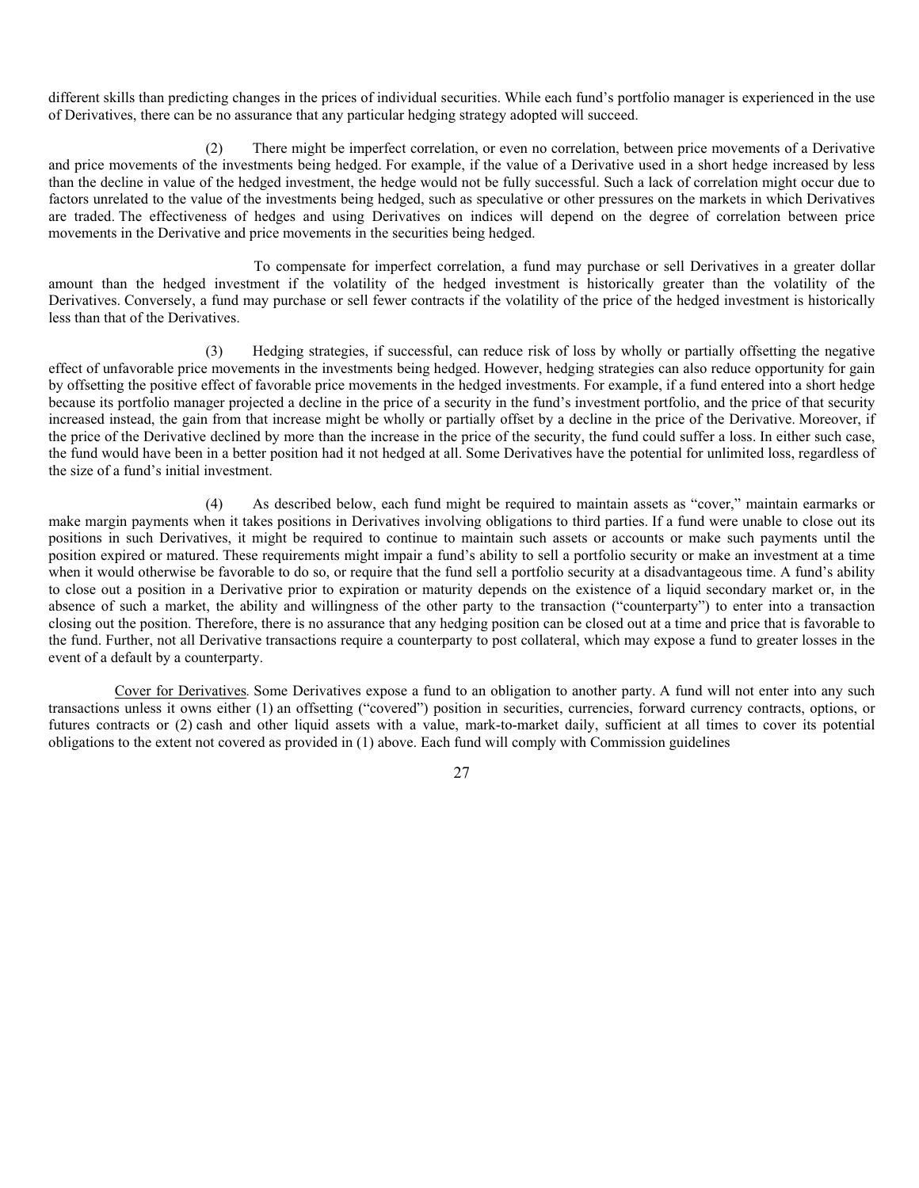different skills than predicting changes in the prices of individual securities. While each fund's portfolio manager is experienced in the use of Derivatives, there can be no assurance that any particular hedging strategy adopted will succeed.

(2) There might be imperfect correlation, or even no correlation, between price movements of a Derivative and price movements of the investments being hedged. For example, if the value of a Derivative used in a short hedge increased by less than the decline in value of the hedged investment, the hedge would not be fully successful. Such a lack of correlation might occur due to factors unrelated to the value of the investments being hedged, such as speculative or other pressures on the markets in which Derivatives are traded. The effectiveness of hedges and using Derivatives on indices will depend on the degree of correlation between price movements in the Derivative and price movements in the securities being hedged.

To compensate for imperfect correlation, a fund may purchase or sell Derivatives in a greater dollar amount than the hedged investment if the volatility of the hedged investment is historically greater than the volatility of the Derivatives. Conversely, a fund may purchase or sell fewer contracts if the volatility of the price of the hedged investment is historically less than that of the Derivatives.

(3) Hedging strategies, if successful, can reduce risk of loss by wholly or partially offsetting the negative effect of unfavorable price movements in the investments being hedged. However, hedging strategies can also reduce opportunity for gain by offsetting the positive effect of favorable price movements in the hedged investments. For example, if a fund entered into a short hedge because its portfolio manager projected a decline in the price of a security in the fund's investment portfolio, and the price of that security increased instead, the gain from that increase might be wholly or partially offset by a decline in the price of the Derivative. Moreover, if the price of the Derivative declined by more than the increase in the price of the security, the fund could suffer a loss. In either such case, the fund would have been in a better position had it not hedged at all. Some Derivatives have the potential for unlimited loss, regardless of the size of a fund's initial investment.

(4) As described below, each fund might be required to maintain assets as "cover," maintain earmarks or make margin payments when it takes positions in Derivatives involving obligations to third parties. If a fund were unable to close out its positions in such Derivatives, it might be required to continue to maintain such assets or accounts or make such payments until the position expired or matured. These requirements might impair a fund's ability to sell a portfolio security or make an investment at a time when it would otherwise be favorable to do so, or require that the fund sell a portfolio security at a disadvantageous time. A fund's ability to close out a position in a Derivative prior to expiration or maturity depends on the existence of a liquid secondary market or, in the absence of such a market, the ability and willingness of the other party to the transaction ("counterparty") to enter into a transaction closing out the position. Therefore, there is no assurance that any hedging position can be closed out at a time and price that is favorable to the fund. Further, not all Derivative transactions require a counterparty to post collateral, which may expose a fund to greater losses in the event of a default by a counterparty.

Cover for Derivatives. Some Derivatives expose a fund to an obligation to another party. A fund will not enter into any such transactions unless it owns either (1) an offsetting ("covered") position in securities, currencies, forward currency contracts, options, or futures contracts or (2) cash and other liquid assets with a value, mark-to-market daily, sufficient at all times to cover its potential obligations to the extent not covered as provided in (1) above. Each fund will comply with Commission guidelines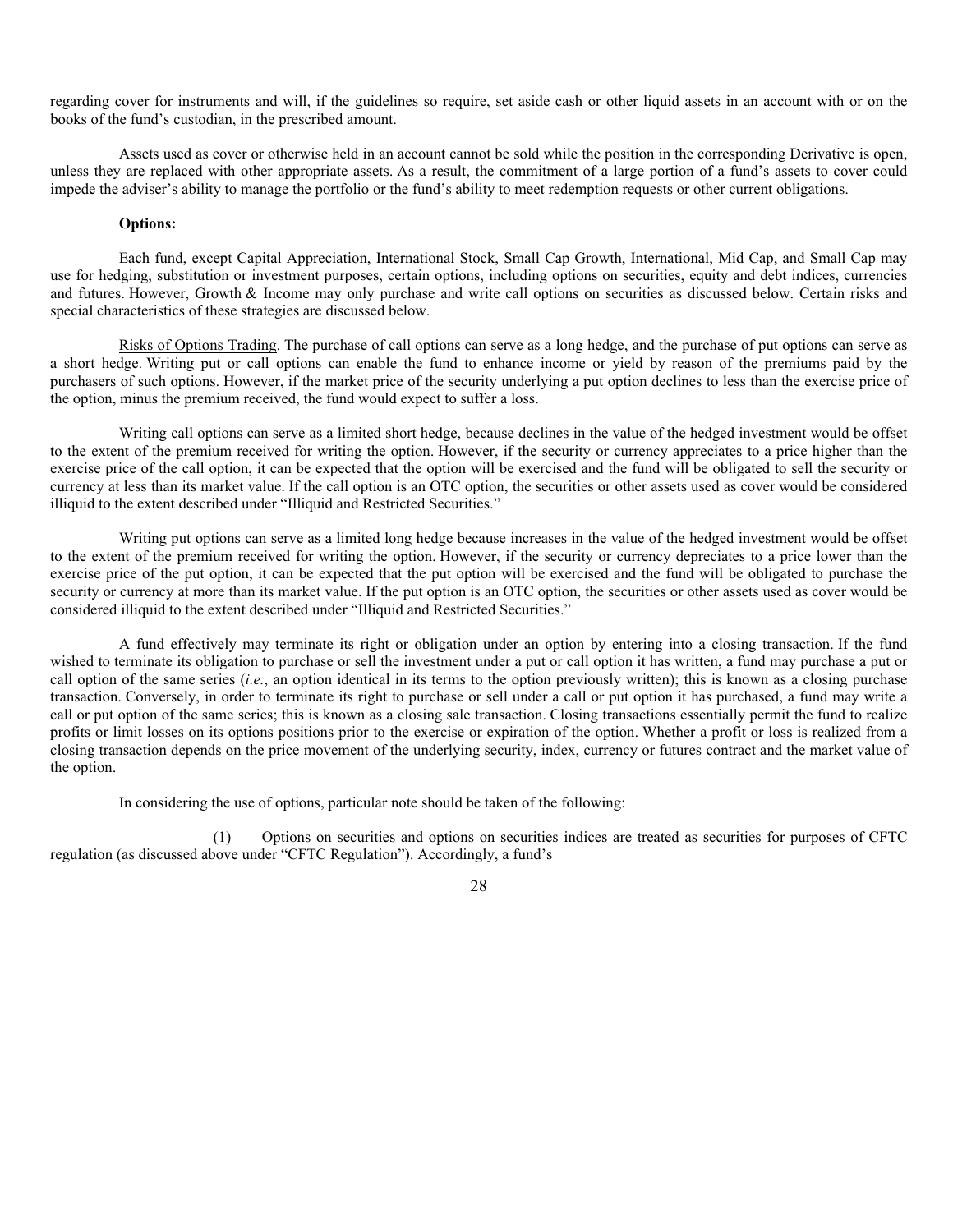regarding cover for instruments and will, if the guidelines so require, set aside cash or other liquid assets in an account with or on the books of the fund's custodian, in the prescribed amount.

Assets used as cover or otherwise held in an account cannot be sold while the position in the corresponding Derivative is open, unless they are replaced with other appropriate assets. As a result, the commitment of a large portion of a fund's assets to cover could impede the adviser's ability to manage the portfolio or the fund's ability to meet redemption requests or other current obligations.

**Options:**

Each fund, except Capital Appreciation, International Stock, Small Cap Growth, International, Mid Cap, and Small Cap may use for hedging, substitution or investment purposes, certain options, including options on securities, equity and debt indices, currencies and futures. However, Growth & Income may only purchase and write call options on securities as discussed below. Certain risks and special characteristics of these strategies are discussed below.

Risks of Options Trading. The purchase of call options can serve as a long hedge, and the purchase of put options can serve as a short hedge. Writing put or call options can enable the fund to enhance income or yield by reason of the premiums paid by the purchasers of such options. However, if the market price of the security underlying a put option declines to less than the exercise price of the option, minus the premium received, the fund would expect to suffer a loss.

Writing call options can serve as a limited short hedge, because declines in the value of the hedged investment would be offset to the extent of the premium received for writing the option. However, if the security or currency appreciates to a price higher than the exercise price of the call option, it can be expected that the option will be exercised and the fund will be obligated to sell the security or currency at less than its market value. If the call option is an OTC option, the securities or other assets used as cover would be considered illiquid to the extent described under "Illiquid and Restricted Securities."

Writing put options can serve as a limited long hedge because increases in the value of the hedged investment would be offset to the extent of the premium received for writing the option. However, if the security or currency depreciates to a price lower than the exercise price of the put option, it can be expected that the put option will be exercised and the fund will be obligated to purchase the security or currency at more than its market value. If the put option is an OTC option, the securities or other assets used as cover would be considered illiquid to the extent described under "Illiquid and Restricted Securities."

A fund effectively may terminate its right or obligation under an option by entering into a closing transaction. If the fund wished to terminate its obligation to purchase or sell the investment under a put or call option it has written, a fund may purchase a put or call option of the same series (*i.e.*, an option identical in its terms to the option previously written); this is known as a closing purchase transaction. Conversely, in order to terminate its right to purchase or sell under a call or put option it has purchased, a fund may write a call or put option of the same series; this is known as a closing sale transaction. Closing transactions essentially permit the fund to realize profits or limit losses on its options positions prior to the exercise or expiration of the option. Whether a profit or loss is realized from a closing transaction depends on the price movement of the underlying security, index, currency or futures contract and the market value of the option.

In considering the use of options, particular note should be taken of the following:

(1) Options on securities and options on securities indices are treated as securities for purposes of CFTC regulation (as discussed above under "CFTC Regulation"). Accordingly, a fund's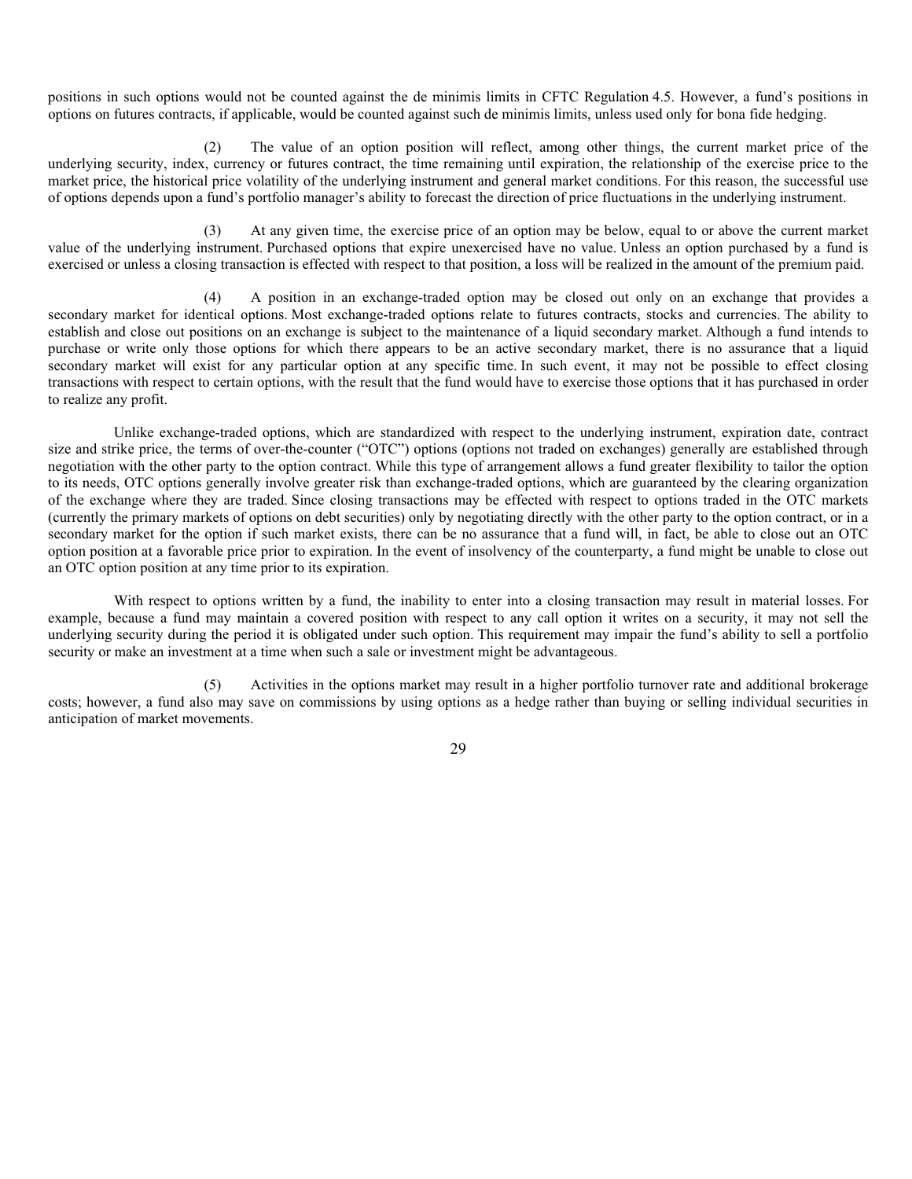positions in such options would not be counted against the de minimis limits in CFTC Regulation 4.5. However, a fund's positions in options on futures contracts, if applicable, would be counted against such de minimis limits, unless used only for bona fide hedging.

(2) The value of an option position will reflect, among other things, the current market price of the underlying security, index, currency or futures contract, the time remaining until expiration, the relationship of the exercise price to the market price, the historical price volatility of the underlying instrument and general market conditions. For this reason, the successful use of options depends upon a fund's portfolio manager's ability to forecast the direction of price fluctuations in the underlying instrument.

(3) At any given time, the exercise price of an option may be below, equal to or above the current market value of the underlying instrument. Purchased options that expire unexercised have no value. Unless an option purchased by a fund is exercised or unless a closing transaction is effected with respect to that position, a loss will be realized in the amount of the premium paid.

(4) A position in an exchange-traded option may be closed out only on an exchange that provides a secondary market for identical options. Most exchange-traded options relate to futures contracts, stocks and currencies. The ability to establish and close out positions on an exchange is subject to the maintenance of a liquid secondary market. Although a fund intends to purchase or write only those options for which there appears to be an active secondary market, there is no assurance that a liquid secondary market will exist for any particular option at any specific time. In such event, it may not be possible to effect closing transactions with respect to certain options, with the result that the fund would have to exercise those options that it has purchased in order to realize any profit.

Unlike exchange-traded options, which are standardized with respect to the underlying instrument, expiration date, contract size and strike price, the terms of over-the-counter ("OTC") options (options not traded on exchanges) generally are established through negotiation with the other party to the option contract. While this type of arrangement allows a fund greater flexibility to tailor the option to its needs, OTC options generally involve greater risk than exchange-traded options, which are guaranteed by the clearing organization of the exchange where they are traded. Since closing transactions may be effected with respect to options traded in the OTC markets (currently the primary markets of options on debt securities) only by negotiating directly with the other party to the option contract, or in a secondary market for the option if such market exists, there can be no assurance that a fund will, in fact, be able to close out an OTC option position at a favorable price prior to expiration. In the event of insolvency of the counterparty, a fund might be unable to close out an OTC option position at any time prior to its expiration.

With respect to options written by a fund, the inability to enter into a closing transaction may result in material losses. For example, because a fund may maintain a covered position with respect to any call option it writes on a security, it may not sell the underlying security during the period it is obligated under such option. This requirement may impair the fund's ability to sell a portfolio security or make an investment at a time when such a sale or investment might be advantageous.

(5) Activities in the options market may result in a higher portfolio turnover rate and additional brokerage costs; however, a fund also may save on commissions by using options as a hedge rather than buying or selling individual securities in anticipation of market movements.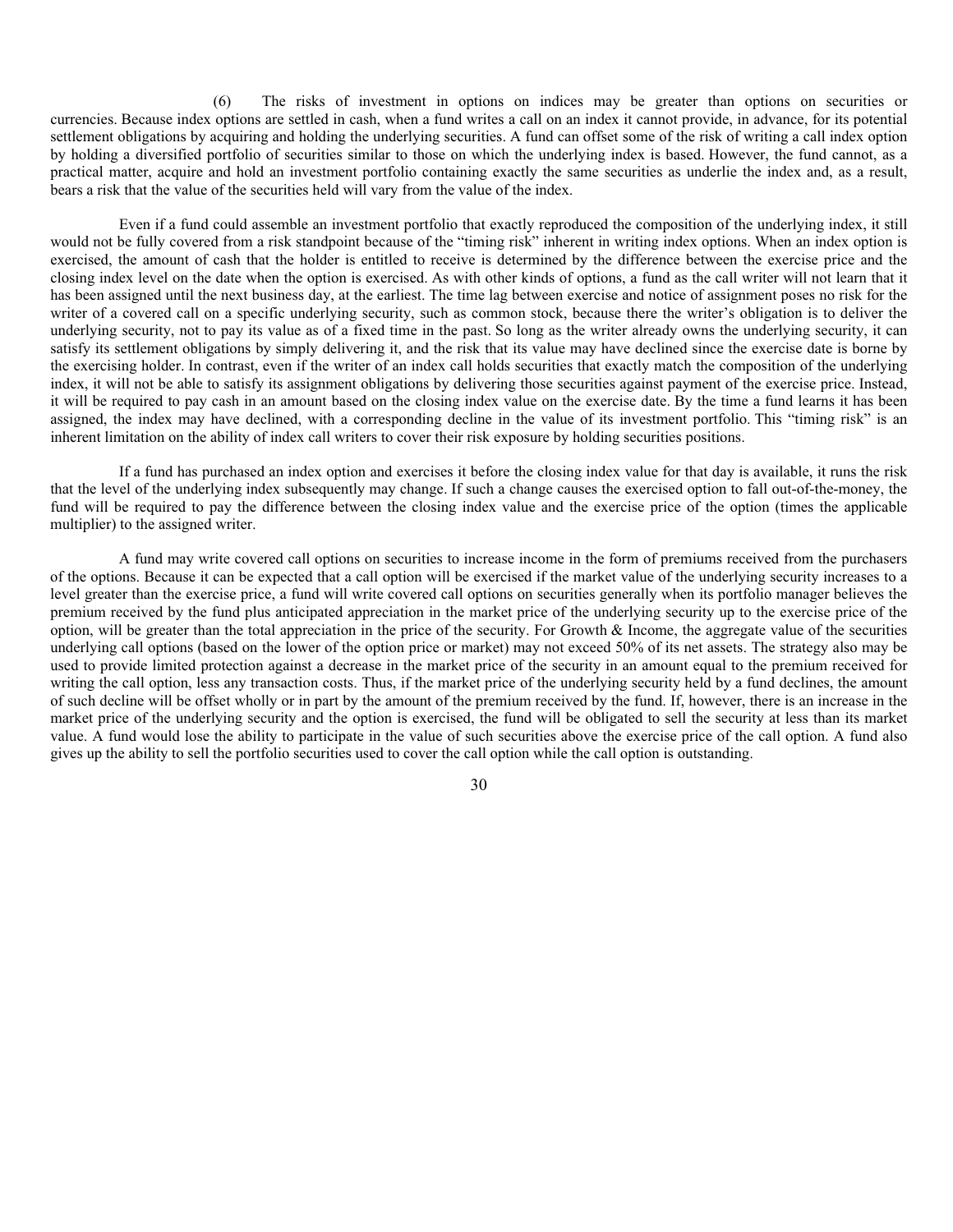(6) The risks of investment in options on indices may be greater than options on securities or currencies. Because index options are settled in cash, when a fund writes a call on an index it cannot provide, in advance, for its potential settlement obligations by acquiring and holding the underlying securities. A fund can offset some of the risk of writing a call index option by holding a diversified portfolio of securities similar to those on which the underlying index is based. However, the fund cannot, as a practical matter, acquire and hold an investment portfolio containing exactly the same securities as underlie the index and, as a result, bears a risk that the value of the securities held will vary from the value of the index.

Even if a fund could assemble an investment portfolio that exactly reproduced the composition of the underlying index, it still would not be fully covered from a risk standpoint because of the "timing risk" inherent in writing index options. When an index option is exercised, the amount of cash that the holder is entitled to receive is determined by the difference between the exercise price and the closing index level on the date when the option is exercised. As with other kinds of options, a fund as the call writer will not learn that it has been assigned until the next business day, at the earliest. The time lag between exercise and notice of assignment poses no risk for the writer of a covered call on a specific underlying security, such as common stock, because there the writer's obligation is to deliver the underlying security, not to pay its value as of a fixed time in the past. So long as the writer already owns the underlying security, it can satisfy its settlement obligations by simply delivering it, and the risk that its value may have declined since the exercise date is borne by the exercising holder. In contrast, even if the writer of an index call holds securities that exactly match the composition of the underlying index, it will not be able to satisfy its assignment obligations by delivering those securities against payment of the exercise price. Instead, it will be required to pay cash in an amount based on the closing index value on the exercise date. By the time a fund learns it has been assigned, the index may have declined, with a corresponding decline in the value of its investment portfolio. This "timing risk" is an inherent limitation on the ability of index call writers to cover their risk exposure by holding securities positions.

If a fund has purchased an index option and exercises it before the closing index value for that day is available, it runs the risk that the level of the underlying index subsequently may change. If such a change causes the exercised option to fall out-of-the-money, the fund will be required to pay the difference between the closing index value and the exercise price of the option (times the applicable multiplier) to the assigned writer.

A fund may write covered call options on securities to increase income in the form of premiums received from the purchasers of the options. Because it can be expected that a call option will be exercised if the market value of the underlying security increases to a level greater than the exercise price, a fund will write covered call options on securities generally when its portfolio manager believes the premium received by the fund plus anticipated appreciation in the market price of the underlying security up to the exercise price of the option, will be greater than the total appreciation in the price of the security. For Growth & Income, the aggregate value of the securities underlying call options (based on the lower of the option price or market) may not exceed 50% of its net assets. The strategy also may be used to provide limited protection against a decrease in the market price of the security in an amount equal to the premium received for writing the call option, less any transaction costs. Thus, if the market price of the underlying security held by a fund declines, the amount of such decline will be offset wholly or in part by the amount of the premium received by the fund. If, however, there is an increase in the market price of the underlying security and the option is exercised, the fund will be obligated to sell the security at less than its market value. A fund would lose the ability to participate in the value of such securities above the exercise price of the call option. A fund also gives up the ability to sell the portfolio securities used to cover the call option while the call option is outstanding.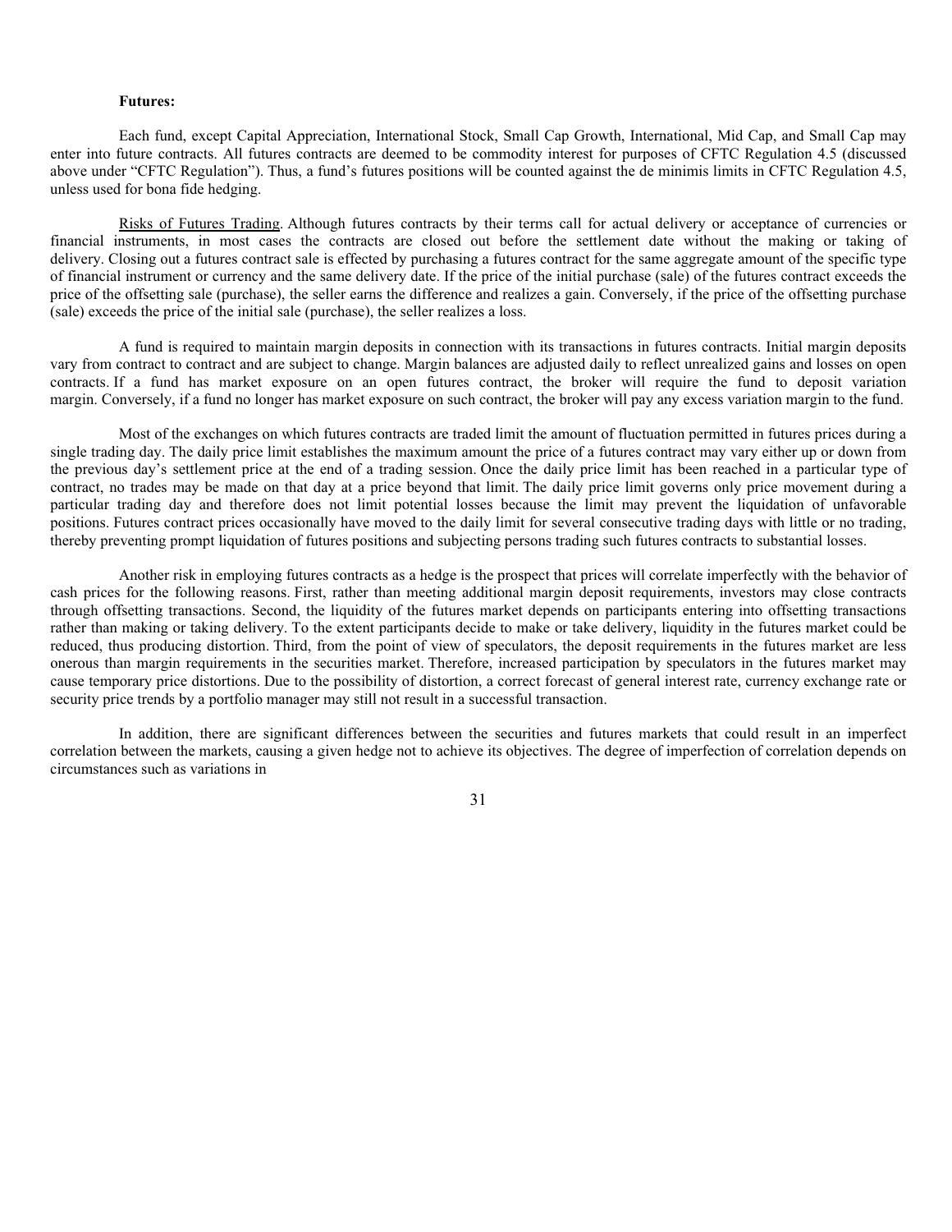**Futures:**

Each fund, except Capital Appreciation, International Stock, Small Cap Growth, International, Mid Cap, and Small Cap may enter into future contracts. All futures contracts are deemed to be commodity interest for purposes of CFTC Regulation 4.5 (discussed above under "CFTC Regulation"). Thus, a fund's futures positions will be counted against the de minimis limits in CFTC Regulation 4.5, unless used for bona fide hedging.

Risks of Futures Trading. Although futures contracts by their terms call for actual delivery or acceptance of currencies or financial instruments, in most cases the contracts are closed out before the settlement date without the making or taking of delivery. Closing out a futures contract sale is effected by purchasing a futures contract for the same aggregate amount of the specific type of financial instrument or currency and the same delivery date. If the price of the initial purchase (sale) of the futures contract exceeds the price of the offsetting sale (purchase), the seller earns the difference and realizes a gain. Conversely, if the price of the offsetting purchase (sale) exceeds the price of the initial sale (purchase), the seller realizes a loss.

A fund is required to maintain margin deposits in connection with its transactions in futures contracts. Initial margin deposits vary from contract to contract and are subject to change. Margin balances are adjusted daily to reflect unrealized gains and losses on open contracts. If a fund has market exposure on an open futures contract, the broker will require the fund to deposit variation margin. Conversely, if a fund no longer has market exposure on such contract, the broker will pay any excess variation margin to the fund.

Most of the exchanges on which futures contracts are traded limit the amount of fluctuation permitted in futures prices during a single trading day. The daily price limit establishes the maximum amount the price of a futures contract may vary either up or down from the previous day's settlement price at the end of a trading session. Once the daily price limit has been reached in a particular type of contract, no trades may be made on that day at a price beyond that limit. The daily price limit governs only price movement during a particular trading day and therefore does not limit potential losses because the limit may prevent the liquidation of unfavorable positions. Futures contract prices occasionally have moved to the daily limit for several consecutive trading days with little or no trading, thereby preventing prompt liquidation of futures positions and subjecting persons trading such futures contracts to substantial losses.

Another risk in employing futures contracts as a hedge is the prospect that prices will correlate imperfectly with the behavior of cash prices for the following reasons. First, rather than meeting additional margin deposit requirements, investors may close contracts through offsetting transactions. Second, the liquidity of the futures market depends on participants entering into offsetting transactions rather than making or taking delivery. To the extent participants decide to make or take delivery, liquidity in the futures market could be reduced, thus producing distortion. Third, from the point of view of speculators, the deposit requirements in the futures market are less onerous than margin requirements in the securities market. Therefore, increased participation by speculators in the futures market may cause temporary price distortions. Due to the possibility of distortion, a correct forecast of general interest rate, currency exchange rate or security price trends by a portfolio manager may still not result in a successful transaction.

In addition, there are significant differences between the securities and futures markets that could result in an imperfect correlation between the markets, causing a given hedge not to achieve its objectives. The degree of imperfection of correlation depends on circumstances such as variations in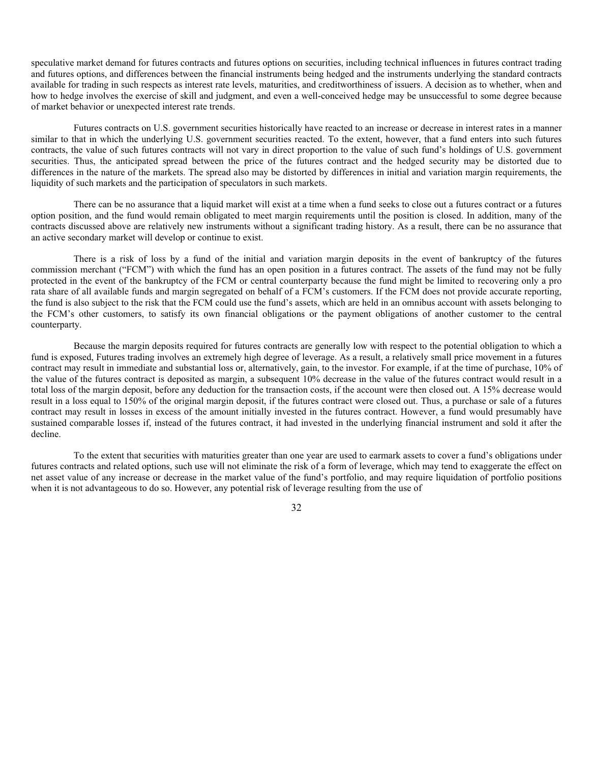speculative market demand for futures contracts and futures options on securities, including technical influences in futures contract trading and futures options, and differences between the financial instruments being hedged and the instruments underlying the standard contracts available for trading in such respects as interest rate levels, maturities, and creditworthiness of issuers. A decision as to whether, when and how to hedge involves the exercise of skill and judgment, and even a well-conceived hedge may be unsuccessful to some degree because of market behavior or unexpected interest rate trends.

Futures contracts on U.S. government securities historically have reacted to an increase or decrease in interest rates in a manner similar to that in which the underlying U.S. government securities reacted. To the extent, however, that a fund enters into such futures contracts, the value of such futures contracts will not vary in direct proportion to the value of such fund's holdings of U.S. government securities. Thus, the anticipated spread between the price of the futures contract and the hedged security may be distorted due to differences in the nature of the markets. The spread also may be distorted by differences in initial and variation margin requirements, the liquidity of such markets and the participation of speculators in such markets.

There can be no assurance that a liquid market will exist at a time when a fund seeks to close out a futures contract or a futures option position, and the fund would remain obligated to meet margin requirements until the position is closed. In addition, many of the contracts discussed above are relatively new instruments without a significant trading history. As a result, there can be no assurance that an active secondary market will develop or continue to exist.

There is a risk of loss by a fund of the initial and variation margin deposits in the event of bankruptcy of the futures commission merchant ("FCM") with which the fund has an open position in a futures contract. The assets of the fund may not be fully protected in the event of the bankruptcy of the FCM or central counterparty because the fund might be limited to recovering only a pro rata share of all available funds and margin segregated on behalf of a FCM's customers. If the FCM does not provide accurate reporting, the fund is also subject to the risk that the FCM could use the fund's assets, which are held in an omnibus account with assets belonging to the FCM's other customers, to satisfy its own financial obligations or the payment obligations of another customer to the central counterparty.

Because the margin deposits required for futures contracts are generally low with respect to the potential obligation to which a fund is exposed, Futures trading involves an extremely high degree of leverage. As a result, a relatively small price movement in a futures contract may result in immediate and substantial loss or, alternatively, gain, to the investor. For example, if at the time of purchase, 10% of the value of the futures contract is deposited as margin, a subsequent 10% decrease in the value of the futures contract would result in a total loss of the margin deposit, before any deduction for the transaction costs, if the account were then closed out. A 15% decrease would result in a loss equal to 150% of the original margin deposit, if the futures contract were closed out. Thus, a purchase or sale of a futures contract may result in losses in excess of the amount initially invested in the futures contract. However, a fund would presumably have sustained comparable losses if, instead of the futures contract, it had invested in the underlying financial instrument and sold it after the decline.

To the extent that securities with maturities greater than one year are used to earmark assets to cover a fund's obligations under futures contracts and related options, such use will not eliminate the risk of a form of leverage, which may tend to exaggerate the effect on net asset value of any increase or decrease in the market value of the fund's portfolio, and may require liquidation of portfolio positions when it is not advantageous to do so. However, any potential risk of leverage resulting from the use of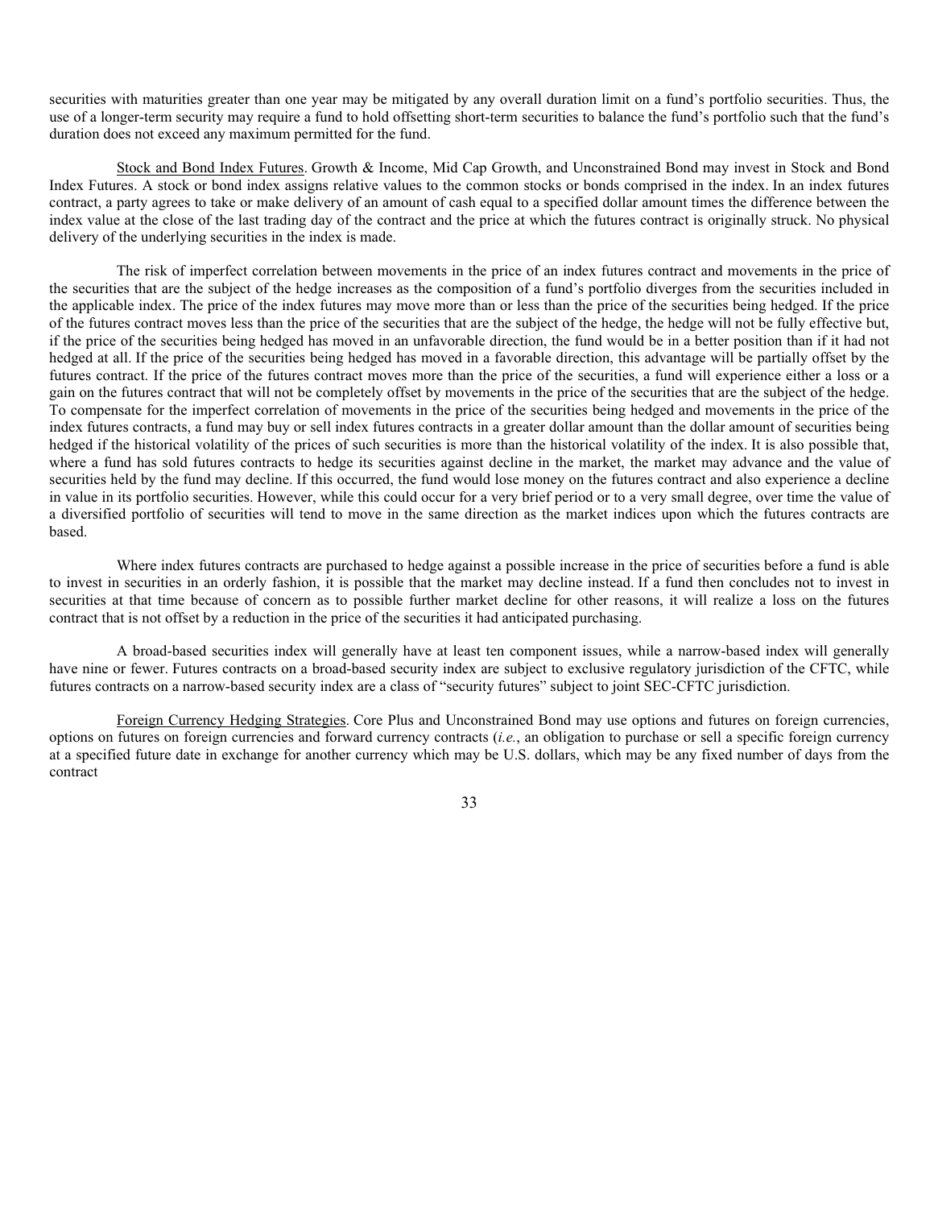securities with maturities greater than one year may be mitigated by any overall duration limit on a fund's portfolio securities. Thus, the use of a longer-term security may require a fund to hold offsetting short-term securities to balance the fund's portfolio such that the fund's duration does not exceed any maximum permitted for the fund.

Stock and Bond Index Futures. Growth & Income, Mid Cap Growth, and Unconstrained Bond may invest in Stock and Bond Index Futures. A stock or bond index assigns relative values to the common stocks or bonds comprised in the index. In an index futures contract, a party agrees to take or make delivery of an amount of cash equal to a specified dollar amount times the difference between the index value at the close of the last trading day of the contract and the price at which the futures contract is originally struck. No physical delivery of the underlying securities in the index is made.

The risk of imperfect correlation between movements in the price of an index futures contract and movements in the price of the securities that are the subject of the hedge increases as the composition of a fund's portfolio diverges from the securities included in the applicable index. The price of the index futures may move more than or less than the price of the securities being hedged. If the price of the futures contract moves less than the price of the securities that are the subject of the hedge, the hedge will not be fully effective but, if the price of the securities being hedged has moved in an unfavorable direction, the fund would be in a better position than if it had not hedged at all. If the price of the securities being hedged has moved in a favorable direction, this advantage will be partially offset by the futures contract. If the price of the futures contract moves more than the price of the securities, a fund will experience either a loss or a gain on the futures contract that will not be completely offset by movements in the price of the securities that are the subject of the hedge. To compensate for the imperfect correlation of movements in the price of the securities being hedged and movements in the price of the index futures contracts, a fund may buy or sell index futures contracts in a greater dollar amount than the dollar amount of securities being hedged if the historical volatility of the prices of such securities is more than the historical volatility of the index. It is also possible that, where a fund has sold futures contracts to hedge its securities against decline in the market, the market may advance and the value of securities held by the fund may decline. If this occurred, the fund would lose money on the futures contract and also experience a decline in value in its portfolio securities. However, while this could occur for a very brief period or to a very small degree, over time the value of a diversified portfolio of securities will tend to move in the same direction as the market indices upon which the futures contracts are based.

Where index futures contracts are purchased to hedge against a possible increase in the price of securities before a fund is able to invest in securities in an orderly fashion, it is possible that the market may decline instead. If a fund then concludes not to invest in securities at that time because of concern as to possible further market decline for other reasons, it will realize a loss on the futures contract that is not offset by a reduction in the price of the securities it had anticipated purchasing.

A broad-based securities index will generally have at least ten component issues, while a narrow-based index will generally have nine or fewer. Futures contracts on a broad-based security index are subject to exclusive regulatory jurisdiction of the CFTC, while futures contracts on a narrow-based security index are a class of "security futures" subject to joint SEC-CFTC jurisdiction.

Foreign Currency Hedging Strategies. Core Plus and Unconstrained Bond may use options and futures on foreign currencies, options on futures on foreign currencies and forward currency contracts (*i.e.*, an obligation to purchase or sell a specific foreign currency at a specified future date in exchange for another currency which may be U.S. dollars, which may be any fixed number of days from the contract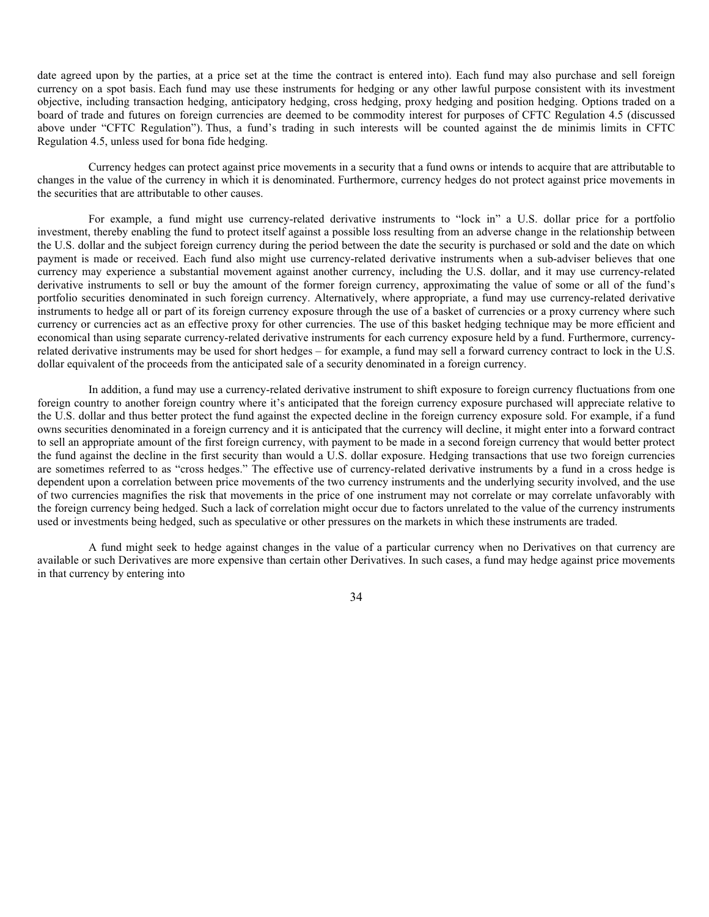date agreed upon by the parties, at a price set at the time the contract is entered into). Each fund may also purchase and sell foreign currency on a spot basis. Each fund may use these instruments for hedging or any other lawful purpose consistent with its investment objective, including transaction hedging, anticipatory hedging, cross hedging, proxy hedging and position hedging. Options traded on a board of trade and futures on foreign currencies are deemed to be commodity interest for purposes of CFTC Regulation 4.5 (discussed above under "CFTC Regulation"). Thus, a fund's trading in such interests will be counted against the de minimis limits in CFTC Regulation 4.5, unless used for bona fide hedging.

Currency hedges can protect against price movements in a security that a fund owns or intends to acquire that are attributable to changes in the value of the currency in which it is denominated. Furthermore, currency hedges do not protect against price movements in the securities that are attributable to other causes.

For example, a fund might use currency-related derivative instruments to "lock in" a U.S. dollar price for a portfolio investment, thereby enabling the fund to protect itself against a possible loss resulting from an adverse change in the relationship between the U.S. dollar and the subject foreign currency during the period between the date the security is purchased or sold and the date on which payment is made or received. Each fund also might use currency-related derivative instruments when a sub-adviser believes that one currency may experience a substantial movement against another currency, including the U.S. dollar, and it may use currency-related derivative instruments to sell or buy the amount of the former foreign currency, approximating the value of some or all of the fund's portfolio securities denominated in such foreign currency. Alternatively, where appropriate, a fund may use currency-related derivative instruments to hedge all or part of its foreign currency exposure through the use of a basket of currencies or a proxy currency where such currency or currencies act as an effective proxy for other currencies. The use of this basket hedging technique may be more efficient and economical than using separate currency-related derivative instruments for each currency exposure held by a fund. Furthermore, currency-related derivative instruments may be used for short hedges – for example, a fund may sell a forward currency contract to lock in the U.S. dollar equivalent of the proceeds from the anticipated sale of a security denominated in a foreign currency.

In addition, a fund may use a currency-related derivative instrument to shift exposure to foreign currency fluctuations from one foreign country to another foreign country where it's anticipated that the foreign currency exposure purchased will appreciate relative to the U.S. dollar and thus better protect the fund against the expected decline in the foreign currency exposure sold. For example, if a fund owns securities denominated in a foreign currency and it is anticipated that the currency will decline, it might enter into a forward contract to sell an appropriate amount of the first foreign currency, with payment to be made in a second foreign currency that would better protect the fund against the decline in the first security than would a U.S. dollar exposure. Hedging transactions that use two foreign currencies are sometimes referred to as "cross hedges." The effective use of currency-related derivative instruments by a fund in a cross hedge is dependent upon a correlation between price movements of the two currency instruments and the underlying security involved, and the use of two currencies magnifies the risk that movements in the price of one instrument may not correlate or may correlate unfavorably with the foreign currency being hedged. Such a lack of correlation might occur due to factors unrelated to the value of the currency instruments used or investments being hedged, such as speculative or other pressures on the markets in which these instruments are traded.

A fund might seek to hedge against changes in the value of a particular currency when no Derivatives on that currency are available or such Derivatives are more expensive than certain other Derivatives. In such cases, a fund may hedge against price movements in that currency by entering into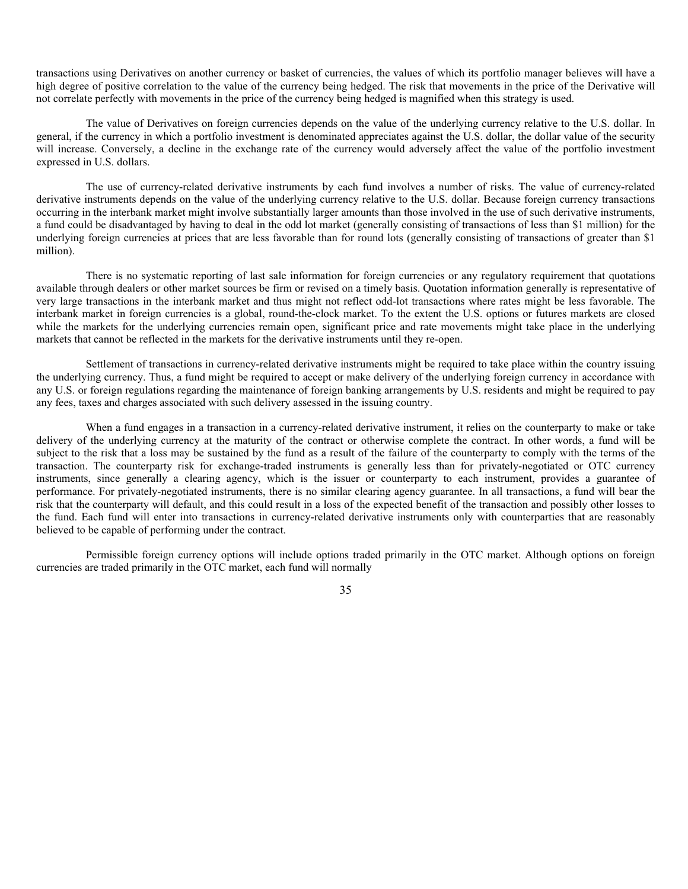transactions using Derivatives on another currency or basket of currencies, the values of which its portfolio manager believes will have a high degree of positive correlation to the value of the currency being hedged. The risk that movements in the price of the Derivative will not correlate perfectly with movements in the price of the currency being hedged is magnified when this strategy is used.

The value of Derivatives on foreign currencies depends on the value of the underlying currency relative to the U.S. dollar. In general, if the currency in which a portfolio investment is denominated appreciates against the U.S. dollar, the dollar value of the security will increase. Conversely, a decline in the exchange rate of the currency would adversely affect the value of the portfolio investment expressed in U.S. dollars.

The use of currency-related derivative instruments by each fund involves a number of risks. The value of currency-related derivative instruments depends on the value of the underlying currency relative to the U.S. dollar. Because foreign currency transactions occurring in the interbank market might involve substantially larger amounts than those involved in the use of such derivative instruments, a fund could be disadvantaged by having to deal in the odd lot market (generally consisting of transactions of less than $1 million) for the underlying foreign currencies at prices that are less favorable than for round lots (generally consisting of transactions of greater than $1 million).

There is no systematic reporting of last sale information for foreign currencies or any regulatory requirement that quotations available through dealers or other market sources be firm or revised on a timely basis. Quotation information generally is representative of very large transactions in the interbank market and thus might not reflect odd-lot transactions where rates might be less favorable. The interbank market in foreign currencies is a global, round-the-clock market. To the extent the U.S. options or futures markets are closed while the markets for the underlying currencies remain open, significant price and rate movements might take place in the underlying markets that cannot be reflected in the markets for the derivative instruments until they re-open.

Settlement of transactions in currency-related derivative instruments might be required to take place within the country issuing the underlying currency. Thus, a fund might be required to accept or make delivery of the underlying foreign currency in accordance with any U.S. or foreign regulations regarding the maintenance of foreign banking arrangements by U.S. residents and might be required to pay any fees, taxes and charges associated with such delivery assessed in the issuing country.

When a fund engages in a transaction in a currency-related derivative instrument, it relies on the counterparty to make or take delivery of the underlying currency at the maturity of the contract or otherwise complete the contract. In other words, a fund will be subject to the risk that a loss may be sustained by the fund as a result of the failure of the counterparty to comply with the terms of the transaction. The counterparty risk for exchange-traded instruments is generally less than for privately-negotiated or OTC currency instruments, since generally a clearing agency, which is the issuer or counterparty to each instrument, provides a guarantee of performance. For privately-negotiated instruments, there is no similar clearing agency guarantee. In all transactions, a fund will bear the risk that the counterparty will default, and this could result in a loss of the expected benefit of the transaction and possibly other losses to the fund. Each fund will enter into transactions in currency-related derivative instruments only with counterparties that are reasonably believed to be capable of performing under the contract.

Permissible foreign currency options will include options traded primarily in the OTC market. Although options on foreign currencies are traded primarily in the OTC market, each fund will normally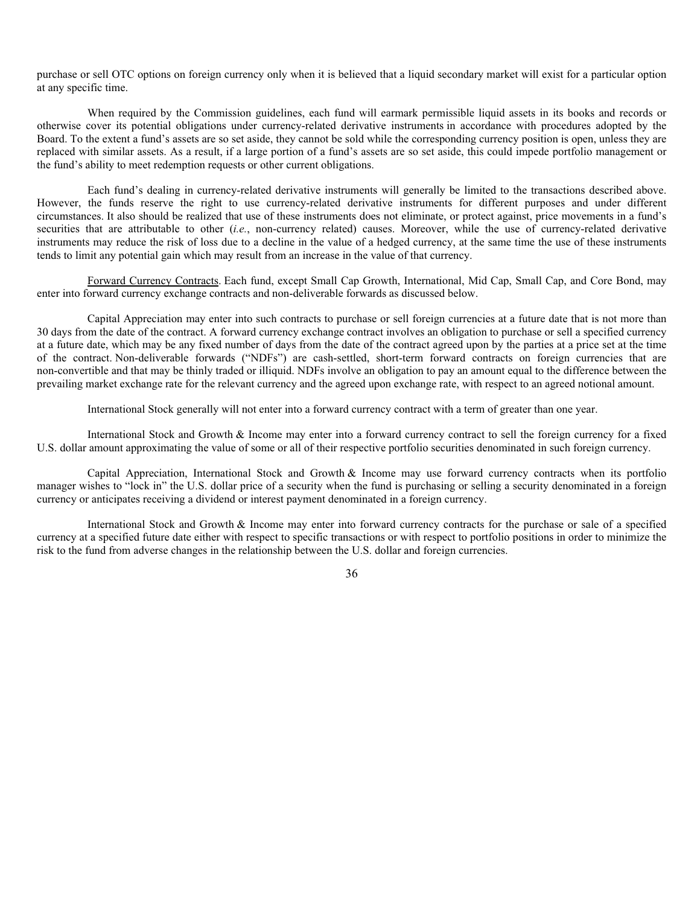purchase or sell OTC options on foreign currency only when it is believed that a liquid secondary market will exist for a particular option at any specific time.

When required by the Commission guidelines, each fund will earmark permissible liquid assets in its books and records or otherwise cover its potential obligations under currency-related derivative instruments in accordance with procedures adopted by the Board. To the extent a fund's assets are so set aside, they cannot be sold while the corresponding currency position is open, unless they are replaced with similar assets. As a result, if a large portion of a fund's assets are so set aside, this could impede portfolio management or the fund's ability to meet redemption requests or other current obligations.

Each fund's dealing in currency-related derivative instruments will generally be limited to the transactions described above. However, the funds reserve the right to use currency-related derivative instruments for different purposes and under different circumstances. It also should be realized that use of these instruments does not eliminate, or protect against, price movements in a fund's securities that are attributable to other (*i.e.*, non-currency related) causes. Moreover, while the use of currency-related derivative instruments may reduce the risk of loss due to a decline in the value of a hedged currency, at the same time the use of these instruments tends to limit any potential gain which may result from an increase in the value of that currency.

Forward Currency Contracts. Each fund, except Small Cap Growth, International, Mid Cap, Small Cap, and Core Bond, may enter into forward currency exchange contracts and non-deliverable forwards as discussed below.

Capital Appreciation may enter into such contracts to purchase or sell foreign currencies at a future date that is not more than 30 days from the date of the contract. A forward currency exchange contract involves an obligation to purchase or sell a specified currency at a future date, which may be any fixed number of days from the date of the contract agreed upon by the parties at a price set at the time of the contract. Non-deliverable forwards ("NDFs") are cash-settled, short-term forward contracts on foreign currencies that are non-convertible and that may be thinly traded or illiquid. NDFs involve an obligation to pay an amount equal to the difference between the prevailing market exchange rate for the relevant currency and the agreed upon exchange rate, with respect to an agreed notional amount.

International Stock generally will not enter into a forward currency contract with a term of greater than one year.

International Stock and Growth & Income may enter into a forward currency contract to sell the foreign currency for a fixed U.S. dollar amount approximating the value of some or all of their respective portfolio securities denominated in such foreign currency.

Capital Appreciation, International Stock and Growth & Income may use forward currency contracts when its portfolio manager wishes to "lock in" the U.S. dollar price of a security when the fund is purchasing or selling a security denominated in a foreign currency or anticipates receiving a dividend or interest payment denominated in a foreign currency.

International Stock and Growth & Income may enter into forward currency contracts for the purchase or sale of a specified currency at a specified future date either with respect to specific transactions or with respect to portfolio positions in order to minimize the risk to the fund from adverse changes in the relationship between the U.S. dollar and foreign currencies.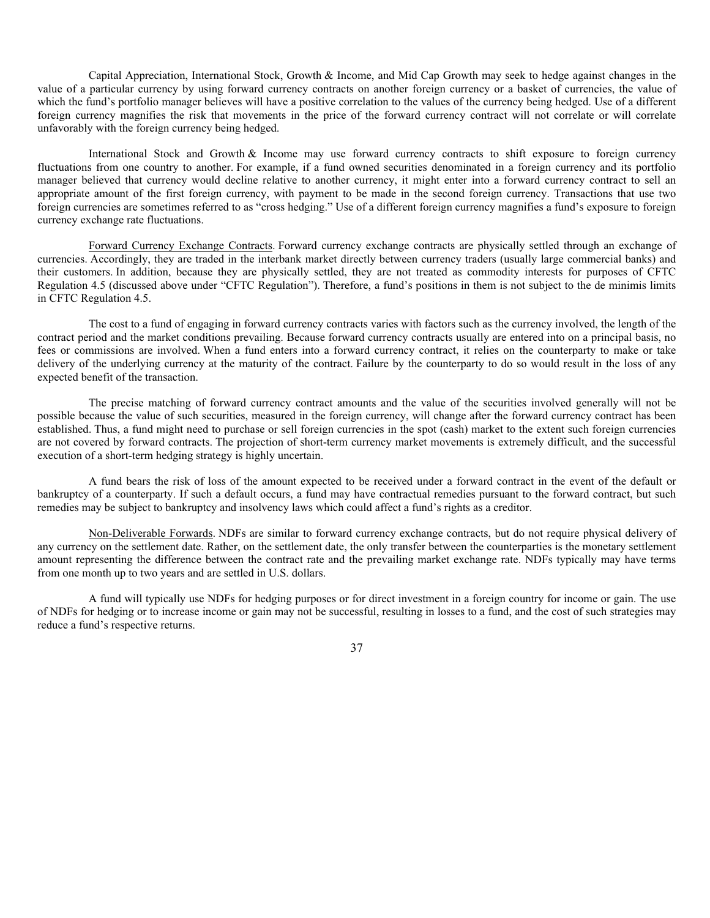Capital Appreciation, International Stock, Growth & Income, and Mid Cap Growth may seek to hedge against changes in the value of a particular currency by using forward currency contracts on another foreign currency or a basket of currencies, the value of which the fund's portfolio manager believes will have a positive correlation to the values of the currency being hedged. Use of a different foreign currency magnifies the risk that movements in the price of the forward currency contract will not correlate or will correlate unfavorably with the foreign currency being hedged.

International Stock and Growth & Income may use forward currency contracts to shift exposure to foreign currency fluctuations from one country to another. For example, if a fund owned securities denominated in a foreign currency and its portfolio manager believed that currency would decline relative to another currency, it might enter into a forward currency contract to sell an appropriate amount of the first foreign currency, with payment to be made in the second foreign currency. Transactions that use two foreign currencies are sometimes referred to as "cross hedging." Use of a different foreign currency magnifies a fund's exposure to foreign currency exchange rate fluctuations.

Forward Currency Exchange Contracts. Forward currency exchange contracts are physically settled through an exchange of currencies. Accordingly, they are traded in the interbank market directly between currency traders (usually large commercial banks) and their customers. In addition, because they are physically settled, they are not treated as commodity interests for purposes of CFTC Regulation 4.5 (discussed above under "CFTC Regulation"). Therefore, a fund's positions in them is not subject to the de minimis limits in CFTC Regulation 4.5.

The cost to a fund of engaging in forward currency contracts varies with factors such as the currency involved, the length of the contract period and the market conditions prevailing. Because forward currency contracts usually are entered into on a principal basis, no fees or commissions are involved. When a fund enters into a forward currency contract, it relies on the counterparty to make or take delivery of the underlying currency at the maturity of the contract. Failure by the counterparty to do so would result in the loss of any expected benefit of the transaction.

The precise matching of forward currency contract amounts and the value of the securities involved generally will not be possible because the value of such securities, measured in the foreign currency, will change after the forward currency contract has been established. Thus, a fund might need to purchase or sell foreign currencies in the spot (cash) market to the extent such foreign currencies are not covered by forward contracts. The projection of short-term currency market movements is extremely difficult, and the successful execution of a short-term hedging strategy is highly uncertain.

A fund bears the risk of loss of the amount expected to be received under a forward contract in the event of the default or bankruptcy of a counterparty. If such a default occurs, a fund may have contractual remedies pursuant to the forward contract, but such remedies may be subject to bankruptcy and insolvency laws which could affect a fund's rights as a creditor.

Non-Deliverable Forwards. NDFs are similar to forward currency exchange contracts, but do not require physical delivery of any currency on the settlement date. Rather, on the settlement date, the only transfer between the counterparties is the monetary settlement amount representing the difference between the contract rate and the prevailing market exchange rate. NDFs typically may have terms from one month up to two years and are settled in U.S. dollars.

A fund will typically use NDFs for hedging purposes or for direct investment in a foreign country for income or gain. The use of NDFs for hedging or to increase income or gain may not be successful, resulting in losses to a fund, and the cost of such strategies may reduce a fund's respective returns.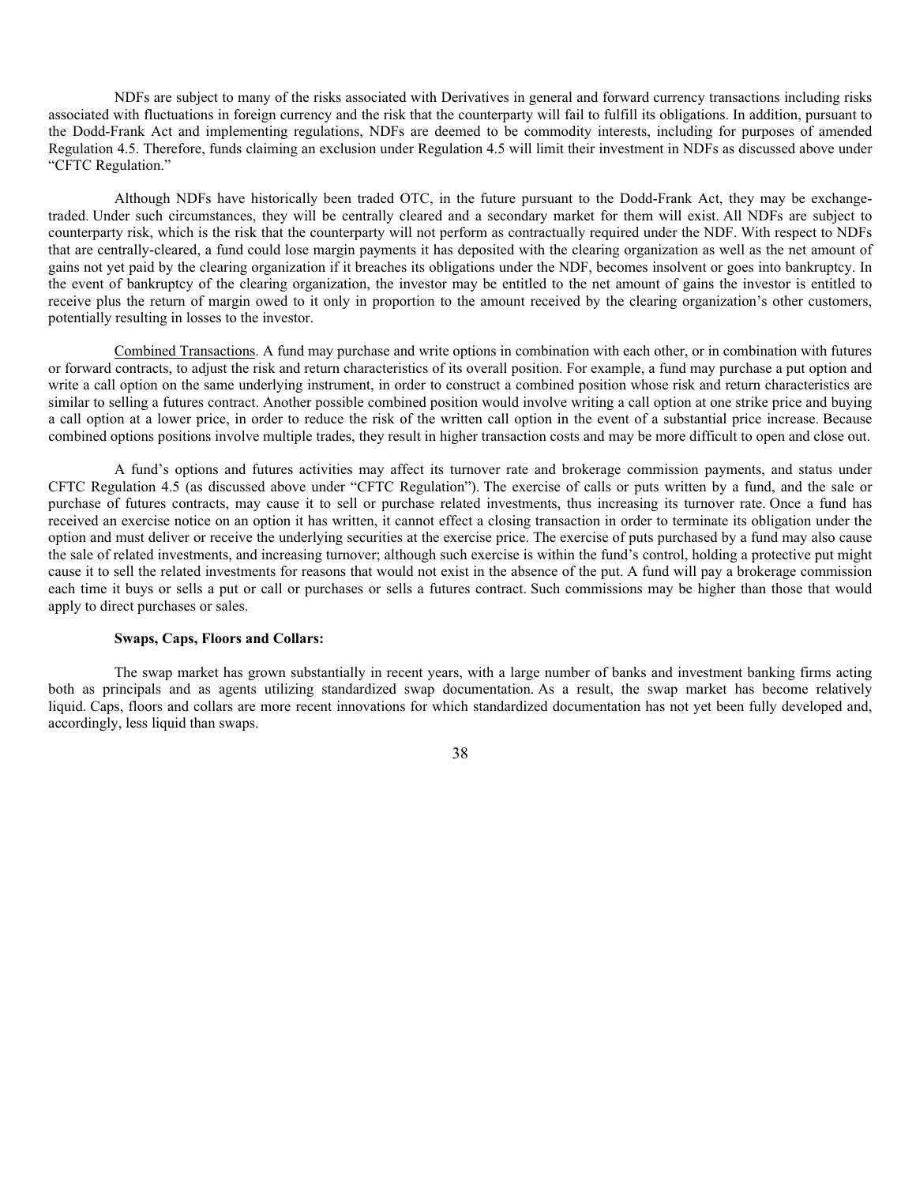NDFs are subject to many of the risks associated with Derivatives in general and forward currency transactions including risks associated with fluctuations in foreign currency and the risk that the counterparty will fail to fulfill its obligations. In addition, pursuant to the Dodd-Frank Act and implementing regulations, NDFs are deemed to be commodity interests, including for purposes of amended Regulation 4.5. Therefore, funds claiming an exclusion under Regulation 4.5 will limit their investment in NDFs as discussed above under "CFTC Regulation."

Although NDFs have historically been traded OTC, in the future pursuant to the Dodd-Frank Act, they may be exchange-traded. Under such circumstances, they will be centrally cleared and a secondary market for them will exist. All NDFs are subject to counterparty risk, which is the risk that the counterparty will not perform as contractually required under the NDF. With respect to NDFs that are centrally-cleared, a fund could lose margin payments it has deposited with the clearing organization as well as the net amount of gains not yet paid by the clearing organization if it breaches its obligations under the NDF, becomes insolvent or goes into bankruptcy. In the event of bankruptcy of the clearing organization, the investor may be entitled to the net amount of gains the investor is entitled to receive plus the return of margin owed to it only in proportion to the amount received by the clearing organization's other customers, potentially resulting in losses to the investor.

Combined Transactions. A fund may purchase and write options in combination with each other, or in combination with futures or forward contracts, to adjust the risk and return characteristics of its overall position. For example, a fund may purchase a put option and write a call option on the same underlying instrument, in order to construct a combined position whose risk and return characteristics are similar to selling a futures contract. Another possible combined position would involve writing a call option at one strike price and buying a call option at a lower price, in order to reduce the risk of the written call option in the event of a substantial price increase. Because combined options positions involve multiple trades, they result in higher transaction costs and may be more difficult to open and close out.

A fund's options and futures activities may affect its turnover rate and brokerage commission payments, and status under CFTC Regulation 4.5 (as discussed above under "CFTC Regulation"). The exercise of calls or puts written by a fund, and the sale or purchase of futures contracts, may cause it to sell or purchase related investments, thus increasing its turnover rate. Once a fund has received an exercise notice on an option it has written, it cannot effect a closing transaction in order to terminate its obligation under the option and must deliver or receive the underlying securities at the exercise price. The exercise of puts purchased by a fund may also cause the sale of related investments, and increasing turnover; although such exercise is within the fund's control, holding a protective put might cause it to sell the related investments for reasons that would not exist in the absence of the put. A fund will pay a brokerage commission each time it buys or sells a put or call or purchases or sells a futures contract. Such commissions may be higher than those that would apply to direct purchases or sales.

**Swaps, Caps, Floors and Collars:**

The swap market has grown substantially in recent years, with a large number of banks and investment banking firms acting both as principals and as agents utilizing standardized swap documentation. As a result, the swap market has become relatively liquid. Caps, floors and collars are more recent innovations for which standardized documentation has not yet been fully developed and, accordingly, less liquid than swaps.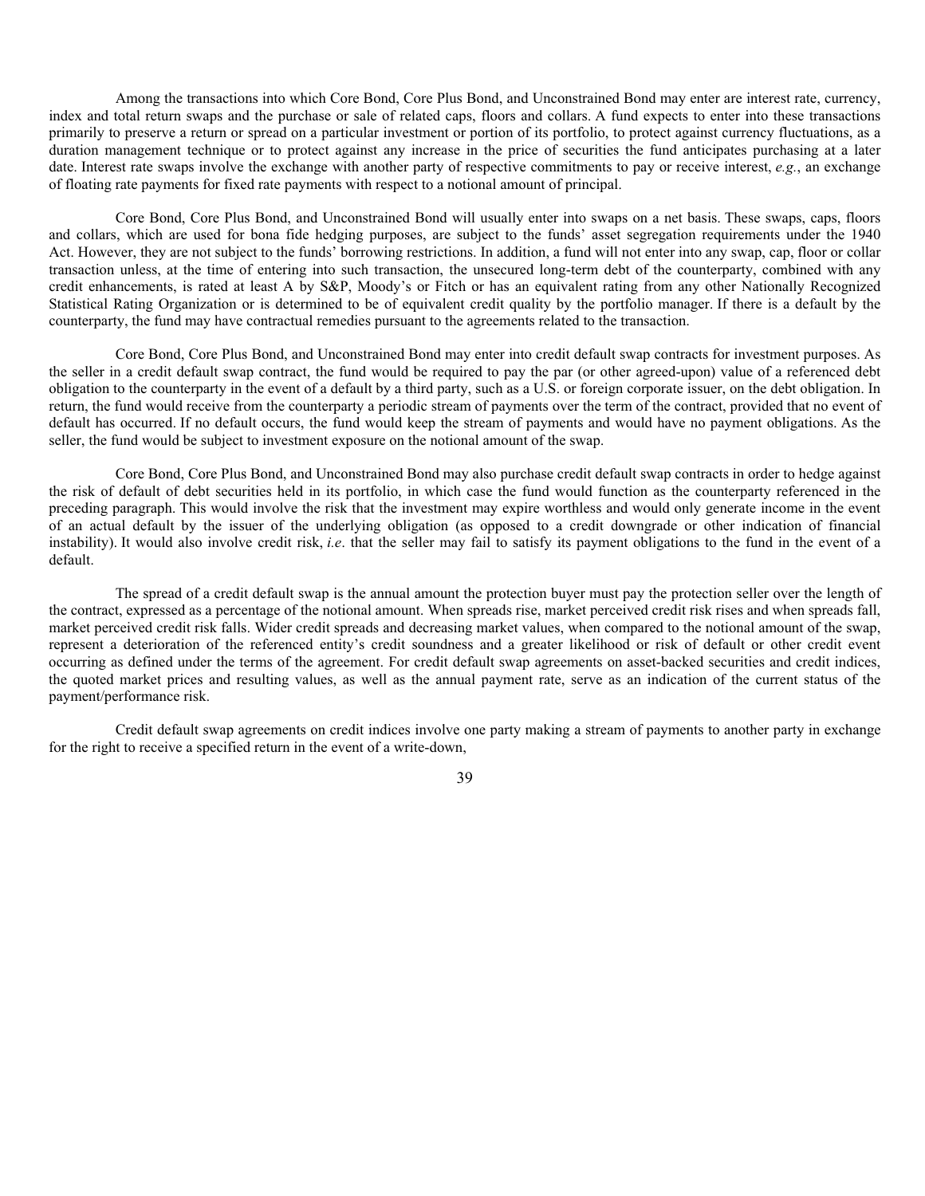Among the transactions into which Core Bond, Core Plus Bond, and Unconstrained Bond may enter are interest rate, currency, index and total return swaps and the purchase or sale of related caps, floors and collars. A fund expects to enter into these transactions primarily to preserve a return or spread on a particular investment or portion of its portfolio, to protect against currency fluctuations, as a duration management technique or to protect against any increase in the price of securities the fund anticipates purchasing at a later date. Interest rate swaps involve the exchange with another party of respective commitments to pay or receive interest, *e.g.*, an exchange of floating rate payments for fixed rate payments with respect to a notional amount of principal.

Core Bond, Core Plus Bond, and Unconstrained Bond will usually enter into swaps on a net basis. These swaps, caps, floors and collars, which are used for bona fide hedging purposes, are subject to the funds' asset segregation requirements under the 1940 Act. However, they are not subject to the funds' borrowing restrictions. In addition, a fund will not enter into any swap, cap, floor or collar transaction unless, at the time of entering into such transaction, the unsecured long-term debt of the counterparty, combined with any credit enhancements, is rated at least A by S&P, Moody's or Fitch or has an equivalent rating from any other Nationally Recognized Statistical Rating Organization or is determined to be of equivalent credit quality by the portfolio manager. If there is a default by the counterparty, the fund may have contractual remedies pursuant to the agreements related to the transaction.

Core Bond, Core Plus Bond, and Unconstrained Bond may enter into credit default swap contracts for investment purposes. As the seller in a credit default swap contract, the fund would be required to pay the par (or other agreed-upon) value of a referenced debt obligation to the counterparty in the event of a default by a third party, such as a U.S. or foreign corporate issuer, on the debt obligation. In return, the fund would receive from the counterparty a periodic stream of payments over the term of the contract, provided that no event of default has occurred. If no default occurs, the fund would keep the stream of payments and would have no payment obligations. As the seller, the fund would be subject to investment exposure on the notional amount of the swap.

Core Bond, Core Plus Bond, and Unconstrained Bond may also purchase credit default swap contracts in order to hedge against the risk of default of debt securities held in its portfolio, in which case the fund would function as the counterparty referenced in the preceding paragraph. This would involve the risk that the investment may expire worthless and would only generate income in the event of an actual default by the issuer of the underlying obligation (as opposed to a credit downgrade or other indication of financial instability). It would also involve credit risk, *i.e*. that the seller may fail to satisfy its payment obligations to the fund in the event of a default.

The spread of a credit default swap is the annual amount the protection buyer must pay the protection seller over the length of the contract, expressed as a percentage of the notional amount. When spreads rise, market perceived credit risk rises and when spreads fall, market perceived credit risk falls. Wider credit spreads and decreasing market values, when compared to the notional amount of the swap, represent a deterioration of the referenced entity's credit soundness and a greater likelihood or risk of default or other credit event occurring as defined under the terms of the agreement. For credit default swap agreements on asset-backed securities and credit indices, the quoted market prices and resulting values, as well as the annual payment rate, serve as an indication of the current status of the payment/performance risk.

Credit default swap agreements on credit indices involve one party making a stream of payments to another party in exchange for the right to receive a specified return in the event of a write-down,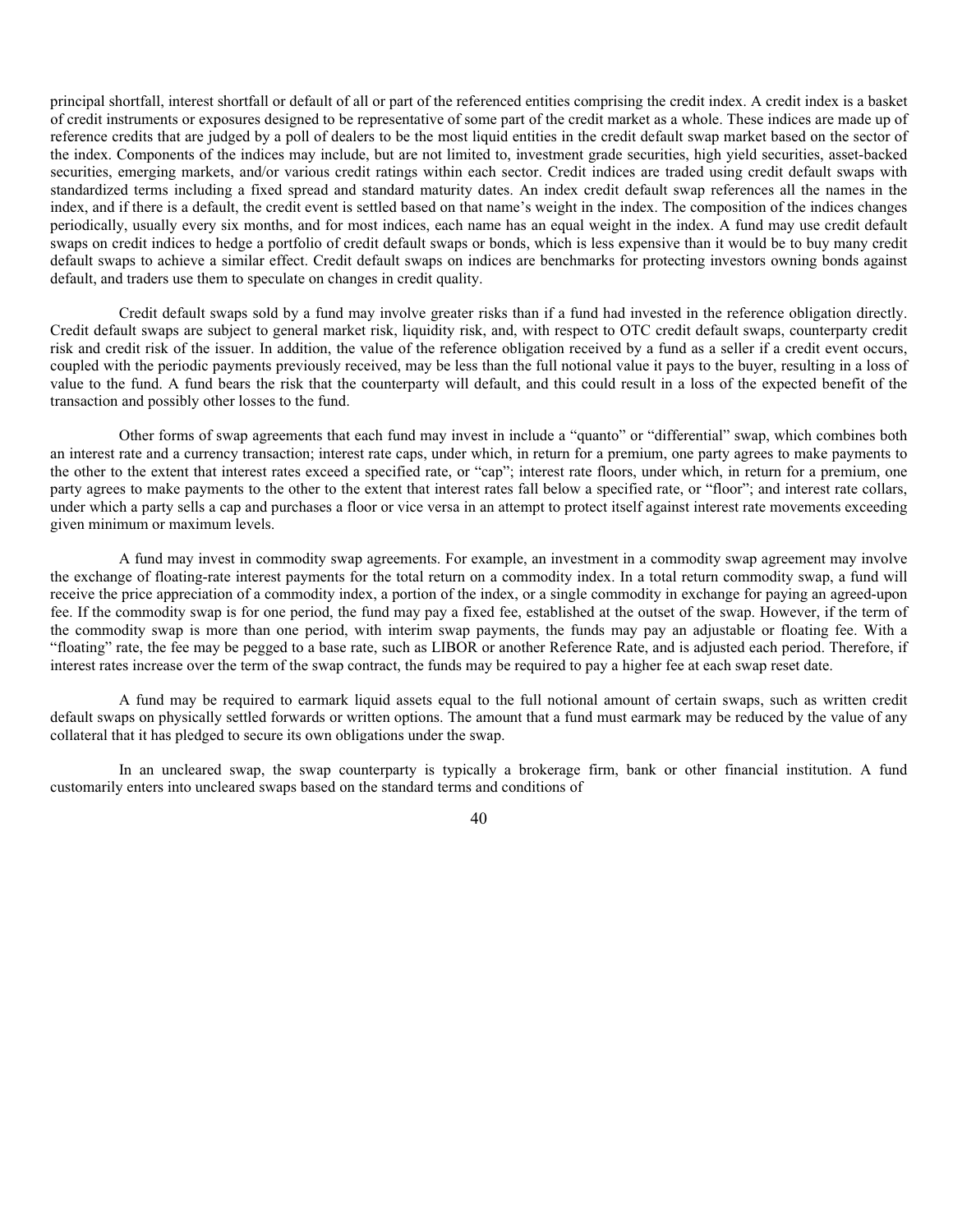principal shortfall, interest shortfall or default of all or part of the referenced entities comprising the credit index. A credit index is a basket of credit instruments or exposures designed to be representative of some part of the credit market as a whole. These indices are made up of reference credits that are judged by a poll of dealers to be the most liquid entities in the credit default swap market based on the sector of the index. Components of the indices may include, but are not limited to, investment grade securities, high yield securities, asset-backed securities, emerging markets, and/or various credit ratings within each sector. Credit indices are traded using credit default swaps with standardized terms including a fixed spread and standard maturity dates. An index credit default swap references all the names in the index, and if there is a default, the credit event is settled based on that name's weight in the index. The composition of the indices changes periodically, usually every six months, and for most indices, each name has an equal weight in the index. A fund may use credit default swaps on credit indices to hedge a portfolio of credit default swaps or bonds, which is less expensive than it would be to buy many credit default swaps to achieve a similar effect. Credit default swaps on indices are benchmarks for protecting investors owning bonds against default, and traders use them to speculate on changes in credit quality.

Credit default swaps sold by a fund may involve greater risks than if a fund had invested in the reference obligation directly. Credit default swaps are subject to general market risk, liquidity risk, and, with respect to OTC credit default swaps, counterparty credit risk and credit risk of the issuer. In addition, the value of the reference obligation received by a fund as a seller if a credit event occurs, coupled with the periodic payments previously received, may be less than the full notional value it pays to the buyer, resulting in a loss of value to the fund. A fund bears the risk that the counterparty will default, and this could result in a loss of the expected benefit of the transaction and possibly other losses to the fund.

Other forms of swap agreements that each fund may invest in include a "quanto" or "differential" swap, which combines both an interest rate and a currency transaction; interest rate caps, under which, in return for a premium, one party agrees to make payments to the other to the extent that interest rates exceed a specified rate, or "cap"; interest rate floors, under which, in return for a premium, one party agrees to make payments to the other to the extent that interest rates fall below a specified rate, or "floor"; and interest rate collars, under which a party sells a cap and purchases a floor or vice versa in an attempt to protect itself against interest rate movements exceeding given minimum or maximum levels.

A fund may invest in commodity swap agreements. For example, an investment in a commodity swap agreement may involve the exchange of floating-rate interest payments for the total return on a commodity index. In a total return commodity swap, a fund will receive the price appreciation of a commodity index, a portion of the index, or a single commodity in exchange for paying an agreed-upon fee. If the commodity swap is for one period, the fund may pay a fixed fee, established at the outset of the swap. However, if the term of the commodity swap is more than one period, with interim swap payments, the funds may pay an adjustable or floating fee. With a "floating" rate, the fee may be pegged to a base rate, such as LIBOR or another Reference Rate, and is adjusted each period. Therefore, if interest rates increase over the term of the swap contract, the funds may be required to pay a higher fee at each swap reset date.

A fund may be required to earmark liquid assets equal to the full notional amount of certain swaps, such as written credit default swaps on physically settled forwards or written options. The amount that a fund must earmark may be reduced by the value of any collateral that it has pledged to secure its own obligations under the swap.

In an uncleared swap, the swap counterparty is typically a brokerage firm, bank or other financial institution. A fund customarily enters into uncleared swaps based on the standard terms and conditions of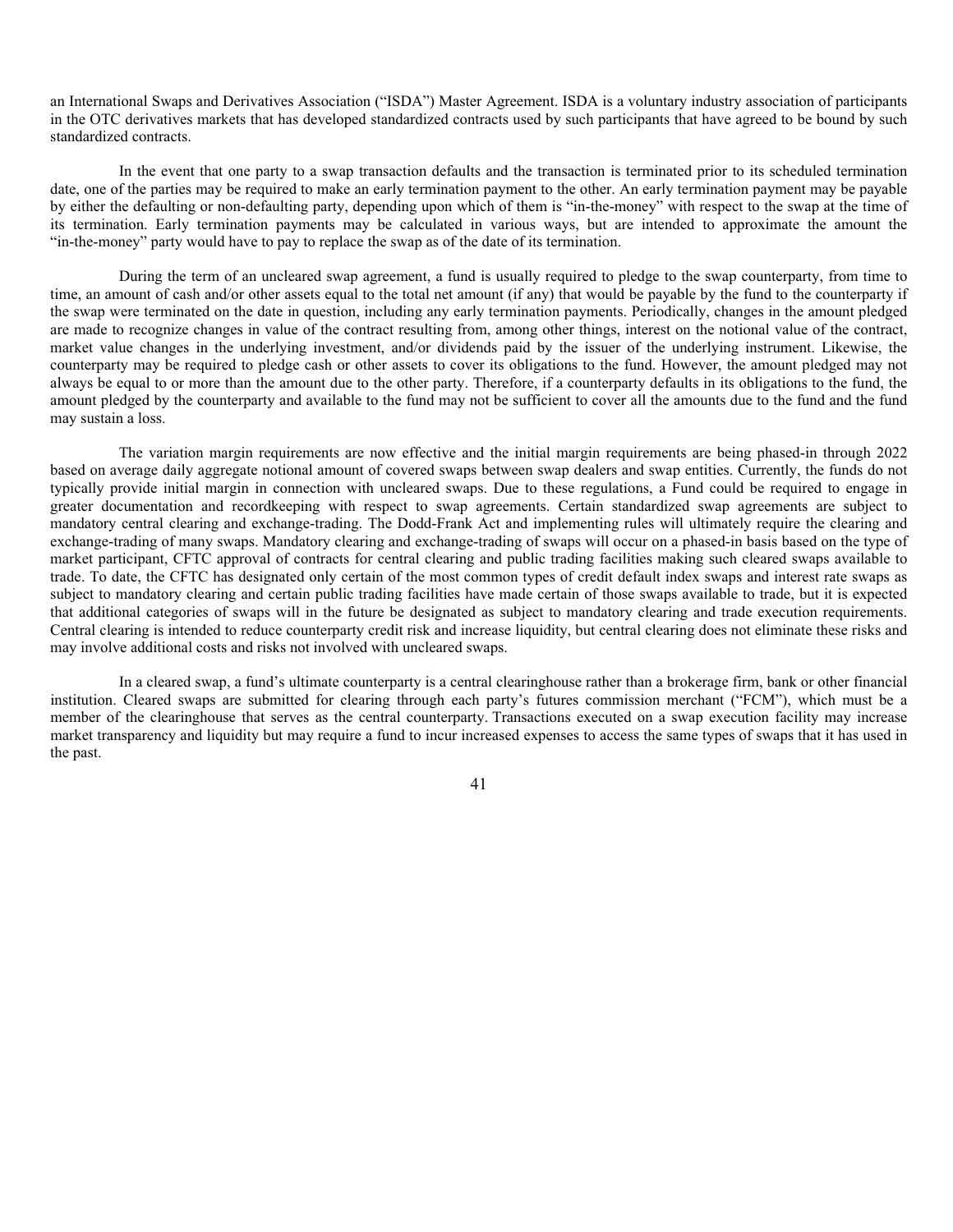an International Swaps and Derivatives Association ("ISDA") Master Agreement. ISDA is a voluntary industry association of participants in the OTC derivatives markets that has developed standardized contracts used by such participants that have agreed to be bound by such standardized contracts.

In the event that one party to a swap transaction defaults and the transaction is terminated prior to its scheduled termination date, one of the parties may be required to make an early termination payment to the other. An early termination payment may be payable by either the defaulting or non-defaulting party, depending upon which of them is "in-the-money" with respect to the swap at the time of its termination. Early termination payments may be calculated in various ways, but are intended to approximate the amount the "in-the-money" party would have to pay to replace the swap as of the date of its termination.

During the term of an uncleared swap agreement, a fund is usually required to pledge to the swap counterparty, from time to time, an amount of cash and/or other assets equal to the total net amount (if any) that would be payable by the fund to the counterparty if the swap were terminated on the date in question, including any early termination payments. Periodically, changes in the amount pledged are made to recognize changes in value of the contract resulting from, among other things, interest on the notional value of the contract, market value changes in the underlying investment, and/or dividends paid by the issuer of the underlying instrument. Likewise, the counterparty may be required to pledge cash or other assets to cover its obligations to the fund. However, the amount pledged may not always be equal to or more than the amount due to the other party. Therefore, if a counterparty defaults in its obligations to the fund, the amount pledged by the counterparty and available to the fund may not be sufficient to cover all the amounts due to the fund and the fund may sustain a loss.

The variation margin requirements are now effective and the initial margin requirements are being phased-in through 2022 based on average daily aggregate notional amount of covered swaps between swap dealers and swap entities. Currently, the funds do not typically provide initial margin in connection with uncleared swaps. Due to these regulations, a Fund could be required to engage in greater documentation and recordkeeping with respect to swap agreements. Certain standardized swap agreements are subject to mandatory central clearing and exchange-trading. The Dodd-Frank Act and implementing rules will ultimately require the clearing and exchange-trading of many swaps. Mandatory clearing and exchange-trading of swaps will occur on a phased-in basis based on the type of market participant, CFTC approval of contracts for central clearing and public trading facilities making such cleared swaps available to trade. To date, the CFTC has designated only certain of the most common types of credit default index swaps and interest rate swaps as subject to mandatory clearing and certain public trading facilities have made certain of those swaps available to trade, but it is expected that additional categories of swaps will in the future be designated as subject to mandatory clearing and trade execution requirements. Central clearing is intended to reduce counterparty credit risk and increase liquidity, but central clearing does not eliminate these risks and may involve additional costs and risks not involved with uncleared swaps.

In a cleared swap, a fund's ultimate counterparty is a central clearinghouse rather than a brokerage firm, bank or other financial institution. Cleared swaps are submitted for clearing through each party's futures commission merchant ("FCM"), which must be a member of the clearinghouse that serves as the central counterparty. Transactions executed on a swap execution facility may increase market transparency and liquidity but may require a fund to incur increased expenses to access the same types of swaps that it has used in the past.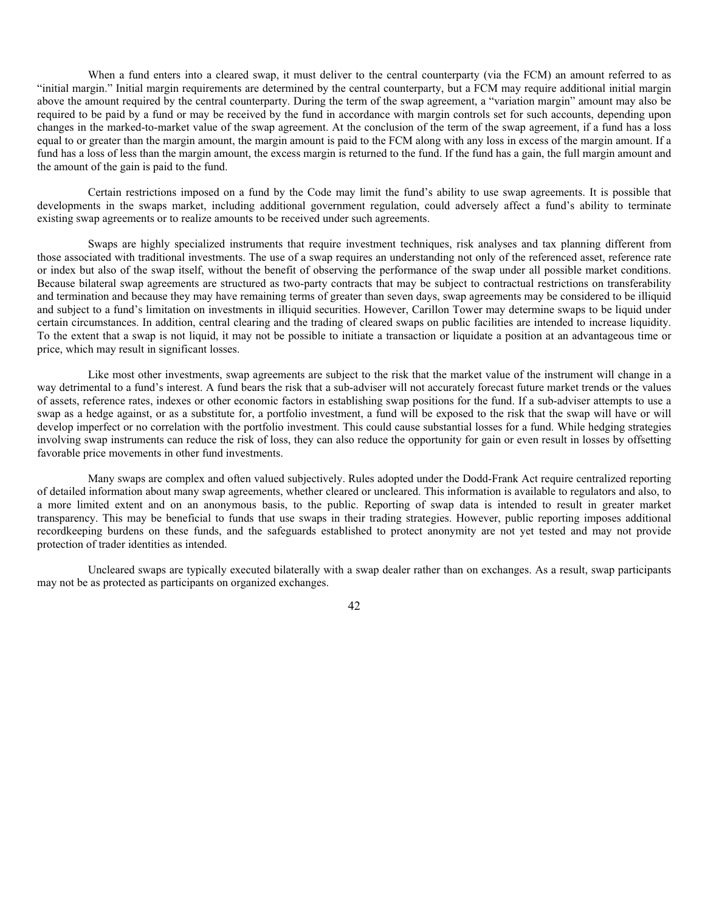When a fund enters into a cleared swap, it must deliver to the central counterparty (via the FCM) an amount referred to as "initial margin." Initial margin requirements are determined by the central counterparty, but a FCM may require additional initial margin above the amount required by the central counterparty. During the term of the swap agreement, a "variation margin" amount may also be required to be paid by a fund or may be received by the fund in accordance with margin controls set for such accounts, depending upon changes in the marked-to-market value of the swap agreement. At the conclusion of the term of the swap agreement, if a fund has a loss equal to or greater than the margin amount, the margin amount is paid to the FCM along with any loss in excess of the margin amount. If a fund has a loss of less than the margin amount, the excess margin is returned to the fund. If the fund has a gain, the full margin amount and the amount of the gain is paid to the fund.

Certain restrictions imposed on a fund by the Code may limit the fund's ability to use swap agreements. It is possible that developments in the swaps market, including additional government regulation, could adversely affect a fund's ability to terminate existing swap agreements or to realize amounts to be received under such agreements.

Swaps are highly specialized instruments that require investment techniques, risk analyses and tax planning different from those associated with traditional investments. The use of a swap requires an understanding not only of the referenced asset, reference rate or index but also of the swap itself, without the benefit of observing the performance of the swap under all possible market conditions. Because bilateral swap agreements are structured as two-party contracts that may be subject to contractual restrictions on transferability and termination and because they may have remaining terms of greater than seven days, swap agreements may be considered to be illiquid and subject to a fund's limitation on investments in illiquid securities. However, Carillon Tower may determine swaps to be liquid under certain circumstances. In addition, central clearing and the trading of cleared swaps on public facilities are intended to increase liquidity. To the extent that a swap is not liquid, it may not be possible to initiate a transaction or liquidate a position at an advantageous time or price, which may result in significant losses.

Like most other investments, swap agreements are subject to the risk that the market value of the instrument will change in a way detrimental to a fund's interest. A fund bears the risk that a sub-adviser will not accurately forecast future market trends or the values of assets, reference rates, indexes or other economic factors in establishing swap positions for the fund. If a sub-adviser attempts to use a swap as a hedge against, or as a substitute for, a portfolio investment, a fund will be exposed to the risk that the swap will have or will develop imperfect or no correlation with the portfolio investment. This could cause substantial losses for a fund. While hedging strategies involving swap instruments can reduce the risk of loss, they can also reduce the opportunity for gain or even result in losses by offsetting favorable price movements in other fund investments.

Many swaps are complex and often valued subjectively. Rules adopted under the Dodd-Frank Act require centralized reporting of detailed information about many swap agreements, whether cleared or uncleared. This information is available to regulators and also, to a more limited extent and on an anonymous basis, to the public. Reporting of swap data is intended to result in greater market transparency. This may be beneficial to funds that use swaps in their trading strategies. However, public reporting imposes additional recordkeeping burdens on these funds, and the safeguards established to protect anonymity are not yet tested and may not provide protection of trader identities as intended.

Uncleared swaps are typically executed bilaterally with a swap dealer rather than on exchanges. As a result, swap participants may not be as protected as participants on organized exchanges.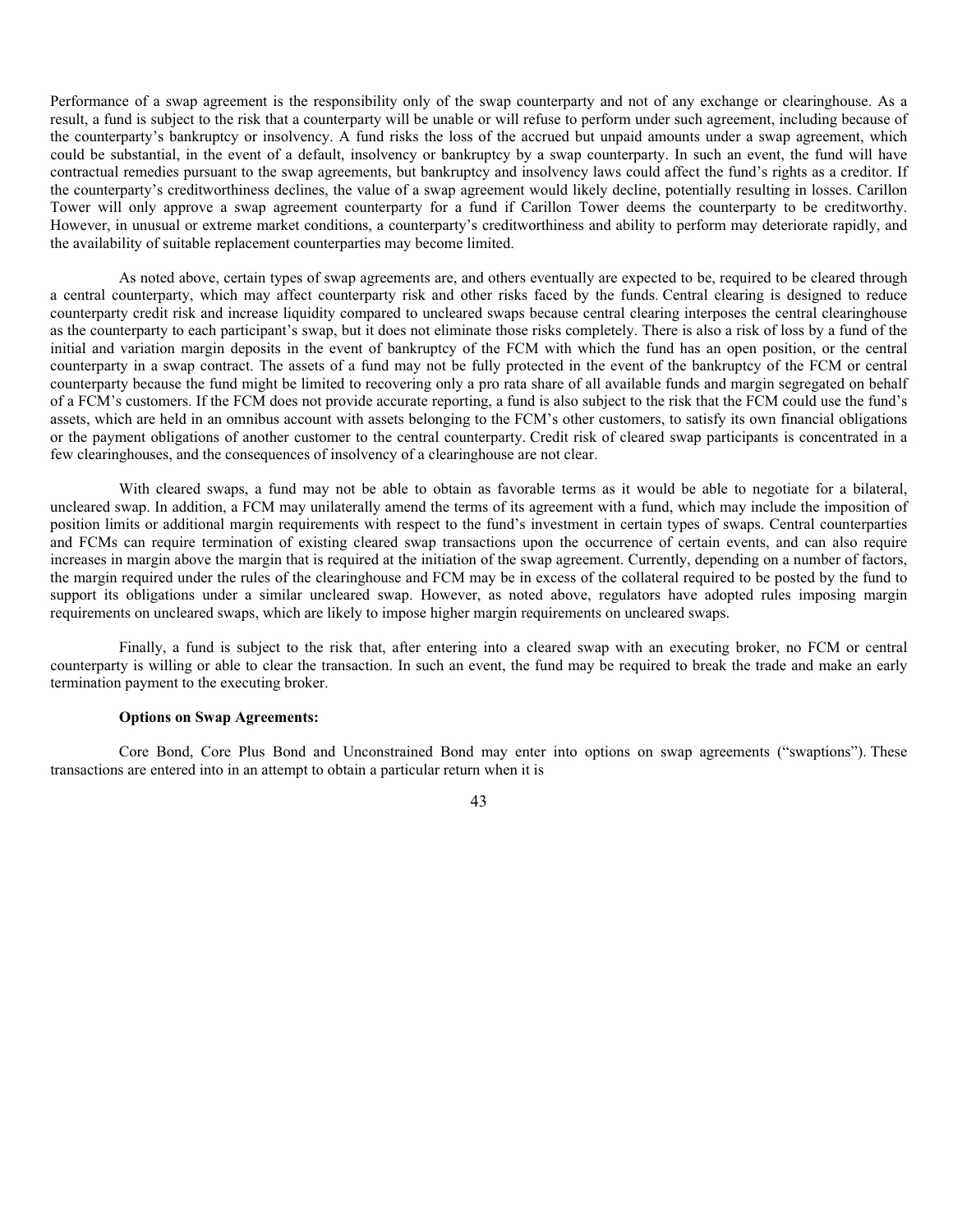Performance of a swap agreement is the responsibility only of the swap counterparty and not of any exchange or clearinghouse. As a result, a fund is subject to the risk that a counterparty will be unable or will refuse to perform under such agreement, including because of the counterparty's bankruptcy or insolvency. A fund risks the loss of the accrued but unpaid amounts under a swap agreement, which could be substantial, in the event of a default, insolvency or bankruptcy by a swap counterparty. In such an event, the fund will have contractual remedies pursuant to the swap agreements, but bankruptcy and insolvency laws could affect the fund's rights as a creditor. If the counterparty's creditworthiness declines, the value of a swap agreement would likely decline, potentially resulting in losses. Carillon Tower will only approve a swap agreement counterparty for a fund if Carillon Tower deems the counterparty to be creditworthy. However, in unusual or extreme market conditions, a counterparty's creditworthiness and ability to perform may deteriorate rapidly, and the availability of suitable replacement counterparties may become limited.

As noted above, certain types of swap agreements are, and others eventually are expected to be, required to be cleared through a central counterparty, which may affect counterparty risk and other risks faced by the funds. Central clearing is designed to reduce counterparty credit risk and increase liquidity compared to uncleared swaps because central clearing interposes the central clearinghouse as the counterparty to each participant's swap, but it does not eliminate those risks completely. There is also a risk of loss by a fund of the initial and variation margin deposits in the event of bankruptcy of the FCM with which the fund has an open position, or the central counterparty in a swap contract. The assets of a fund may not be fully protected in the event of the bankruptcy of the FCM or central counterparty because the fund might be limited to recovering only a pro rata share of all available funds and margin segregated on behalf of a FCM's customers. If the FCM does not provide accurate reporting, a fund is also subject to the risk that the FCM could use the fund's assets, which are held in an omnibus account with assets belonging to the FCM's other customers, to satisfy its own financial obligations or the payment obligations of another customer to the central counterparty. Credit risk of cleared swap participants is concentrated in a few clearinghouses, and the consequences of insolvency of a clearinghouse are not clear.

With cleared swaps, a fund may not be able to obtain as favorable terms as it would be able to negotiate for a bilateral, uncleared swap. In addition, a FCM may unilaterally amend the terms of its agreement with a fund, which may include the imposition of position limits or additional margin requirements with respect to the fund's investment in certain types of swaps. Central counterparties and FCMs can require termination of existing cleared swap transactions upon the occurrence of certain events, and can also require increases in margin above the margin that is required at the initiation of the swap agreement. Currently, depending on a number of factors, the margin required under the rules of the clearinghouse and FCM may be in excess of the collateral required to be posted by the fund to support its obligations under a similar uncleared swap. However, as noted above, regulators have adopted rules imposing margin requirements on uncleared swaps, which are likely to impose higher margin requirements on uncleared swaps.

Finally, a fund is subject to the risk that, after entering into a cleared swap with an executing broker, no FCM or central counterparty is willing or able to clear the transaction. In such an event, the fund may be required to break the trade and make an early termination payment to the executing broker.

**Options on Swap Agreements:**

Core Bond, Core Plus Bond and Unconstrained Bond may enter into options on swap agreements ("swaptions"). These transactions are entered into in an attempt to obtain a particular return when it is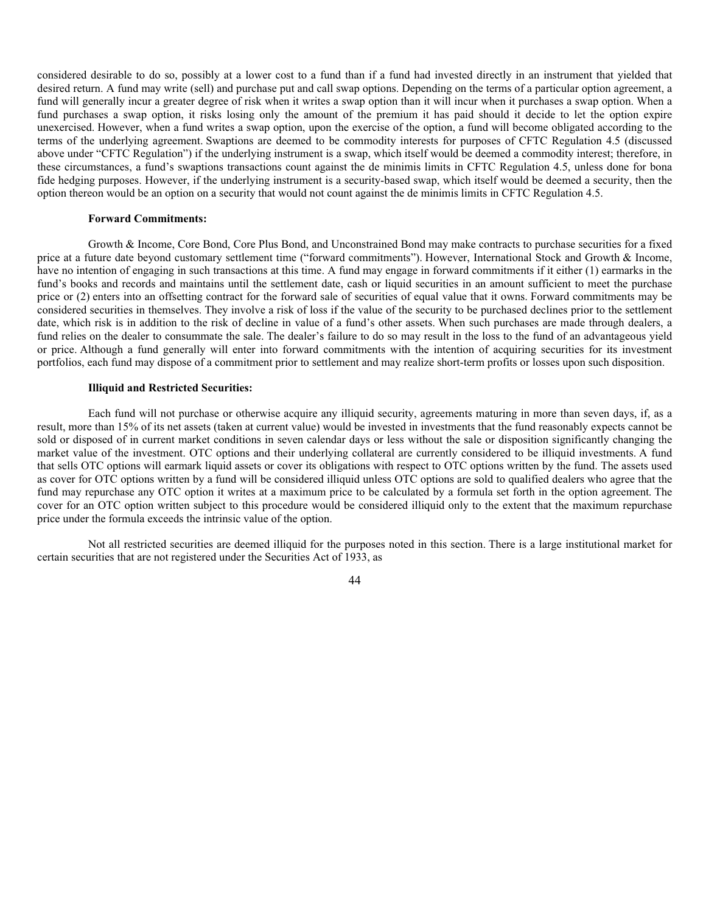considered desirable to do so, possibly at a lower cost to a fund than if a fund had invested directly in an instrument that yielded that desired return. A fund may write (sell) and purchase put and call swap options. Depending on the terms of a particular option agreement, a fund will generally incur a greater degree of risk when it writes a swap option than it will incur when it purchases a swap option. When a fund purchases a swap option, it risks losing only the amount of the premium it has paid should it decide to let the option expire unexercised. However, when a fund writes a swap option, upon the exercise of the option, a fund will become obligated according to the terms of the underlying agreement. Swaptions are deemed to be commodity interests for purposes of CFTC Regulation 4.5 (discussed above under "CFTC Regulation") if the underlying instrument is a swap, which itself would be deemed a commodity interest; therefore, in these circumstances, a fund's swaptions transactions count against the de minimis limits in CFTC Regulation 4.5, unless done for bona fide hedging purposes. However, if the underlying instrument is a security-based swap, which itself would be deemed a security, then the option thereon would be an option on a security that would not count against the de minimis limits in CFTC Regulation 4.5.

**Forward Commitments:**

Growth & Income, Core Bond, Core Plus Bond, and Unconstrained Bond may make contracts to purchase securities for a fixed price at a future date beyond customary settlement time ("forward commitments"). However, International Stock and Growth & Income, have no intention of engaging in such transactions at this time. A fund may engage in forward commitments if it either (1) earmarks in the fund's books and records and maintains until the settlement date, cash or liquid securities in an amount sufficient to meet the purchase price or (2) enters into an offsetting contract for the forward sale of securities of equal value that it owns. Forward commitments may be considered securities in themselves. They involve a risk of loss if the value of the security to be purchased declines prior to the settlement date, which risk is in addition to the risk of decline in value of a fund's other assets. When such purchases are made through dealers, a fund relies on the dealer to consummate the sale. The dealer's failure to do so may result in the loss to the fund of an advantageous yield or price. Although a fund generally will enter into forward commitments with the intention of acquiring securities for its investment portfolios, each fund may dispose of a commitment prior to settlement and may realize short-term profits or losses upon such disposition.

**Illiquid and Restricted Securities:**

Each fund will not purchase or otherwise acquire any illiquid security, agreements maturing in more than seven days, if, as a result, more than 15% of its net assets (taken at current value) would be invested in investments that the fund reasonably expects cannot be sold or disposed of in current market conditions in seven calendar days or less without the sale or disposition significantly changing the market value of the investment. OTC options and their underlying collateral are currently considered to be illiquid investments. A fund that sells OTC options will earmark liquid assets or cover its obligations with respect to OTC options written by the fund. The assets used as cover for OTC options written by a fund will be considered illiquid unless OTC options are sold to qualified dealers who agree that the fund may repurchase any OTC option it writes at a maximum price to be calculated by a formula set forth in the option agreement. The cover for an OTC option written subject to this procedure would be considered illiquid only to the extent that the maximum repurchase price under the formula exceeds the intrinsic value of the option.

Not all restricted securities are deemed illiquid for the purposes noted in this section. There is a large institutional market for certain securities that are not registered under the Securities Act of 1933, as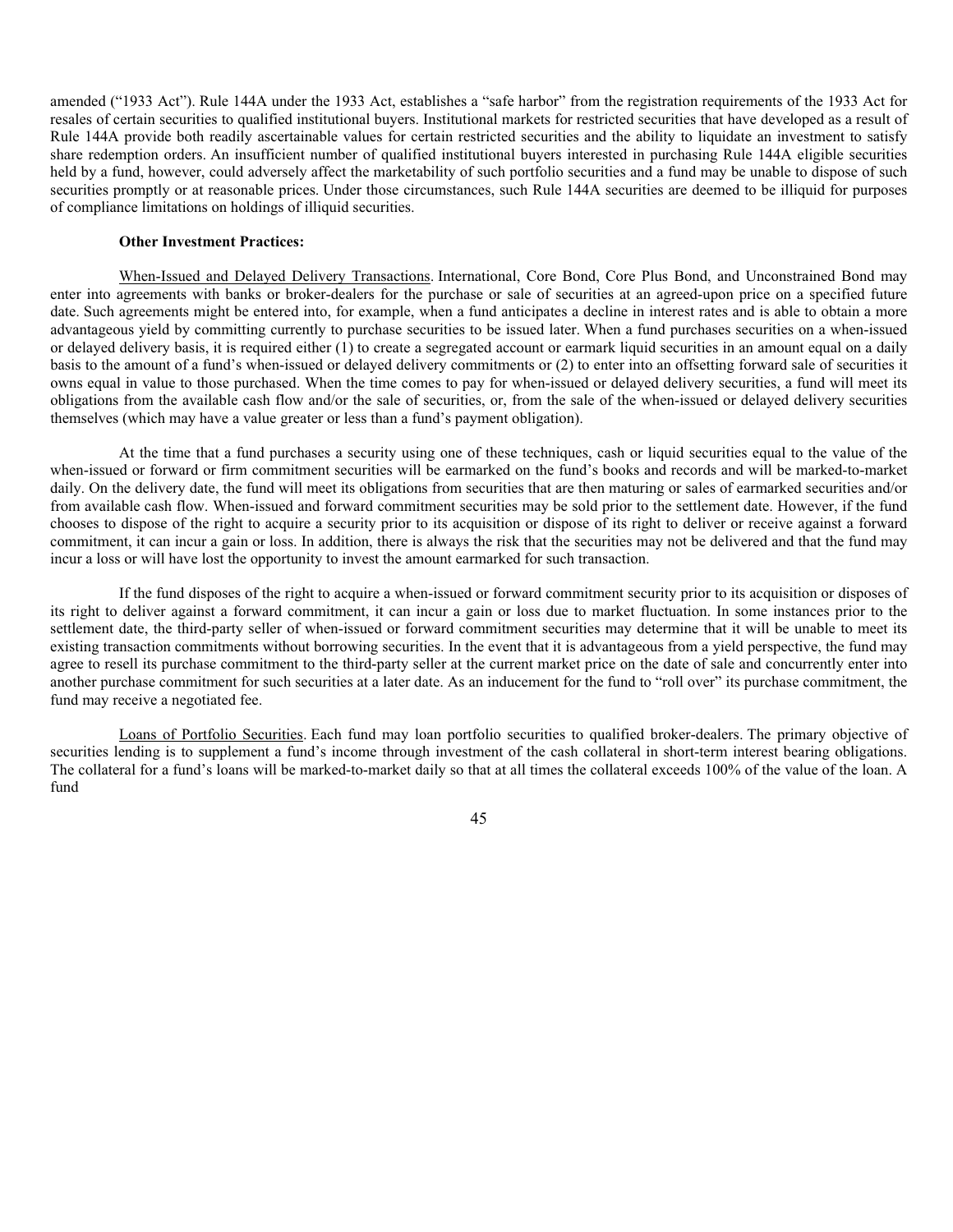amended ("1933 Act"). Rule 144A under the 1933 Act, establishes a "safe harbor" from the registration requirements of the 1933 Act for resales of certain securities to qualified institutional buyers. Institutional markets for restricted securities that have developed as a result of Rule 144A provide both readily ascertainable values for certain restricted securities and the ability to liquidate an investment to satisfy share redemption orders. An insufficient number of qualified institutional buyers interested in purchasing Rule 144A eligible securities held by a fund, however, could adversely affect the marketability of such portfolio securities and a fund may be unable to dispose of such securities promptly or at reasonable prices. Under those circumstances, such Rule 144A securities are deemed to be illiquid for purposes of compliance limitations on holdings of illiquid securities.

**Other Investment Practices:**

When-Issued and Delayed Delivery Transactions. International, Core Bond, Core Plus Bond, and Unconstrained Bond may enter into agreements with banks or broker-dealers for the purchase or sale of securities at an agreed-upon price on a specified future date. Such agreements might be entered into, for example, when a fund anticipates a decline in interest rates and is able to obtain a more advantageous yield by committing currently to purchase securities to be issued later. When a fund purchases securities on a when-issued or delayed delivery basis, it is required either (1) to create a segregated account or earmark liquid securities in an amount equal on a daily basis to the amount of a fund's when-issued or delayed delivery commitments or (2) to enter into an offsetting forward sale of securities it owns equal in value to those purchased. When the time comes to pay for when-issued or delayed delivery securities, a fund will meet its obligations from the available cash flow and/or the sale of securities, or, from the sale of the when-issued or delayed delivery securities themselves (which may have a value greater or less than a fund's payment obligation).

At the time that a fund purchases a security using one of these techniques, cash or liquid securities equal to the value of the when-issued or forward or firm commitment securities will be earmarked on the fund's books and records and will be marked-to-market daily. On the delivery date, the fund will meet its obligations from securities that are then maturing or sales of earmarked securities and/or from available cash flow. When-issued and forward commitment securities may be sold prior to the settlement date. However, if the fund chooses to dispose of the right to acquire a security prior to its acquisition or dispose of its right to deliver or receive against a forward commitment, it can incur a gain or loss. In addition, there is always the risk that the securities may not be delivered and that the fund may incur a loss or will have lost the opportunity to invest the amount earmarked for such transaction.

If the fund disposes of the right to acquire a when-issued or forward commitment security prior to its acquisition or disposes of its right to deliver against a forward commitment, it can incur a gain or loss due to market fluctuation. In some instances prior to the settlement date, the third-party seller of when-issued or forward commitment securities may determine that it will be unable to meet its existing transaction commitments without borrowing securities. In the event that it is advantageous from a yield perspective, the fund may agree to resell its purchase commitment to the third-party seller at the current market price on the date of sale and concurrently enter into another purchase commitment for such securities at a later date. As an inducement for the fund to "roll over" its purchase commitment, the fund may receive a negotiated fee.

Loans of Portfolio Securities. Each fund may loan portfolio securities to qualified broker-dealers. The primary objective of securities lending is to supplement a fund's income through investment of the cash collateral in short-term interest bearing obligations. The collateral for a fund's loans will be marked-to-market daily so that at all times the collateral exceeds 100% of the value of the loan. A fund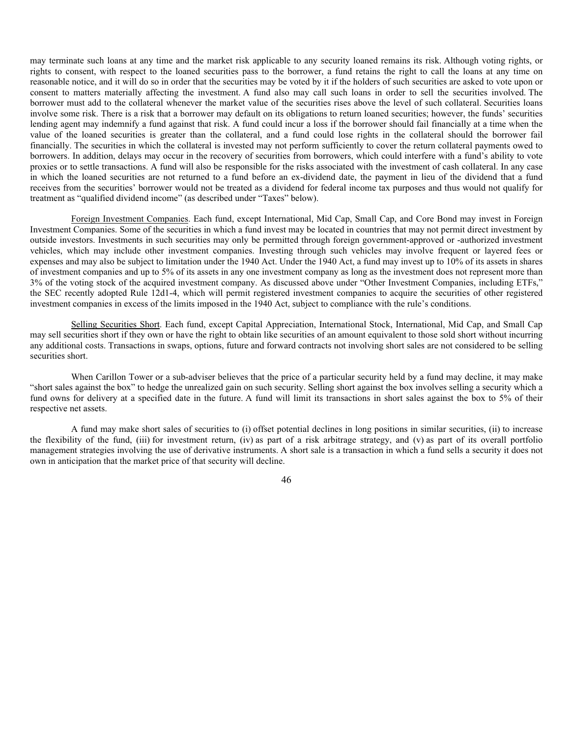may terminate such loans at any time and the market risk applicable to any security loaned remains its risk. Although voting rights, or rights to consent, with respect to the loaned securities pass to the borrower, a fund retains the right to call the loans at any time on reasonable notice, and it will do so in order that the securities may be voted by it if the holders of such securities are asked to vote upon or consent to matters materially affecting the investment. A fund also may call such loans in order to sell the securities involved. The borrower must add to the collateral whenever the market value of the securities rises above the level of such collateral. Securities loans involve some risk. There is a risk that a borrower may default on its obligations to return loaned securities; however, the funds' securities lending agent may indemnify a fund against that risk. A fund could incur a loss if the borrower should fail financially at a time when the value of the loaned securities is greater than the collateral, and a fund could lose rights in the collateral should the borrower fail financially. The securities in which the collateral is invested may not perform sufficiently to cover the return collateral payments owed to borrowers. In addition, delays may occur in the recovery of securities from borrowers, which could interfere with a fund's ability to vote proxies or to settle transactions. A fund will also be responsible for the risks associated with the investment of cash collateral. In any case in which the loaned securities are not returned to a fund before an ex-dividend date, the payment in lieu of the dividend that a fund receives from the securities' borrower would not be treated as a dividend for federal income tax purposes and thus would not qualify for treatment as "qualified dividend income" (as described under "Taxes" below).

Foreign Investment Companies. Each fund, except International, Mid Cap, Small Cap, and Core Bond may invest in Foreign Investment Companies. Some of the securities in which a fund invest may be located in countries that may not permit direct investment by outside investors. Investments in such securities may only be permitted through foreign government-approved or -authorized investment vehicles, which may include other investment companies. Investing through such vehicles may involve frequent or layered fees or expenses and may also be subject to limitation under the 1940 Act. Under the 1940 Act, a fund may invest up to 10% of its assets in shares of investment companies and up to 5% of its assets in any one investment company as long as the investment does not represent more than 3% of the voting stock of the acquired investment company. As discussed above under "Other Investment Companies, including ETFs," the SEC recently adopted Rule 12d1-4, which will permit registered investment companies to acquire the securities of other registered investment companies in excess of the limits imposed in the 1940 Act, subject to compliance with the rule's conditions.

Selling Securities Short. Each fund, except Capital Appreciation, International Stock, International, Mid Cap, and Small Cap may sell securities short if they own or have the right to obtain like securities of an amount equivalent to those sold short without incurring any additional costs. Transactions in swaps, options, future and forward contracts not involving short sales are not considered to be selling securities short.

When Carillon Tower or a sub-adviser believes that the price of a particular security held by a fund may decline, it may make "short sales against the box" to hedge the unrealized gain on such security. Selling short against the box involves selling a security which a fund owns for delivery at a specified date in the future. A fund will limit its transactions in short sales against the box to 5% of their respective net assets.

A fund may make short sales of securities to (i) offset potential declines in long positions in similar securities, (ii) to increase the flexibility of the fund, (iii) for investment return, (iv) as part of a risk arbitrage strategy, and (v) as part of its overall portfolio management strategies involving the use of derivative instruments. A short sale is a transaction in which a fund sells a security it does not own in anticipation that the market price of that security will decline.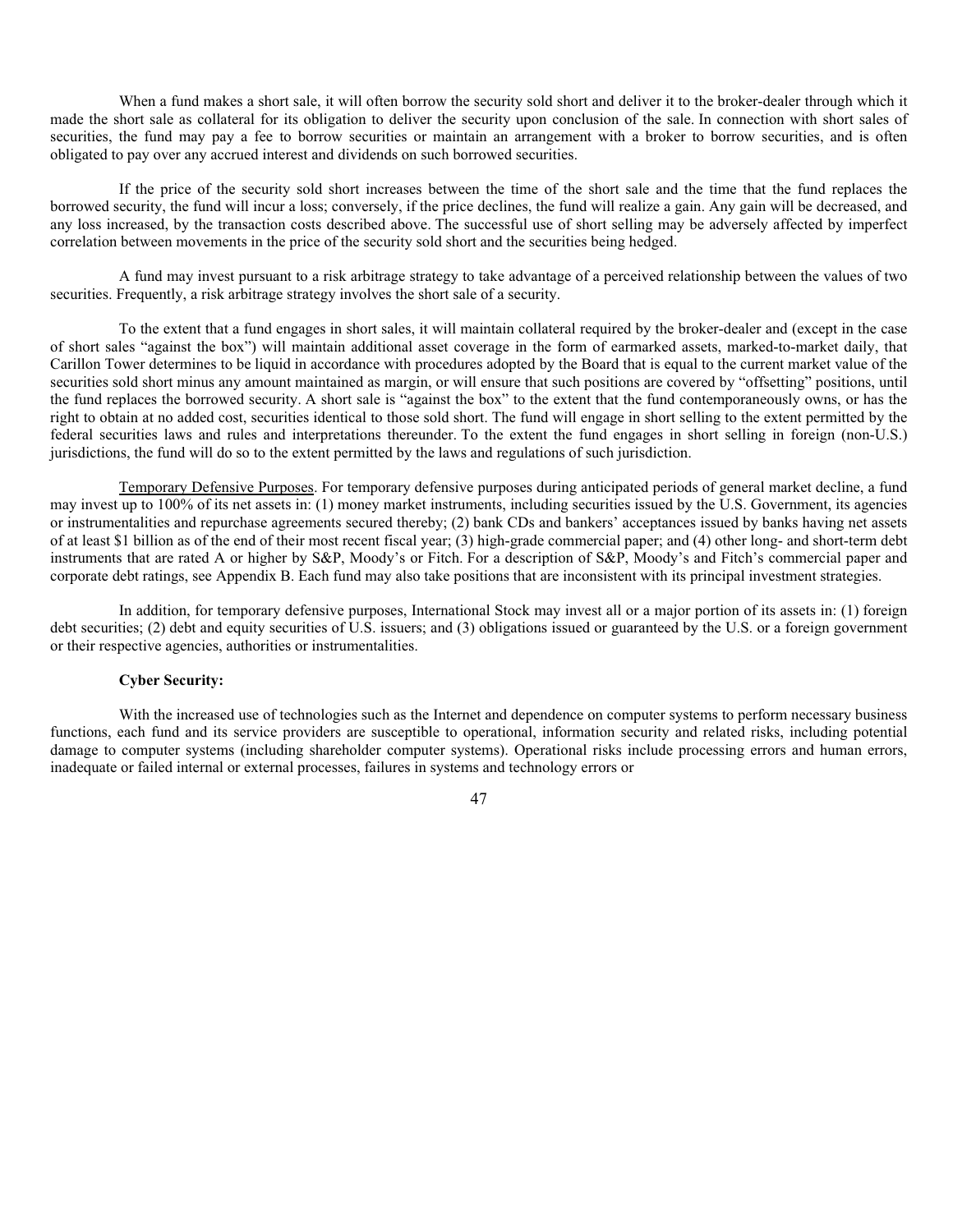When a fund makes a short sale, it will often borrow the security sold short and deliver it to the broker-dealer through which it made the short sale as collateral for its obligation to deliver the security upon conclusion of the sale. In connection with short sales of securities, the fund may pay a fee to borrow securities or maintain an arrangement with a broker to borrow securities, and is often obligated to pay over any accrued interest and dividends on such borrowed securities.

If the price of the security sold short increases between the time of the short sale and the time that the fund replaces the borrowed security, the fund will incur a loss; conversely, if the price declines, the fund will realize a gain. Any gain will be decreased, and any loss increased, by the transaction costs described above. The successful use of short selling may be adversely affected by imperfect correlation between movements in the price of the security sold short and the securities being hedged.

A fund may invest pursuant to a risk arbitrage strategy to take advantage of a perceived relationship between the values of two securities. Frequently, a risk arbitrage strategy involves the short sale of a security.

To the extent that a fund engages in short sales, it will maintain collateral required by the broker-dealer and (except in the case of short sales "against the box") will maintain additional asset coverage in the form of earmarked assets, marked-to-market daily, that Carillon Tower determines to be liquid in accordance with procedures adopted by the Board that is equal to the current market value of the securities sold short minus any amount maintained as margin, or will ensure that such positions are covered by "offsetting" positions, until the fund replaces the borrowed security. A short sale is "against the box" to the extent that the fund contemporaneously owns, or has the right to obtain at no added cost, securities identical to those sold short. The fund will engage in short selling to the extent permitted by the federal securities laws and rules and interpretations thereunder. To the extent the fund engages in short selling in foreign (non-U.S.) jurisdictions, the fund will do so to the extent permitted by the laws and regulations of such jurisdiction.

Temporary Defensive Purposes. For temporary defensive purposes during anticipated periods of general market decline, a fund may invest up to 100% of its net assets in: (1) money market instruments, including securities issued by the U.S. Government, its agencies or instrumentalities and repurchase agreements secured thereby; (2) bank CDs and bankers' acceptances issued by banks having net assets of at least $1 billion as of the end of their most recent fiscal year; (3) high-grade commercial paper; and (4) other long- and short-term debt instruments that are rated A or higher by S&P, Moody's or Fitch. For a description of S&P, Moody's and Fitch's commercial paper and corporate debt ratings, see Appendix B. Each fund may also take positions that are inconsistent with its principal investment strategies.

In addition, for temporary defensive purposes, International Stock may invest all or a major portion of its assets in: (1) foreign debt securities; (2) debt and equity securities of U.S. issuers; and (3) obligations issued or guaranteed by the U.S. or a foreign government or their respective agencies, authorities or instrumentalities.

**Cyber Security:**

With the increased use of technologies such as the Internet and dependence on computer systems to perform necessary business functions, each fund and its service providers are susceptible to operational, information security and related risks, including potential damage to computer systems (including shareholder computer systems). Operational risks include processing errors and human errors, inadequate or failed internal or external processes, failures in systems and technology errors or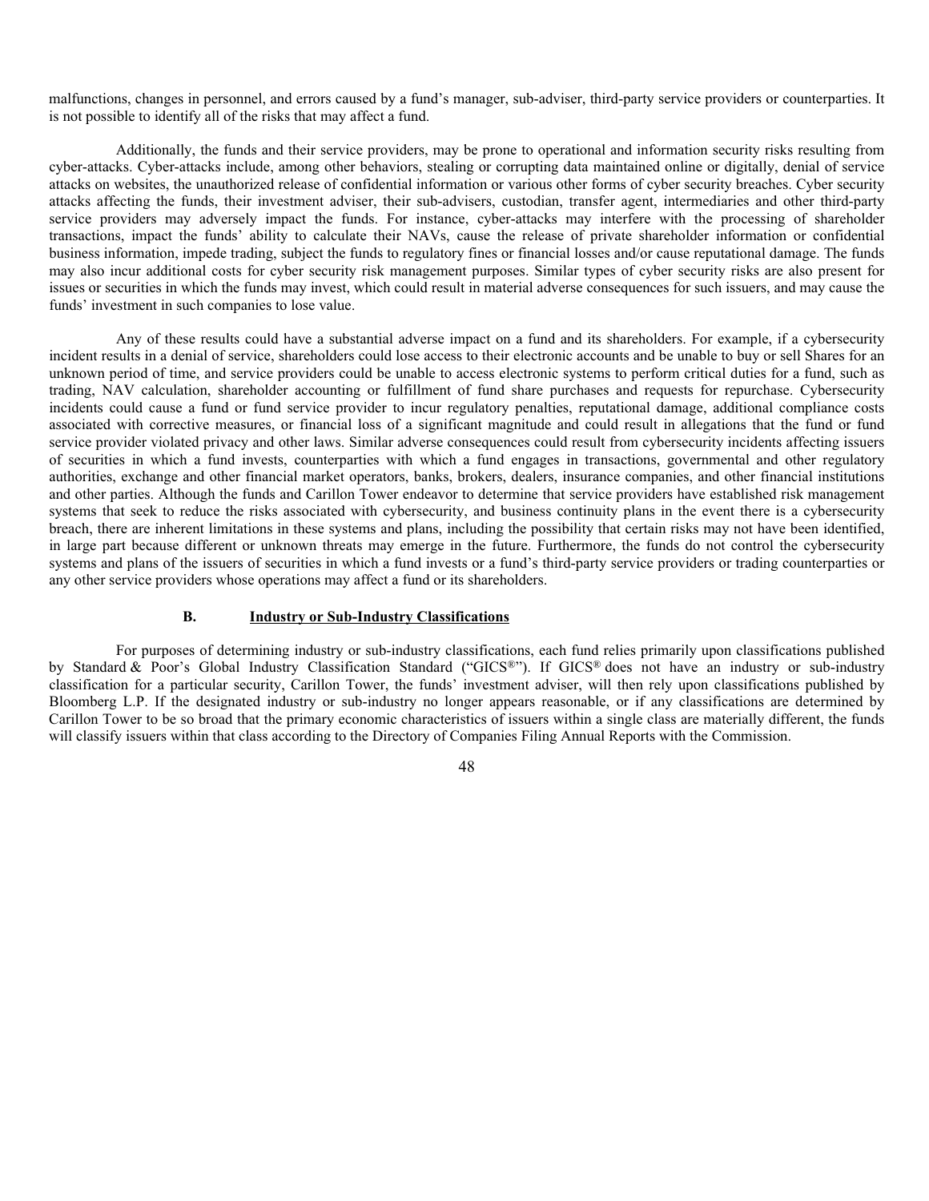malfunctions, changes in personnel, and errors caused by a fund's manager, sub-adviser, third-party service providers or counterparties. It is not possible to identify all of the risks that may affect a fund.

Additionally, the funds and their service providers, may be prone to operational and information security risks resulting from cyber-attacks. Cyber-attacks include, among other behaviors, stealing or corrupting data maintained online or digitally, denial of service attacks on websites, the unauthorized release of confidential information or various other forms of cyber security breaches. Cyber security attacks affecting the funds, their investment adviser, their sub-advisers, custodian, transfer agent, intermediaries and other third-party service providers may adversely impact the funds. For instance, cyber-attacks may interfere with the processing of shareholder transactions, impact the funds' ability to calculate their NAVs, cause the release of private shareholder information or confidential business information, impede trading, subject the funds to regulatory fines or financial losses and/or cause reputational damage. The funds may also incur additional costs for cyber security risk management purposes. Similar types of cyber security risks are also present for issues or securities in which the funds may invest, which could result in material adverse consequences for such issuers, and may cause the funds' investment in such companies to lose value.

Any of these results could have a substantial adverse impact on a fund and its shareholders. For example, if a cybersecurity incident results in a denial of service, shareholders could lose access to their electronic accounts and be unable to buy or sell Shares for an unknown period of time, and service providers could be unable to access electronic systems to perform critical duties for a fund, such as trading, NAV calculation, shareholder accounting or fulfillment of fund share purchases and requests for repurchase. Cybersecurity incidents could cause a fund or fund service provider to incur regulatory penalties, reputational damage, additional compliance costs associated with corrective measures, or financial loss of a significant magnitude and could result in allegations that the fund or fund service provider violated privacy and other laws. Similar adverse consequences could result from cybersecurity incidents affecting issuers of securities in which a fund invests, counterparties with which a fund engages in transactions, governmental and other regulatory authorities, exchange and other financial market operators, banks, brokers, dealers, insurance companies, and other financial institutions and other parties. Although the funds and Carillon Tower endeavor to determine that service providers have established risk management systems that seek to reduce the risks associated with cybersecurity, and business continuity plans in the event there is a cybersecurity breach, there are inherent limitations in these systems and plans, including the possibility that certain risks may not have been identified, in large part because different or unknown threats may emerge in the future. Furthermore, the funds do not control the cybersecurity systems and plans of the issuers of securities in which a fund invests or a fund's third-party service providers or trading counterparties or any other service providers whose operations may affect a fund or its shareholders.

## B. Industry or Sub-Industry Classifications

For purposes of determining industry or sub-industry classifications, each fund relies primarily upon classifications published by Standard & Poor's Global Industry Classification Standard ("GICS®"). If GICS® does not have an industry or sub-industry classification for a particular security, Carillon Tower, the funds' investment adviser, will then rely upon classifications published by Bloomberg L.P. If the designated industry or sub-industry no longer appears reasonable, or if any classifications are determined by Carillon Tower to be so broad that the primary economic characteristics of issuers within a single class are materially different, the funds will classify issuers within that class according to the Directory of Companies Filing Annual Reports with the Commission.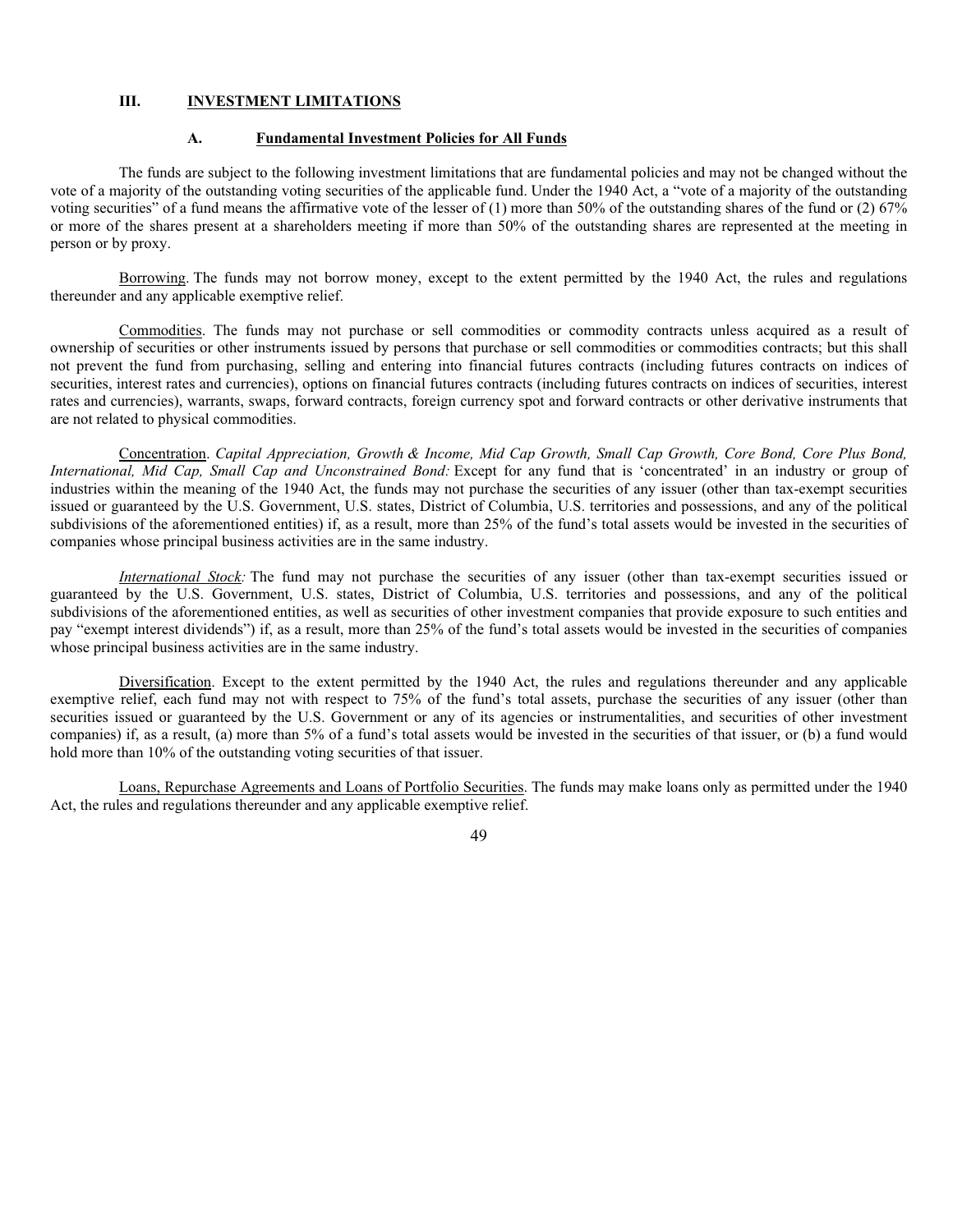## III. INVESTMENT LIMITATIONS

### A. Fundamental Investment Policies for All Funds

The funds are subject to the following investment limitations that are fundamental policies and may not be changed without the vote of a majority of the outstanding voting securities of the applicable fund. Under the 1940 Act, a "vote of a majority of the outstanding voting securities" of a fund means the affirmative vote of the lesser of (1) more than 50% of the outstanding shares of the fund or (2) 67% or more of the shares present at a shareholders meeting if more than 50% of the outstanding shares are represented at the meeting in person or by proxy.

Borrowing. The funds may not borrow money, except to the extent permitted by the 1940 Act, the rules and regulations thereunder and any applicable exemptive relief.

Commodities. The funds may not purchase or sell commodities or commodity contracts unless acquired as a result of ownership of securities or other instruments issued by persons that purchase or sell commodities or commodities contracts; but this shall not prevent the fund from purchasing, selling and entering into financial futures contracts (including futures contracts on indices of securities, interest rates and currencies), options on financial futures contracts (including futures contracts on indices of securities, interest rates and currencies), warrants, swaps, forward contracts, foreign currency spot and forward contracts or other derivative instruments that are not related to physical commodities.

Concentration. *Capital Appreciation, Growth & Income, Mid Cap Growth, Small Cap Growth, Core Bond, Core Plus Bond, International, Mid Cap, Small Cap and Unconstrained Bond:* Except for any fund that is 'concentrated' in an industry or group of industries within the meaning of the 1940 Act, the funds may not purchase the securities of any issuer (other than tax-exempt securities issued or guaranteed by the U.S. Government, U.S. states, District of Columbia, U.S. territories and possessions, and any of the political subdivisions of the aforementioned entities) if, as a result, more than 25% of the fund's total assets would be invested in the securities of companies whose principal business activities are in the same industry.

*International Stock:* The fund may not purchase the securities of any issuer (other than tax-exempt securities issued or guaranteed by the U.S. Government, U.S. states, District of Columbia, U.S. territories and possessions, and any of the political subdivisions of the aforementioned entities, as well as securities of other investment companies that provide exposure to such entities and pay "exempt interest dividends") if, as a result, more than 25% of the fund's total assets would be invested in the securities of companies whose principal business activities are in the same industry.

Diversification. Except to the extent permitted by the 1940 Act, the rules and regulations thereunder and any applicable exemptive relief, each fund may not with respect to 75% of the fund's total assets, purchase the securities of any issuer (other than securities issued or guaranteed by the U.S. Government or any of its agencies or instrumentalities, and securities of other investment companies) if, as a result, (a) more than 5% of a fund's total assets would be invested in the securities of that issuer, or (b) a fund would hold more than 10% of the outstanding voting securities of that issuer.

Loans, Repurchase Agreements and Loans of Portfolio Securities. The funds may make loans only as permitted under the 1940 Act, the rules and regulations thereunder and any applicable exemptive relief.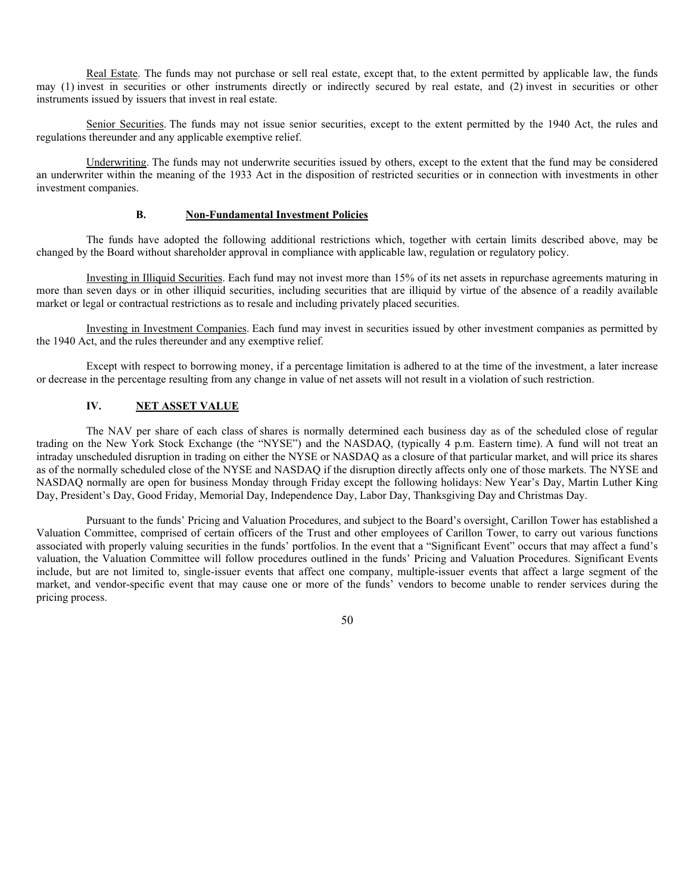Real Estate. The funds may not purchase or sell real estate, except that, to the extent permitted by applicable law, the funds may (1) invest in securities or other instruments directly or indirectly secured by real estate, and (2) invest in securities or other instruments issued by issuers that invest in real estate.

Senior Securities. The funds may not issue senior securities, except to the extent permitted by the 1940 Act, the rules and regulations thereunder and any applicable exemptive relief.

Underwriting. The funds may not underwrite securities issued by others, except to the extent that the fund may be considered an underwriter within the meaning of the 1933 Act in the disposition of restricted securities or in connection with investments in other investment companies.

### B. Non-Fundamental Investment Policies

The funds have adopted the following additional restrictions which, together with certain limits described above, may be changed by the Board without shareholder approval in compliance with applicable law, regulation or regulatory policy.

Investing in Illiquid Securities. Each fund may not invest more than 15% of its net assets in repurchase agreements maturing in more than seven days or in other illiquid securities, including securities that are illiquid by virtue of the absence of a readily available market or legal or contractual restrictions as to resale and including privately placed securities.

Investing in Investment Companies. Each fund may invest in securities issued by other investment companies as permitted by the 1940 Act, and the rules thereunder and any exemptive relief.

Except with respect to borrowing money, if a percentage limitation is adhered to at the time of the investment, a later increase or decrease in the percentage resulting from any change in value of net assets will not result in a violation of such restriction.

## IV. NET ASSET VALUE

The NAV per share of each class of shares is normally determined each business day as of the scheduled close of regular trading on the New York Stock Exchange (the "NYSE") and the NASDAQ, (typically 4 p.m. Eastern time). A fund will not treat an intraday unscheduled disruption in trading on either the NYSE or NASDAQ as a closure of that particular market, and will price its shares as of the normally scheduled close of the NYSE and NASDAQ if the disruption directly affects only one of those markets. The NYSE and NASDAQ normally are open for business Monday through Friday except the following holidays: New Year's Day, Martin Luther King Day, President's Day, Good Friday, Memorial Day, Independence Day, Labor Day, Thanksgiving Day and Christmas Day.

Pursuant to the funds' Pricing and Valuation Procedures, and subject to the Board's oversight, Carillon Tower has established a Valuation Committee, comprised of certain officers of the Trust and other employees of Carillon Tower, to carry out various functions associated with properly valuing securities in the funds' portfolios. In the event that a "Significant Event" occurs that may affect a fund's valuation, the Valuation Committee will follow procedures outlined in the funds' Pricing and Valuation Procedures. Significant Events include, but are not limited to, single-issuer events that affect one company, multiple-issuer events that affect a large segment of the market, and vendor-specific event that may cause one or more of the funds' vendors to become unable to render services during the pricing process.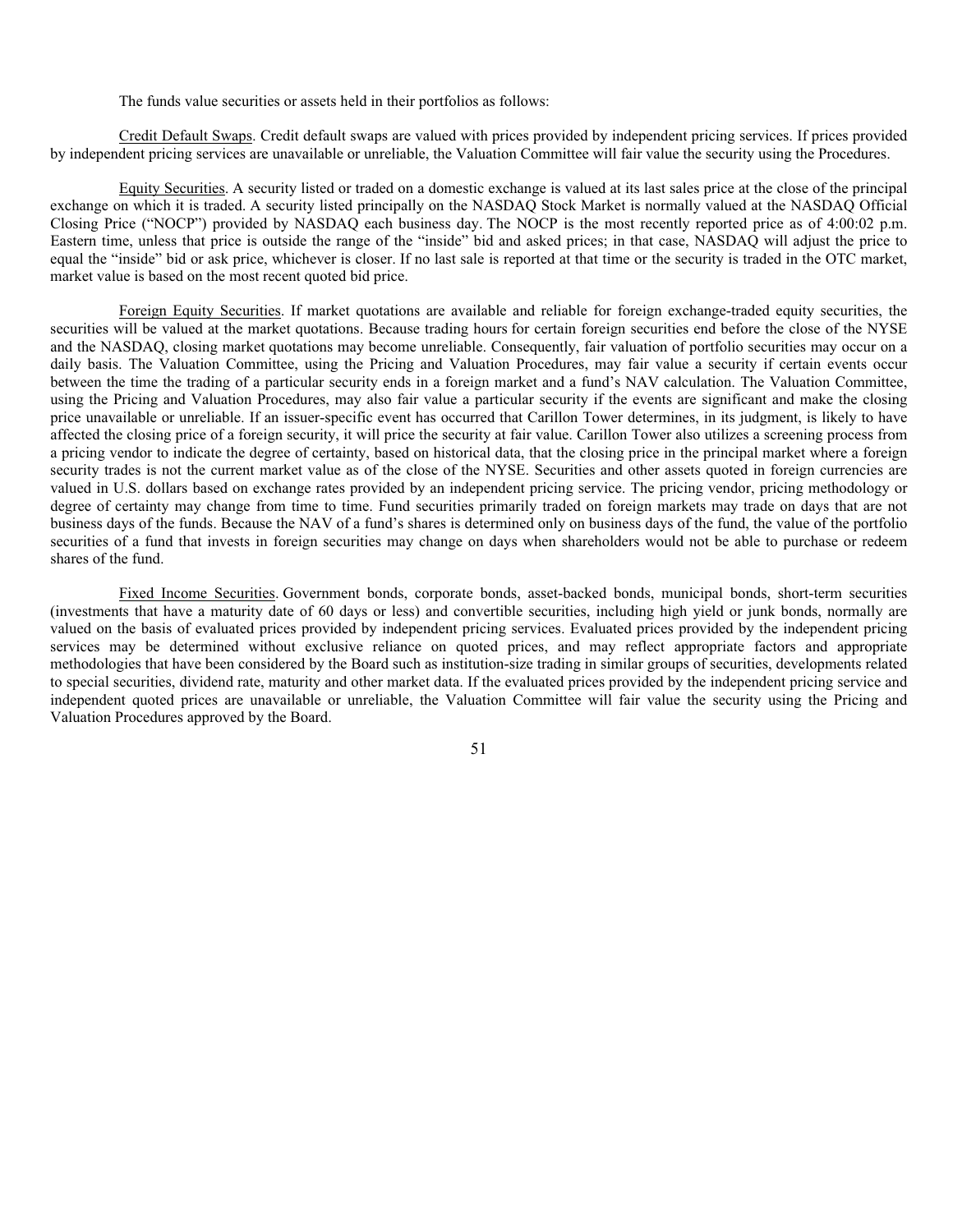The funds value securities or assets held in their portfolios as follows:

Credit Default Swaps. Credit default swaps are valued with prices provided by independent pricing services. If prices provided by independent pricing services are unavailable or unreliable, the Valuation Committee will fair value the security using the Procedures.

Equity Securities. A security listed or traded on a domestic exchange is valued at its last sales price at the close of the principal exchange on which it is traded. A security listed principally on the NASDAQ Stock Market is normally valued at the NASDAQ Official Closing Price ("NOCP") provided by NASDAQ each business day. The NOCP is the most recently reported price as of 4:00:02 p.m. Eastern time, unless that price is outside the range of the "inside" bid and asked prices; in that case, NASDAQ will adjust the price to equal the "inside" bid or ask price, whichever is closer. If no last sale is reported at that time or the security is traded in the OTC market, market value is based on the most recent quoted bid price.

Foreign Equity Securities. If market quotations are available and reliable for foreign exchange-traded equity securities, the securities will be valued at the market quotations. Because trading hours for certain foreign securities end before the close of the NYSE and the NASDAQ, closing market quotations may become unreliable. Consequently, fair valuation of portfolio securities may occur on a daily basis. The Valuation Committee, using the Pricing and Valuation Procedures, may fair value a security if certain events occur between the time the trading of a particular security ends in a foreign market and a fund's NAV calculation. The Valuation Committee, using the Pricing and Valuation Procedures, may also fair value a particular security if the events are significant and make the closing price unavailable or unreliable. If an issuer-specific event has occurred that Carillon Tower determines, in its judgment, is likely to have affected the closing price of a foreign security, it will price the security at fair value. Carillon Tower also utilizes a screening process from a pricing vendor to indicate the degree of certainty, based on historical data, that the closing price in the principal market where a foreign security trades is not the current market value as of the close of the NYSE. Securities and other assets quoted in foreign currencies are valued in U.S. dollars based on exchange rates provided by an independent pricing service. The pricing vendor, pricing methodology or degree of certainty may change from time to time. Fund securities primarily traded on foreign markets may trade on days that are not business days of the funds. Because the NAV of a fund's shares is determined only on business days of the fund, the value of the portfolio securities of a fund that invests in foreign securities may change on days when shareholders would not be able to purchase or redeem shares of the fund.

Fixed Income Securities. Government bonds, corporate bonds, asset-backed bonds, municipal bonds, short-term securities (investments that have a maturity date of 60 days or less) and convertible securities, including high yield or junk bonds, normally are valued on the basis of evaluated prices provided by independent pricing services. Evaluated prices provided by the independent pricing services may be determined without exclusive reliance on quoted prices, and may reflect appropriate factors and appropriate methodologies that have been considered by the Board such as institution-size trading in similar groups of securities, developments related to special securities, dividend rate, maturity and other market data. If the evaluated prices provided by the independent pricing service and independent quoted prices are unavailable or unreliable, the Valuation Committee will fair value the security using the Pricing and Valuation Procedures approved by the Board.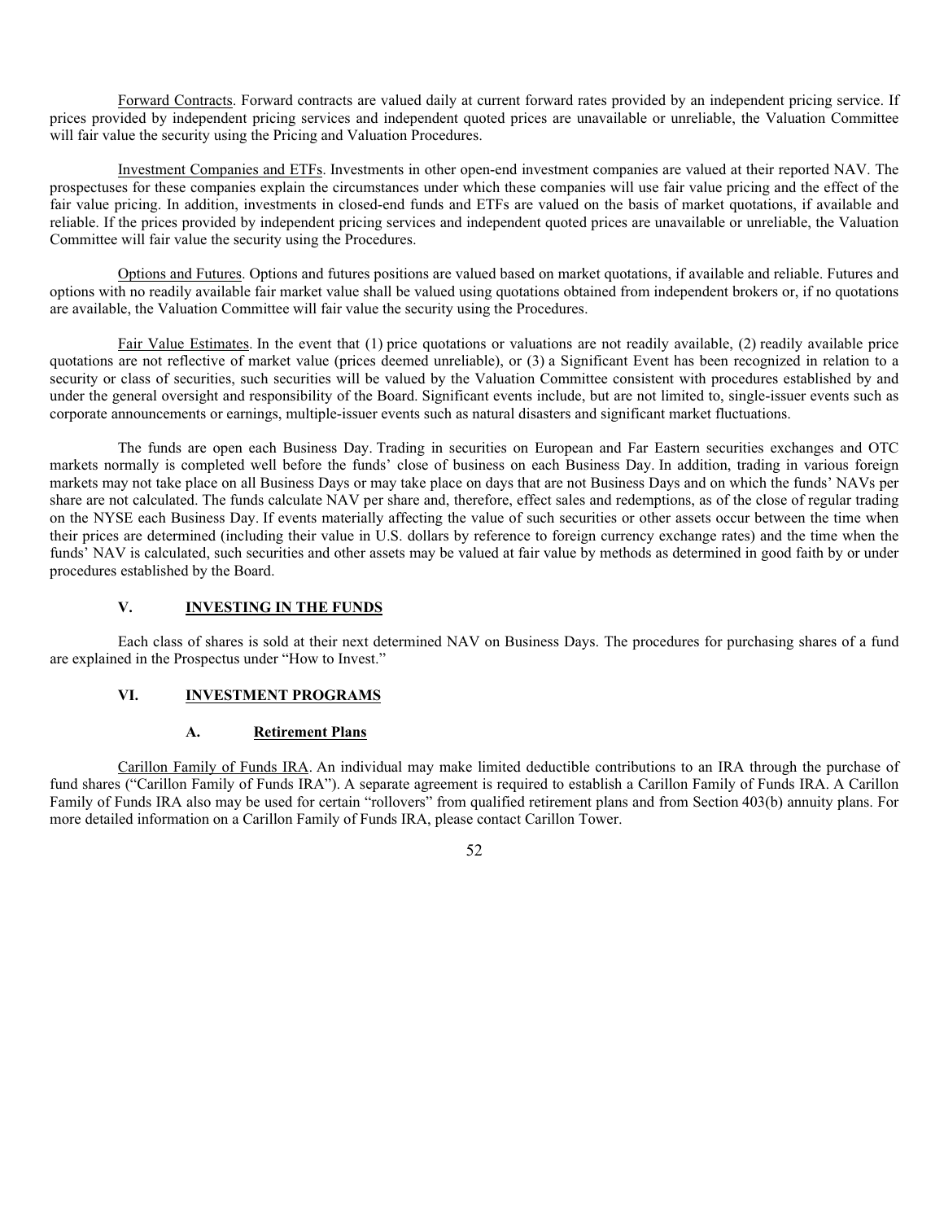Forward Contracts. Forward contracts are valued daily at current forward rates provided by an independent pricing service. If prices provided by independent pricing services and independent quoted prices are unavailable or unreliable, the Valuation Committee will fair value the security using the Pricing and Valuation Procedures.

Investment Companies and ETFs. Investments in other open-end investment companies are valued at their reported NAV. The prospectuses for these companies explain the circumstances under which these companies will use fair value pricing and the effect of the fair value pricing. In addition, investments in closed-end funds and ETFs are valued on the basis of market quotations, if available and reliable. If the prices provided by independent pricing services and independent quoted prices are unavailable or unreliable, the Valuation Committee will fair value the security using the Procedures.

Options and Futures. Options and futures positions are valued based on market quotations, if available and reliable. Futures and options with no readily available fair market value shall be valued using quotations obtained from independent brokers or, if no quotations are available, the Valuation Committee will fair value the security using the Procedures.

Fair Value Estimates. In the event that (1) price quotations or valuations are not readily available, (2) readily available price quotations are not reflective of market value (prices deemed unreliable), or (3) a Significant Event has been recognized in relation to a security or class of securities, such securities will be valued by the Valuation Committee consistent with procedures established by and under the general oversight and responsibility of the Board. Significant events include, but are not limited to, single-issuer events such as corporate announcements or earnings, multiple-issuer events such as natural disasters and significant market fluctuations.

The funds are open each Business Day. Trading in securities on European and Far Eastern securities exchanges and OTC markets normally is completed well before the funds' close of business on each Business Day. In addition, trading in various foreign markets may not take place on all Business Days or may take place on days that are not Business Days and on which the funds' NAVs per share are not calculated. The funds calculate NAV per share and, therefore, effect sales and redemptions, as of the close of regular trading on the NYSE each Business Day. If events materially affecting the value of such securities or other assets occur between the time when their prices are determined (including their value in U.S. dollars by reference to foreign currency exchange rates) and the time when the funds' NAV is calculated, such securities and other assets may be valued at fair value by methods as determined in good faith by or under procedures established by the Board.

## V. INVESTING IN THE FUNDS

Each class of shares is sold at their next determined NAV on Business Days. The procedures for purchasing shares of a fund are explained in the Prospectus under "How to Invest."

## VI. INVESTMENT PROGRAMS

### A. Retirement Plans

Carillon Family of Funds IRA. An individual may make limited deductible contributions to an IRA through the purchase of fund shares ("Carillon Family of Funds IRA"). A separate agreement is required to establish a Carillon Family of Funds IRA. A Carillon Family of Funds IRA also may be used for certain "rollovers" from qualified retirement plans and from Section 403(b) annuity plans. For more detailed information on a Carillon Family of Funds IRA, please contact Carillon Tower.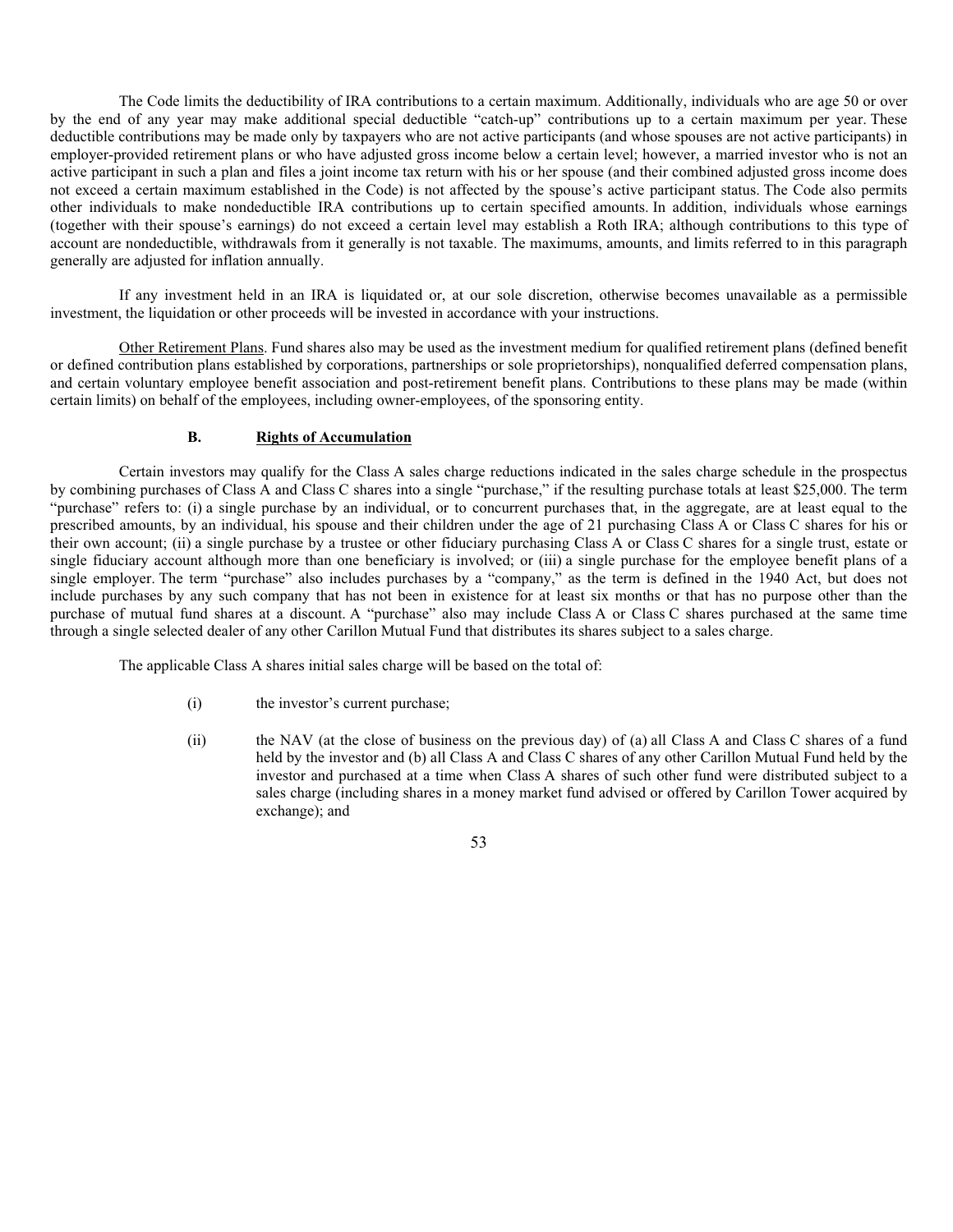The Code limits the deductibility of IRA contributions to a certain maximum. Additionally, individuals who are age 50 or over by the end of any year may make additional special deductible "catch-up" contributions up to a certain maximum per year. These deductible contributions may be made only by taxpayers who are not active participants (and whose spouses are not active participants) in employer-provided retirement plans or who have adjusted gross income below a certain level; however, a married investor who is not an active participant in such a plan and files a joint income tax return with his or her spouse (and their combined adjusted gross income does not exceed a certain maximum established in the Code) is not affected by the spouse's active participant status. The Code also permits other individuals to make nondeductible IRA contributions up to certain specified amounts. In addition, individuals whose earnings (together with their spouse's earnings) do not exceed a certain level may establish a Roth IRA; although contributions to this type of account are nondeductible, withdrawals from it generally is not taxable. The maximums, amounts, and limits referred to in this paragraph generally are adjusted for inflation annually.

If any investment held in an IRA is liquidated or, at our sole discretion, otherwise becomes unavailable as a permissible investment, the liquidation or other proceeds will be invested in accordance with your instructions.

Other Retirement Plans. Fund shares also may be used as the investment medium for qualified retirement plans (defined benefit or defined contribution plans established by corporations, partnerships or sole proprietorships), nonqualified deferred compensation plans, and certain voluntary employee benefit association and post-retirement benefit plans. Contributions to these plans may be made (within certain limits) on behalf of the employees, including owner-employees, of the sponsoring entity.

## B. Rights of Accumulation

Certain investors may qualify for the Class A sales charge reductions indicated in the sales charge schedule in the prospectus by combining purchases of Class A and Class C shares into a single "purchase," if the resulting purchase totals at least $25,000. The term "purchase" refers to: (i) a single purchase by an individual, or to concurrent purchases that, in the aggregate, are at least equal to the prescribed amounts, by an individual, his spouse and their children under the age of 21 purchasing Class A or Class C shares for his or their own account; (ii) a single purchase by a trustee or other fiduciary purchasing Class A or Class C shares for a single trust, estate or single fiduciary account although more than one beneficiary is involved; or (iii) a single purchase for the employee benefit plans of a single employer. The term "purchase" also includes purchases by a "company," as the term is defined in the 1940 Act, but does not include purchases by any such company that has not been in existence for at least six months or that has no purpose other than the purchase of mutual fund shares at a discount. A "purchase" also may include Class A or Class C shares purchased at the same time through a single selected dealer of any other Carillon Mutual Fund that distributes its shares subject to a sales charge.

The applicable Class A shares initial sales charge will be based on the total of:

(i) the investor's current purchase;

(ii) the NAV (at the close of business on the previous day) of (a) all Class A and Class C shares of a fund held by the investor and (b) all Class A and Class C shares of any other Carillon Mutual Fund held by the investor and purchased at a time when Class A shares of such other fund were distributed subject to a sales charge (including shares in a money market fund advised or offered by Carillon Tower acquired by exchange); and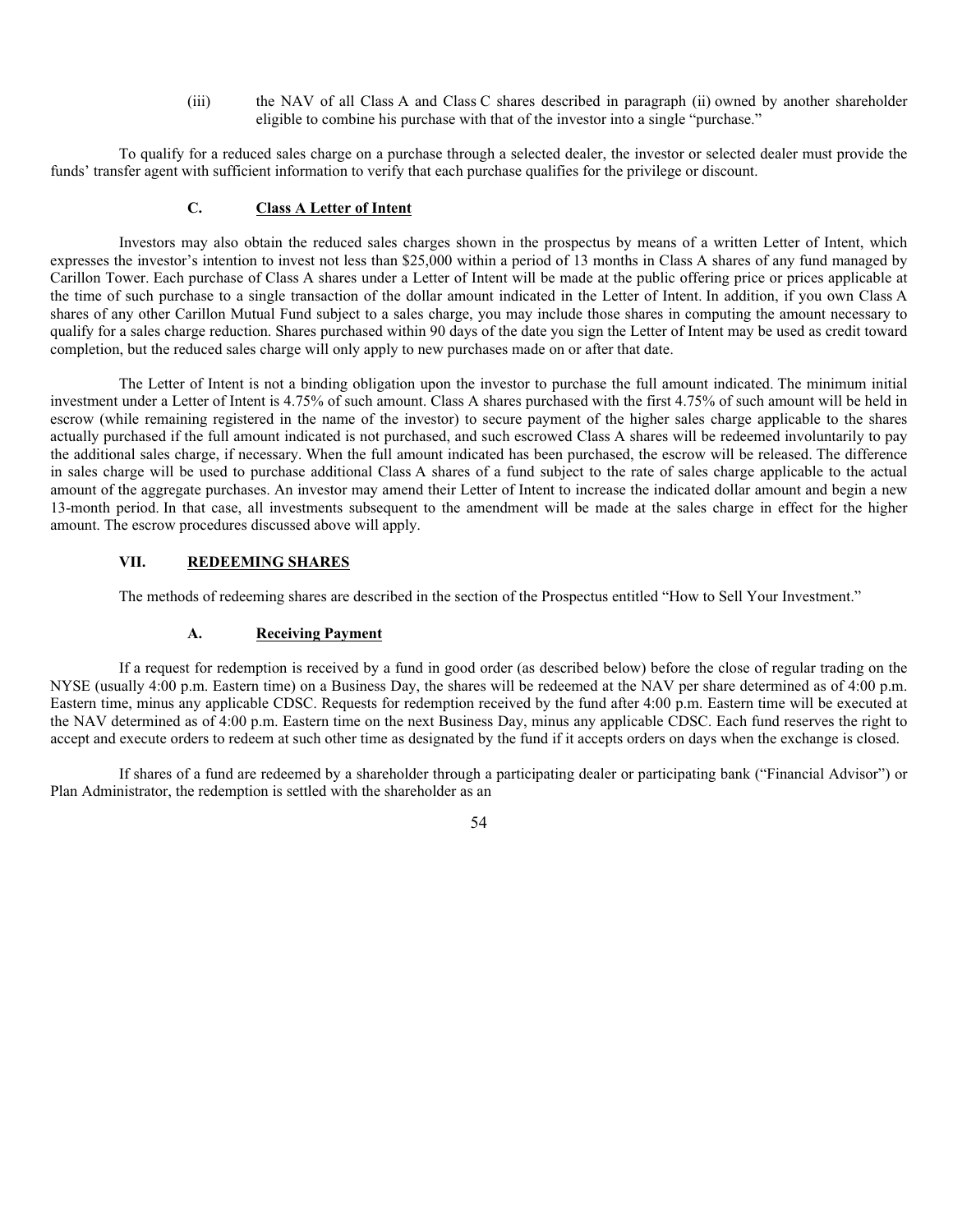(iii) the NAV of all Class A and Class C shares described in paragraph (ii) owned by another shareholder eligible to combine his purchase with that of the investor into a single "purchase."

To qualify for a reduced sales charge on a purchase through a selected dealer, the investor or selected dealer must provide the funds' transfer agent with sufficient information to verify that each purchase qualifies for the privilege or discount.

### C. Class A Letter of Intent

Investors may also obtain the reduced sales charges shown in the prospectus by means of a written Letter of Intent, which expresses the investor's intention to invest not less than $25,000 within a period of 13 months in Class A shares of any fund managed by Carillon Tower. Each purchase of Class A shares under a Letter of Intent will be made at the public offering price or prices applicable at the time of such purchase to a single transaction of the dollar amount indicated in the Letter of Intent. In addition, if you own Class A shares of any other Carillon Mutual Fund subject to a sales charge, you may include those shares in computing the amount necessary to qualify for a sales charge reduction. Shares purchased within 90 days of the date you sign the Letter of Intent may be used as credit toward completion, but the reduced sales charge will only apply to new purchases made on or after that date.

The Letter of Intent is not a binding obligation upon the investor to purchase the full amount indicated. The minimum initial investment under a Letter of Intent is 4.75% of such amount. Class A shares purchased with the first 4.75% of such amount will be held in escrow (while remaining registered in the name of the investor) to secure payment of the higher sales charge applicable to the shares actually purchased if the full amount indicated is not purchased, and such escrowed Class A shares will be redeemed involuntarily to pay the additional sales charge, if necessary. When the full amount indicated has been purchased, the escrow will be released. The difference in sales charge will be used to purchase additional Class A shares of a fund subject to the rate of sales charge applicable to the actual amount of the aggregate purchases. An investor may amend their Letter of Intent to increase the indicated dollar amount and begin a new 13-month period. In that case, all investments subsequent to the amendment will be made at the sales charge in effect for the higher amount. The escrow procedures discussed above will apply.

## VII. REDEEMING SHARES

The methods of redeeming shares are described in the section of the Prospectus entitled "How to Sell Your Investment."

### A. Receiving Payment

If a request for redemption is received by a fund in good order (as described below) before the close of regular trading on the NYSE (usually 4:00 p.m. Eastern time) on a Business Day, the shares will be redeemed at the NAV per share determined as of 4:00 p.m. Eastern time, minus any applicable CDSC. Requests for redemption received by the fund after 4:00 p.m. Eastern time will be executed at the NAV determined as of 4:00 p.m. Eastern time on the next Business Day, minus any applicable CDSC. Each fund reserves the right to accept and execute orders to redeem at such other time as designated by the fund if it accepts orders on days when the exchange is closed.

If shares of a fund are redeemed by a shareholder through a participating dealer or participating bank ("Financial Advisor") or Plan Administrator, the redemption is settled with the shareholder as an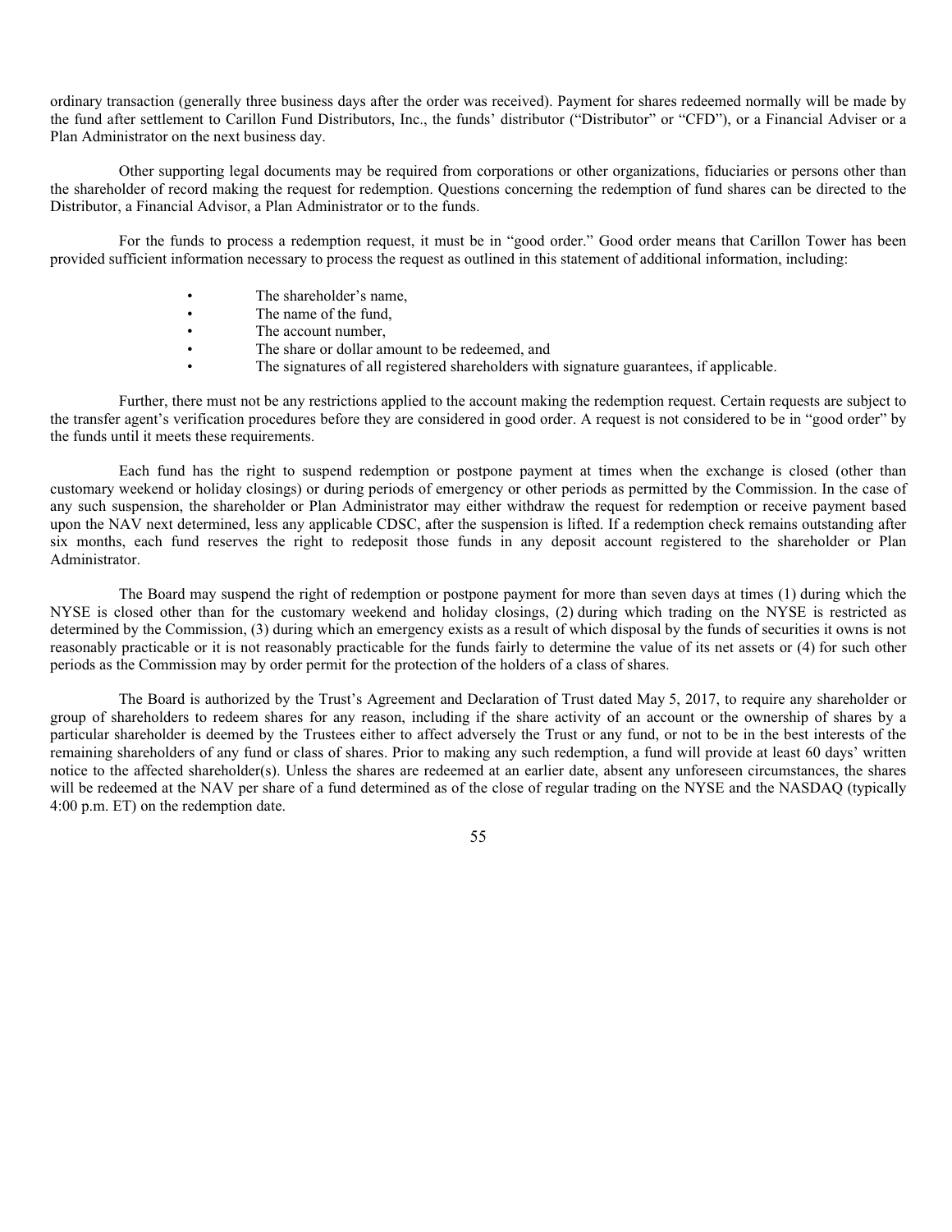ordinary transaction (generally three business days after the order was received). Payment for shares redeemed normally will be made by the fund after settlement to Carillon Fund Distributors, Inc., the funds' distributor ("Distributor" or "CFD"), or a Financial Adviser or a Plan Administrator on the next business day.

Other supporting legal documents may be required from corporations or other organizations, fiduciaries or persons other than the shareholder of record making the request for redemption. Questions concerning the redemption of fund shares can be directed to the Distributor, a Financial Advisor, a Plan Administrator or to the funds.

For the funds to process a redemption request, it must be in "good order." Good order means that Carillon Tower has been provided sufficient information necessary to process the request as outlined in this statement of additional information, including:

- The shareholder's name,
- The name of the fund,
- The account number,
- The share or dollar amount to be redeemed, and
- The signatures of all registered shareholders with signature guarantees, if applicable.

Further, there must not be any restrictions applied to the account making the redemption request. Certain requests are subject to the transfer agent's verification procedures before they are considered in good order. A request is not considered to be in "good order" by the funds until it meets these requirements.

Each fund has the right to suspend redemption or postpone payment at times when the exchange is closed (other than customary weekend or holiday closings) or during periods of emergency or other periods as permitted by the Commission. In the case of any such suspension, the shareholder or Plan Administrator may either withdraw the request for redemption or receive payment based upon the NAV next determined, less any applicable CDSC, after the suspension is lifted. If a redemption check remains outstanding after six months, each fund reserves the right to redeposit those funds in any deposit account registered to the shareholder or Plan Administrator.

The Board may suspend the right of redemption or postpone payment for more than seven days at times (1) during which the NYSE is closed other than for the customary weekend and holiday closings, (2) during which trading on the NYSE is restricted as determined by the Commission, (3) during which an emergency exists as a result of which disposal by the funds of securities it owns is not reasonably practicable or it is not reasonably practicable for the funds fairly to determine the value of its net assets or (4) for such other periods as the Commission may by order permit for the protection of the holders of a class of shares.

The Board is authorized by the Trust's Agreement and Declaration of Trust dated May 5, 2017, to require any shareholder or group of shareholders to redeem shares for any reason, including if the share activity of an account or the ownership of shares by a particular shareholder is deemed by the Trustees either to affect adversely the Trust or any fund, or not to be in the best interests of the remaining shareholders of any fund or class of shares. Prior to making any such redemption, a fund will provide at least 60 days' written notice to the affected shareholder(s). Unless the shares are redeemed at an earlier date, absent any unforeseen circumstances, the shares will be redeemed at the NAV per share of a fund determined as of the close of regular trading on the NYSE and the NASDAQ (typically 4:00 p.m. ET) on the redemption date.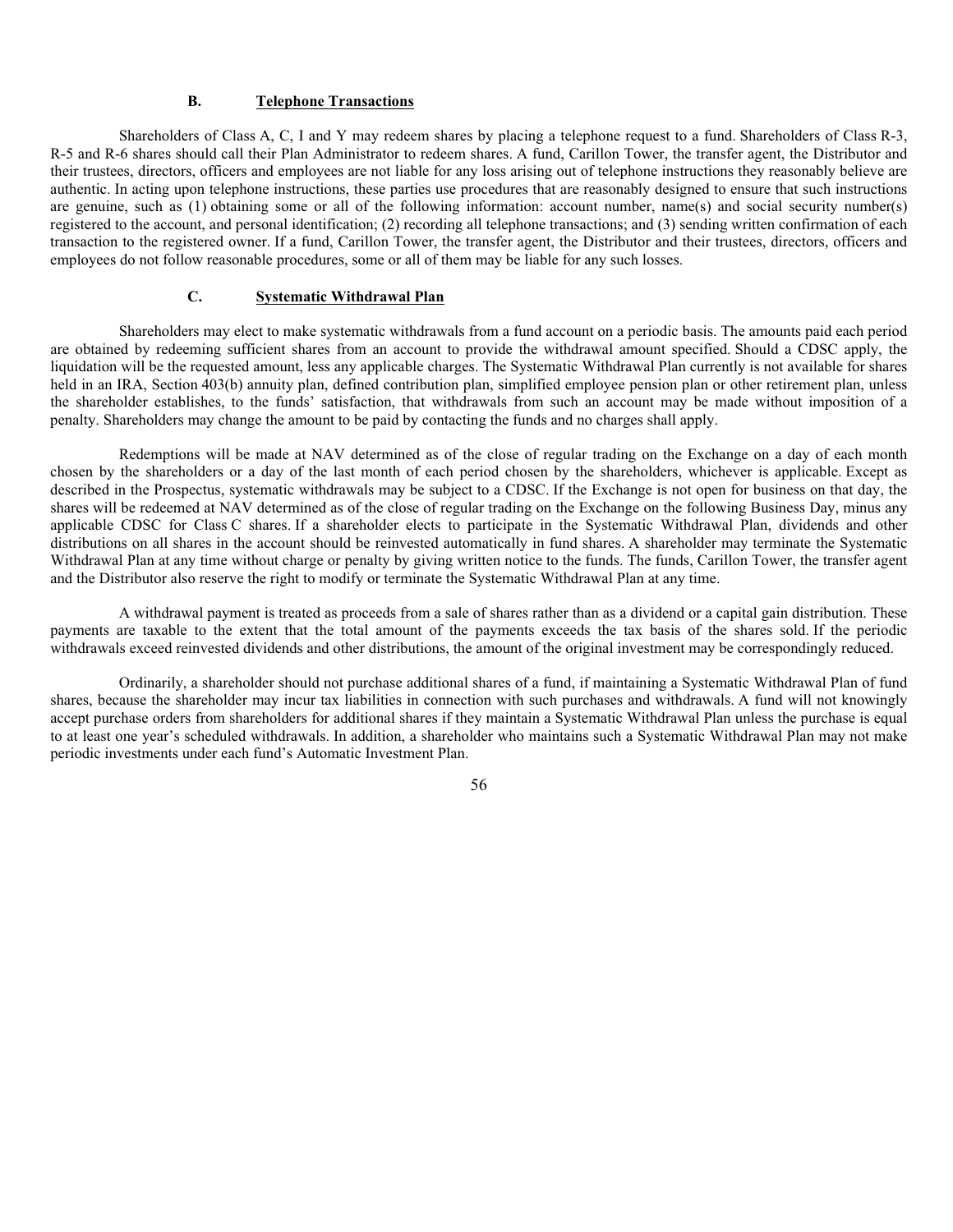### B. Telephone Transactions

Shareholders of Class A, C, I and Y may redeem shares by placing a telephone request to a fund. Shareholders of Class R-3, R-5 and R-6 shares should call their Plan Administrator to redeem shares. A fund, Carillon Tower, the transfer agent, the Distributor and their trustees, directors, officers and employees are not liable for any loss arising out of telephone instructions they reasonably believe are authentic. In acting upon telephone instructions, these parties use procedures that are reasonably designed to ensure that such instructions are genuine, such as (1) obtaining some or all of the following information: account number, name(s) and social security number(s) registered to the account, and personal identification; (2) recording all telephone transactions; and (3) sending written confirmation of each transaction to the registered owner. If a fund, Carillon Tower, the transfer agent, the Distributor and their trustees, directors, officers and employees do not follow reasonable procedures, some or all of them may be liable for any such losses.

### C. Systematic Withdrawal Plan

Shareholders may elect to make systematic withdrawals from a fund account on a periodic basis. The amounts paid each period are obtained by redeeming sufficient shares from an account to provide the withdrawal amount specified. Should a CDSC apply, the liquidation will be the requested amount, less any applicable charges. The Systematic Withdrawal Plan currently is not available for shares held in an IRA, Section 403(b) annuity plan, defined contribution plan, simplified employee pension plan or other retirement plan, unless the shareholder establishes, to the funds' satisfaction, that withdrawals from such an account may be made without imposition of a penalty. Shareholders may change the amount to be paid by contacting the funds and no charges shall apply.

Redemptions will be made at NAV determined as of the close of regular trading on the Exchange on a day of each month chosen by the shareholders or a day of the last month of each period chosen by the shareholders, whichever is applicable. Except as described in the Prospectus, systematic withdrawals may be subject to a CDSC. If the Exchange is not open for business on that day, the shares will be redeemed at NAV determined as of the close of regular trading on the Exchange on the following Business Day, minus any applicable CDSC for Class C shares. If a shareholder elects to participate in the Systematic Withdrawal Plan, dividends and other distributions on all shares in the account should be reinvested automatically in fund shares. A shareholder may terminate the Systematic Withdrawal Plan at any time without charge or penalty by giving written notice to the funds. The funds, Carillon Tower, the transfer agent and the Distributor also reserve the right to modify or terminate the Systematic Withdrawal Plan at any time.

A withdrawal payment is treated as proceeds from a sale of shares rather than as a dividend or a capital gain distribution. These payments are taxable to the extent that the total amount of the payments exceeds the tax basis of the shares sold. If the periodic withdrawals exceed reinvested dividends and other distributions, the amount of the original investment may be correspondingly reduced.

Ordinarily, a shareholder should not purchase additional shares of a fund, if maintaining a Systematic Withdrawal Plan of fund shares, because the shareholder may incur tax liabilities in connection with such purchases and withdrawals. A fund will not knowingly accept purchase orders from shareholders for additional shares if they maintain a Systematic Withdrawal Plan unless the purchase is equal to at least one year's scheduled withdrawals. In addition, a shareholder who maintains such a Systematic Withdrawal Plan may not make periodic investments under each fund's Automatic Investment Plan.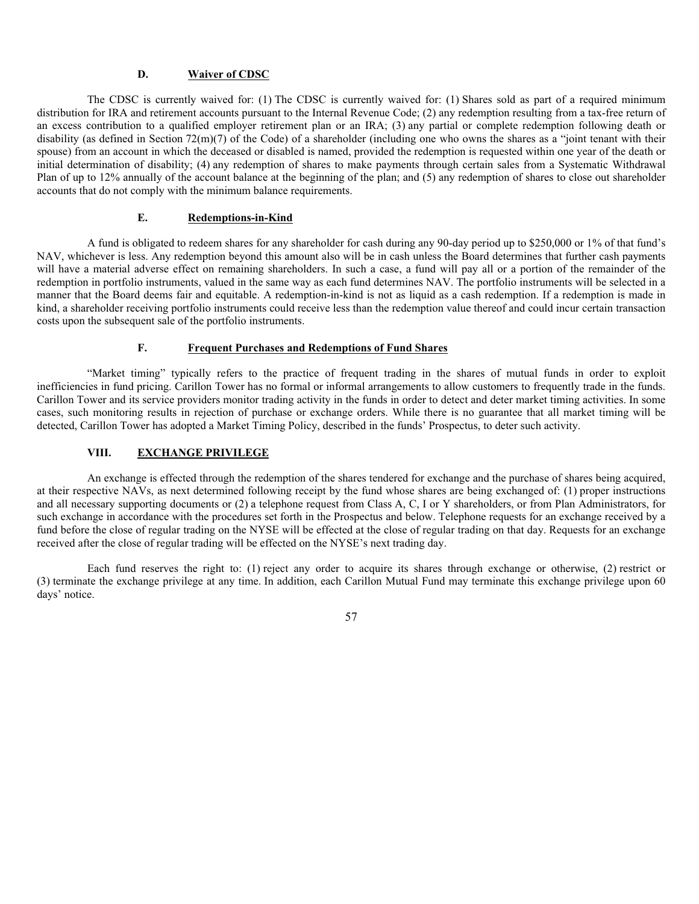### D. Waiver of CDSC

The CDSC is currently waived for: (1) The CDSC is currently waived for: (1) Shares sold as part of a required minimum distribution for IRA and retirement accounts pursuant to the Internal Revenue Code; (2) any redemption resulting from a tax-free return of an excess contribution to a qualified employer retirement plan or an IRA; (3) any partial or complete redemption following death or disability (as defined in Section 72(m)(7) of the Code) of a shareholder (including one who owns the shares as a "joint tenant with their spouse) from an account in which the deceased or disabled is named, provided the redemption is requested within one year of the death or initial determination of disability; (4) any redemption of shares to make payments through certain sales from a Systematic Withdrawal Plan of up to 12% annually of the account balance at the beginning of the plan; and (5) any redemption of shares to close out shareholder accounts that do not comply with the minimum balance requirements.

### E. Redemptions-in-Kind

A fund is obligated to redeem shares for any shareholder for cash during any 90-day period up to $250,000 or 1% of that fund's NAV, whichever is less. Any redemption beyond this amount also will be in cash unless the Board determines that further cash payments will have a material adverse effect on remaining shareholders. In such a case, a fund will pay all or a portion of the remainder of the redemption in portfolio instruments, valued in the same way as each fund determines NAV. The portfolio instruments will be selected in a manner that the Board deems fair and equitable. A redemption-in-kind is not as liquid as a cash redemption. If a redemption is made in kind, a shareholder receiving portfolio instruments could receive less than the redemption value thereof and could incur certain transaction costs upon the subsequent sale of the portfolio instruments.

### F. Frequent Purchases and Redemptions of Fund Shares

"Market timing" typically refers to the practice of frequent trading in the shares of mutual funds in order to exploit inefficiencies in fund pricing. Carillon Tower has no formal or informal arrangements to allow customers to frequently trade in the funds. Carillon Tower and its service providers monitor trading activity in the funds in order to detect and deter market timing activities. In some cases, such monitoring results in rejection of purchase or exchange orders. While there is no guarantee that all market timing will be detected, Carillon Tower has adopted a Market Timing Policy, described in the funds' Prospectus, to deter such activity.

## VIII. EXCHANGE PRIVILEGE

An exchange is effected through the redemption of the shares tendered for exchange and the purchase of shares being acquired, at their respective NAVs, as next determined following receipt by the fund whose shares are being exchanged of: (1) proper instructions and all necessary supporting documents or (2) a telephone request from Class A, C, I or Y shareholders, or from Plan Administrators, for such exchange in accordance with the procedures set forth in the Prospectus and below. Telephone requests for an exchange received by a fund before the close of regular trading on the NYSE will be effected at the close of regular trading on that day. Requests for an exchange received after the close of regular trading will be effected on the NYSE's next trading day.

Each fund reserves the right to: (1) reject any order to acquire its shares through exchange or otherwise, (2) restrict or (3) terminate the exchange privilege at any time. In addition, each Carillon Mutual Fund may terminate this exchange privilege upon 60 days' notice.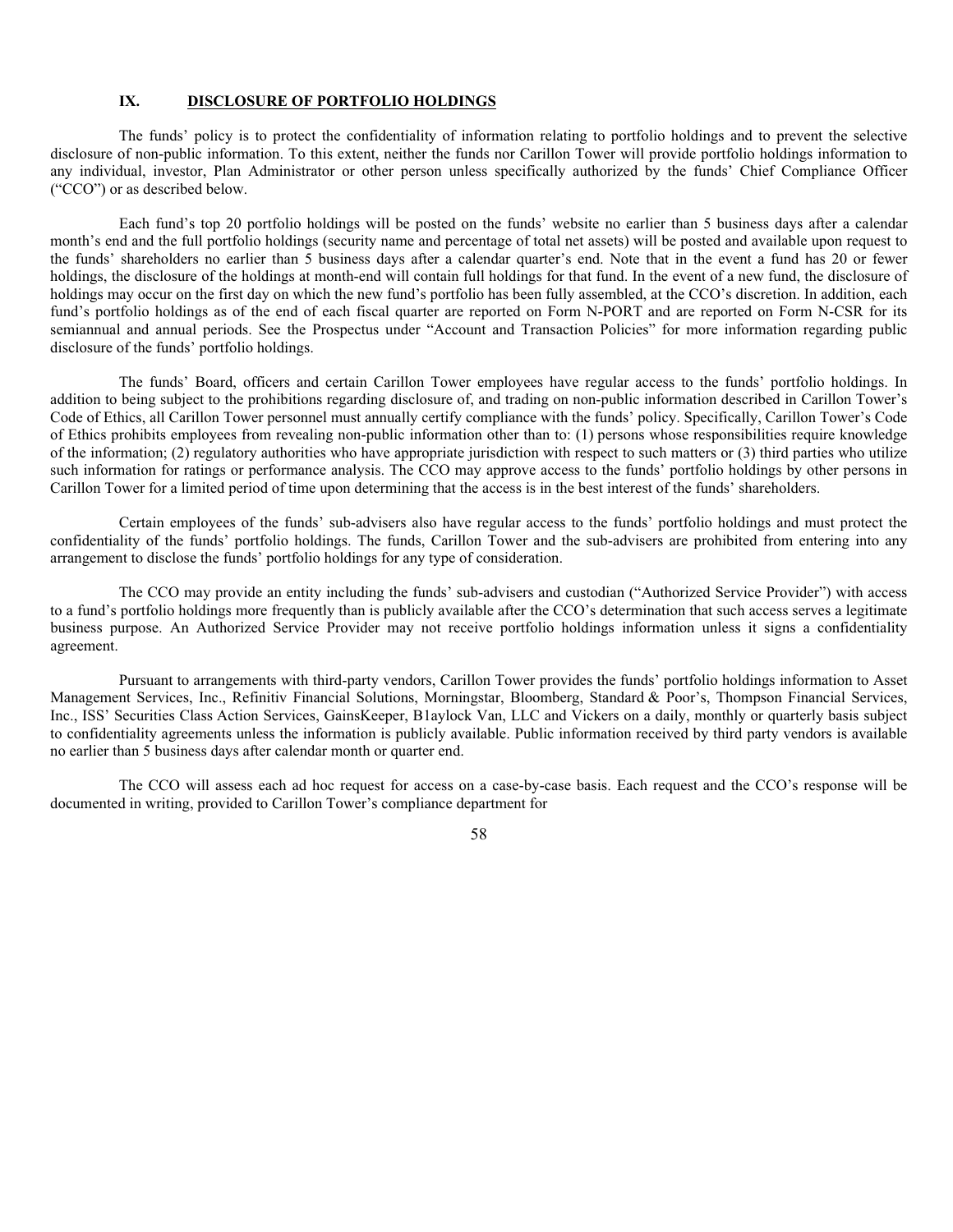## IX. DISCLOSURE OF PORTFOLIO HOLDINGS

The funds' policy is to protect the confidentiality of information relating to portfolio holdings and to prevent the selective disclosure of non-public information. To this extent, neither the funds nor Carillon Tower will provide portfolio holdings information to any individual, investor, Plan Administrator or other person unless specifically authorized by the funds' Chief Compliance Officer ("CCO") or as described below.

Each fund's top 20 portfolio holdings will be posted on the funds' website no earlier than 5 business days after a calendar month's end and the full portfolio holdings (security name and percentage of total net assets) will be posted and available upon request to the funds' shareholders no earlier than 5 business days after a calendar quarter's end. Note that in the event a fund has 20 or fewer holdings, the disclosure of the holdings at month-end will contain full holdings for that fund. In the event of a new fund, the disclosure of holdings may occur on the first day on which the new fund's portfolio has been fully assembled, at the CCO's discretion. In addition, each fund's portfolio holdings as of the end of each fiscal quarter are reported on Form N-PORT and are reported on Form N-CSR for its semiannual and annual periods. See the Prospectus under "Account and Transaction Policies" for more information regarding public disclosure of the funds' portfolio holdings.

The funds' Board, officers and certain Carillon Tower employees have regular access to the funds' portfolio holdings. In addition to being subject to the prohibitions regarding disclosure of, and trading on non-public information described in Carillon Tower's Code of Ethics, all Carillon Tower personnel must annually certify compliance with the funds' policy. Specifically, Carillon Tower's Code of Ethics prohibits employees from revealing non-public information other than to: (1) persons whose responsibilities require knowledge of the information; (2) regulatory authorities who have appropriate jurisdiction with respect to such matters or (3) third parties who utilize such information for ratings or performance analysis. The CCO may approve access to the funds' portfolio holdings by other persons in Carillon Tower for a limited period of time upon determining that the access is in the best interest of the funds' shareholders.

Certain employees of the funds' sub-advisers also have regular access to the funds' portfolio holdings and must protect the confidentiality of the funds' portfolio holdings. The funds, Carillon Tower and the sub-advisers are prohibited from entering into any arrangement to disclose the funds' portfolio holdings for any type of consideration.

The CCO may provide an entity including the funds' sub-advisers and custodian ("Authorized Service Provider") with access to a fund's portfolio holdings more frequently than is publicly available after the CCO's determination that such access serves a legitimate business purpose. An Authorized Service Provider may not receive portfolio holdings information unless it signs a confidentiality agreement.

Pursuant to arrangements with third-party vendors, Carillon Tower provides the funds' portfolio holdings information to Asset Management Services, Inc., Refinitiv Financial Solutions, Morningstar, Bloomberg, Standard & Poor's, Thompson Financial Services, Inc., ISS' Securities Class Action Services, GainsKeeper, B1aylock Van, LLC and Vickers on a daily, monthly or quarterly basis subject to confidentiality agreements unless the information is publicly available. Public information received by third party vendors is available no earlier than 5 business days after calendar month or quarter end.

The CCO will assess each ad hoc request for access on a case-by-case basis. Each request and the CCO's response will be documented in writing, provided to Carillon Tower's compliance department for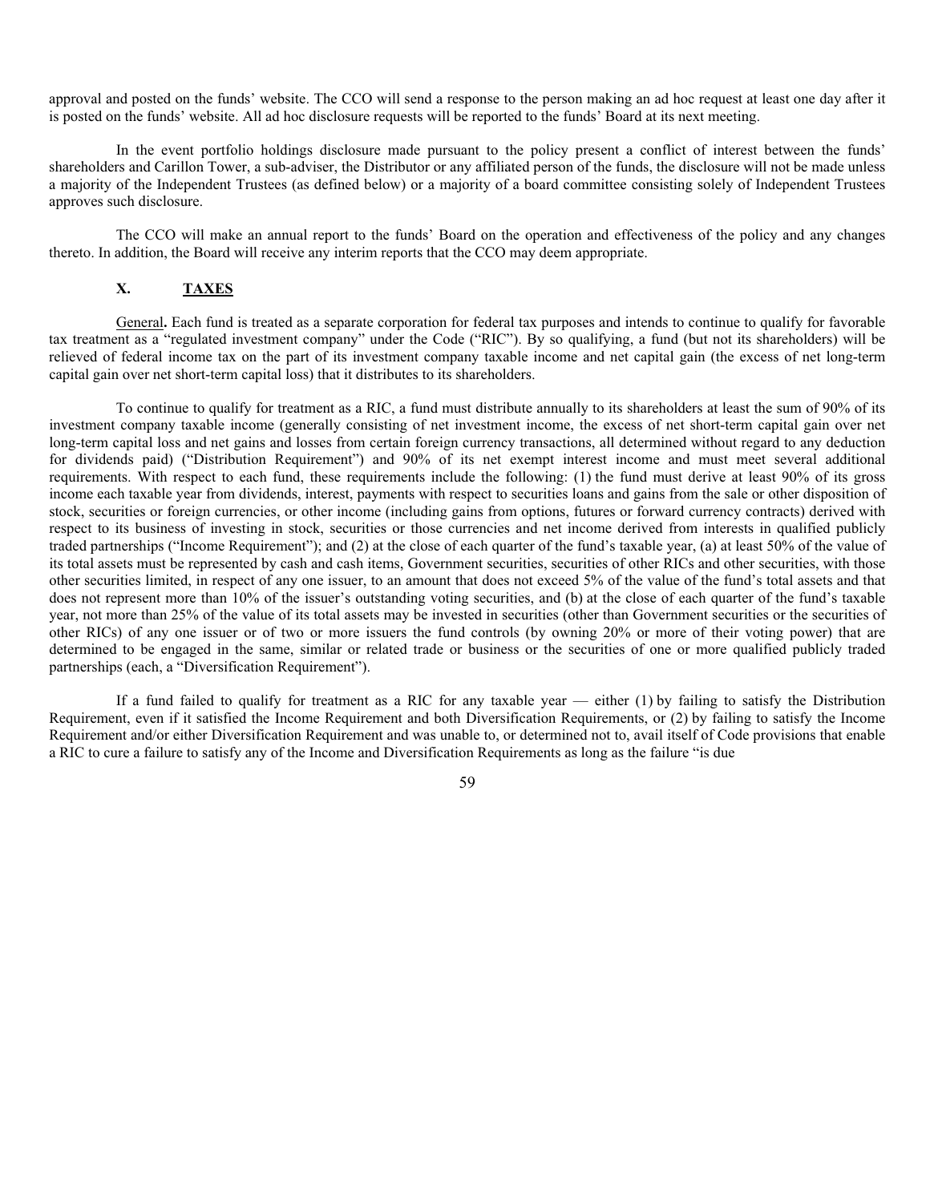approval and posted on the funds' website. The CCO will send a response to the person making an ad hoc request at least one day after it is posted on the funds' website. All ad hoc disclosure requests will be reported to the funds' Board at its next meeting.

In the event portfolio holdings disclosure made pursuant to the policy present a conflict of interest between the funds' shareholders and Carillon Tower, a sub-adviser, the Distributor or any affiliated person of the funds, the disclosure will not be made unless a majority of the Independent Trustees (as defined below) or a majority of a board committee consisting solely of Independent Trustees approves such disclosure.

The CCO will make an annual report to the funds' Board on the operation and effectiveness of the policy and any changes thereto. In addition, the Board will receive any interim reports that the CCO may deem appropriate.

## X. TAXES

General**.** Each fund is treated as a separate corporation for federal tax purposes and intends to continue to qualify for favorable tax treatment as a "regulated investment company" under the Code ("RIC"). By so qualifying, a fund (but not its shareholders) will be relieved of federal income tax on the part of its investment company taxable income and net capital gain (the excess of net long-term capital gain over net short-term capital loss) that it distributes to its shareholders.

To continue to qualify for treatment as a RIC, a fund must distribute annually to its shareholders at least the sum of 90% of its investment company taxable income (generally consisting of net investment income, the excess of net short-term capital gain over net long-term capital loss and net gains and losses from certain foreign currency transactions, all determined without regard to any deduction for dividends paid) ("Distribution Requirement") and 90% of its net exempt interest income and must meet several additional requirements. With respect to each fund, these requirements include the following: (1) the fund must derive at least 90% of its gross income each taxable year from dividends, interest, payments with respect to securities loans and gains from the sale or other disposition of stock, securities or foreign currencies, or other income (including gains from options, futures or forward currency contracts) derived with respect to its business of investing in stock, securities or those currencies and net income derived from interests in qualified publicly traded partnerships ("Income Requirement"); and (2) at the close of each quarter of the fund's taxable year, (a) at least 50% of the value of its total assets must be represented by cash and cash items, Government securities, securities of other RICs and other securities, with those other securities limited, in respect of any one issuer, to an amount that does not exceed 5% of the value of the fund's total assets and that does not represent more than 10% of the issuer's outstanding voting securities, and (b) at the close of each quarter of the fund's taxable year, not more than 25% of the value of its total assets may be invested in securities (other than Government securities or the securities of other RICs) of any one issuer or of two or more issuers the fund controls (by owning 20% or more of their voting power) that are determined to be engaged in the same, similar or related trade or business or the securities of one or more qualified publicly traded partnerships (each, a "Diversification Requirement").

If a fund failed to qualify for treatment as a RIC for any taxable year — either (1) by failing to satisfy the Distribution Requirement, even if it satisfied the Income Requirement and both Diversification Requirements, or (2) by failing to satisfy the Income Requirement and/or either Diversification Requirement and was unable to, or determined not to, avail itself of Code provisions that enable a RIC to cure a failure to satisfy any of the Income and Diversification Requirements as long as the failure "is due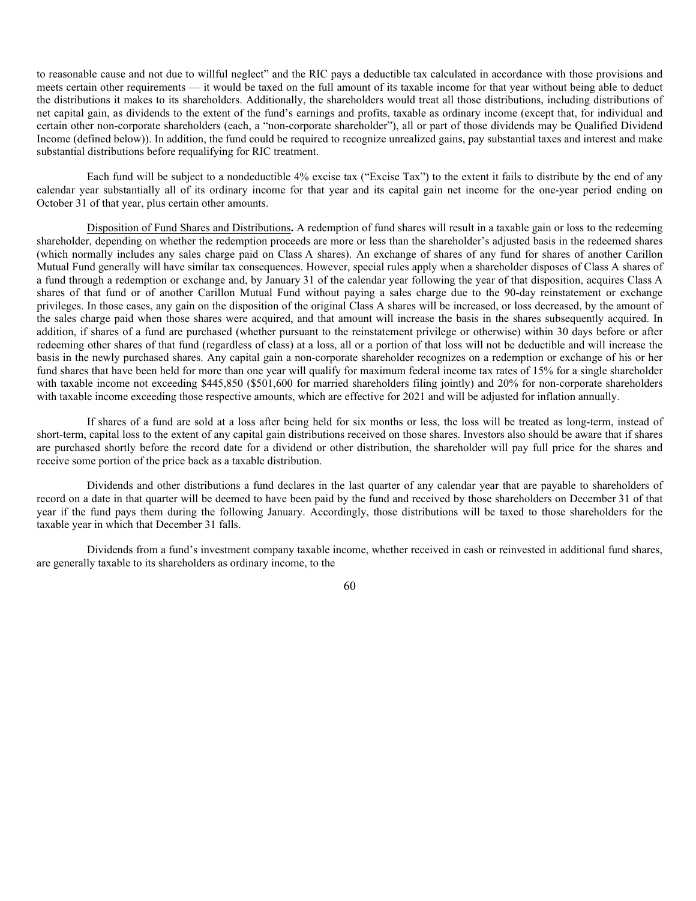to reasonable cause and not due to willful neglect" and the RIC pays a deductible tax calculated in accordance with those provisions and meets certain other requirements — it would be taxed on the full amount of its taxable income for that year without being able to deduct the distributions it makes to its shareholders. Additionally, the shareholders would treat all those distributions, including distributions of net capital gain, as dividends to the extent of the fund's earnings and profits, taxable as ordinary income (except that, for individual and certain other non-corporate shareholders (each, a "non-corporate shareholder"), all or part of those dividends may be Qualified Dividend Income (defined below)). In addition, the fund could be required to recognize unrealized gains, pay substantial taxes and interest and make substantial distributions before requalifying for RIC treatment.

Each fund will be subject to a nondeductible 4% excise tax ("Excise Tax") to the extent it fails to distribute by the end of any calendar year substantially all of its ordinary income for that year and its capital gain net income for the one-year period ending on October 31 of that year, plus certain other amounts.

Disposition of Fund Shares and Distributions**.** A redemption of fund shares will result in a taxable gain or loss to the redeeming shareholder, depending on whether the redemption proceeds are more or less than the shareholder's adjusted basis in the redeemed shares (which normally includes any sales charge paid on Class A shares). An exchange of shares of any fund for shares of another Carillon Mutual Fund generally will have similar tax consequences. However, special rules apply when a shareholder disposes of Class A shares of a fund through a redemption or exchange and, by January 31 of the calendar year following the year of that disposition, acquires Class A shares of that fund or of another Carillon Mutual Fund without paying a sales charge due to the 90-day reinstatement or exchange privileges. In those cases, any gain on the disposition of the original Class A shares will be increased, or loss decreased, by the amount of the sales charge paid when those shares were acquired, and that amount will increase the basis in the shares subsequently acquired. In addition, if shares of a fund are purchased (whether pursuant to the reinstatement privilege or otherwise) within 30 days before or after redeeming other shares of that fund (regardless of class) at a loss, all or a portion of that loss will not be deductible and will increase the basis in the newly purchased shares. Any capital gain a non-corporate shareholder recognizes on a redemption or exchange of his or her fund shares that have been held for more than one year will qualify for maximum federal income tax rates of 15% for a single shareholder with taxable income not exceeding $445,850 ($501,600 for married shareholders filing jointly) and 20% for non-corporate shareholders with taxable income exceeding those respective amounts, which are effective for 2021 and will be adjusted for inflation annually.

If shares of a fund are sold at a loss after being held for six months or less, the loss will be treated as long-term, instead of short-term, capital loss to the extent of any capital gain distributions received on those shares. Investors also should be aware that if shares are purchased shortly before the record date for a dividend or other distribution, the shareholder will pay full price for the shares and receive some portion of the price back as a taxable distribution.

Dividends and other distributions a fund declares in the last quarter of any calendar year that are payable to shareholders of record on a date in that quarter will be deemed to have been paid by the fund and received by those shareholders on December 31 of that year if the fund pays them during the following January. Accordingly, those distributions will be taxed to those shareholders for the taxable year in which that December 31 falls.

Dividends from a fund's investment company taxable income, whether received in cash or reinvested in additional fund shares, are generally taxable to its shareholders as ordinary income, to the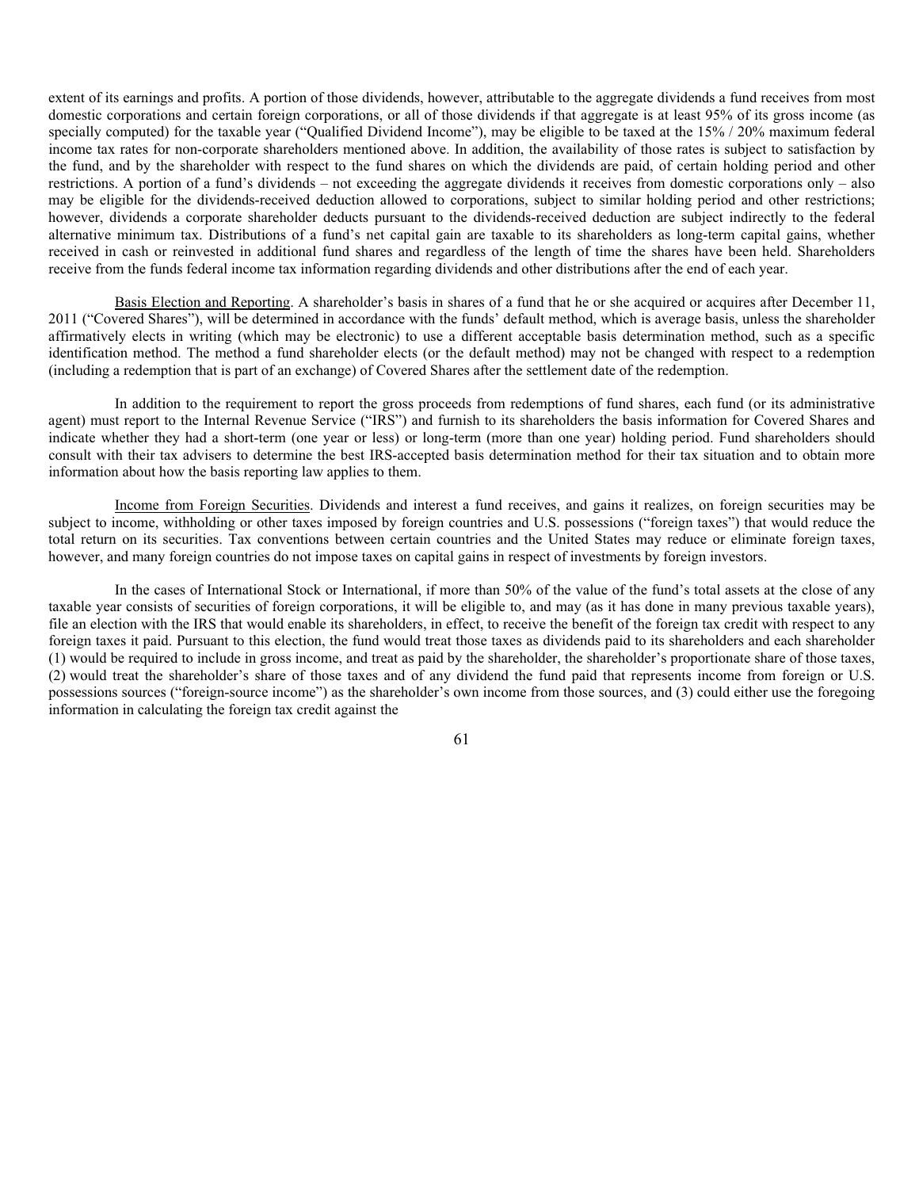extent of its earnings and profits. A portion of those dividends, however, attributable to the aggregate dividends a fund receives from most domestic corporations and certain foreign corporations, or all of those dividends if that aggregate is at least 95% of its gross income (as specially computed) for the taxable year ("Qualified Dividend Income"), may be eligible to be taxed at the 15% / 20% maximum federal income tax rates for non-corporate shareholders mentioned above. In addition, the availability of those rates is subject to satisfaction by the fund, and by the shareholder with respect to the fund shares on which the dividends are paid, of certain holding period and other restrictions. A portion of a fund's dividends – not exceeding the aggregate dividends it receives from domestic corporations only – also may be eligible for the dividends-received deduction allowed to corporations, subject to similar holding period and other restrictions; however, dividends a corporate shareholder deducts pursuant to the dividends-received deduction are subject indirectly to the federal alternative minimum tax. Distributions of a fund's net capital gain are taxable to its shareholders as long-term capital gains, whether received in cash or reinvested in additional fund shares and regardless of the length of time the shares have been held. Shareholders receive from the funds federal income tax information regarding dividends and other distributions after the end of each year.

Basis Election and Reporting. A shareholder's basis in shares of a fund that he or she acquired or acquires after December 11, 2011 ("Covered Shares"), will be determined in accordance with the funds' default method, which is average basis, unless the shareholder affirmatively elects in writing (which may be electronic) to use a different acceptable basis determination method, such as a specific identification method. The method a fund shareholder elects (or the default method) may not be changed with respect to a redemption (including a redemption that is part of an exchange) of Covered Shares after the settlement date of the redemption.

In addition to the requirement to report the gross proceeds from redemptions of fund shares, each fund (or its administrative agent) must report to the Internal Revenue Service ("IRS") and furnish to its shareholders the basis information for Covered Shares and indicate whether they had a short-term (one year or less) or long-term (more than one year) holding period. Fund shareholders should consult with their tax advisers to determine the best IRS-accepted basis determination method for their tax situation and to obtain more information about how the basis reporting law applies to them.

Income from Foreign Securities. Dividends and interest a fund receives, and gains it realizes, on foreign securities may be subject to income, withholding or other taxes imposed by foreign countries and U.S. possessions ("foreign taxes") that would reduce the total return on its securities. Tax conventions between certain countries and the United States may reduce or eliminate foreign taxes, however, and many foreign countries do not impose taxes on capital gains in respect of investments by foreign investors.

In the cases of International Stock or International, if more than 50% of the value of the fund's total assets at the close of any taxable year consists of securities of foreign corporations, it will be eligible to, and may (as it has done in many previous taxable years), file an election with the IRS that would enable its shareholders, in effect, to receive the benefit of the foreign tax credit with respect to any foreign taxes it paid. Pursuant to this election, the fund would treat those taxes as dividends paid to its shareholders and each shareholder (1) would be required to include in gross income, and treat as paid by the shareholder, the shareholder's proportionate share of those taxes, (2) would treat the shareholder's share of those taxes and of any dividend the fund paid that represents income from foreign or U.S. possessions sources ("foreign-source income") as the shareholder's own income from those sources, and (3) could either use the foregoing information in calculating the foreign tax credit against the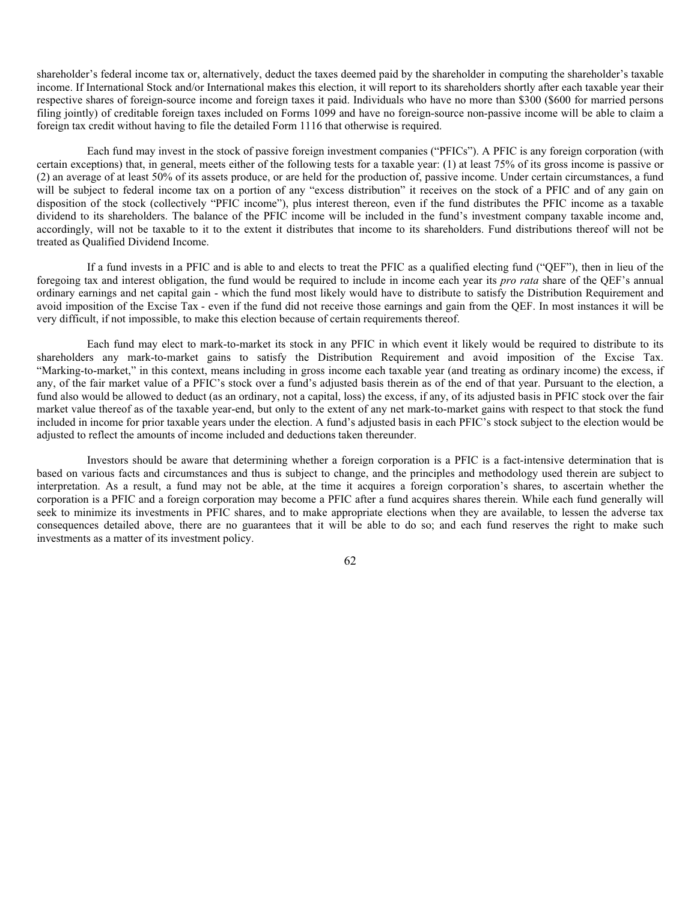shareholder's federal income tax or, alternatively, deduct the taxes deemed paid by the shareholder in computing the shareholder's taxable income. If International Stock and/or International makes this election, it will report to its shareholders shortly after each taxable year their respective shares of foreign-source income and foreign taxes it paid. Individuals who have no more than $300 ($600 for married persons filing jointly) of creditable foreign taxes included on Forms 1099 and have no foreign-source non-passive income will be able to claim a foreign tax credit without having to file the detailed Form 1116 that otherwise is required.

Each fund may invest in the stock of passive foreign investment companies ("PFICs"). A PFIC is any foreign corporation (with certain exceptions) that, in general, meets either of the following tests for a taxable year: (1) at least 75% of its gross income is passive or (2) an average of at least 50% of its assets produce, or are held for the production of, passive income. Under certain circumstances, a fund will be subject to federal income tax on a portion of any "excess distribution" it receives on the stock of a PFIC and of any gain on disposition of the stock (collectively "PFIC income"), plus interest thereon, even if the fund distributes the PFIC income as a taxable dividend to its shareholders. The balance of the PFIC income will be included in the fund's investment company taxable income and, accordingly, will not be taxable to it to the extent it distributes that income to its shareholders. Fund distributions thereof will not be treated as Qualified Dividend Income.

If a fund invests in a PFIC and is able to and elects to treat the PFIC as a qualified electing fund ("QEF"), then in lieu of the foregoing tax and interest obligation, the fund would be required to include in income each year its *pro rata* share of the QEF's annual ordinary earnings and net capital gain - which the fund most likely would have to distribute to satisfy the Distribution Requirement and avoid imposition of the Excise Tax - even if the fund did not receive those earnings and gain from the QEF. In most instances it will be very difficult, if not impossible, to make this election because of certain requirements thereof.

Each fund may elect to mark-to-market its stock in any PFIC in which event it likely would be required to distribute to its shareholders any mark-to-market gains to satisfy the Distribution Requirement and avoid imposition of the Excise Tax. "Marking-to-market," in this context, means including in gross income each taxable year (and treating as ordinary income) the excess, if any, of the fair market value of a PFIC's stock over a fund's adjusted basis therein as of the end of that year. Pursuant to the election, a fund also would be allowed to deduct (as an ordinary, not a capital, loss) the excess, if any, of its adjusted basis in PFIC stock over the fair market value thereof as of the taxable year-end, but only to the extent of any net mark-to-market gains with respect to that stock the fund included in income for prior taxable years under the election. A fund's adjusted basis in each PFIC's stock subject to the election would be adjusted to reflect the amounts of income included and deductions taken thereunder.

Investors should be aware that determining whether a foreign corporation is a PFIC is a fact-intensive determination that is based on various facts and circumstances and thus is subject to change, and the principles and methodology used therein are subject to interpretation. As a result, a fund may not be able, at the time it acquires a foreign corporation's shares, to ascertain whether the corporation is a PFIC and a foreign corporation may become a PFIC after a fund acquires shares therein. While each fund generally will seek to minimize its investments in PFIC shares, and to make appropriate elections when they are available, to lessen the adverse tax consequences detailed above, there are no guarantees that it will be able to do so; and each fund reserves the right to make such investments as a matter of its investment policy.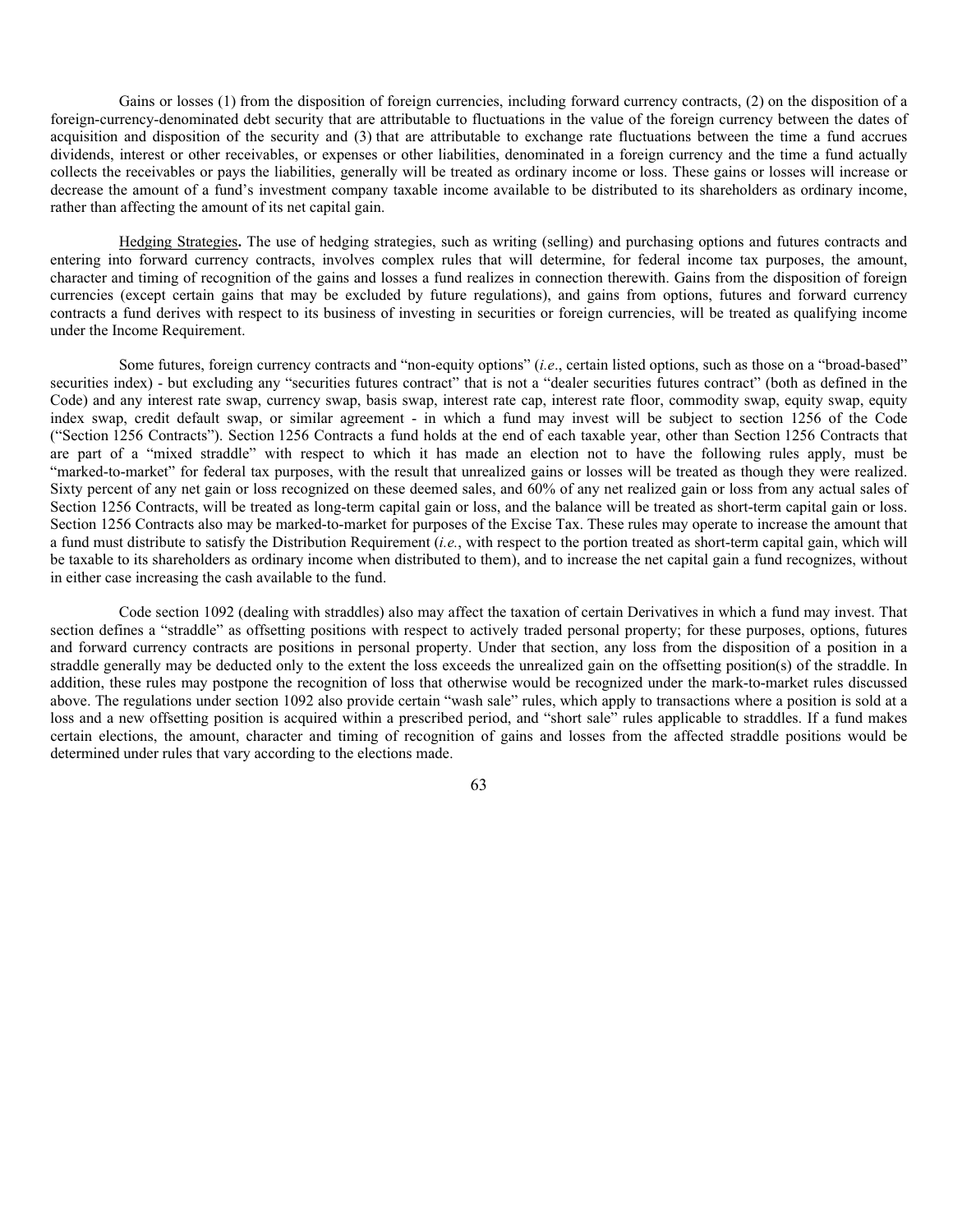Gains or losses (1) from the disposition of foreign currencies, including forward currency contracts, (2) on the disposition of a foreign-currency-denominated debt security that are attributable to fluctuations in the value of the foreign currency between the dates of acquisition and disposition of the security and (3) that are attributable to exchange rate fluctuations between the time a fund accrues dividends, interest or other receivables, or expenses or other liabilities, denominated in a foreign currency and the time a fund actually collects the receivables or pays the liabilities, generally will be treated as ordinary income or loss. These gains or losses will increase or decrease the amount of a fund's investment company taxable income available to be distributed to its shareholders as ordinary income, rather than affecting the amount of its net capital gain.

Hedging Strategies**.** The use of hedging strategies, such as writing (selling) and purchasing options and futures contracts and entering into forward currency contracts, involves complex rules that will determine, for federal income tax purposes, the amount, character and timing of recognition of the gains and losses a fund realizes in connection therewith. Gains from the disposition of foreign currencies (except certain gains that may be excluded by future regulations), and gains from options, futures and forward currency contracts a fund derives with respect to its business of investing in securities or foreign currencies, will be treated as qualifying income under the Income Requirement.

Some futures, foreign currency contracts and "non-equity options" (*i.e*., certain listed options, such as those on a "broad-based" securities index) - but excluding any "securities futures contract" that is not a "dealer securities futures contract" (both as defined in the Code) and any interest rate swap, currency swap, basis swap, interest rate cap, interest rate floor, commodity swap, equity swap, equity index swap, credit default swap, or similar agreement - in which a fund may invest will be subject to section 1256 of the Code ("Section 1256 Contracts"). Section 1256 Contracts a fund holds at the end of each taxable year, other than Section 1256 Contracts that are part of a "mixed straddle" with respect to which it has made an election not to have the following rules apply, must be "marked-to-market" for federal tax purposes, with the result that unrealized gains or losses will be treated as though they were realized. Sixty percent of any net gain or loss recognized on these deemed sales, and 60% of any net realized gain or loss from any actual sales of Section 1256 Contracts, will be treated as long-term capital gain or loss, and the balance will be treated as short-term capital gain or loss. Section 1256 Contracts also may be marked-to-market for purposes of the Excise Tax. These rules may operate to increase the amount that a fund must distribute to satisfy the Distribution Requirement (*i.e.*, with respect to the portion treated as short-term capital gain, which will be taxable to its shareholders as ordinary income when distributed to them), and to increase the net capital gain a fund recognizes, without in either case increasing the cash available to the fund.

Code section 1092 (dealing with straddles) also may affect the taxation of certain Derivatives in which a fund may invest. That section defines a "straddle" as offsetting positions with respect to actively traded personal property; for these purposes, options, futures and forward currency contracts are positions in personal property. Under that section, any loss from the disposition of a position in a straddle generally may be deducted only to the extent the loss exceeds the unrealized gain on the offsetting position(s) of the straddle. In addition, these rules may postpone the recognition of loss that otherwise would be recognized under the mark-to-market rules discussed above. The regulations under section 1092 also provide certain "wash sale" rules, which apply to transactions where a position is sold at a loss and a new offsetting position is acquired within a prescribed period, and "short sale" rules applicable to straddles. If a fund makes certain elections, the amount, character and timing of recognition of gains and losses from the affected straddle positions would be determined under rules that vary according to the elections made.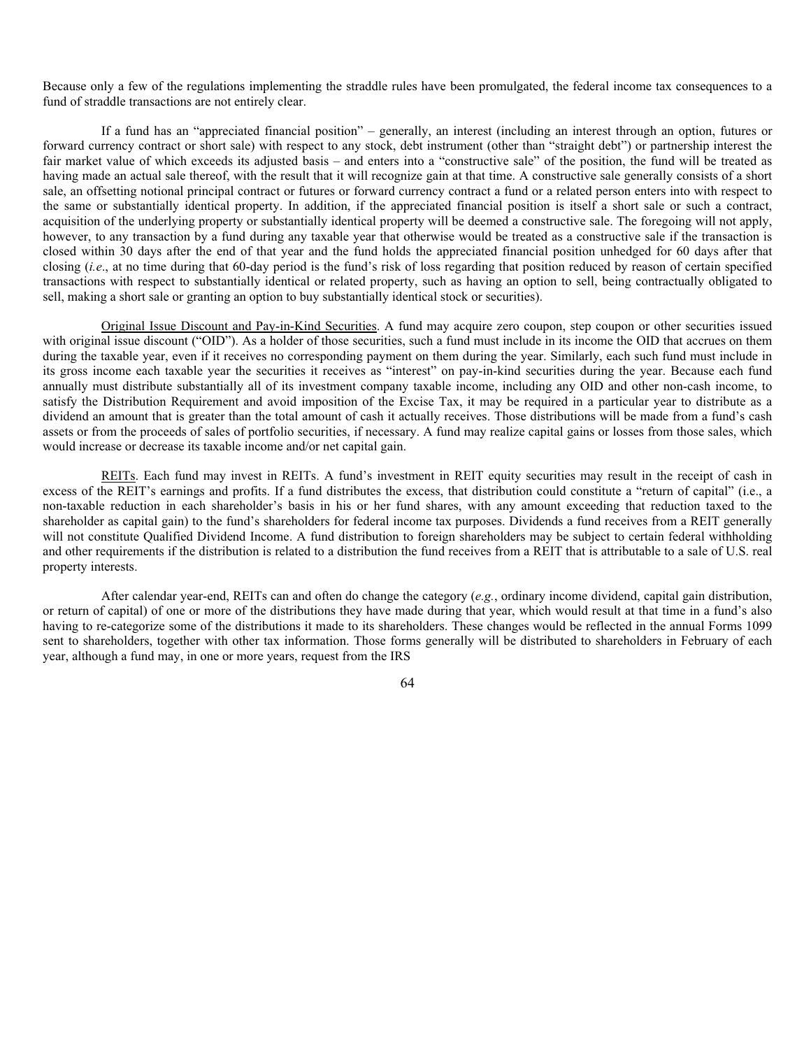Because only a few of the regulations implementing the straddle rules have been promulgated, the federal income tax consequences to a fund of straddle transactions are not entirely clear.

If a fund has an "appreciated financial position" – generally, an interest (including an interest through an option, futures or forward currency contract or short sale) with respect to any stock, debt instrument (other than "straight debt") or partnership interest the fair market value of which exceeds its adjusted basis – and enters into a "constructive sale" of the position, the fund will be treated as having made an actual sale thereof, with the result that it will recognize gain at that time. A constructive sale generally consists of a short sale, an offsetting notional principal contract or futures or forward currency contract a fund or a related person enters into with respect to the same or substantially identical property. In addition, if the appreciated financial position is itself a short sale or such a contract, acquisition of the underlying property or substantially identical property will be deemed a constructive sale. The foregoing will not apply, however, to any transaction by a fund during any taxable year that otherwise would be treated as a constructive sale if the transaction is closed within 30 days after the end of that year and the fund holds the appreciated financial position unhedged for 60 days after that closing (*i.e*., at no time during that 60-day period is the fund's risk of loss regarding that position reduced by reason of certain specified transactions with respect to substantially identical or related property, such as having an option to sell, being contractually obligated to sell, making a short sale or granting an option to buy substantially identical stock or securities).

Original Issue Discount and Pay-in-Kind Securities. A fund may acquire zero coupon, step coupon or other securities issued with original issue discount ("OID"). As a holder of those securities, such a fund must include in its income the OID that accrues on them during the taxable year, even if it receives no corresponding payment on them during the year. Similarly, each such fund must include in its gross income each taxable year the securities it receives as "interest" on pay-in-kind securities during the year. Because each fund annually must distribute substantially all of its investment company taxable income, including any OID and other non-cash income, to satisfy the Distribution Requirement and avoid imposition of the Excise Tax, it may be required in a particular year to distribute as a dividend an amount that is greater than the total amount of cash it actually receives. Those distributions will be made from a fund's cash assets or from the proceeds of sales of portfolio securities, if necessary. A fund may realize capital gains or losses from those sales, which would increase or decrease its taxable income and/or net capital gain.

REITs. Each fund may invest in REITs. A fund's investment in REIT equity securities may result in the receipt of cash in excess of the REIT's earnings and profits. If a fund distributes the excess, that distribution could constitute a "return of capital" (i.e., a non-taxable reduction in each shareholder's basis in his or her fund shares, with any amount exceeding that reduction taxed to the shareholder as capital gain) to the fund's shareholders for federal income tax purposes. Dividends a fund receives from a REIT generally will not constitute Qualified Dividend Income. A fund distribution to foreign shareholders may be subject to certain federal withholding and other requirements if the distribution is related to a distribution the fund receives from a REIT that is attributable to a sale of U.S. real property interests.

After calendar year-end, REITs can and often do change the category (*e.g.*, ordinary income dividend, capital gain distribution, or return of capital) of one or more of the distributions they have made during that year, which would result at that time in a fund's also having to re-categorize some of the distributions it made to its shareholders. These changes would be reflected in the annual Forms 1099 sent to shareholders, together with other tax information. Those forms generally will be distributed to shareholders in February of each year, although a fund may, in one or more years, request from the IRS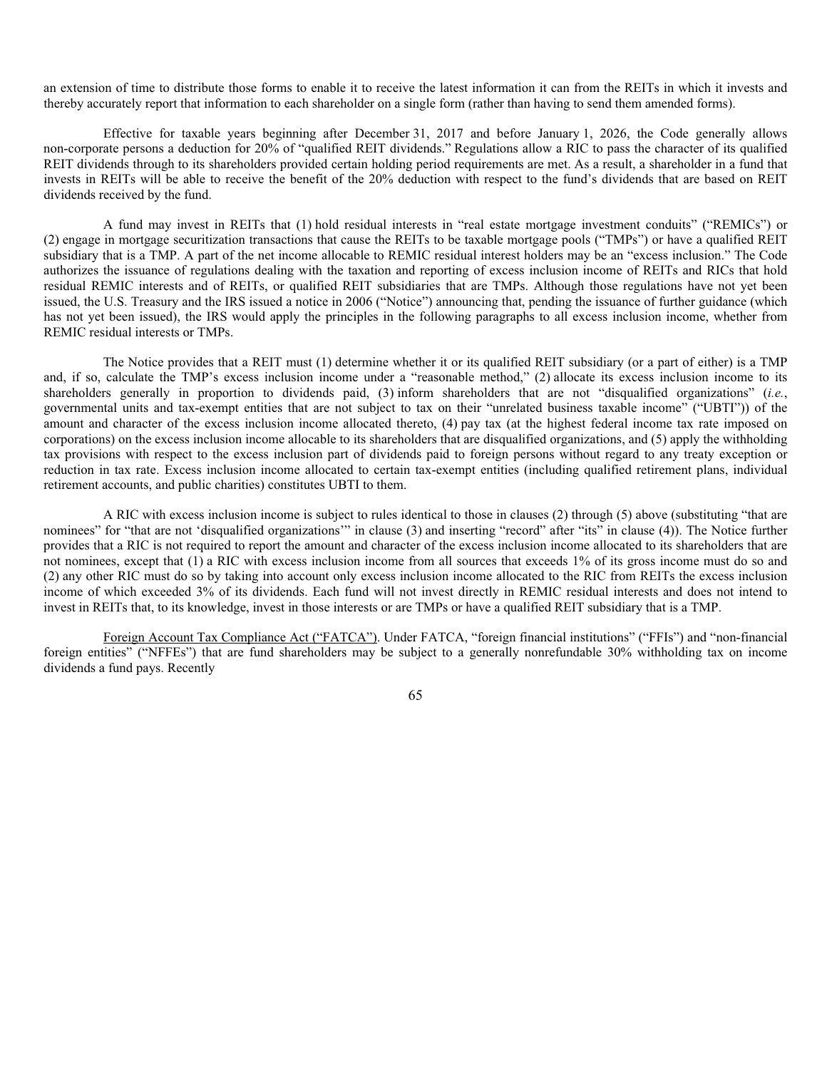an extension of time to distribute those forms to enable it to receive the latest information it can from the REITs in which it invests and thereby accurately report that information to each shareholder on a single form (rather than having to send them amended forms).

Effective for taxable years beginning after December 31, 2017 and before January 1, 2026, the Code generally allows non-corporate persons a deduction for 20% of "qualified REIT dividends." Regulations allow a RIC to pass the character of its qualified REIT dividends through to its shareholders provided certain holding period requirements are met. As a result, a shareholder in a fund that invests in REITs will be able to receive the benefit of the 20% deduction with respect to the fund's dividends that are based on REIT dividends received by the fund.

A fund may invest in REITs that (1) hold residual interests in "real estate mortgage investment conduits" ("REMICs") or (2) engage in mortgage securitization transactions that cause the REITs to be taxable mortgage pools ("TMPs") or have a qualified REIT subsidiary that is a TMP. A part of the net income allocable to REMIC residual interest holders may be an "excess inclusion." The Code authorizes the issuance of regulations dealing with the taxation and reporting of excess inclusion income of REITs and RICs that hold residual REMIC interests and of REITs, or qualified REIT subsidiaries that are TMPs. Although those regulations have not yet been issued, the U.S. Treasury and the IRS issued a notice in 2006 ("Notice") announcing that, pending the issuance of further guidance (which has not yet been issued), the IRS would apply the principles in the following paragraphs to all excess inclusion income, whether from REMIC residual interests or TMPs.

The Notice provides that a REIT must (1) determine whether it or its qualified REIT subsidiary (or a part of either) is a TMP and, if so, calculate the TMP's excess inclusion income under a "reasonable method," (2) allocate its excess inclusion income to its shareholders generally in proportion to dividends paid, (3) inform shareholders that are not "disqualified organizations" (*i.e.*, governmental units and tax-exempt entities that are not subject to tax on their "unrelated business taxable income" ("UBTI")) of the amount and character of the excess inclusion income allocated thereto, (4) pay tax (at the highest federal income tax rate imposed on corporations) on the excess inclusion income allocable to its shareholders that are disqualified organizations, and (5) apply the withholding tax provisions with respect to the excess inclusion part of dividends paid to foreign persons without regard to any treaty exception or reduction in tax rate. Excess inclusion income allocated to certain tax-exempt entities (including qualified retirement plans, individual retirement accounts, and public charities) constitutes UBTI to them.

A RIC with excess inclusion income is subject to rules identical to those in clauses (2) through (5) above (substituting "that are nominees" for "that are not 'disqualified organizations'" in clause (3) and inserting "record" after "its" in clause (4)). The Notice further provides that a RIC is not required to report the amount and character of the excess inclusion income allocated to its shareholders that are not nominees, except that (1) a RIC with excess inclusion income from all sources that exceeds 1% of its gross income must do so and (2) any other RIC must do so by taking into account only excess inclusion income allocated to the RIC from REITs the excess inclusion income of which exceeded 3% of its dividends. Each fund will not invest directly in REMIC residual interests and does not intend to invest in REITs that, to its knowledge, invest in those interests or are TMPs or have a qualified REIT subsidiary that is a TMP.

Foreign Account Tax Compliance Act ("FATCA"). Under FATCA, "foreign financial institutions" ("FFIs") and "non-financial foreign entities" ("NFFEs") that are fund shareholders may be subject to a generally nonrefundable 30% withholding tax on income dividends a fund pays. Recently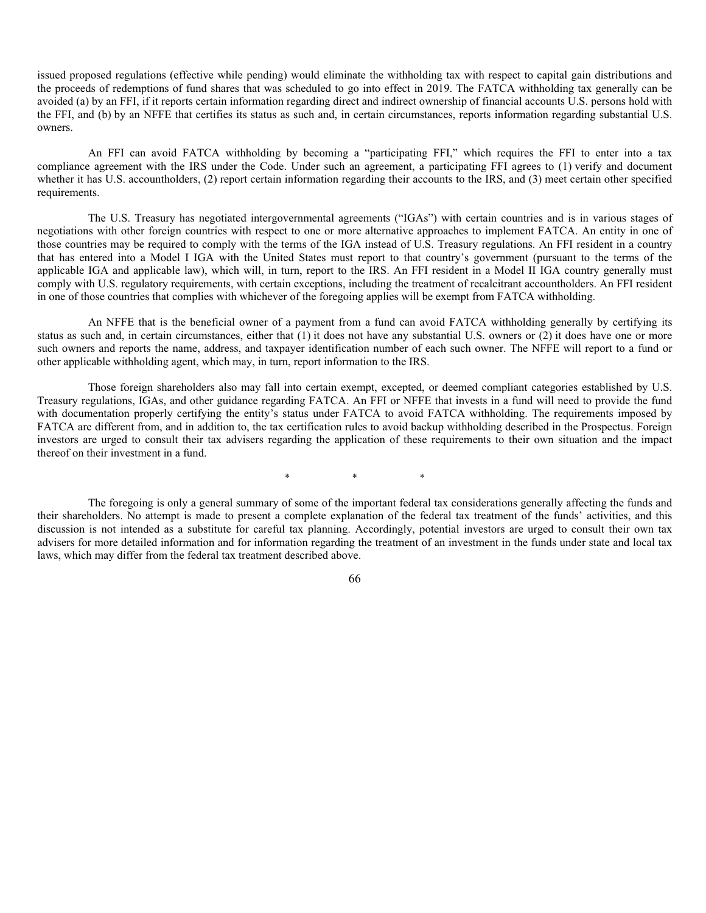issued proposed regulations (effective while pending) would eliminate the withholding tax with respect to capital gain distributions and the proceeds of redemptions of fund shares that was scheduled to go into effect in 2019. The FATCA withholding tax generally can be avoided (a) by an FFI, if it reports certain information regarding direct and indirect ownership of financial accounts U.S. persons hold with the FFI, and (b) by an NFFE that certifies its status as such and, in certain circumstances, reports information regarding substantial U.S. owners.

An FFI can avoid FATCA withholding by becoming a "participating FFI," which requires the FFI to enter into a tax compliance agreement with the IRS under the Code. Under such an agreement, a participating FFI agrees to (1) verify and document whether it has U.S. accountholders, (2) report certain information regarding their accounts to the IRS, and (3) meet certain other specified requirements.

The U.S. Treasury has negotiated intergovernmental agreements ("IGAs") with certain countries and is in various stages of negotiations with other foreign countries with respect to one or more alternative approaches to implement FATCA. An entity in one of those countries may be required to comply with the terms of the IGA instead of U.S. Treasury regulations. An FFI resident in a country that has entered into a Model I IGA with the United States must report to that country's government (pursuant to the terms of the applicable IGA and applicable law), which will, in turn, report to the IRS. An FFI resident in a Model II IGA country generally must comply with U.S. regulatory requirements, with certain exceptions, including the treatment of recalcitrant accountholders. An FFI resident in one of those countries that complies with whichever of the foregoing applies will be exempt from FATCA withholding.

An NFFE that is the beneficial owner of a payment from a fund can avoid FATCA withholding generally by certifying its status as such and, in certain circumstances, either that (1) it does not have any substantial U.S. owners or (2) it does have one or more such owners and reports the name, address, and taxpayer identification number of each such owner. The NFFE will report to a fund or other applicable withholding agent, which may, in turn, report information to the IRS.

Those foreign shareholders also may fall into certain exempt, excepted, or deemed compliant categories established by U.S. Treasury regulations, IGAs, and other guidance regarding FATCA. An FFI or NFFE that invests in a fund will need to provide the fund with documentation properly certifying the entity's status under FATCA to avoid FATCA withholding. The requirements imposed by FATCA are different from, and in addition to, the tax certification rules to avoid backup withholding described in the Prospectus. Foreign investors are urged to consult their tax advisers regarding the application of these requirements to their own situation and the impact thereof on their investment in a fund.

\*　　　\*　　　\*

The foregoing is only a general summary of some of the important federal tax considerations generally affecting the funds and their shareholders. No attempt is made to present a complete explanation of the federal tax treatment of the funds' activities, and this discussion is not intended as a substitute for careful tax planning. Accordingly, potential investors are urged to consult their own tax advisers for more detailed information and for information regarding the treatment of an investment in the funds under state and local tax laws, which may differ from the federal tax treatment described above.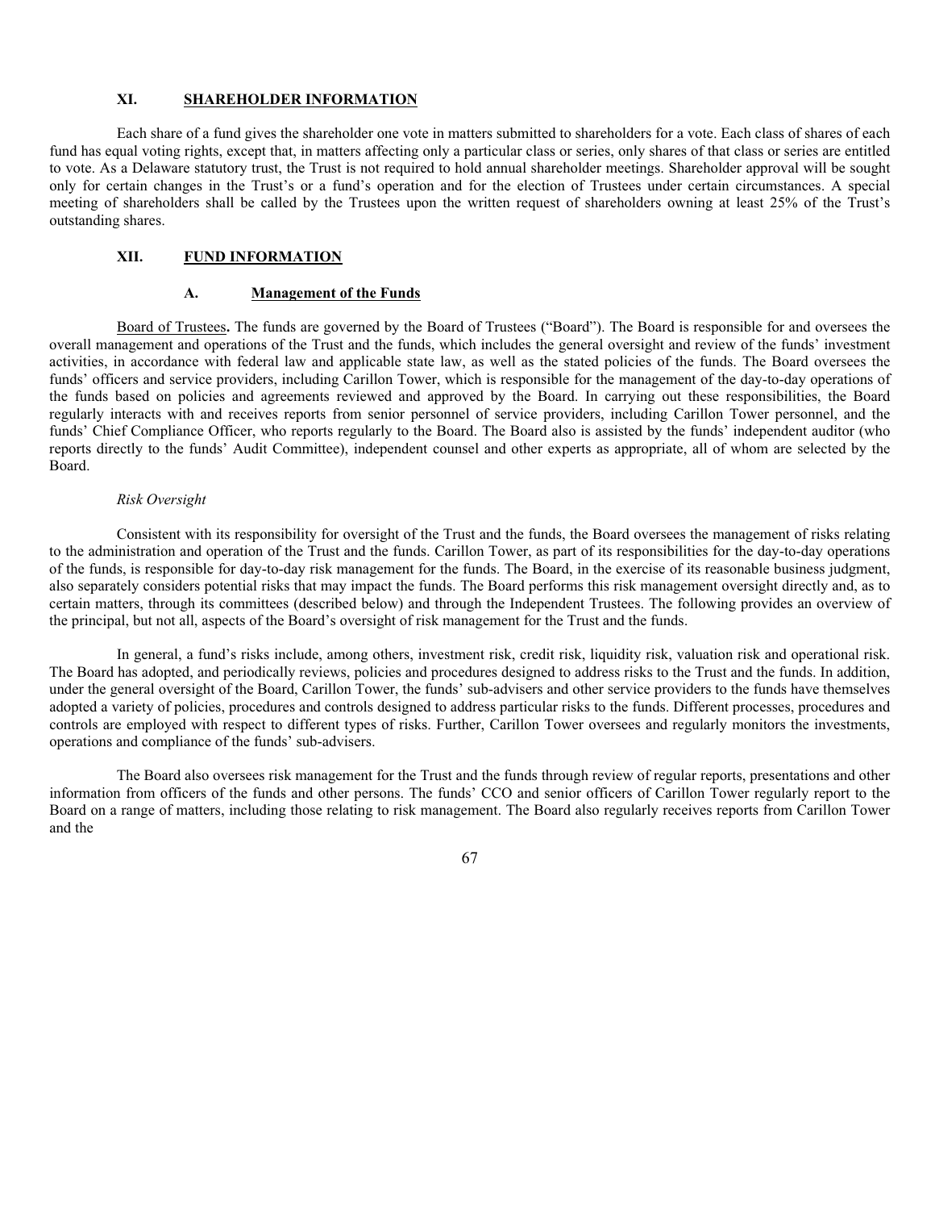## XI. SHAREHOLDER INFORMATION

Each share of a fund gives the shareholder one vote in matters submitted to shareholders for a vote. Each class of shares of each fund has equal voting rights, except that, in matters affecting only a particular class or series, only shares of that class or series are entitled to vote. As a Delaware statutory trust, the Trust is not required to hold annual shareholder meetings. Shareholder approval will be sought only for certain changes in the Trust's or a fund's operation and for the election of Trustees under certain circumstances. A special meeting of shareholders shall be called by the Trustees upon the written request of shareholders owning at least 25% of the Trust's outstanding shares.

## XII. FUND INFORMATION

### A. Management of the Funds

Board of Trustees**.** The funds are governed by the Board of Trustees ("Board"). The Board is responsible for and oversees the overall management and operations of the Trust and the funds, which includes the general oversight and review of the funds' investment activities, in accordance with federal law and applicable state law, as well as the stated policies of the funds. The Board oversees the funds' officers and service providers, including Carillon Tower, which is responsible for the management of the day-to-day operations of the funds based on policies and agreements reviewed and approved by the Board. In carrying out these responsibilities, the Board regularly interacts with and receives reports from senior personnel of service providers, including Carillon Tower personnel, and the funds' Chief Compliance Officer, who reports regularly to the Board. The Board also is assisted by the funds' independent auditor (who reports directly to the funds' Audit Committee), independent counsel and other experts as appropriate, all of whom are selected by the Board.

*Risk Oversight*

Consistent with its responsibility for oversight of the Trust and the funds, the Board oversees the management of risks relating to the administration and operation of the Trust and the funds. Carillon Tower, as part of its responsibilities for the day-to-day operations of the funds, is responsible for day-to-day risk management for the funds. The Board, in the exercise of its reasonable business judgment, also separately considers potential risks that may impact the funds. The Board performs this risk management oversight directly and, as to certain matters, through its committees (described below) and through the Independent Trustees. The following provides an overview of the principal, but not all, aspects of the Board's oversight of risk management for the Trust and the funds.

In general, a fund's risks include, among others, investment risk, credit risk, liquidity risk, valuation risk and operational risk. The Board has adopted, and periodically reviews, policies and procedures designed to address risks to the Trust and the funds. In addition, under the general oversight of the Board, Carillon Tower, the funds' sub-advisers and other service providers to the funds have themselves adopted a variety of policies, procedures and controls designed to address particular risks to the funds. Different processes, procedures and controls are employed with respect to different types of risks. Further, Carillon Tower oversees and regularly monitors the investments, operations and compliance of the funds' sub-advisers.

The Board also oversees risk management for the Trust and the funds through review of regular reports, presentations and other information from officers of the funds and other persons. The funds' CCO and senior officers of Carillon Tower regularly report to the Board on a range of matters, including those relating to risk management. The Board also regularly receives reports from Carillon Tower and the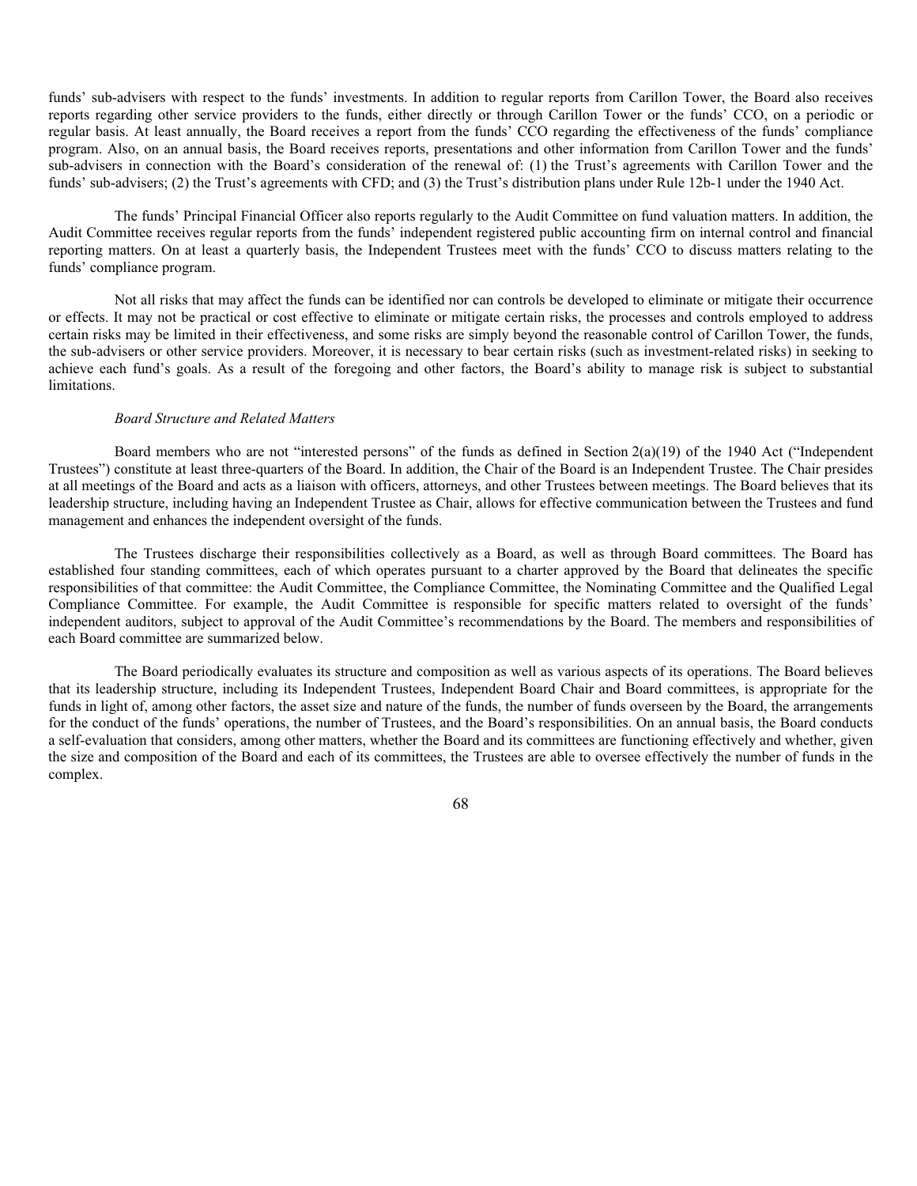funds' sub-advisers with respect to the funds' investments. In addition to regular reports from Carillon Tower, the Board also receives reports regarding other service providers to the funds, either directly or through Carillon Tower or the funds' CCO, on a periodic or regular basis. At least annually, the Board receives a report from the funds' CCO regarding the effectiveness of the funds' compliance program. Also, on an annual basis, the Board receives reports, presentations and other information from Carillon Tower and the funds' sub-advisers in connection with the Board's consideration of the renewal of: (1) the Trust's agreements with Carillon Tower and the funds' sub-advisers; (2) the Trust's agreements with CFD; and (3) the Trust's distribution plans under Rule 12b-1 under the 1940 Act.

The funds' Principal Financial Officer also reports regularly to the Audit Committee on fund valuation matters. In addition, the Audit Committee receives regular reports from the funds' independent registered public accounting firm on internal control and financial reporting matters. On at least a quarterly basis, the Independent Trustees meet with the funds' CCO to discuss matters relating to the funds' compliance program.

Not all risks that may affect the funds can be identified nor can controls be developed to eliminate or mitigate their occurrence or effects. It may not be practical or cost effective to eliminate or mitigate certain risks, the processes and controls employed to address certain risks may be limited in their effectiveness, and some risks are simply beyond the reasonable control of Carillon Tower, the funds, the sub-advisers or other service providers. Moreover, it is necessary to bear certain risks (such as investment-related risks) in seeking to achieve each fund's goals. As a result of the foregoing and other factors, the Board's ability to manage risk is subject to substantial limitations.

*Board Structure and Related Matters*

Board members who are not "interested persons" of the funds as defined in Section 2(a)(19) of the 1940 Act ("Independent Trustees") constitute at least three-quarters of the Board. In addition, the Chair of the Board is an Independent Trustee. The Chair presides at all meetings of the Board and acts as a liaison with officers, attorneys, and other Trustees between meetings. The Board believes that its leadership structure, including having an Independent Trustee as Chair, allows for effective communication between the Trustees and fund management and enhances the independent oversight of the funds.

The Trustees discharge their responsibilities collectively as a Board, as well as through Board committees. The Board has established four standing committees, each of which operates pursuant to a charter approved by the Board that delineates the specific responsibilities of that committee: the Audit Committee, the Compliance Committee, the Nominating Committee and the Qualified Legal Compliance Committee. For example, the Audit Committee is responsible for specific matters related to oversight of the funds' independent auditors, subject to approval of the Audit Committee's recommendations by the Board. The members and responsibilities of each Board committee are summarized below.

The Board periodically evaluates its structure and composition as well as various aspects of its operations. The Board believes that its leadership structure, including its Independent Trustees, Independent Board Chair and Board committees, is appropriate for the funds in light of, among other factors, the asset size and nature of the funds, the number of funds overseen by the Board, the arrangements for the conduct of the funds' operations, the number of Trustees, and the Board's responsibilities. On an annual basis, the Board conducts a self-evaluation that considers, among other matters, whether the Board and its committees are functioning effectively and whether, given the size and composition of the Board and each of its committees, the Trustees are able to oversee effectively the number of funds in the complex.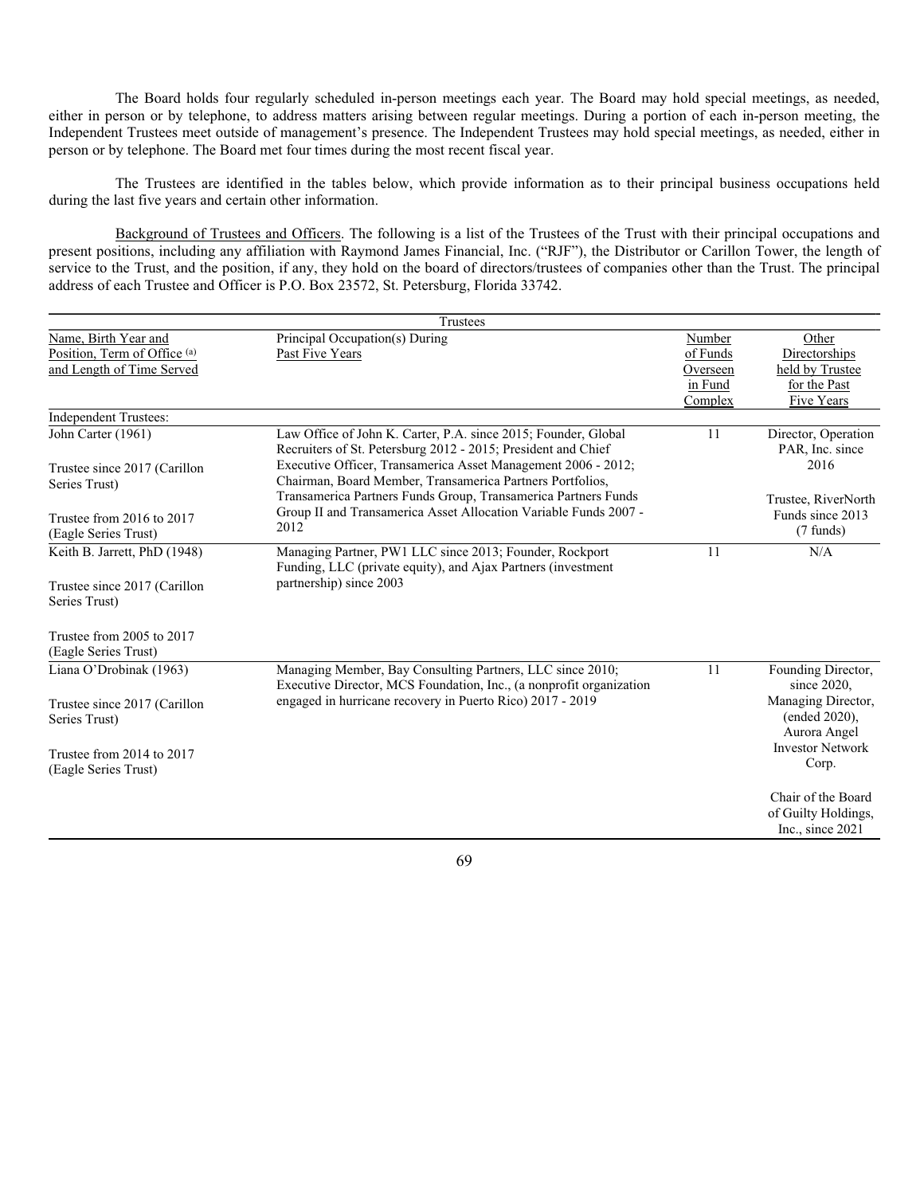The Board holds four regularly scheduled in-person meetings each year. The Board may hold special meetings, as needed, either in person or by telephone, to address matters arising between regular meetings. During a portion of each in-person meeting, the Independent Trustees meet outside of management's presence. The Independent Trustees may hold special meetings, as needed, either in person or by telephone. The Board met four times during the most recent fiscal year.

The Trustees are identified in the tables below, which provide information as to their principal business occupations held during the last five years and certain other information.

Background of Trustees and Officers. The following is a list of the Trustees of the Trust with their principal occupations and present positions, including any affiliation with Raymond James Financial, Inc. ("RJF"), the Distributor or Carillon Tower, the length of service to the Trust, and the position, if any, they hold on the board of directors/trustees of companies other than the Trust. The principal address of each Trustee and Officer is P.O. Box 23572, St. Petersburg, Florida 33742.

| Trustees | | | |
|---|---|---|---|
| Name, Birth Year and Position, Term of Office [(a)] and Length of Time Served | Principal Occupation(s) During Past Five Years | Number of Funds Overseen in Fund Complex | Other Directorships held by Trustee for the Past Five Years |
| Independent Trustees: | | | |
| John Carter (1961)<br><br>Trustee since 2017 (Carillon Series Trust)<br><br>Trustee from 2016 to 2017 (Eagle Series Trust) | Law Office of John K. Carter, P.A. since 2015; Founder, Global Recruiters of St. Petersburg 2012 - 2015; President and Chief Executive Officer, Transamerica Asset Management 2006 - 2012; Chairman, Board Member, Transamerica Partners Portfolios, Transamerica Partners Funds Group, Transamerica Partners Funds Group II and Transamerica Asset Allocation Variable Funds 2007 - 2012 | 11 | Director, Operation PAR, Inc. since 2016<br><br>Trustee, RiverNorth Funds since 2013 (7 funds) |
| Keith B. Jarrett, PhD (1948)<br><br>Trustee since 2017 (Carillon Series Trust)<br><br>Trustee from 2005 to 2017 (Eagle Series Trust) | Managing Partner, PW1 LLC since 2013; Founder, Rockport Funding, LLC (private equity), and Ajax Partners (investment partnership) since 2003 | 11 | N/A |
| Liana O'Drobinak (1963)<br><br>Trustee since 2017 (Carillon Series Trust)<br><br>Trustee from 2014 to 2017 (Eagle Series Trust) | Managing Member, Bay Consulting Partners, LLC since 2010; Executive Director, MCS Foundation, Inc., (a nonprofit organization engaged in hurricane recovery in Puerto Rico) 2017 - 2019 | 11 | Founding Director, since 2020, Managing Director, (ended 2020), Aurora Angel Investor Network Corp.<br><br>Chair of the Board of Guilty Holdings, Inc., since 2021 |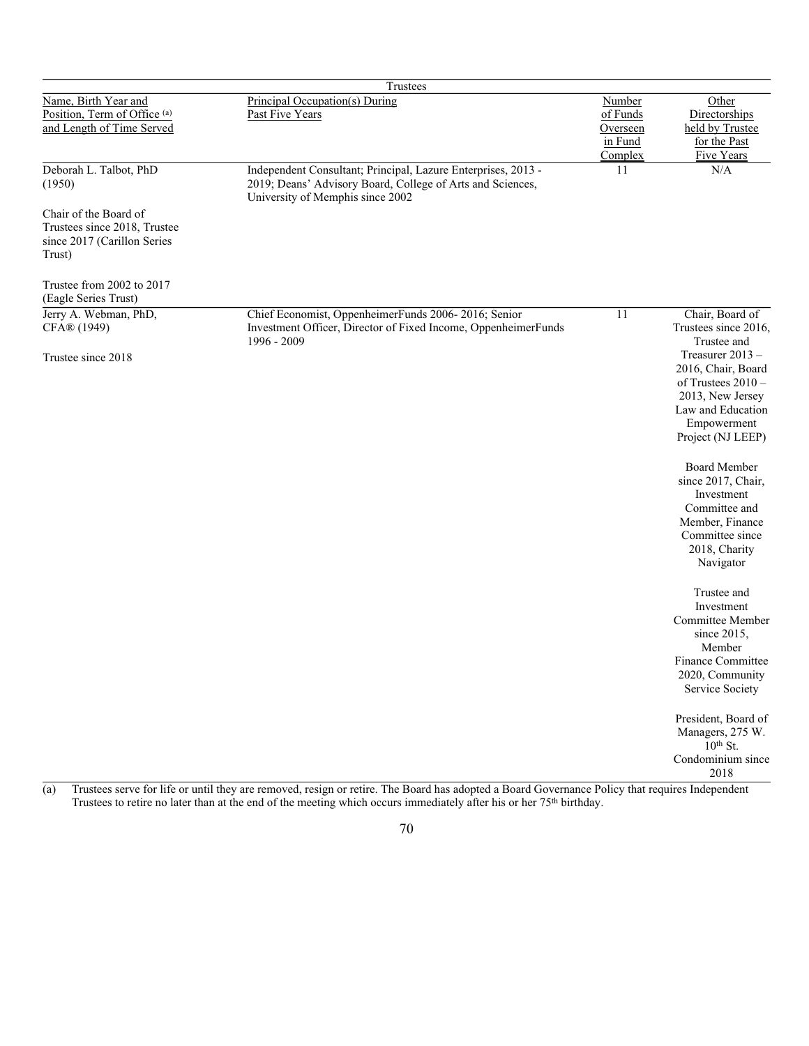| Trustees | | | |
|---|---|---|---|
| Name, Birth Year and Position, Term of Office (a) and Length of Time Served | Principal Occupation(s) During Past Five Years | Number of Funds Overseen in Fund Complex | Other Directorships held by Trustee for the Past Five Years |
| Deborah L. Talbot, PhD (1950)<br><br>Chair of the Board of Trustees since 2018, Trustee since 2017 (Carillon Series Trust)<br><br>Trustee from 2002 to 2017 (Eagle Series Trust) | Independent Consultant; Principal, Lazure Enterprises, 2013 - 2019; Deans' Advisory Board, College of Arts and Sciences, University of Memphis since 2002 | 11 | N/A |
| Jerry A. Webman, PhD, CFA® (1949)<br><br>Trustee since 2018 | Chief Economist, OppenheimerFunds 2006- 2016; Senior Investment Officer, Director of Fixed Income, OppenheimerFunds 1996 - 2009 | 11 | Chair, Board of Trustees since 2016, Trustee and Treasurer 2013 – 2016, Chair, Board of Trustees 2010 – 2013, New Jersey Law and Education Empowerment Project (NJ LEEP)<br><br>Board Member since 2017, Chair, Investment Committee and Member, Finance Committee since 2018, Charity Navigator<br><br>Trustee and Investment Committee Member since 2015, Member Finance Committee 2020, Community Service Society<br><br>President, Board of Managers, 275 W. 10th St. Condominium since 2018 |

(a) Trustees serve for life or until they are removed, resign or retire. The Board has adopted a Board Governance Policy that requires Independent Trustees to retire no later than at the end of the meeting which occurs immediately after his or her 75th birthday.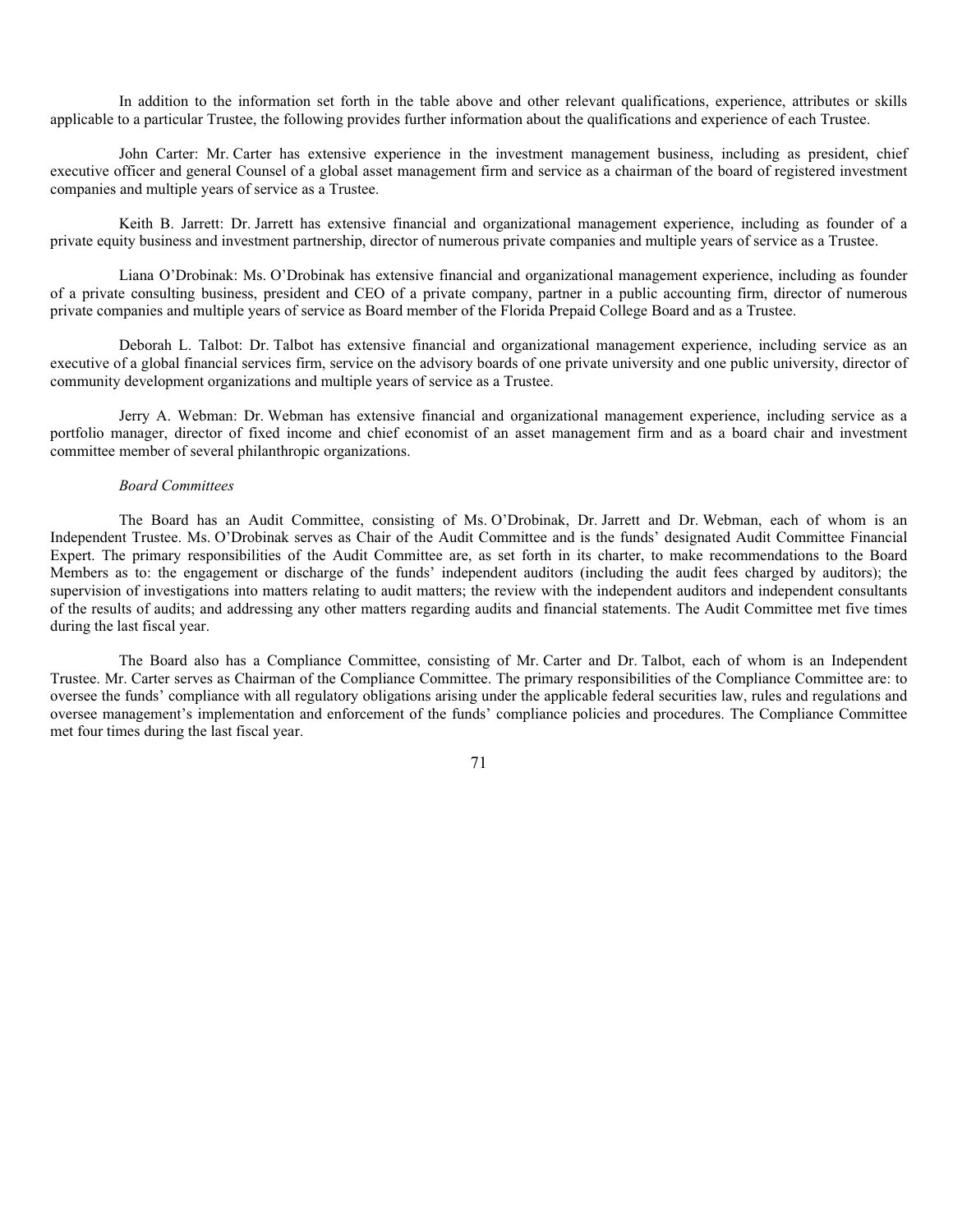In addition to the information set forth in the table above and other relevant qualifications, experience, attributes or skills applicable to a particular Trustee, the following provides further information about the qualifications and experience of each Trustee.

John Carter: Mr. Carter has extensive experience in the investment management business, including as president, chief executive officer and general Counsel of a global asset management firm and service as a chairman of the board of registered investment companies and multiple years of service as a Trustee.

Keith B. Jarrett: Dr. Jarrett has extensive financial and organizational management experience, including as founder of a private equity business and investment partnership, director of numerous private companies and multiple years of service as a Trustee.

Liana O'Drobinak: Ms. O'Drobinak has extensive financial and organizational management experience, including as founder of a private consulting business, president and CEO of a private company, partner in a public accounting firm, director of numerous private companies and multiple years of service as Board member of the Florida Prepaid College Board and as a Trustee.

Deborah L. Talbot: Dr. Talbot has extensive financial and organizational management experience, including service as an executive of a global financial services firm, service on the advisory boards of one private university and one public university, director of community development organizations and multiple years of service as a Trustee.

Jerry A. Webman: Dr. Webman has extensive financial and organizational management experience, including service as a portfolio manager, director of fixed income and chief economist of an asset management firm and as a board chair and investment committee member of several philanthropic organizations.

*Board Committees*

The Board has an Audit Committee, consisting of Ms. O'Drobinak, Dr. Jarrett and Dr. Webman, each of whom is an Independent Trustee. Ms. O'Drobinak serves as Chair of the Audit Committee and is the funds' designated Audit Committee Financial Expert. The primary responsibilities of the Audit Committee are, as set forth in its charter, to make recommendations to the Board Members as to: the engagement or discharge of the funds' independent auditors (including the audit fees charged by auditors); the supervision of investigations into matters relating to audit matters; the review with the independent auditors and independent consultants of the results of audits; and addressing any other matters regarding audits and financial statements. The Audit Committee met five times during the last fiscal year.

The Board also has a Compliance Committee, consisting of Mr. Carter and Dr. Talbot, each of whom is an Independent Trustee. Mr. Carter serves as Chairman of the Compliance Committee. The primary responsibilities of the Compliance Committee are: to oversee the funds' compliance with all regulatory obligations arising under the applicable federal securities law, rules and regulations and oversee management's implementation and enforcement of the funds' compliance policies and procedures. The Compliance Committee met four times during the last fiscal year.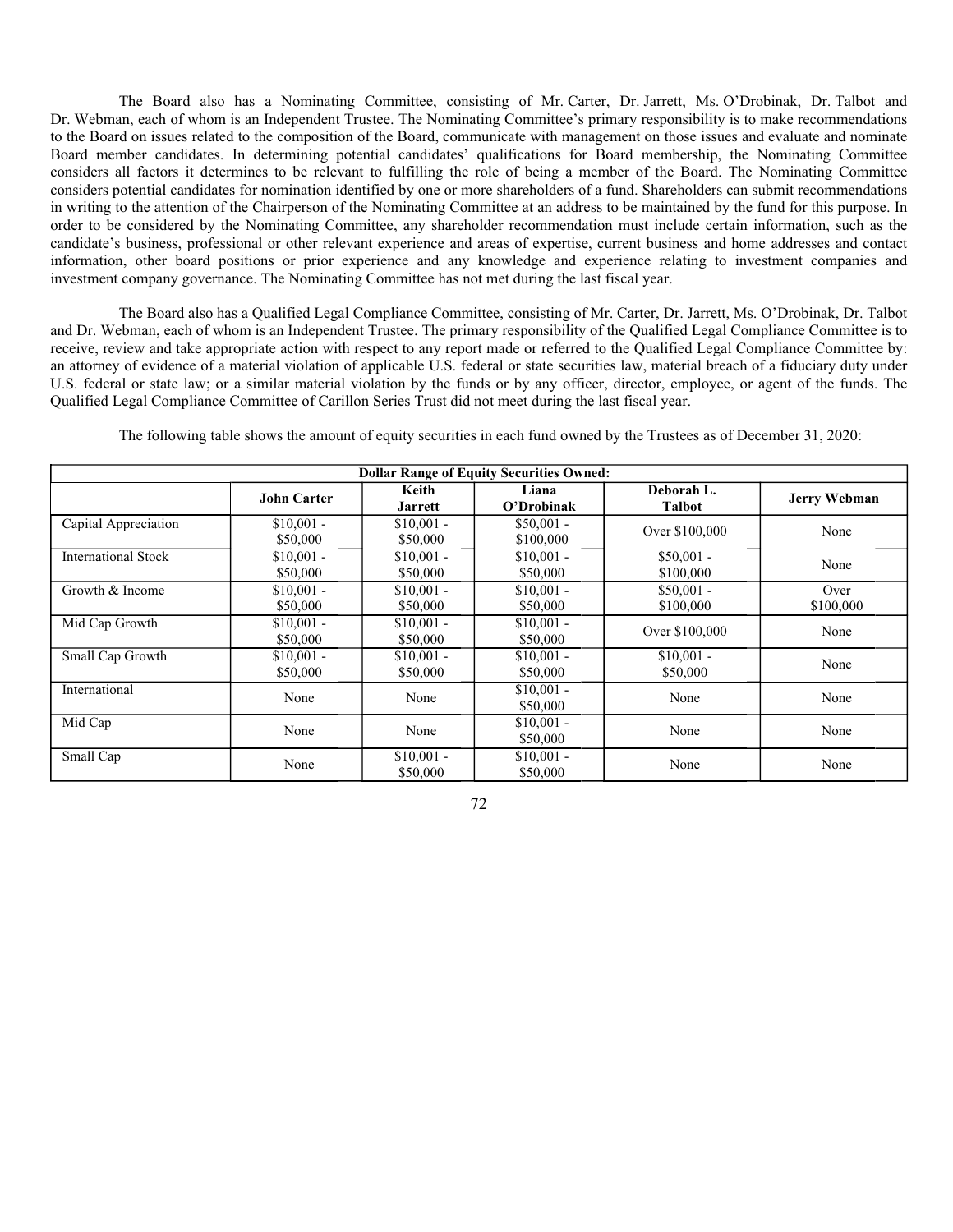The Board also has a Nominating Committee, consisting of Mr. Carter, Dr. Jarrett, Ms. O'Drobinak, Dr. Talbot and Dr. Webman, each of whom is an Independent Trustee. The Nominating Committee's primary responsibility is to make recommendations to the Board on issues related to the composition of the Board, communicate with management on those issues and evaluate and nominate Board member candidates. In determining potential candidates' qualifications for Board membership, the Nominating Committee considers all factors it determines to be relevant to fulfilling the role of being a member of the Board. The Nominating Committee considers potential candidates for nomination identified by one or more shareholders of a fund. Shareholders can submit recommendations in writing to the attention of the Chairperson of the Nominating Committee at an address to be maintained by the fund for this purpose. In order to be considered by the Nominating Committee, any shareholder recommendation must include certain information, such as the candidate's business, professional or other relevant experience and areas of expertise, current business and home addresses and contact information, other board positions or prior experience and any knowledge and experience relating to investment companies and investment company governance. The Nominating Committee has not met during the last fiscal year.

The Board also has a Qualified Legal Compliance Committee, consisting of Mr. Carter, Dr. Jarrett, Ms. O'Drobinak, Dr. Talbot and Dr. Webman, each of whom is an Independent Trustee. The primary responsibility of the Qualified Legal Compliance Committee is to receive, review and take appropriate action with respect to any report made or referred to the Qualified Legal Compliance Committee by: an attorney of evidence of a material violation of applicable U.S. federal or state securities law, material breach of a fiduciary duty under U.S. federal or state law; or a similar material violation by the funds or by any officer, director, employee, or agent of the funds. The Qualified Legal Compliance Committee of Carillon Series Trust did not meet during the last fiscal year.

The following table shows the amount of equity securities in each fund owned by the Trustees as of December 31, 2020:

| **Dollar Range of Equity Securities Owned:** | | | | | |
|---|---|---|---|---|---|
| | **John Carter** | **Keith Jarrett** | **Liana O'Drobinak** | **Deborah L. Talbot** | **Jerry Webman** |
| Capital Appreciation | $10,001 - $50,000 | $10,001 - $50,000 | $50,001 - $100,000 | Over $100,000 | None |
| International Stock | $10,001 - $50,000 | $10,001 - $50,000 | $10,001 - $50,000 | $50,001 - $100,000 | None |
| Growth & Income | $10,001 - $50,000 | $10,001 - $50,000 | $10,001 - $50,000 | $50,001 - $100,000 | Over $100,000 |
| Mid Cap Growth | $10,001 - $50,000 | $10,001 - $50,000 | $10,001 - $50,000 | Over $100,000 | None |
| Small Cap Growth | $10,001 - $50,000 | $10,001 - $50,000 | $10,001 - $50,000 | $10,001 - $50,000 | None |
| International | None | None | $10,001 - $50,000 | None | None |
| Mid Cap | None | None | $10,001 - $50,000 | None | None |
| Small Cap | None | $10,001 - $50,000 | $10,001 - $50,000 | None | None |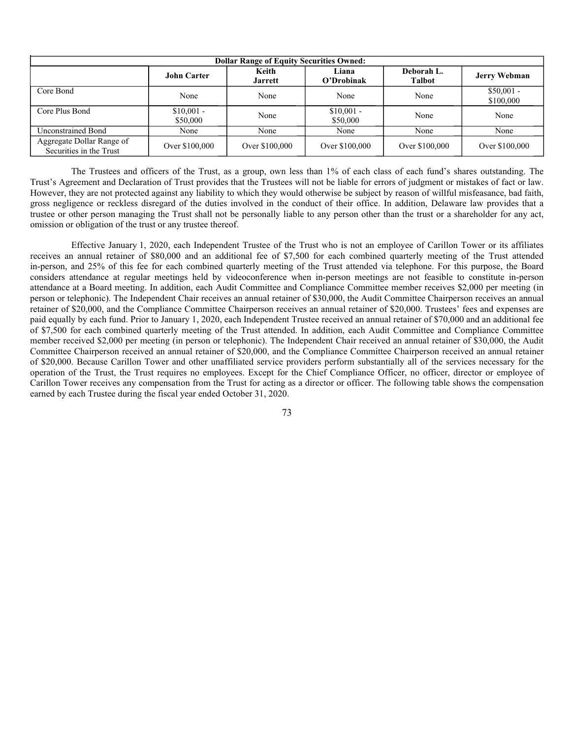| Dollar Range of Equity Securities Owned: | | | | | |
|---|---|---|---|---|---|
| | **John Carter** | **Keith Jarrett** | **Liana O'Drobinak** | **Deborah L. Talbot** | **Jerry Webman** |
| Core Bond | None | None | None | None | $50,001 - $100,000 |
| Core Plus Bond | $10,001 - $50,000 | None | $10,001 - $50,000 | None | None |
| Unconstrained Bond | None | None | None | None | None |
| Aggregate Dollar Range of Securities in the Trust | Over $100,000 | Over $100,000 | Over $100,000 | Over $100,000 | Over $100,000 |

The Trustees and officers of the Trust, as a group, own less than 1% of each class of each fund's shares outstanding. The Trust's Agreement and Declaration of Trust provides that the Trustees will not be liable for errors of judgment or mistakes of fact or law. However, they are not protected against any liability to which they would otherwise be subject by reason of willful misfeasance, bad faith, gross negligence or reckless disregard of the duties involved in the conduct of their office. In addition, Delaware law provides that a trustee or other person managing the Trust shall not be personally liable to any person other than the trust or a shareholder for any act, omission or obligation of the trust or any trustee thereof.

Effective January 1, 2020, each Independent Trustee of the Trust who is not an employee of Carillon Tower or its affiliates receives an annual retainer of $80,000 and an additional fee of $7,500 for each combined quarterly meeting of the Trust attended in-person, and 25% of this fee for each combined quarterly meeting of the Trust attended via telephone. For this purpose, the Board considers attendance at regular meetings held by videoconference when in-person meetings are not feasible to constitute in-person attendance at a Board meeting. In addition, each Audit Committee and Compliance Committee member receives $2,000 per meeting (in person or telephonic). The Independent Chair receives an annual retainer of $30,000, the Audit Committee Chairperson receives an annual retainer of $20,000, and the Compliance Committee Chairperson receives an annual retainer of $20,000. Trustees' fees and expenses are paid equally by each fund. Prior to January 1, 2020, each Independent Trustee received an annual retainer of $70,000 and an additional fee of $7,500 for each combined quarterly meeting of the Trust attended. In addition, each Audit Committee and Compliance Committee member received $2,000 per meeting (in person or telephonic). The Independent Chair received an annual retainer of $30,000, the Audit Committee Chairperson received an annual retainer of $20,000, and the Compliance Committee Chairperson received an annual retainer of $20,000. Because Carillon Tower and other unaffiliated service providers perform substantially all of the services necessary for the operation of the Trust, the Trust requires no employees. Except for the Chief Compliance Officer, no officer, director or employee of Carillon Tower receives any compensation from the Trust for acting as a director or officer. The following table shows the compensation earned by each Trustee during the fiscal year ended October 31, 2020.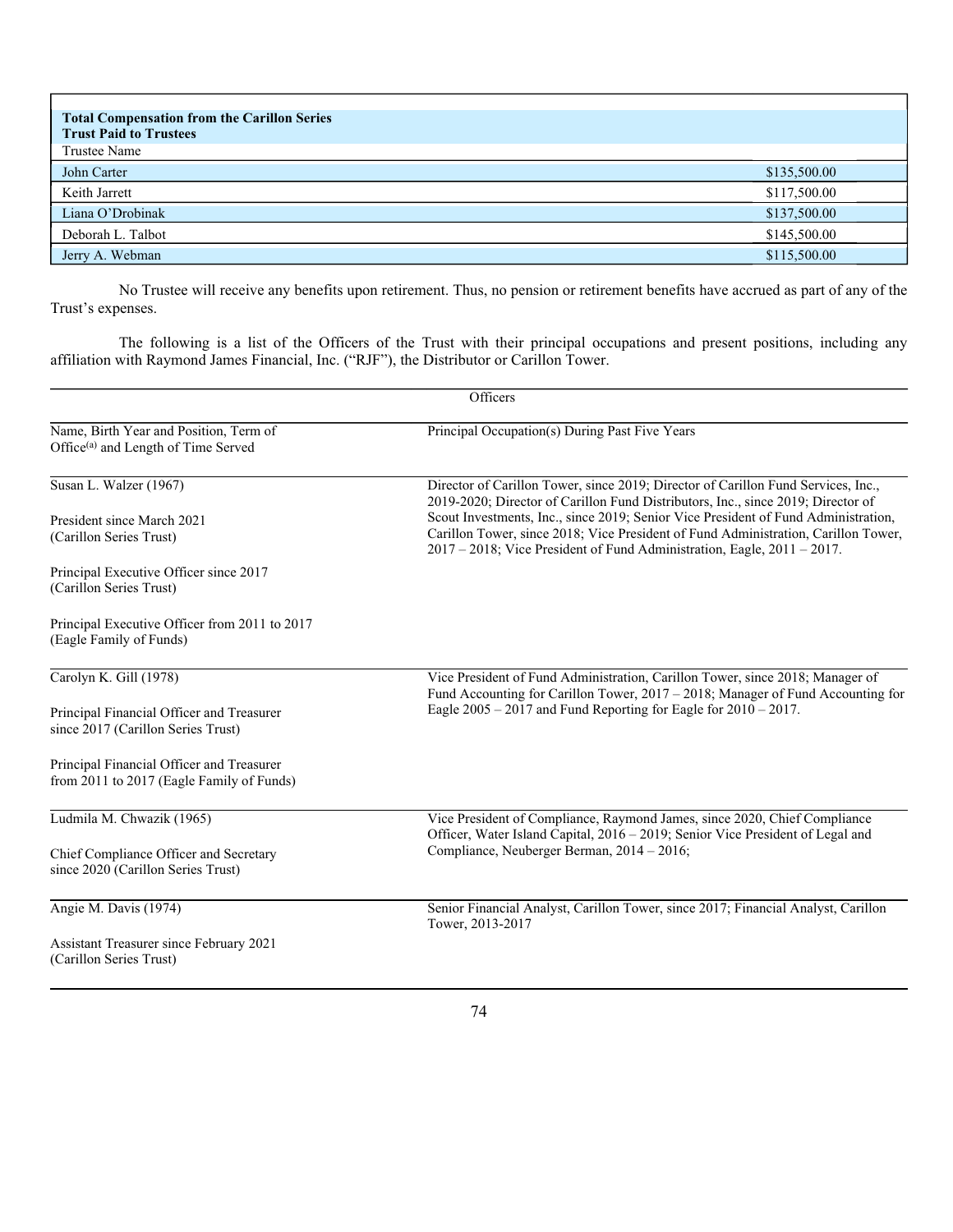| Total Compensation from the Carillon Series Trust Paid to Trustees | |
|---|---|
| Trustee Name | |
| John Carter | $135,500.00 |
| Keith Jarrett | $117,500.00 |
| Liana O'Drobinak | $137,500.00 |
| Deborah L. Talbot | $145,500.00 |
| Jerry A. Webman | $115,500.00 |

No Trustee will receive any benefits upon retirement. Thus, no pension or retirement benefits have accrued as part of any of the Trust's expenses.

The following is a list of the Officers of the Trust with their principal occupations and present positions, including any affiliation with Raymond James Financial, Inc. ("RJF"), the Distributor or Carillon Tower.

| Officers | |
|---|---|
| Name, Birth Year and Position, Term of Office[(a)] and Length of Time Served | Principal Occupation(s) During Past Five Years |
| Susan L. Walzer (1967)<br><br>President since March 2021 (Carillon Series Trust)<br><br>Principal Executive Officer since 2017 (Carillon Series Trust)<br><br>Principal Executive Officer from 2011 to 2017 (Eagle Family of Funds) | Director of Carillon Tower, since 2019; Director of Carillon Fund Services, Inc., 2019-2020; Director of Carillon Fund Distributors, Inc., since 2019; Director of Scout Investments, Inc., since 2019; Senior Vice President of Fund Administration, Carillon Tower, since 2018; Vice President of Fund Administration, Carillon Tower, 2017 – 2018; Vice President of Fund Administration, Eagle, 2011 – 2017. |
| Carolyn K. Gill (1978)<br><br>Principal Financial Officer and Treasurer since 2017 (Carillon Series Trust)<br><br>Principal Financial Officer and Treasurer from 2011 to 2017 (Eagle Family of Funds) | Vice President of Fund Administration, Carillon Tower, since 2018; Manager of Fund Accounting for Carillon Tower, 2017 – 2018; Manager of Fund Accounting for Eagle 2005 – 2017 and Fund Reporting for Eagle for 2010 – 2017. |
| Ludmila M. Chwazik (1965)<br><br>Chief Compliance Officer and Secretary since 2020 (Carillon Series Trust) | Vice President of Compliance, Raymond James, since 2020, Chief Compliance Officer, Water Island Capital, 2016 – 2019; Senior Vice President of Legal and Compliance, Neuberger Berman, 2014 – 2016; |
| Angie M. Davis (1974)<br><br>Assistant Treasurer since February 2021 (Carillon Series Trust) | Senior Financial Analyst, Carillon Tower, since 2017; Financial Analyst, Carillon Tower, 2013-2017 |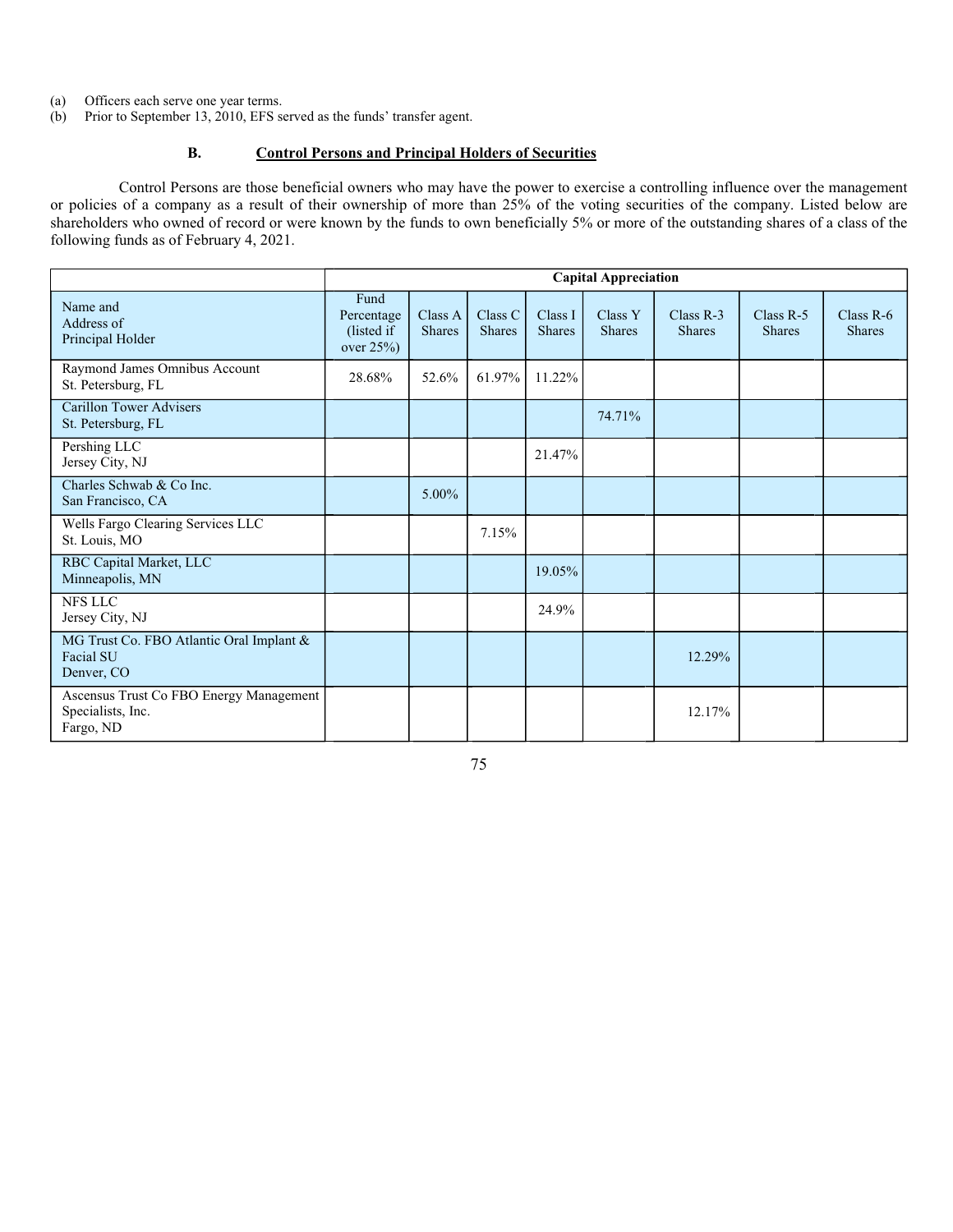(a) Officers each serve one year terms.
(b) Prior to September 13, 2010, EFS served as the funds' transfer agent.

### B. Control Persons and Principal Holders of Securities

Control Persons are those beneficial owners who may have the power to exercise a controlling influence over the management or policies of a company as a result of their ownership of more than 25% of the voting securities of the company. Listed below are shareholders who owned of record or were known by the funds to own beneficially 5% or more of the outstanding shares of a class of the following funds as of February 4, 2021.

| | Capital Appreciation | | | | | | | |
|---|---|---|---|---|---|---|---|---|
| Name and Address of Principal Holder | Fund Percentage (listed if over 25%) | Class A Shares | Class C Shares | Class I Shares | Class Y Shares | Class R-3 Shares | Class R-5 Shares | Class R-6 Shares |
| Raymond James Omnibus Account St. Petersburg, FL | 28.68% | 52.6% | 61.97% | 11.22% | | | | |
| Carillon Tower Advisers St. Petersburg, FL | | | | | 74.71% | | | |
| Pershing LLC Jersey City, NJ | | | | 21.47% | | | | |
| Charles Schwab & Co Inc. San Francisco, CA | | 5.00% | | | | | | |
| Wells Fargo Clearing Services LLC St. Louis, MO | | | 7.15% | | | | | |
| RBC Capital Market, LLC Minneapolis, MN | | | | 19.05% | | | | |
| NFS LLC Jersey City, NJ | | | | 24.9% | | | | |
| MG Trust Co. FBO Atlantic Oral Implant & Facial SU Denver, CO | | | | | | 12.29% | | |
| Ascensus Trust Co FBO Energy Management Specialists, Inc. Fargo, ND | | | | | | 12.17% | | |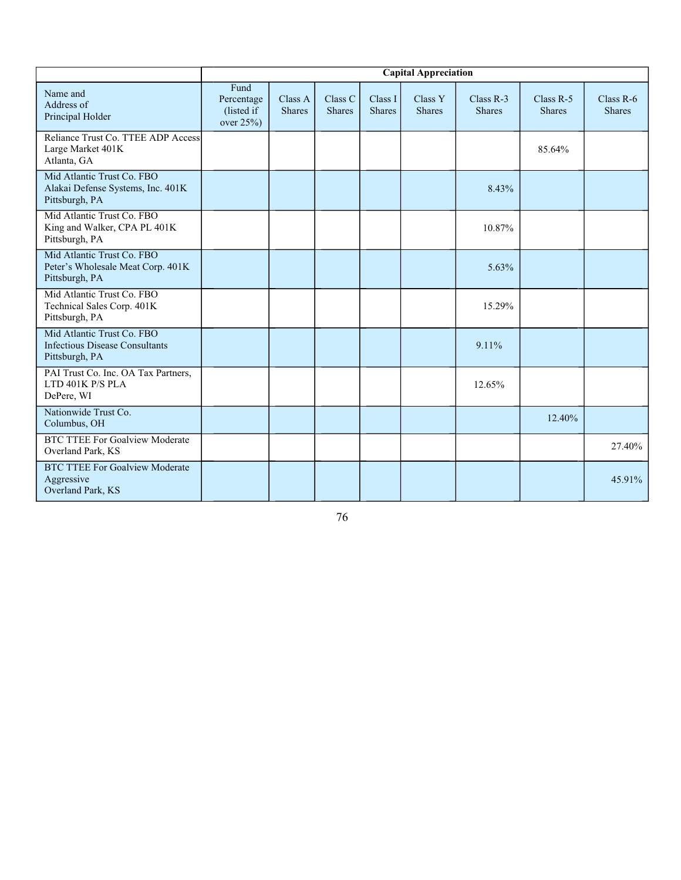| | Capital Appreciation | | | | | | | |
|---|---|---|---|---|---|---|---|---|
| Name and Address of Principal Holder | Fund Percentage (listed if over 25%) | Class A Shares | Class C Shares | Class I Shares | Class Y Shares | Class R-3 Shares | Class R-5 Shares | Class R-6 Shares |
| Reliance Trust Co. TTEE ADP Access Large Market 401K Atlanta, GA | | | | | | | 85.64% | |
| Mid Atlantic Trust Co. FBO Alakai Defense Systems, Inc. 401K Pittsburgh, PA | | | | | | 8.43% | | |
| Mid Atlantic Trust Co. FBO King and Walker, CPA PL 401K Pittsburgh, PA | | | | | | 10.87% | | |
| Mid Atlantic Trust Co. FBO Peter's Wholesale Meat Corp. 401K Pittsburgh, PA | | | | | | 5.63% | | |
| Mid Atlantic Trust Co. FBO Technical Sales Corp. 401K Pittsburgh, PA | | | | | | 15.29% | | |
| Mid Atlantic Trust Co. FBO Infectious Disease Consultants Pittsburgh, PA | | | | | | 9.11% | | |
| PAI Trust Co. Inc. OA Tax Partners, LTD 401K P/S PLA DePere, WI | | | | | | 12.65% | | |
| Nationwide Trust Co. Columbus, OH | | | | | | | 12.40% | |
| BTC TTEE For Goalview Moderate Overland Park, KS | | | | | | | | 27.40% |
| BTC TTEE For Goalview Moderate Aggressive Overland Park, KS | | | | | | | | 45.91% |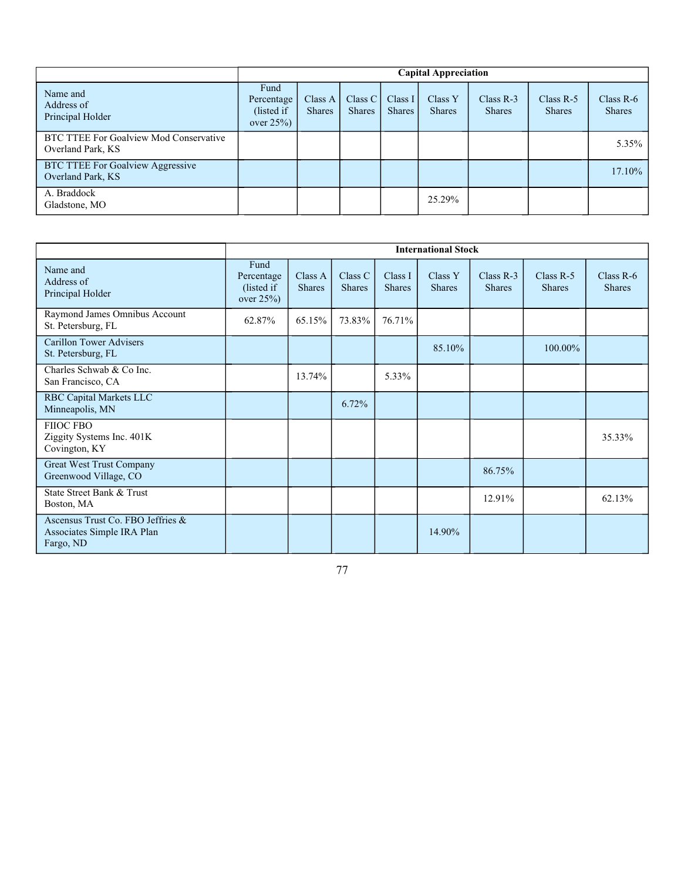| | Capital Appreciation | | | | | | | |
|---|---|---|---|---|---|---|---|---|
| Name and Address of Principal Holder | Fund Percentage (listed if over 25%) | Class A Shares | Class C Shares | Class I Shares | Class Y Shares | Class R-3 Shares | Class R-5 Shares | Class R-6 Shares |
| BTC TTEE For Goalview Mod Conservative Overland Park, KS | | | | | | | | 5.35% |
| BTC TTEE For Goalview Aggressive Overland Park, KS | | | | | | | | 17.10% |
| A. Braddock Gladstone, MO | | | | | 25.29% | | | |

| | International Stock | | | | | | | |
|---|---|---|---|---|---|---|---|---|
| Name and Address of Principal Holder | Fund Percentage (listed if over 25%) | Class A Shares | Class C Shares | Class I Shares | Class Y Shares | Class R-3 Shares | Class R-5 Shares | Class R-6 Shares |
| Raymond James Omnibus Account St. Petersburg, FL | 62.87% | 65.15% | 73.83% | 76.71% | | | | |
| Carillon Tower Advisers St. Petersburg, FL | | | | | 85.10% | | 100.00% | |
| Charles Schwab & Co Inc. San Francisco, CA | | 13.74% | | 5.33% | | | | |
| RBC Capital Markets LLC Minneapolis, MN | | | 6.72% | | | | | |
| FIIOC FBO Ziggity Systems Inc. 401K Covington, KY | | | | | | | | 35.33% |
| Great West Trust Company Greenwood Village, CO | | | | | | 86.75% | | |
| State Street Bank & Trust Boston, MA | | | | | | 12.91% | | 62.13% |
| Ascensus Trust Co. FBO Jeffries & Associates Simple IRA Plan Fargo, ND | | | | | 14.90% | | | |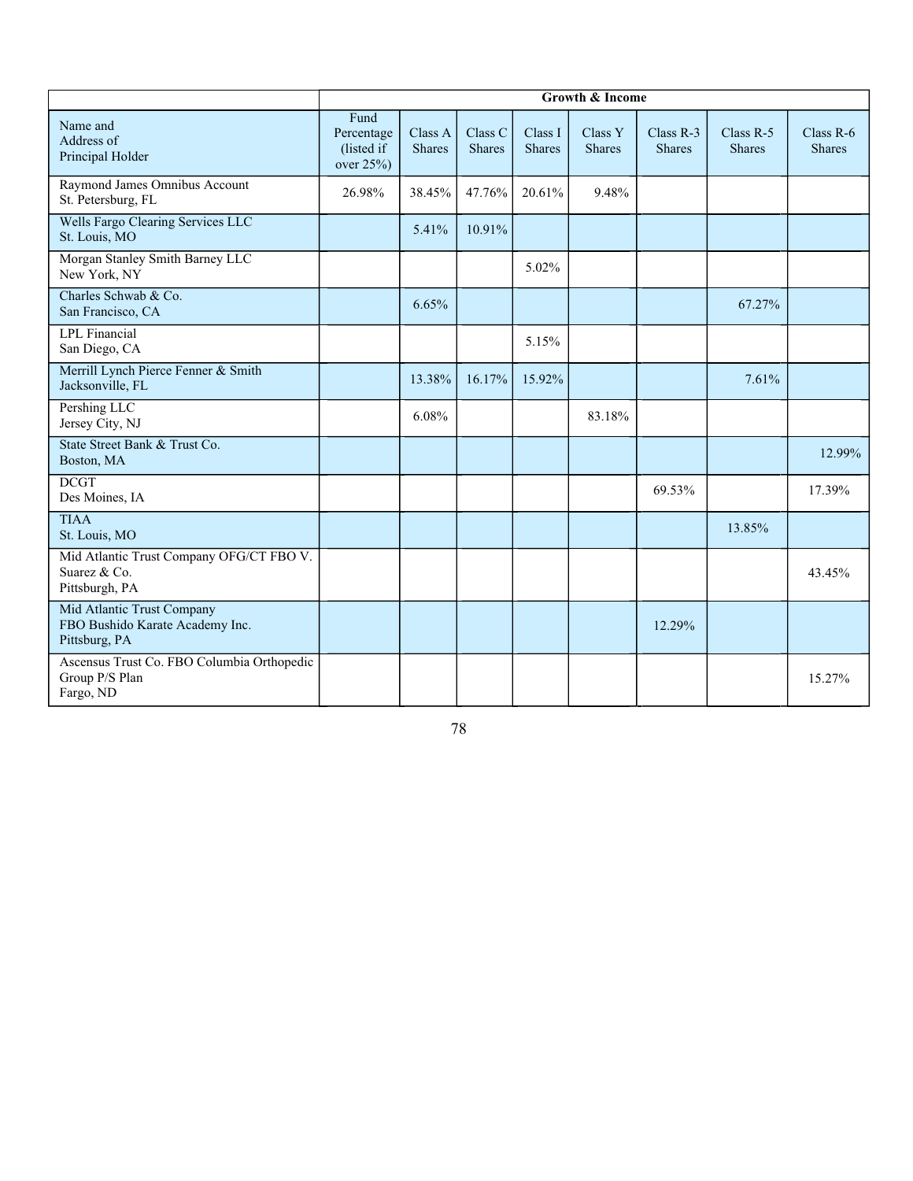| | Growth & Income | | | | | | | |
|---|---|---|---|---|---|---|---|---|
| Name and Address of Principal Holder | Fund Percentage (listed if over 25%) | Class A Shares | Class C Shares | Class I Shares | Class Y Shares | Class R-3 Shares | Class R-5 Shares | Class R-6 Shares |
| Raymond James Omnibus Account St. Petersburg, FL | 26.98% | 38.45% | 47.76% | 20.61% | 9.48% | | | |
| Wells Fargo Clearing Services LLC St. Louis, MO | | 5.41% | 10.91% | | | | | |
| Morgan Stanley Smith Barney LLC New York, NY | | | | 5.02% | | | | |
| Charles Schwab & Co. San Francisco, CA | | 6.65% | | | | | 67.27% | |
| LPL Financial San Diego, CA | | | | 5.15% | | | | |
| Merrill Lynch Pierce Fenner & Smith Jacksonville, FL | | 13.38% | 16.17% | 15.92% | | | 7.61% | |
| Pershing LLC Jersey City, NJ | | 6.08% | | | 83.18% | | | |
| State Street Bank & Trust Co. Boston, MA | | | | | | | | 12.99% |
| DCGT Des Moines, IA | | | | | | 69.53% | | 17.39% |
| TIAA St. Louis, MO | | | | | | | 13.85% | |
| Mid Atlantic Trust Company OFG/CT FBO V. Suarez & Co. Pittsburgh, PA | | | | | | | | 43.45% |
| Mid Atlantic Trust Company FBO Bushido Karate Academy Inc. Pittsburg, PA | | | | | | 12.29% | | |
| Ascensus Trust Co. FBO Columbia Orthopedic Group P/S Plan Fargo, ND | | | | | | | | 15.27% |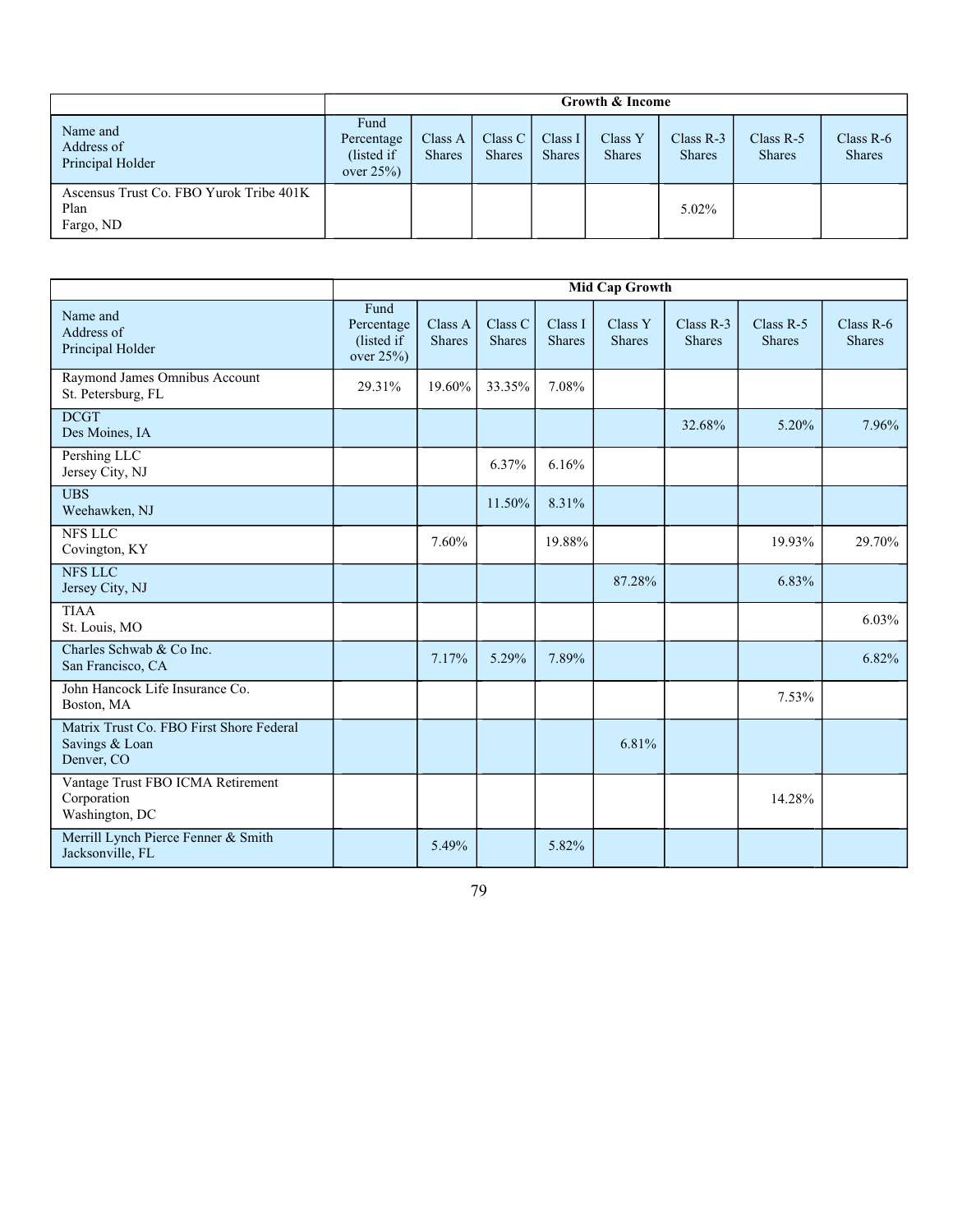| | Growth & Income | | | | | | | |
|---|---|---|---|---|---|---|---|---|
| Name and Address of Principal Holder | Fund Percentage (listed if over 25%) | Class A Shares | Class C Shares | Class I Shares | Class Y Shares | Class R-3 Shares | Class R-5 Shares | Class R-6 Shares |
| Ascensus Trust Co. FBO Yurok Tribe 401K Plan<br>Fargo, ND | | | | | | 5.02% | | |

| | Mid Cap Growth | | | | | | | |
|---|---|---|---|---|---|---|---|---|
| Name and Address of Principal Holder | Fund Percentage (listed if over 25%) | Class A Shares | Class C Shares | Class I Shares | Class Y Shares | Class R-3 Shares | Class R-5 Shares | Class R-6 Shares |
| Raymond James Omnibus Account<br>St. Petersburg, FL | 29.31% | 19.60% | 33.35% | 7.08% | | | | |
| DCGT<br>Des Moines, IA | | | | | | 32.68% | 5.20% | 7.96% |
| Pershing LLC<br>Jersey City, NJ | | | 6.37% | 6.16% | | | | |
| UBS<br>Weehawken, NJ | | | 11.50% | 8.31% | | | | |
| NFS LLC<br>Covington, KY | | 7.60% | | 19.88% | | | 19.93% | 29.70% |
| NFS LLC<br>Jersey City, NJ | | | | | 87.28% | | 6.83% | |
| TIAA<br>St. Louis, MO | | | | | | | | 6.03% |
| Charles Schwab & Co Inc.<br>San Francisco, CA | | 7.17% | 5.29% | 7.89% | | | | 6.82% |
| John Hancock Life Insurance Co.<br>Boston, MA | | | | | | | 7.53% | |
| Matrix Trust Co. FBO First Shore Federal Savings & Loan<br>Denver, CO | | | | | 6.81% | | | |
| Vantage Trust FBO ICMA Retirement Corporation<br>Washington, DC | | | | | | | 14.28% | |
| Merrill Lynch Pierce Fenner & Smith<br>Jacksonville, FL | | 5.49% | | 5.82% | | | | |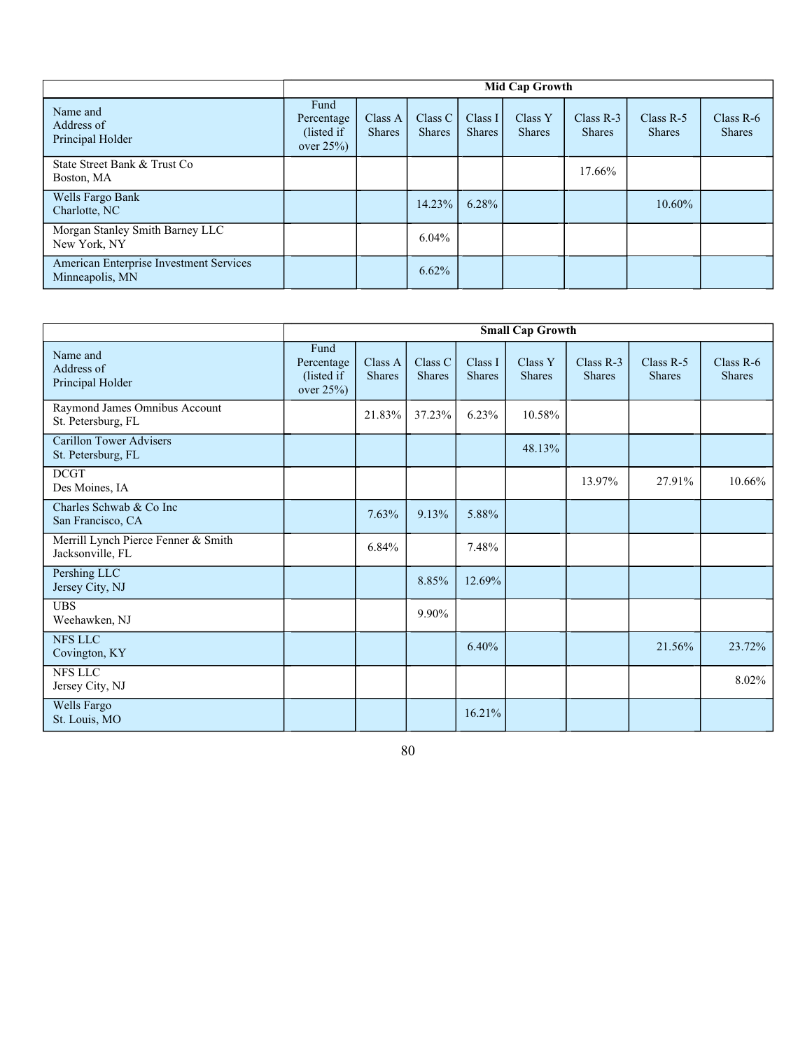| | Mid Cap Growth | | | | | | | |
|---|---|---|---|---|---|---|---|---|
| Name and Address of Principal Holder | Fund Percentage (listed if over 25%) | Class A Shares | Class C Shares | Class I Shares | Class Y Shares | Class R-3 Shares | Class R-5 Shares | Class R-6 Shares |
| State Street Bank & Trust Co Boston, MA | | | | | | 17.66% | | |
| Wells Fargo Bank Charlotte, NC | | | 14.23% | 6.28% | | | 10.60% | |
| Morgan Stanley Smith Barney LLC New York, NY | | | 6.04% | | | | | |
| American Enterprise Investment Services Minneapolis, MN | | | 6.62% | | | | | |

| | Small Cap Growth | | | | | | | |
|---|---|---|---|---|---|---|---|---|
| Name and Address of Principal Holder | Fund Percentage (listed if over 25%) | Class A Shares | Class C Shares | Class I Shares | Class Y Shares | Class R-3 Shares | Class R-5 Shares | Class R-6 Shares |
| Raymond James Omnibus Account St. Petersburg, FL | | 21.83% | 37.23% | 6.23% | 10.58% | | | |
| Carillon Tower Advisers St. Petersburg, FL | | | | | 48.13% | | | |
| DCGT Des Moines, IA | | | | | | 13.97% | 27.91% | 10.66% |
| Charles Schwab & Co Inc San Francisco, CA | | 7.63% | 9.13% | 5.88% | | | | |
| Merrill Lynch Pierce Fenner & Smith Jacksonville, FL | | 6.84% | | 7.48% | | | | |
| Pershing LLC Jersey City, NJ | | | 8.85% | 12.69% | | | | |
| UBS Weehawken, NJ | | | 9.90% | | | | | |
| NFS LLC Covington, KY | | | | 6.40% | | | 21.56% | 23.72% |
| NFS LLC Jersey City, NJ | | | | | | | | 8.02% |
| Wells Fargo St. Louis, MO | | | | 16.21% | | | | |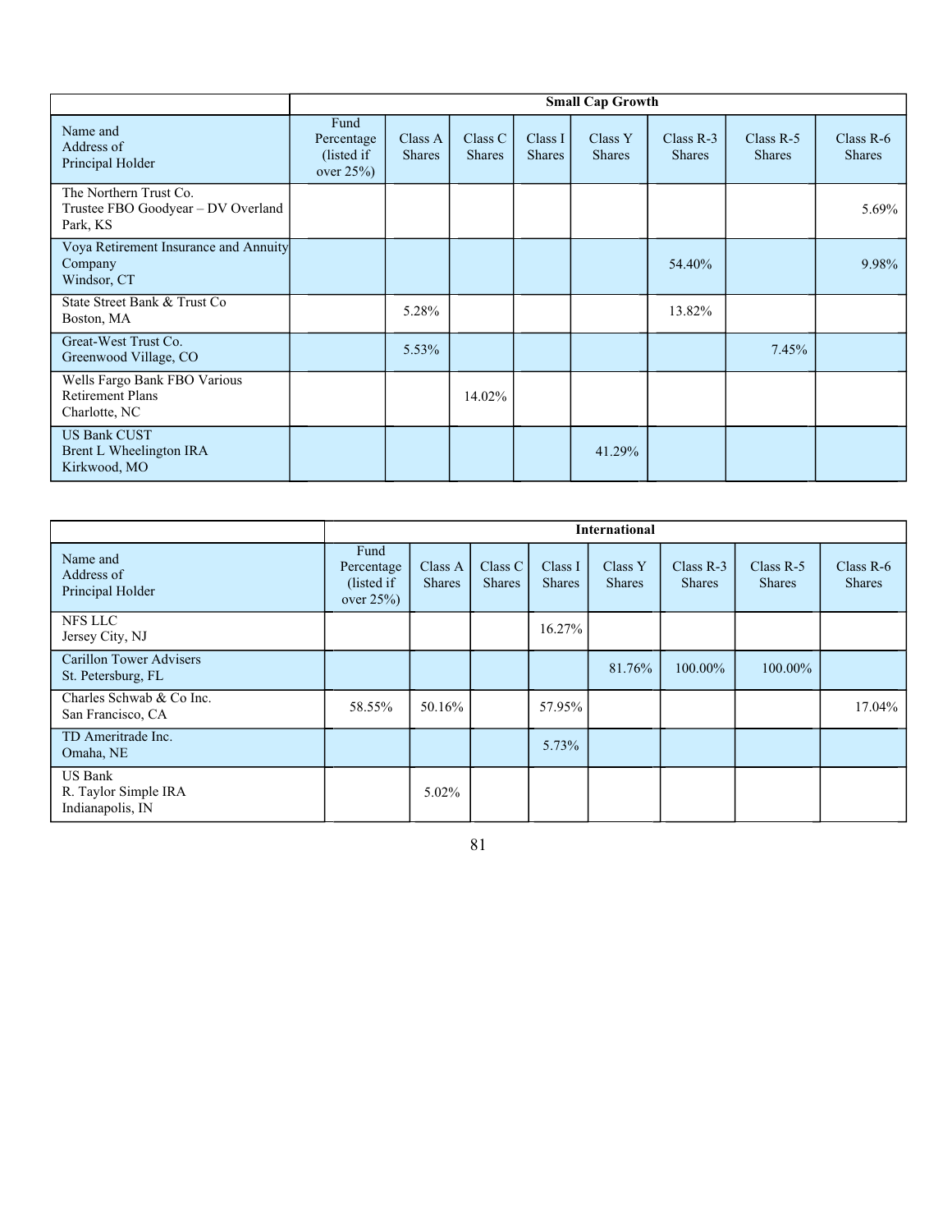| | Small Cap Growth | | | | | | | |
|---|---|---|---|---|---|---|---|---|
| Name and Address of Principal Holder | Fund Percentage (listed if over 25%) | Class A Shares | Class C Shares | Class I Shares | Class Y Shares | Class R-3 Shares | Class R-5 Shares | Class R-6 Shares |
| The Northern Trust Co. Trustee FBO Goodyear – DV Overland Park, KS | | | | | | | | 5.69% |
| Voya Retirement Insurance and Annuity Company Windsor, CT | | | | | | 54.40% | | 9.98% |
| State Street Bank & Trust Co Boston, MA | | 5.28% | | | | 13.82% | | |
| Great-West Trust Co. Greenwood Village, CO | | 5.53% | | | | | 7.45% | |
| Wells Fargo Bank FBO Various Retirement Plans Charlotte, NC | | | 14.02% | | | | | |
| US Bank CUST Brent L Wheelington IRA Kirkwood, MO | | | | | 41.29% | | | |

| | International | | | | | | | |
|---|---|---|---|---|---|---|---|---|
| Name and Address of Principal Holder | Fund Percentage (listed if over 25%) | Class A Shares | Class C Shares | Class I Shares | Class Y Shares | Class R-3 Shares | Class R-5 Shares | Class R-6 Shares |
| NFS LLC Jersey City, NJ | | | | 16.27% | | | | |
| Carillon Tower Advisers St. Petersburg, FL | | | | | 81.76% | 100.00% | 100.00% | |
| Charles Schwab & Co Inc. San Francisco, CA | 58.55% | 50.16% | | 57.95% | | | | 17.04% |
| TD Ameritrade Inc. Omaha, NE | | | | 5.73% | | | | |
| US Bank R. Taylor Simple IRA Indianapolis, IN | | 5.02% | | | | | | |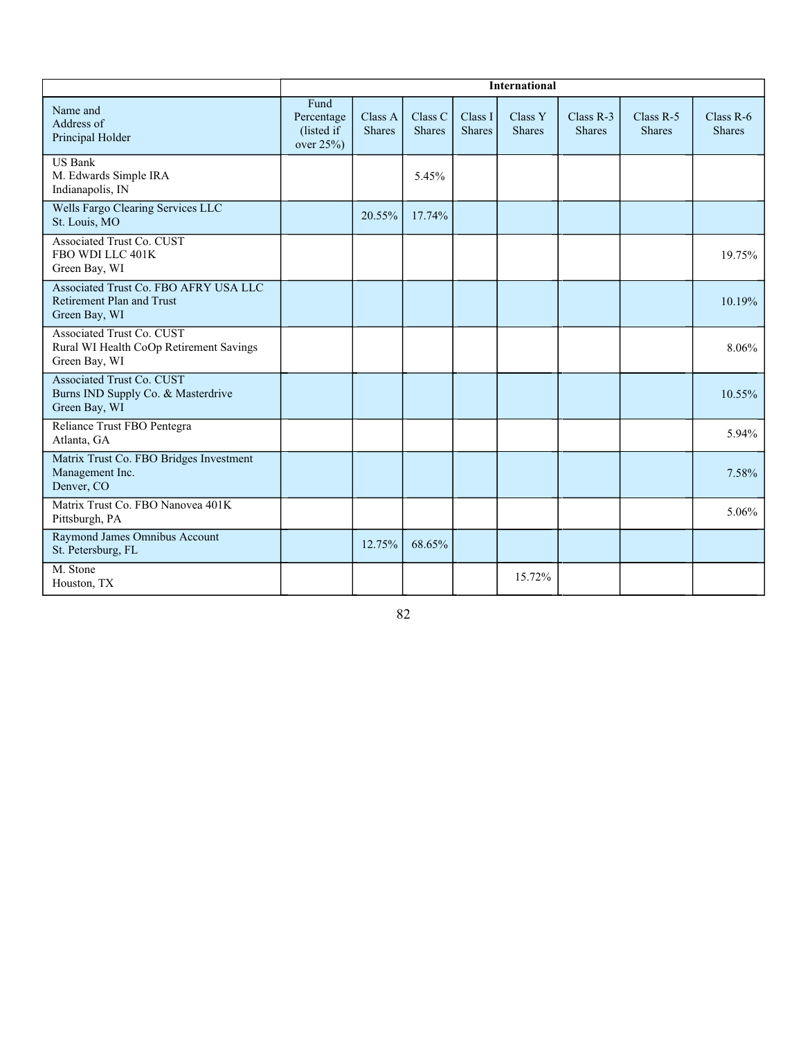| | International | | | | | | | |
|---|---|---|---|---|---|---|---|---|
| Name and Address of Principal Holder | Fund Percentage (listed if over 25%) | Class A Shares | Class C Shares | Class I Shares | Class Y Shares | Class R-3 Shares | Class R-5 Shares | Class R-6 Shares |
| US Bank<br>M. Edwards Simple IRA<br>Indianapolis, IN | | | 5.45% | | | | | |
| Wells Fargo Clearing Services LLC<br>St. Louis, MO | | 20.55% | 17.74% | | | | | |
| Associated Trust Co. CUST<br>FBO WDI LLC 401K<br>Green Bay, WI | | | | | | | | 19.75% |
| Associated Trust Co. FBO AFRY USA LLC<br>Retirement Plan and Trust<br>Green Bay, WI | | | | | | | | 10.19% |
| Associated Trust Co. CUST<br>Rural WI Health CoOp Retirement Savings<br>Green Bay, WI | | | | | | | | 8.06% |
| Associated Trust Co. CUST<br>Burns IND Supply Co. & Masterdrive<br>Green Bay, WI | | | | | | | | 10.55% |
| Reliance Trust FBO Pentegra<br>Atlanta, GA | | | | | | | | 5.94% |
| Matrix Trust Co. FBO Bridges Investment Management Inc.<br>Denver, CO | | | | | | | | 7.58% |
| Matrix Trust Co. FBO Nanovea 401K<br>Pittsburgh, PA | | | | | | | | 5.06% |
| Raymond James Omnibus Account<br>St. Petersburg, FL | | 12.75% | 68.65% | | | | | |
| M. Stone<br>Houston, TX | | | | | 15.72% | | | |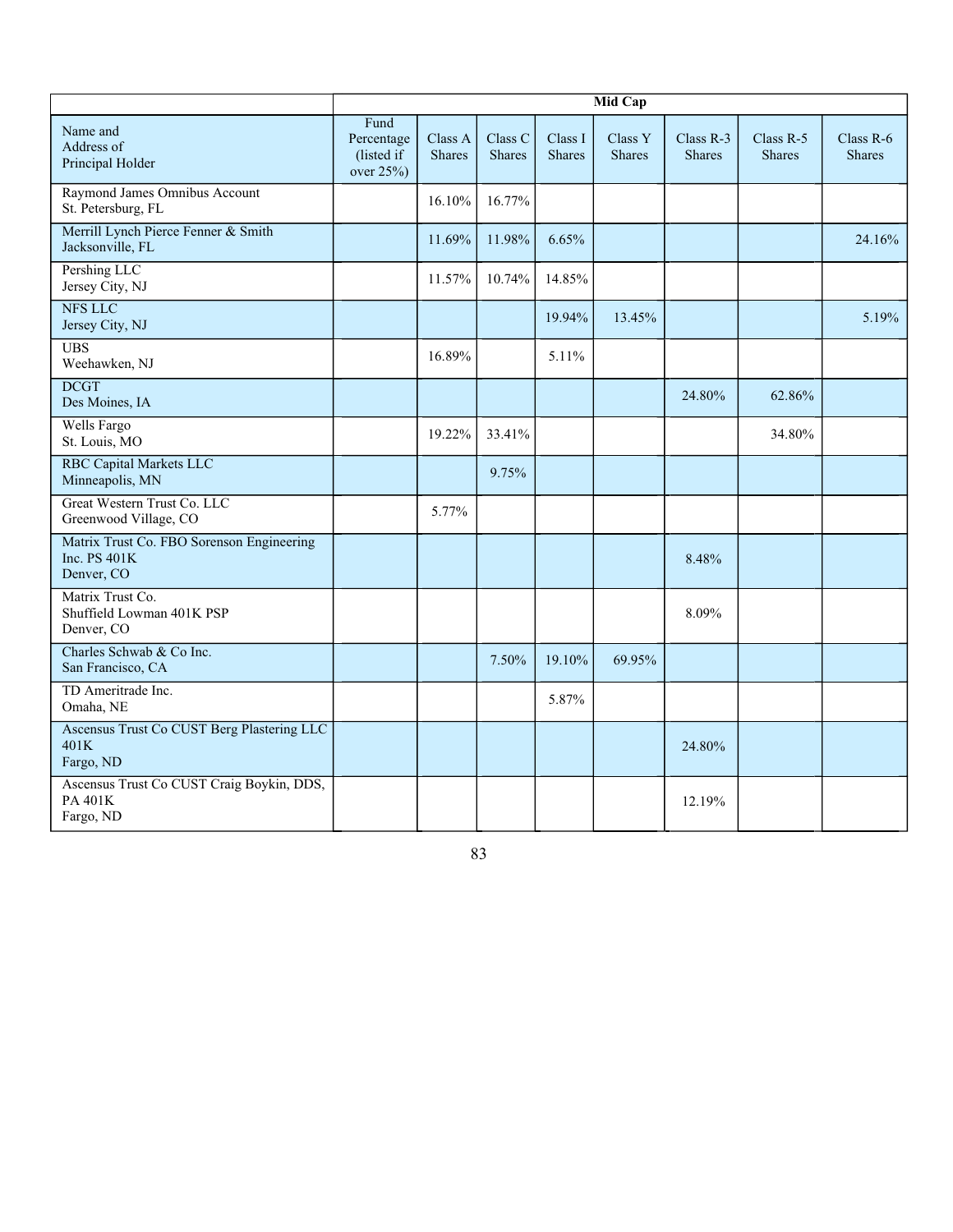| | Mid Cap | | | | | | | |
|---|---|---|---|---|---|---|---|---|
| Name and Address of Principal Holder | Fund Percentage (listed if over 25%) | Class A Shares | Class C Shares | Class I Shares | Class Y Shares | Class R-3 Shares | Class R-5 Shares | Class R-6 Shares |
| Raymond James Omnibus Account St. Petersburg, FL | | 16.10% | 16.77% | | | | | |
| Merrill Lynch Pierce Fenner & Smith Jacksonville, FL | | 11.69% | 11.98% | 6.65% | | | | 24.16% |
| Pershing LLC Jersey City, NJ | | 11.57% | 10.74% | 14.85% | | | | |
| NFS LLC Jersey City, NJ | | | | 19.94% | 13.45% | | | 5.19% |
| UBS Weehawken, NJ | | 16.89% | | 5.11% | | | | |
| DCGT Des Moines, IA | | | | | | 24.80% | 62.86% | |
| Wells Fargo St. Louis, MO | | 19.22% | 33.41% | | | | 34.80% | |
| RBC Capital Markets LLC Minneapolis, MN | | | 9.75% | | | | | |
| Great Western Trust Co. LLC Greenwood Village, CO | | 5.77% | | | | | | |
| Matrix Trust Co. FBO Sorenson Engineering Inc. PS 401K Denver, CO | | | | | | 8.48% | | |
| Matrix Trust Co. Shuffield Lowman 401K PSP Denver, CO | | | | | | 8.09% | | |
| Charles Schwab & Co Inc. San Francisco, CA | | | 7.50% | 19.10% | 69.95% | | | |
| TD Ameritrade Inc. Omaha, NE | | | | 5.87% | | | | |
| Ascensus Trust Co CUST Berg Plastering LLC 401K Fargo, ND | | | | | | 24.80% | | |
| Ascensus Trust Co CUST Craig Boykin, DDS, PA 401K Fargo, ND | | | | | | 12.19% | | |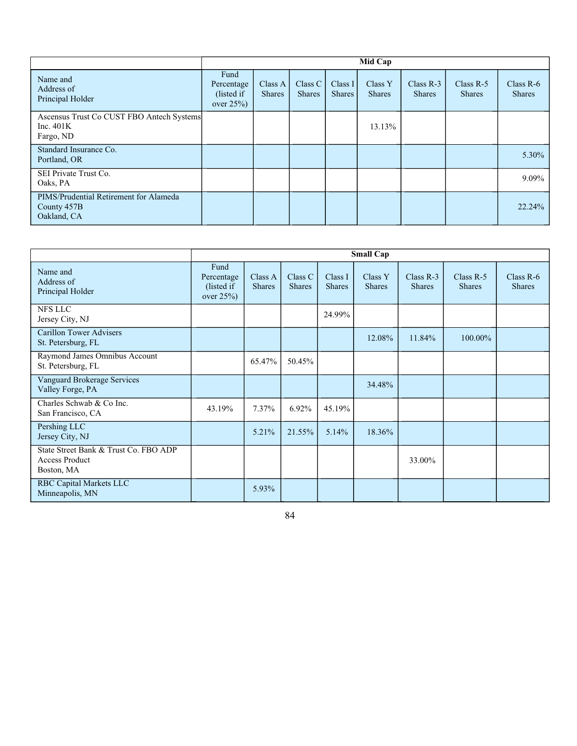| | Mid Cap | | | | | | | |
|---|---|---|---|---|---|---|---|---|
| Name and Address of Principal Holder | Fund Percentage (listed if over 25%) | Class A Shares | Class C Shares | Class I Shares | Class Y Shares | Class R-3 Shares | Class R-5 Shares | Class R-6 Shares |
| Ascensus Trust Co CUST FBO Antech Systems Inc. 401K Fargo, ND | | | | | 13.13% | | | |
| Standard Insurance Co. Portland, OR | | | | | | | | 5.30% |
| SEI Private Trust Co. Oaks, PA | | | | | | | | 9.09% |
| PIMS/Prudential Retirement for Alameda County 457B Oakland, CA | | | | | | | | 22.24% |

| | Small Cap | | | | | | | |
|---|---|---|---|---|---|---|---|---|
| Name and Address of Principal Holder | Fund Percentage (listed if over 25%) | Class A Shares | Class C Shares | Class I Shares | Class Y Shares | Class R-3 Shares | Class R-5 Shares | Class R-6 Shares |
| NFS LLC Jersey City, NJ | | | | 24.99% | | | | |
| Carillon Tower Advisers St. Petersburg, FL | | | | | 12.08% | 11.84% | 100.00% | |
| Raymond James Omnibus Account St. Petersburg, FL | | 65.47% | 50.45% | | | | | |
| Vanguard Brokerage Services Valley Forge, PA | | | | | 34.48% | | | |
| Charles Schwab & Co Inc. San Francisco, CA | 43.19% | 7.37% | 6.92% | 45.19% | | | | |
| Pershing LLC Jersey City, NJ | | 5.21% | 21.55% | 5.14% | 18.36% | | | |
| State Street Bank & Trust Co. FBO ADP Access Product Boston, MA | | | | | | 33.00% | | |
| RBC Capital Markets LLC Minneapolis, MN | | 5.93% | | | | | | |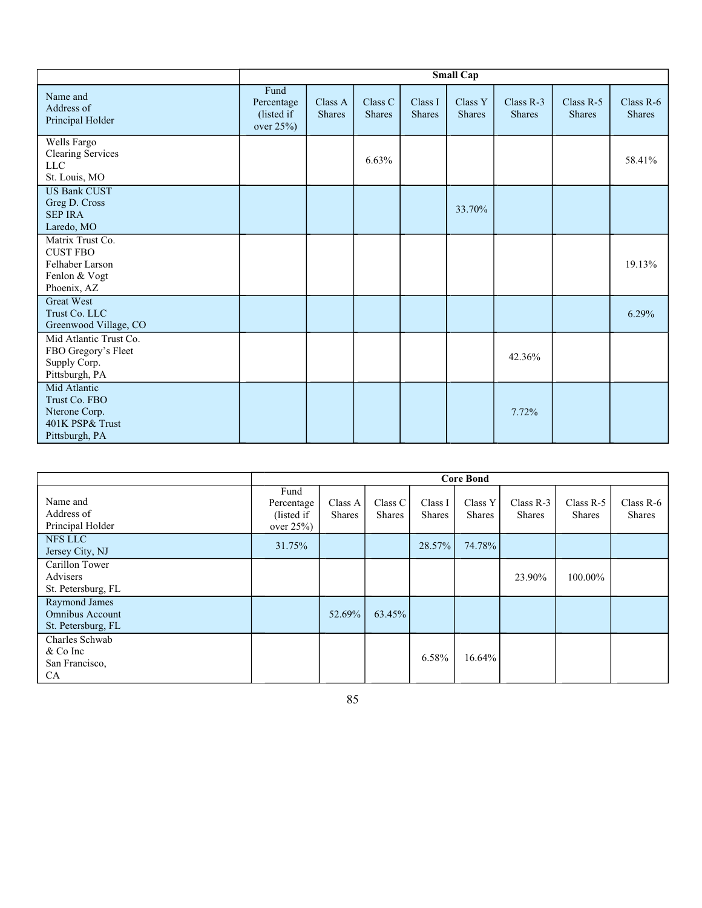| | Small Cap | | | | | | | |
|---|---|---|---|---|---|---|---|---|
| Name and Address of Principal Holder | Fund Percentage (listed if over 25%) | Class A Shares | Class C Shares | Class I Shares | Class Y Shares | Class R-3 Shares | Class R-5 Shares | Class R-6 Shares |
| Wells Fargo Clearing Services LLC St. Louis, MO | | | 6.63% | | | | | 58.41% |
| US Bank CUST Greg D. Cross SEP IRA Laredo, MO | | | | | 33.70% | | | |
| Matrix Trust Co. CUST FBO Felhaber Larson Fenlon & Vogt Phoenix, AZ | | | | | | | | 19.13% |
| Great West Trust Co. LLC Greenwood Village, CO | | | | | | | | 6.29% |
| Mid Atlantic Trust Co. FBO Gregory's Fleet Supply Corp. Pittsburgh, PA | | | | | | 42.36% | | |
| Mid Atlantic Trust Co. FBO Nterone Corp. 401K PSP& Trust Pittsburgh, PA | | | | | | 7.72% | | |

| | Core Bond | | | | | | | |
|---|---|---|---|---|---|---|---|---|
| Name and Address of Principal Holder | Fund Percentage (listed if over 25%) | Class A Shares | Class C Shares | Class I Shares | Class Y Shares | Class R-3 Shares | Class R-5 Shares | Class R-6 Shares |
| NFS LLC Jersey City, NJ | 31.75% | | | 28.57% | 74.78% | | | |
| Carillon Tower Advisers St. Petersburg, FL | | | | | | 23.90% | 100.00% | |
| Raymond James Omnibus Account St. Petersburg, FL | | 52.69% | 63.45% | | | | | |
| Charles Schwab & Co Inc San Francisco, CA | | | | 6.58% | 16.64% | | | |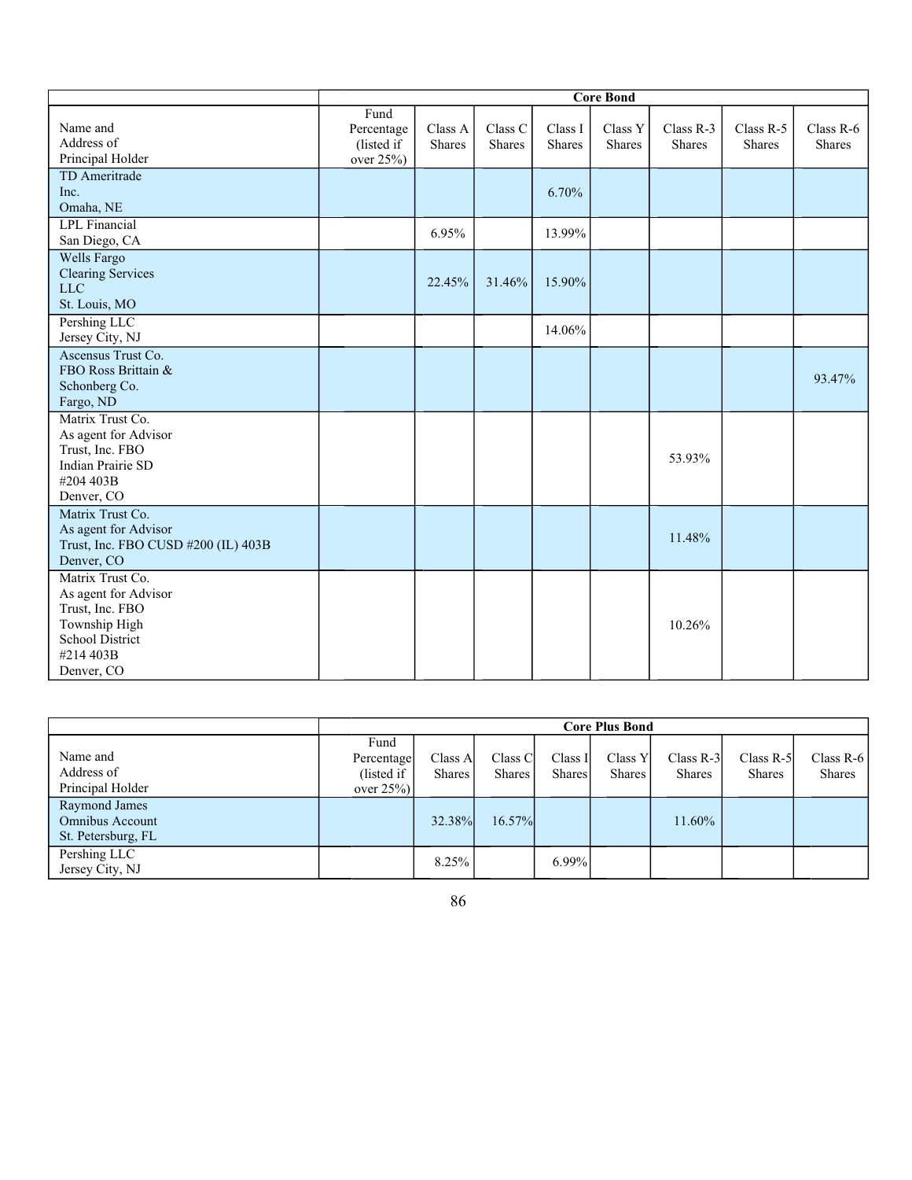| | Core Bond | | | | | | | |
|---|---|---|---|---|---|---|---|---|
| Name and Address of Principal Holder | Fund Percentage (listed if over 25%) | Class A Shares | Class C Shares | Class I Shares | Class Y Shares | Class R-3 Shares | Class R-5 Shares | Class R-6 Shares |
| TD Ameritrade Inc. Omaha, NE | | | | 6.70% | | | | |
| LPL Financial San Diego, CA | | 6.95% | | 13.99% | | | | |
| Wells Fargo Clearing Services LLC St. Louis, MO | | 22.45% | 31.46% | 15.90% | | | | |
| Pershing LLC Jersey City, NJ | | | | 14.06% | | | | |
| Ascensus Trust Co. FBO Ross Brittain & Schonberg Co. Fargo, ND | | | | | | | | 93.47% |
| Matrix Trust Co. As agent for Advisor Trust, Inc. FBO Indian Prairie SD #204 403B Denver, CO | | | | | | 53.93% | | |
| Matrix Trust Co. As agent for Advisor Trust, Inc. FBO CUSD #200 (IL) 403B Denver, CO | | | | | | 11.48% | | |
| Matrix Trust Co. As agent for Advisor Trust, Inc. FBO Township High School District #214 403B Denver, CO | | | | | | 10.26% | | |

| | Core Plus Bond | | | | | | | |
|---|---|---|---|---|---|---|---|---|
| Name and Address of Principal Holder | Fund Percentage (listed if over 25%) | Class A Shares | Class C Shares | Class I Shares | Class Y Shares | Class R-3 Shares | Class R-5 Shares | Class R-6 Shares |
| Raymond James Omnibus Account St. Petersburg, FL | | 32.38% | 16.57% | | | 11.60% | | |
| Pershing LLC Jersey City, NJ | | 8.25% | | 6.99% | | | | |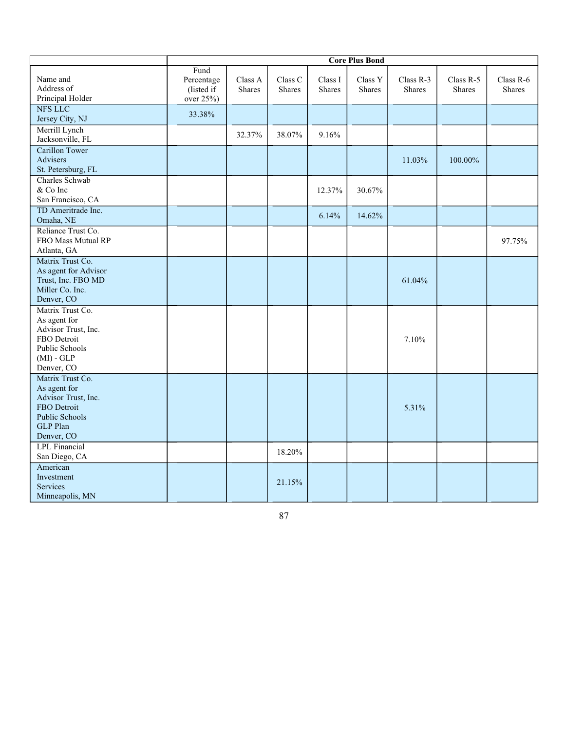| | Core Plus Bond | | | | | | | |
|---|---|---|---|---|---|---|---|---|
| Name and Address of Principal Holder | Fund Percentage (listed if over 25%) | Class A Shares | Class C Shares | Class I Shares | Class Y Shares | Class R-3 Shares | Class R-5 Shares | Class R-6 Shares |
| NFS LLC Jersey City, NJ | 33.38% | | | | | | | |
| Merrill Lynch Jacksonville, FL | | 32.37% | 38.07% | 9.16% | | | | |
| Carillon Tower Advisers St. Petersburg, FL | | | | | | 11.03% | 100.00% | |
| Charles Schwab & Co Inc San Francisco, CA | | | | 12.37% | 30.67% | | | |
| TD Ameritrade Inc. Omaha, NE | | | | 6.14% | 14.62% | | | |
| Reliance Trust Co. FBO Mass Mutual RP Atlanta, GA | | | | | | | | 97.75% |
| Matrix Trust Co. As agent for Advisor Trust, Inc. FBO MD Miller Co. Inc. Denver, CO | | | | | | 61.04% | | |
| Matrix Trust Co. As agent for Advisor Trust, Inc. FBO Detroit Public Schools (MI) - GLP Denver, CO | | | | | | 7.10% | | |
| Matrix Trust Co. As agent for Advisor Trust, Inc. FBO Detroit Public Schools GLP Plan Denver, CO | | | | | | 5.31% | | |
| LPL Financial San Diego, CA | | | 18.20% | | | | | |
| American Investment Services Minneapolis, MN | | | 21.15% | | | | | |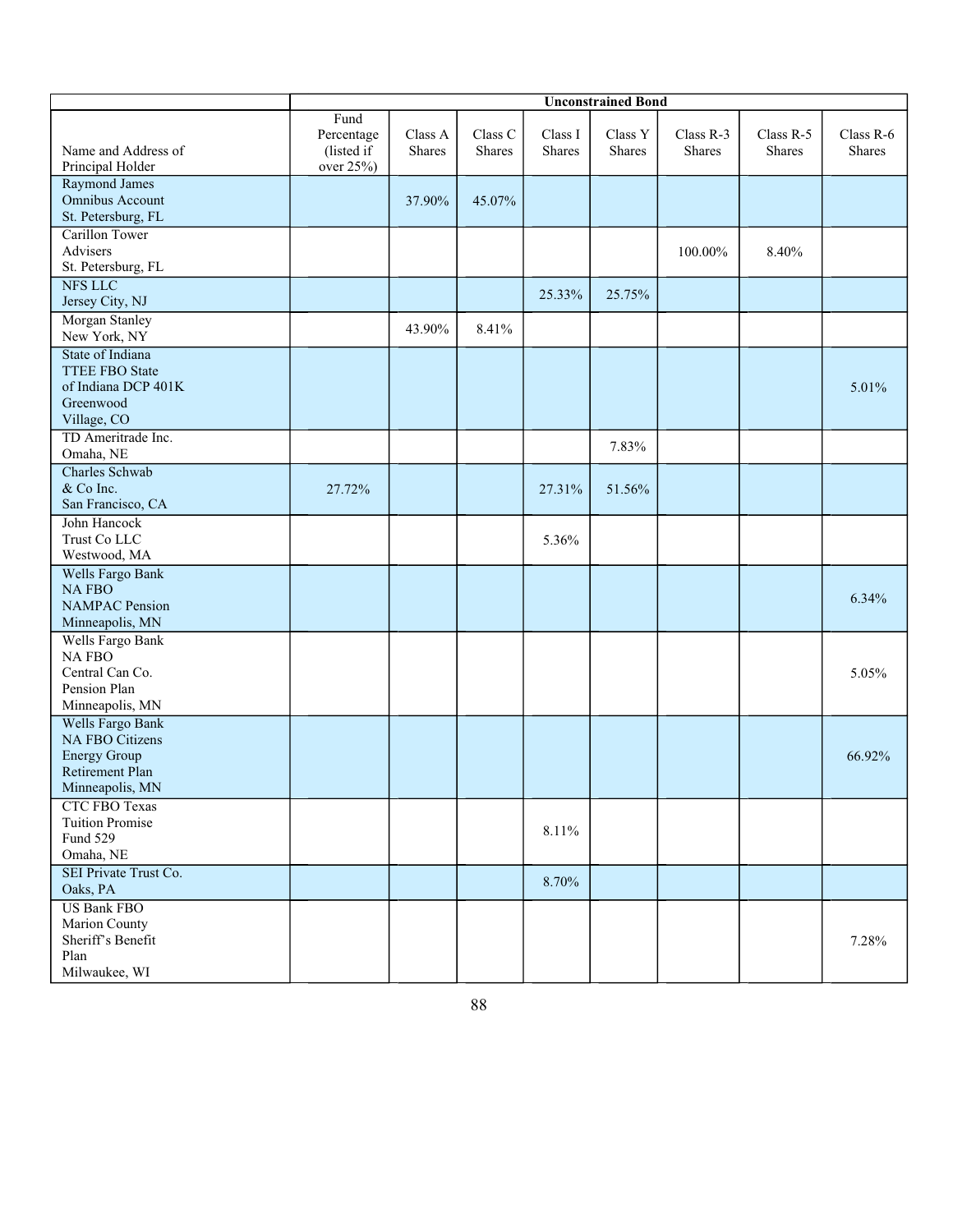| | Unconstrained Bond | | | | | | | |
|---|---|---|---|---|---|---|---|---|
| Name and Address of Principal Holder | Fund Percentage (listed if over 25%) | Class A Shares | Class C Shares | Class I Shares | Class Y Shares | Class R-3 Shares | Class R-5 Shares | Class R-6 Shares |
| Raymond James Omnibus Account St. Petersburg, FL | | 37.90% | 45.07% | | | | | |
| Carillon Tower Advisers St. Petersburg, FL | | | | | | 100.00% | 8.40% | |
| NFS LLC Jersey City, NJ | | | | 25.33% | 25.75% | | | |
| Morgan Stanley New York, NY | | 43.90% | 8.41% | | | | | |
| State of Indiana TTEE FBO State of Indiana DCP 401K Greenwood Village, CO | | | | | | | | 5.01% |
| TD Ameritrade Inc. Omaha, NE | | | | | 7.83% | | | |
| Charles Schwab & Co Inc. San Francisco, CA | 27.72% | | | 27.31% | 51.56% | | | |
| John Hancock Trust Co LLC Westwood, MA | | | | 5.36% | | | | |
| Wells Fargo Bank NA FBO NAMPAC Pension Minneapolis, MN | | | | | | | | 6.34% |
| Wells Fargo Bank NA FBO Central Can Co. Pension Plan Minneapolis, MN | | | | | | | | 5.05% |
| Wells Fargo Bank NA FBO Citizens Energy Group Retirement Plan Minneapolis, MN | | | | | | | | 66.92% |
| CTC FBO Texas Tuition Promise Fund 529 Omaha, NE | | | | 8.11% | | | | |
| SEI Private Trust Co. Oaks, PA | | | | 8.70% | | | | |
| US Bank FBO Marion County Sheriff's Benefit Plan Milwaukee, WI | | | | | | | | 7.28% |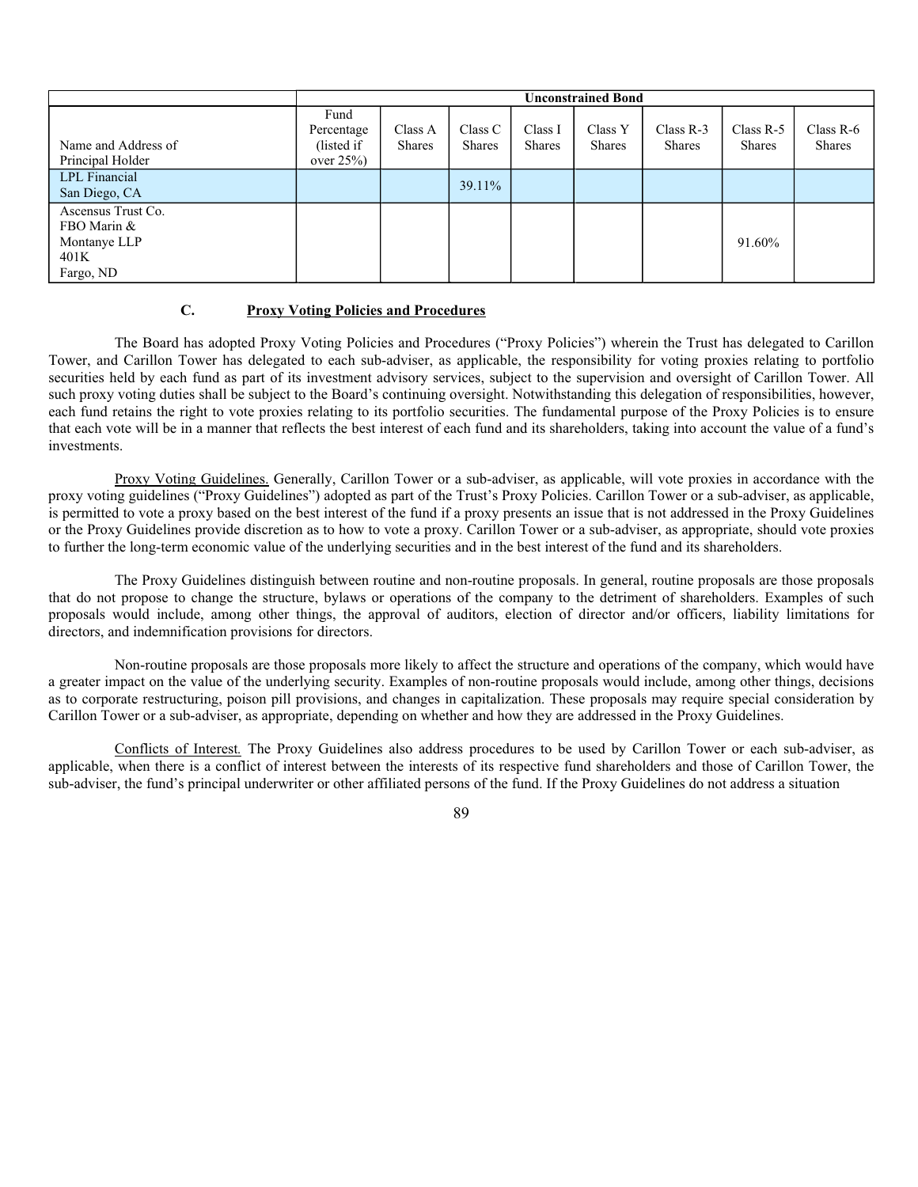| | Unconstrained Bond | | | | | | | |
|---|---|---|---|---|---|---|---|---|
| Name and Address of Principal Holder | Fund Percentage (listed if over 25%) | Class A Shares | Class C Shares | Class I Shares | Class Y Shares | Class R-3 Shares | Class R-5 Shares | Class R-6 Shares |
| LPL Financial San Diego, CA | | | 39.11% | | | | | |
| Ascensus Trust Co. FBO Marin & Montanye LLP 401K Fargo, ND | | | | | | | 91.60% | |

### C. Proxy Voting Policies and Procedures

The Board has adopted Proxy Voting Policies and Procedures ("Proxy Policies") wherein the Trust has delegated to Carillon Tower, and Carillon Tower has delegated to each sub-adviser, as applicable, the responsibility for voting proxies relating to portfolio securities held by each fund as part of its investment advisory services, subject to the supervision and oversight of Carillon Tower. All such proxy voting duties shall be subject to the Board's continuing oversight. Notwithstanding this delegation of responsibilities, however, each fund retains the right to vote proxies relating to its portfolio securities. The fundamental purpose of the Proxy Policies is to ensure that each vote will be in a manner that reflects the best interest of each fund and its shareholders, taking into account the value of a fund's investments.

Proxy Voting Guidelines. Generally, Carillon Tower or a sub-adviser, as applicable, will vote proxies in accordance with the proxy voting guidelines ("Proxy Guidelines") adopted as part of the Trust's Proxy Policies. Carillon Tower or a sub-adviser, as applicable, is permitted to vote a proxy based on the best interest of the fund if a proxy presents an issue that is not addressed in the Proxy Guidelines or the Proxy Guidelines provide discretion as to how to vote a proxy. Carillon Tower or a sub-adviser, as appropriate, should vote proxies to further the long-term economic value of the underlying securities and in the best interest of the fund and its shareholders.

The Proxy Guidelines distinguish between routine and non-routine proposals. In general, routine proposals are those proposals that do not propose to change the structure, bylaws or operations of the company to the detriment of shareholders. Examples of such proposals would include, among other things, the approval of auditors, election of director and/or officers, liability limitations for directors, and indemnification provisions for directors.

Non-routine proposals are those proposals more likely to affect the structure and operations of the company, which would have a greater impact on the value of the underlying security. Examples of non-routine proposals would include, among other things, decisions as to corporate restructuring, poison pill provisions, and changes in capitalization. These proposals may require special consideration by Carillon Tower or a sub-adviser, as appropriate, depending on whether and how they are addressed in the Proxy Guidelines.

Conflicts of Interest. The Proxy Guidelines also address procedures to be used by Carillon Tower or each sub-adviser, as applicable, when there is a conflict of interest between the interests of its respective fund shareholders and those of Carillon Tower, the sub-adviser, the fund's principal underwriter or other affiliated persons of the fund. If the Proxy Guidelines do not address a situation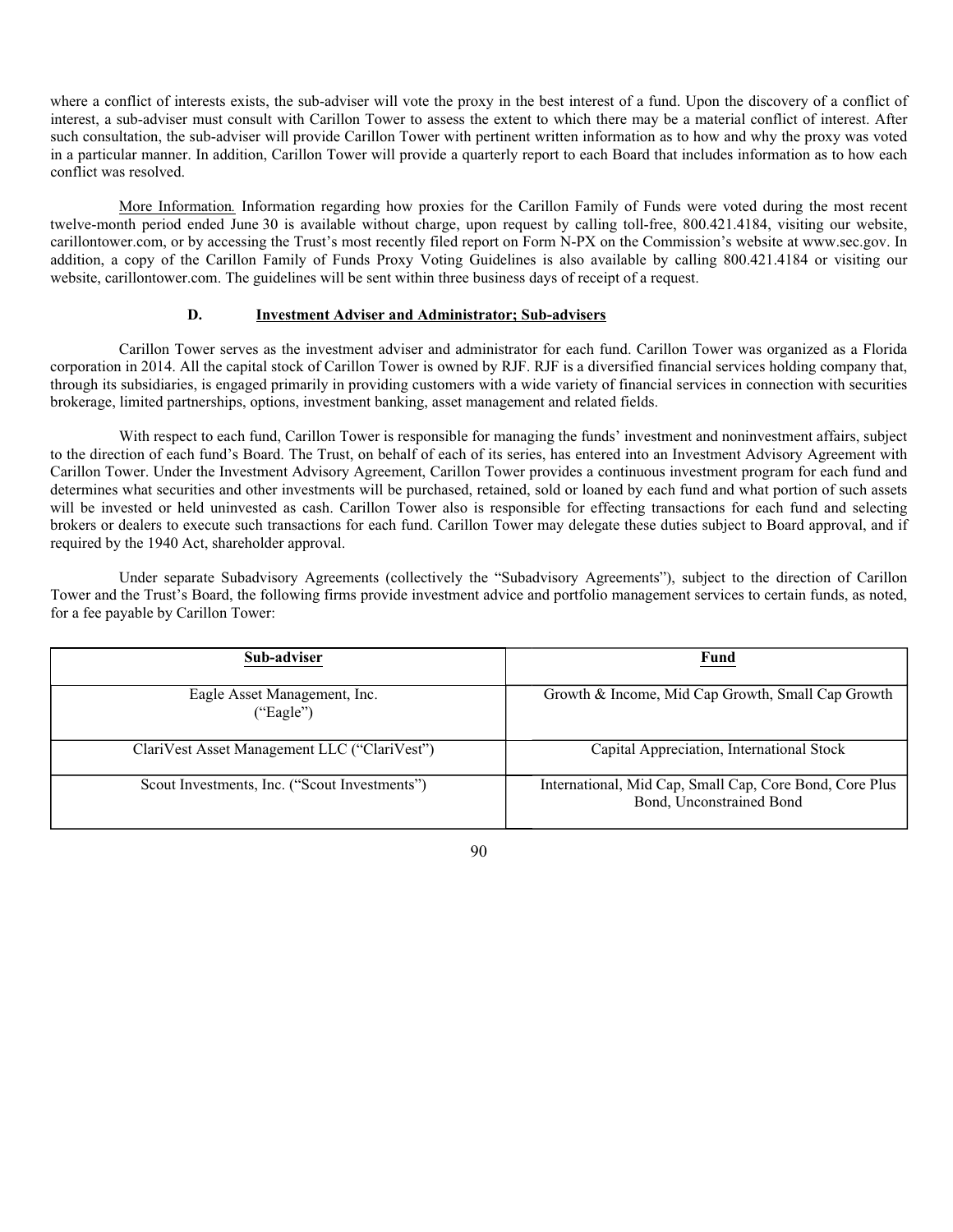where a conflict of interests exists, the sub-adviser will vote the proxy in the best interest of a fund. Upon the discovery of a conflict of interest, a sub-adviser must consult with Carillon Tower to assess the extent to which there may be a material conflict of interest. After such consultation, the sub-adviser will provide Carillon Tower with pertinent written information as to how and why the proxy was voted in a particular manner. In addition, Carillon Tower will provide a quarterly report to each Board that includes information as to how each conflict was resolved.

More Information. Information regarding how proxies for the Carillon Family of Funds were voted during the most recent twelve-month period ended June 30 is available without charge, upon request by calling toll-free, 800.421.4184, visiting our website, carillontower.com, or by accessing the Trust's most recently filed report on Form N-PX on the Commission's website at www.sec.gov. In addition, a copy of the Carillon Family of Funds Proxy Voting Guidelines is also available by calling 800.421.4184 or visiting our website, carillontower.com. The guidelines will be sent within three business days of receipt of a request.

### D. Investment Adviser and Administrator; Sub-advisers

Carillon Tower serves as the investment adviser and administrator for each fund. Carillon Tower was organized as a Florida corporation in 2014. All the capital stock of Carillon Tower is owned by RJF. RJF is a diversified financial services holding company that, through its subsidiaries, is engaged primarily in providing customers with a wide variety of financial services in connection with securities brokerage, limited partnerships, options, investment banking, asset management and related fields.

With respect to each fund, Carillon Tower is responsible for managing the funds' investment and noninvestment affairs, subject to the direction of each fund's Board. The Trust, on behalf of each of its series, has entered into an Investment Advisory Agreement with Carillon Tower. Under the Investment Advisory Agreement, Carillon Tower provides a continuous investment program for each fund and determines what securities and other investments will be purchased, retained, sold or loaned by each fund and what portion of such assets will be invested or held uninvested as cash. Carillon Tower also is responsible for effecting transactions for each fund and selecting brokers or dealers to execute such transactions for each fund. Carillon Tower may delegate these duties subject to Board approval, and if required by the 1940 Act, shareholder approval.

Under separate Subadvisory Agreements (collectively the "Subadvisory Agreements"), subject to the direction of Carillon Tower and the Trust's Board, the following firms provide investment advice and portfolio management services to certain funds, as noted, for a fee payable by Carillon Tower:

| Sub-adviser | Fund |
|---|---|
| Eagle Asset Management, Inc. ("Eagle") | Growth & Income, Mid Cap Growth, Small Cap Growth |
| ClariVest Asset Management LLC ("ClariVest") | Capital Appreciation, International Stock |
| Scout Investments, Inc. ("Scout Investments") | International, Mid Cap, Small Cap, Core Bond, Core Plus Bond, Unconstrained Bond |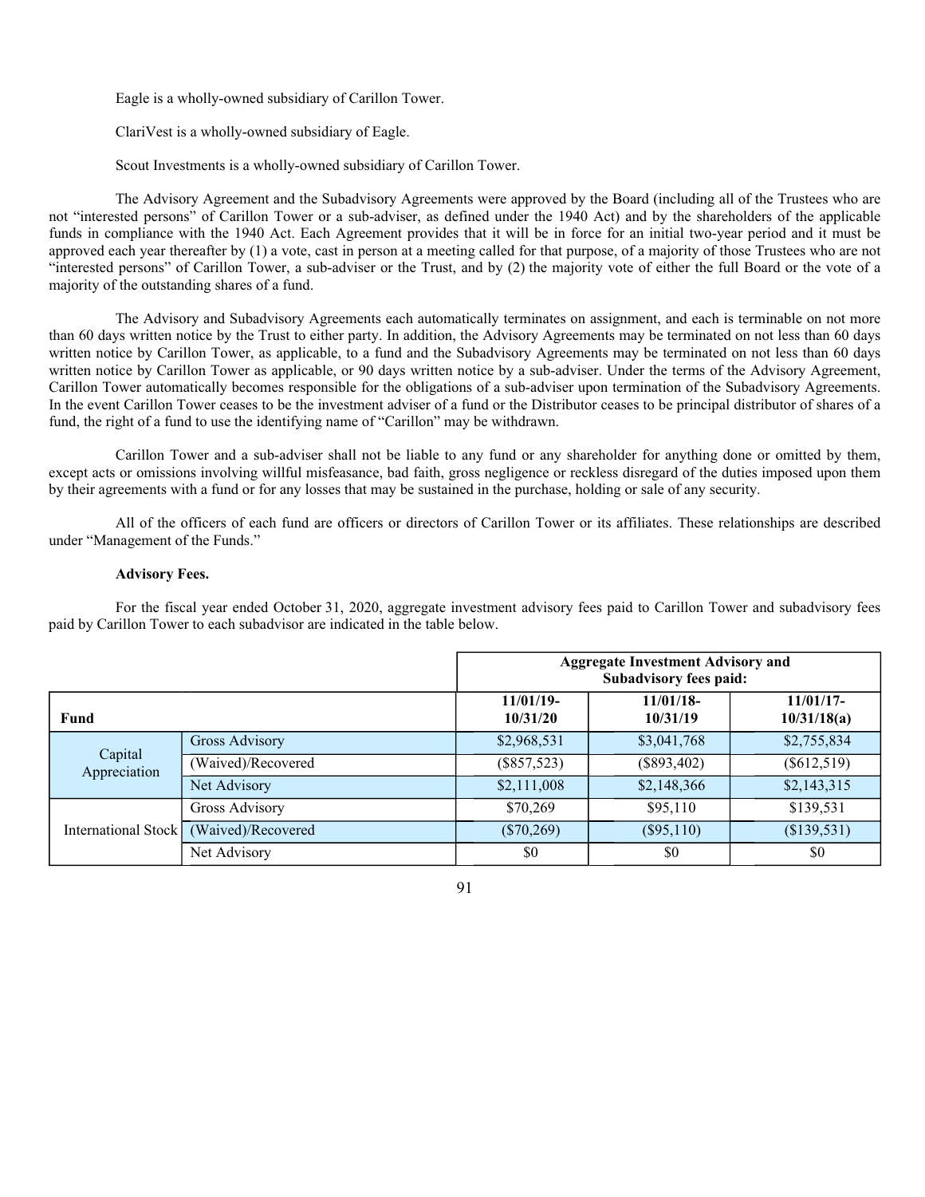Eagle is a wholly-owned subsidiary of Carillon Tower.

ClariVest is a wholly-owned subsidiary of Eagle.

Scout Investments is a wholly-owned subsidiary of Carillon Tower.

The Advisory Agreement and the Subadvisory Agreements were approved by the Board (including all of the Trustees who are not "interested persons" of Carillon Tower or a sub-adviser, as defined under the 1940 Act) and by the shareholders of the applicable funds in compliance with the 1940 Act. Each Agreement provides that it will be in force for an initial two-year period and it must be approved each year thereafter by (1) a vote, cast in person at a meeting called for that purpose, of a majority of those Trustees who are not "interested persons" of Carillon Tower, a sub-adviser or the Trust, and by (2) the majority vote of either the full Board or the vote of a majority of the outstanding shares of a fund.

The Advisory and Subadvisory Agreements each automatically terminates on assignment, and each is terminable on not more than 60 days written notice by the Trust to either party. In addition, the Advisory Agreements may be terminated on not less than 60 days written notice by Carillon Tower, as applicable, to a fund and the Subadvisory Agreements may be terminated on not less than 60 days written notice by Carillon Tower as applicable, or 90 days written notice by a sub-adviser. Under the terms of the Advisory Agreement, Carillon Tower automatically becomes responsible for the obligations of a sub-adviser upon termination of the Subadvisory Agreements. In the event Carillon Tower ceases to be the investment adviser of a fund or the Distributor ceases to be principal distributor of shares of a fund, the right of a fund to use the identifying name of "Carillon" may be withdrawn.

Carillon Tower and a sub-adviser shall not be liable to any fund or any shareholder for anything done or omitted by them, except acts or omissions involving willful misfeasance, bad faith, gross negligence or reckless disregard of the duties imposed upon them by their agreements with a fund or for any losses that may be sustained in the purchase, holding or sale of any security.

All of the officers of each fund are officers or directors of Carillon Tower or its affiliates. These relationships are described under "Management of the Funds."

**Advisory Fees.**

For the fiscal year ended October 31, 2020, aggregate investment advisory fees paid to Carillon Tower and subadvisory fees paid by Carillon Tower to each subadvisor are indicated in the table below.

| Fund | | Aggregate Investment Advisory and Subadvisory fees paid: | | |
|---|---|---|---|---|
| | | **11/01/19-10/31/20** | **11/01/18-10/31/19** | **11/01/17-10/31/18(a)** |
| Capital Appreciation | Gross Advisory | $2,968,531 | $3,041,768 | $2,755,834 |
| | (Waived)/Recovered | ($857,523) | ($893,402) | ($612,519) |
| | Net Advisory | $2,111,008 | $2,148,366 | $2,143,315 |
| International Stock | Gross Advisory | $70,269 | $95,110 | $139,531 |
| | (Waived)/Recovered | ($70,269) | ($95,110) | ($139,531) |
| | Net Advisory | $0 | $0 | $0 |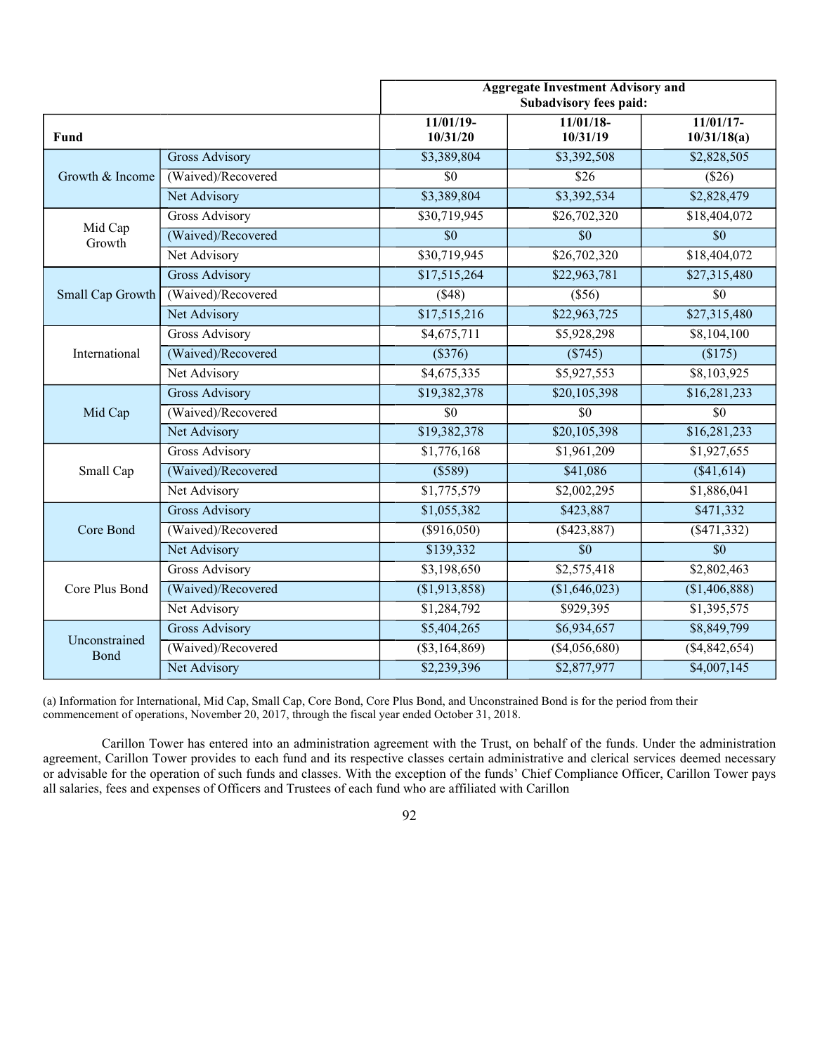| Fund | | Aggregate Investment Advisory and Subadvisory fees paid: | | |
|---|---|---|---|---|
| | | 11/01/19-10/31/20 | 11/01/18-10/31/19 | 11/01/17-10/31/18(a) |
| Growth & Income | Gross Advisory | $3,389,804 | $3,392,508 | $2,828,505 |
| | (Waived)/Recovered | $0 | $26 | ($26) |
| | Net Advisory | $3,389,804 | $3,392,534 | $2,828,479 |
| Mid Cap Growth | Gross Advisory | $30,719,945 | $26,702,320 | $18,404,072 |
| | (Waived)/Recovered | $0 | $0 | $0 |
| | Net Advisory | $30,719,945 | $26,702,320 | $18,404,072 |
| Small Cap Growth | Gross Advisory | $17,515,264 | $22,963,781 | $27,315,480 |
| | (Waived)/Recovered | ($48) | ($56) | $0 |
| | Net Advisory | $17,515,216 | $22,963,725 | $27,315,480 |
| International | Gross Advisory | $4,675,711 | $5,928,298 | $8,104,100 |
| | (Waived)/Recovered | ($376) | ($745) | ($175) |
| | Net Advisory | $4,675,335 | $5,927,553 | $8,103,925 |
| Mid Cap | Gross Advisory | $19,382,378 | $20,105,398 | $16,281,233 |
| | (Waived)/Recovered | $0 | $0 | $0 |
| | Net Advisory | $19,382,378 | $20,105,398 | $16,281,233 |
| Small Cap | Gross Advisory | $1,776,168 | $1,961,209 | $1,927,655 |
| | (Waived)/Recovered | ($589) | $41,086 | ($41,614) |
| | Net Advisory | $1,775,579 | $2,002,295 | $1,886,041 |
| Core Bond | Gross Advisory | $1,055,382 | $423,887 | $471,332 |
| | (Waived)/Recovered | ($916,050) | ($423,887) | ($471,332) |
| | Net Advisory | $139,332 | $0 | $0 |
| Core Plus Bond | Gross Advisory | $3,198,650 | $2,575,418 | $2,802,463 |
| | (Waived)/Recovered | ($1,913,858) | ($1,646,023) | ($1,406,888) |
| | Net Advisory | $1,284,792 | $929,395 | $1,395,575 |
| Unconstrained Bond | Gross Advisory | $5,404,265 | $6,934,657 | $8,849,799 |
| | (Waived)/Recovered | ($3,164,869) | ($4,056,680) | ($4,842,654) |
| | Net Advisory | $2,239,396 | $2,877,977 | $4,007,145 |

(a) Information for International, Mid Cap, Small Cap, Core Bond, Core Plus Bond, and Unconstrained Bond is for the period from their commencement of operations, November 20, 2017, through the fiscal year ended October 31, 2018.

Carillon Tower has entered into an administration agreement with the Trust, on behalf of the funds. Under the administration agreement, Carillon Tower provides to each fund and its respective classes certain administrative and clerical services deemed necessary or advisable for the operation of such funds and classes. With the exception of the funds' Chief Compliance Officer, Carillon Tower pays all salaries, fees and expenses of Officers and Trustees of each fund who are affiliated with Carillon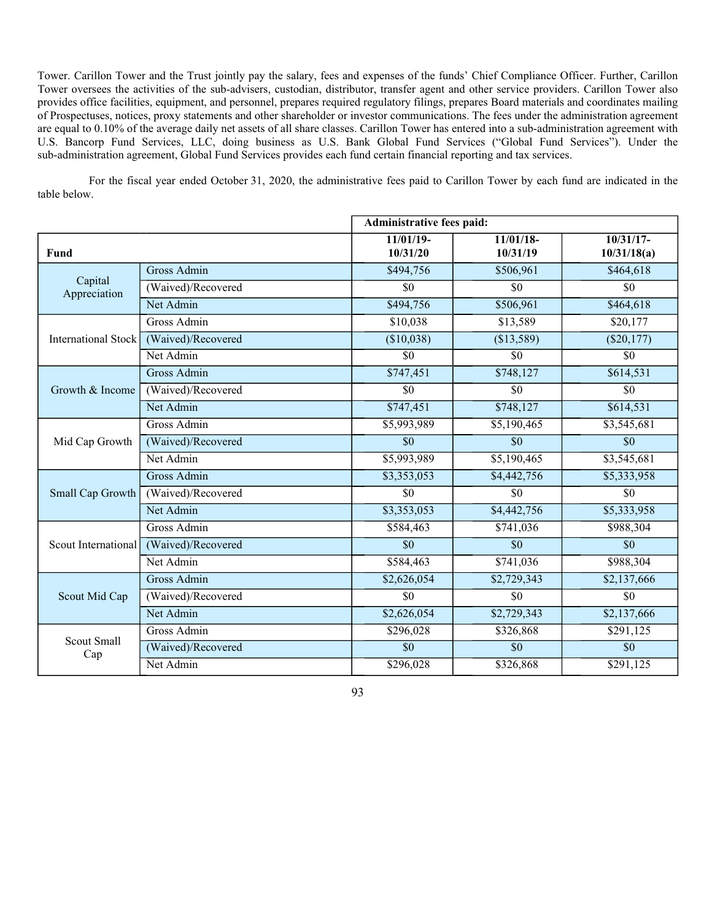Tower. Carillon Tower and the Trust jointly pay the salary, fees and expenses of the funds' Chief Compliance Officer. Further, Carillon Tower oversees the activities of the sub-advisers, custodian, distributor, transfer agent and other service providers. Carillon Tower also provides office facilities, equipment, and personnel, prepares required regulatory filings, prepares Board materials and coordinates mailing of Prospectuses, notices, proxy statements and other shareholder or investor communications. The fees under the administration agreement are equal to 0.10% of the average daily net assets of all share classes. Carillon Tower has entered into a sub-administration agreement with U.S. Bancorp Fund Services, LLC, doing business as U.S. Bank Global Fund Services ("Global Fund Services"). Under the sub-administration agreement, Global Fund Services provides each fund certain financial reporting and tax services.

For the fiscal year ended October 31, 2020, the administrative fees paid to Carillon Tower by each fund are indicated in the table below.

| | | **Administrative fees paid:** | | |
|---|---|---|---|---|
| **Fund** | | **11/01/19-10/31/20** | **11/01/18-10/31/19** | **10/31/17-10/31/18(a)** |
| Capital Appreciation | Gross Admin | $494,756 | $506,961 | $464,618 |
| | (Waived)/Recovered | $0 | $0 | $0 |
| | Net Admin | $494,756 | $506,961 | $464,618 |
| International Stock | Gross Admin | $10,038 | $13,589 | $20,177 |
| | (Waived)/Recovered | ($10,038) | ($13,589) | ($20,177) |
| | Net Admin | $0 | $0 | $0 |
| Growth & Income | Gross Admin | $747,451 | $748,127 | $614,531 |
| | (Waived)/Recovered | $0 | $0 | $0 |
| | Net Admin | $747,451 | $748,127 | $614,531 |
| Mid Cap Growth | Gross Admin | $5,993,989 | $5,190,465 | $3,545,681 |
| | (Waived)/Recovered | $0 | $0 | $0 |
| | Net Admin | $5,993,989 | $5,190,465 | $3,545,681 |
| Small Cap Growth | Gross Admin | $3,353,053 | $4,442,756 | $5,333,958 |
| | (Waived)/Recovered | $0 | $0 | $0 |
| | Net Admin | $3,353,053 | $4,442,756 | $5,333,958 |
| Scout International | Gross Admin | $584,463 | $741,036 | $988,304 |
| | (Waived)/Recovered | $0 | $0 | $0 |
| | Net Admin | $584,463 | $741,036 | $988,304 |
| Scout Mid Cap | Gross Admin | $2,626,054 | $2,729,343 | $2,137,666 |
| | (Waived)/Recovered | $0 | $0 | $0 |
| | Net Admin | $2,626,054 | $2,729,343 | $2,137,666 |
| Scout Small Cap | Gross Admin | $296,028 | $326,868 | $291,125 |
| | (Waived)/Recovered | $0 | $0 | $0 |
| | Net Admin | $296,028 | $326,868 | $291,125 |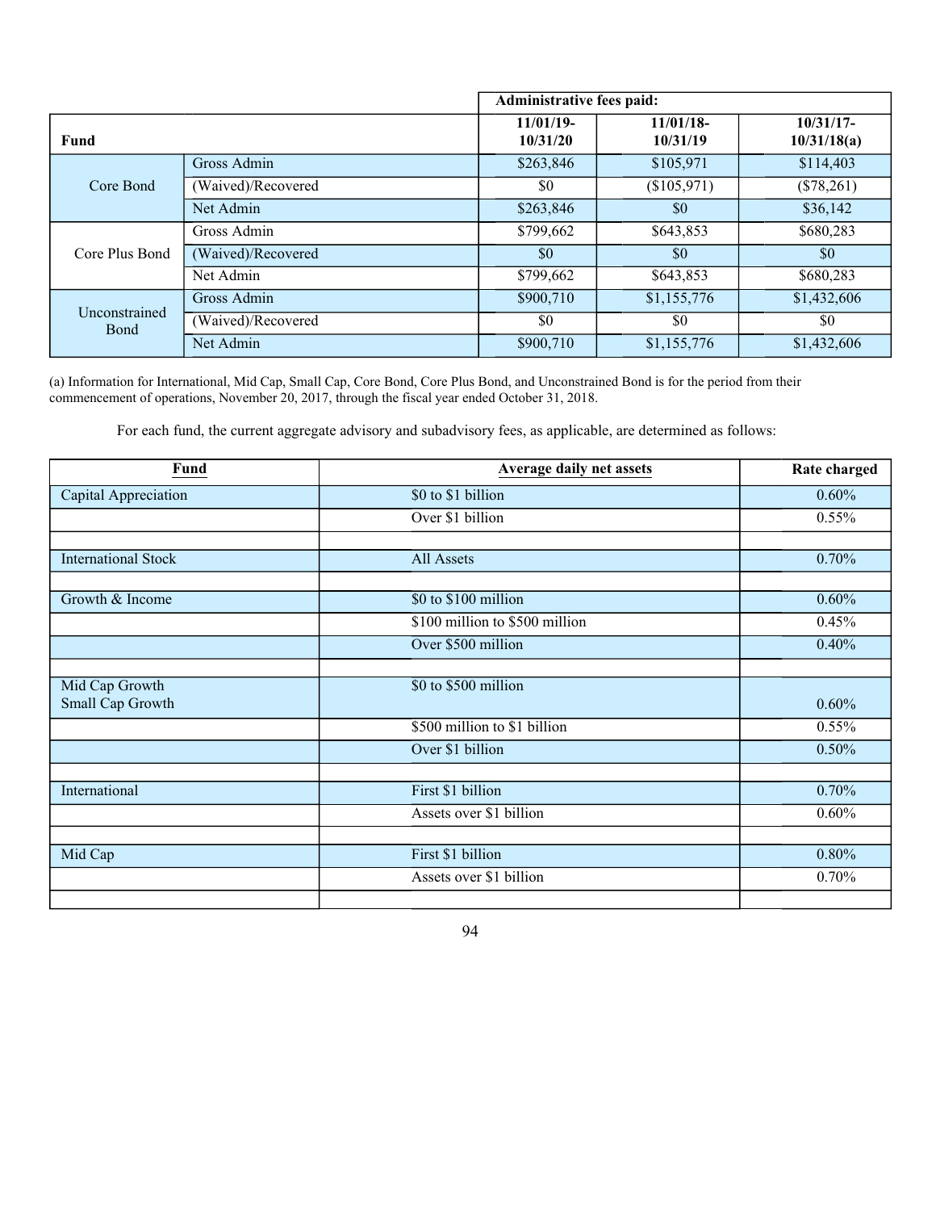| Fund | | Administrative fees paid: 11/01/19-10/31/20 | 11/01/18-10/31/19 | 10/31/17-10/31/18(a) |
|---|---|---|---|---|
| Core Bond | Gross Admin | $263,846 | $105,971 | $114,403 |
| | (Waived)/Recovered | $0 | ($105,971) | ($78,261) |
| | Net Admin | $263,846 | $0 | $36,142 |
| Core Plus Bond | Gross Admin | $799,662 | $643,853 | $680,283 |
| | (Waived)/Recovered | $0 | $0 | $0 |
| | Net Admin | $799,662 | $643,853 | $680,283 |
| Unconstrained Bond | Gross Admin | $900,710 | $1,155,776 | $1,432,606 |
| | (Waived)/Recovered | $0 | $0 | $0 |
| | Net Admin | $900,710 | $1,155,776 | $1,432,606 |

(a) Information for International, Mid Cap, Small Cap, Core Bond, Core Plus Bond, and Unconstrained Bond is for the period from their commencement of operations, November 20, 2017, through the fiscal year ended October 31, 2018.

For each fund, the current aggregate advisory and subadvisory fees, as applicable, are determined as follows:

| Fund | Average daily net assets | Rate charged |
|---|---|---|
| Capital Appreciation | $0 to $1 billion | 0.60% |
| | Over $1 billion | 0.55% |
| | | |
| International Stock | All Assets | 0.70% |
| | | |
| Growth & Income | $0 to $100 million | 0.60% |
| | $100 million to $500 million | 0.45% |
| | Over $500 million | 0.40% |
| | | |
| Mid Cap Growth<br>Small Cap Growth | $0 to $500 million | 0.60% |
| | $500 million to $1 billion | 0.55% |
| | Over $1 billion | 0.50% |
| | | |
| International | First $1 billion | 0.70% |
| | Assets over $1 billion | 0.60% |
| | | |
| Mid Cap | First $1 billion | 0.80% |
| | Assets over $1 billion | 0.70% |
| | | |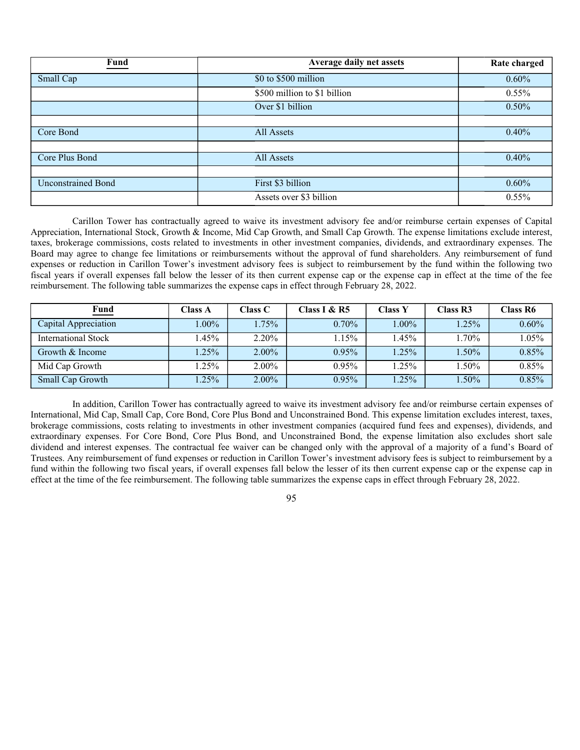| Fund | Average daily net assets | Rate charged |
|---|---|---|
| Small Cap | $0 to $500 million | 0.60% |
| | $500 million to $1 billion | 0.55% |
| | Over $1 billion | 0.50% |
| | | |
| Core Bond | All Assets | 0.40% |
| | | |
| Core Plus Bond | All Assets | 0.40% |
| | | |
| Unconstrained Bond | First $3 billion | 0.60% |
| | Assets over $3 billion | 0.55% |

Carillon Tower has contractually agreed to waive its investment advisory fee and/or reimburse certain expenses of Capital Appreciation, International Stock, Growth & Income, Mid Cap Growth, and Small Cap Growth. The expense limitations exclude interest, taxes, brokerage commissions, costs related to investments in other investment companies, dividends, and extraordinary expenses. The Board may agree to change fee limitations or reimbursements without the approval of fund shareholders. Any reimbursement of fund expenses or reduction in Carillon Tower's investment advisory fees is subject to reimbursement by the fund within the following two fiscal years if overall expenses fall below the lesser of its then current expense cap or the expense cap in effect at the time of the fee reimbursement. The following table summarizes the expense caps in effect through February 28, 2022.

| Fund | Class A | Class C | Class I & R5 | Class Y | Class R3 | Class R6 |
|---|---|---|---|---|---|---|
| Capital Appreciation | 1.00% | 1.75% | 0.70% | 1.00% | 1.25% | 0.60% |
| International Stock | 1.45% | 2.20% | 1.15% | 1.45% | 1.70% | 1.05% |
| Growth & Income | 1.25% | 2.00% | 0.95% | 1.25% | 1.50% | 0.85% |
| Mid Cap Growth | 1.25% | 2.00% | 0.95% | 1.25% | 1.50% | 0.85% |
| Small Cap Growth | 1.25% | 2.00% | 0.95% | 1.25% | 1.50% | 0.85% |

In addition, Carillon Tower has contractually agreed to waive its investment advisory fee and/or reimburse certain expenses of International, Mid Cap, Small Cap, Core Bond, Core Plus Bond and Unconstrained Bond. This expense limitation excludes interest, taxes, brokerage commissions, costs relating to investments in other investment companies (acquired fund fees and expenses), dividends, and extraordinary expenses. For Core Bond, Core Plus Bond, and Unconstrained Bond, the expense limitation also excludes short sale dividend and interest expenses. The contractual fee waiver can be changed only with the approval of a majority of a fund's Board of Trustees. Any reimbursement of fund expenses or reduction in Carillon Tower's investment advisory fees is subject to reimbursement by a fund within the following two fiscal years, if overall expenses fall below the lesser of its then current expense cap or the expense cap in effect at the time of the fee reimbursement. The following table summarizes the expense caps in effect through February 28, 2022.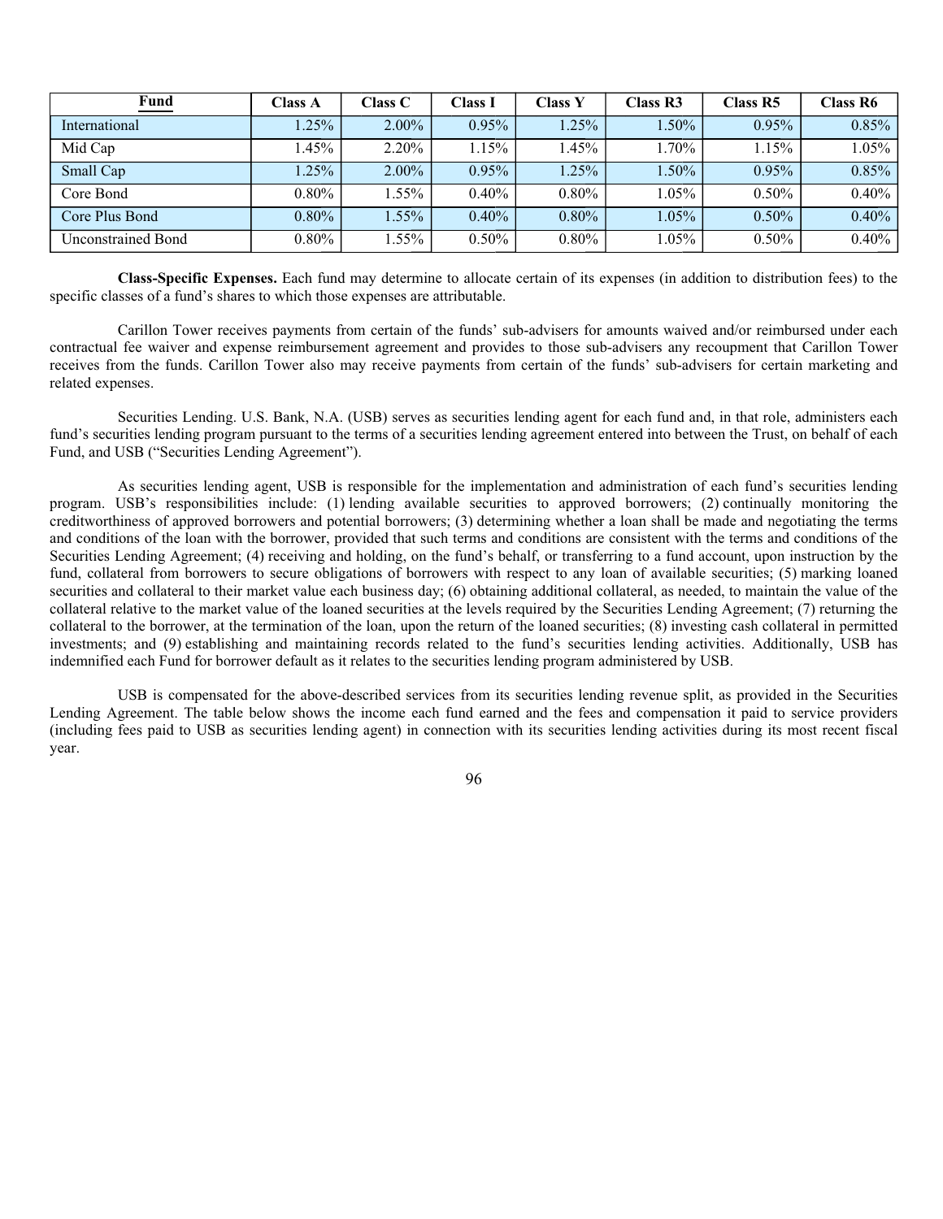| Fund | Class A | Class C | Class I | Class Y | Class R3 | Class R5 | Class R6 |
|---|---|---|---|---|---|---|---|
| International | 1.25% | 2.00% | 0.95% | 1.25% | 1.50% | 0.95% | 0.85% |
| Mid Cap | 1.45% | 2.20% | 1.15% | 1.45% | 1.70% | 1.15% | 1.05% |
| Small Cap | 1.25% | 2.00% | 0.95% | 1.25% | 1.50% | 0.95% | 0.85% |
| Core Bond | 0.80% | 1.55% | 0.40% | 0.80% | 1.05% | 0.50% | 0.40% |
| Core Plus Bond | 0.80% | 1.55% | 0.40% | 0.80% | 1.05% | 0.50% | 0.40% |
| Unconstrained Bond | 0.80% | 1.55% | 0.50% | 0.80% | 1.05% | 0.50% | 0.40% |

**Class-Specific Expenses.** Each fund may determine to allocate certain of its expenses (in addition to distribution fees) to the specific classes of a fund's shares to which those expenses are attributable.

Carillon Tower receives payments from certain of the funds' sub-advisers for amounts waived and/or reimbursed under each contractual fee waiver and expense reimbursement agreement and provides to those sub-advisers any recoupment that Carillon Tower receives from the funds. Carillon Tower also may receive payments from certain of the funds' sub-advisers for certain marketing and related expenses.

Securities Lending. U.S. Bank, N.A. (USB) serves as securities lending agent for each fund and, in that role, administers each fund's securities lending program pursuant to the terms of a securities lending agreement entered into between the Trust, on behalf of each Fund, and USB ("Securities Lending Agreement").

As securities lending agent, USB is responsible for the implementation and administration of each fund's securities lending program. USB's responsibilities include: (1) lending available securities to approved borrowers; (2) continually monitoring the creditworthiness of approved borrowers and potential borrowers; (3) determining whether a loan shall be made and negotiating the terms and conditions of the loan with the borrower, provided that such terms and conditions are consistent with the terms and conditions of the Securities Lending Agreement; (4) receiving and holding, on the fund's behalf, or transferring to a fund account, upon instruction by the fund, collateral from borrowers to secure obligations of borrowers with respect to any loan of available securities; (5) marking loaned securities and collateral to their market value each business day; (6) obtaining additional collateral, as needed, to maintain the value of the collateral relative to the market value of the loaned securities at the levels required by the Securities Lending Agreement; (7) returning the collateral to the borrower, at the termination of the loan, upon the return of the loaned securities; (8) investing cash collateral in permitted investments; and (9) establishing and maintaining records related to the fund's securities lending activities. Additionally, USB has indemnified each Fund for borrower default as it relates to the securities lending program administered by USB.

USB is compensated for the above-described services from its securities lending revenue split, as provided in the Securities Lending Agreement. The table below shows the income each fund earned and the fees and compensation it paid to service providers (including fees paid to USB as securities lending agent) in connection with its securities lending activities during its most recent fiscal year.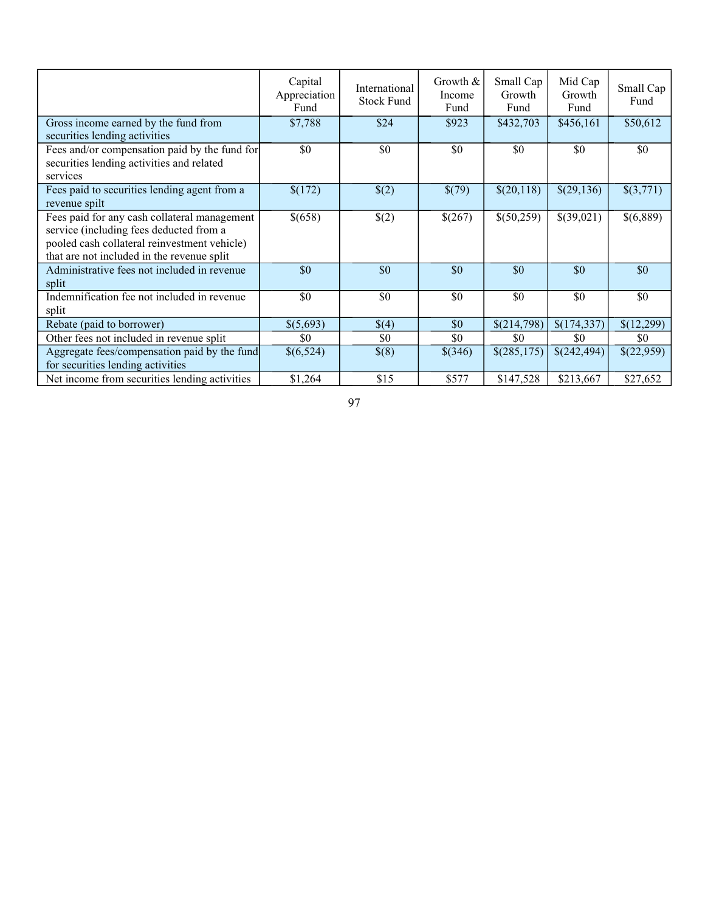| | Capital Appreciation Fund | International Stock Fund | Growth & Income Fund | Small Cap Growth Fund | Mid Cap Growth Fund | Small Cap Fund |
|---|---|---|---|---|---|---|
| Gross income earned by the fund from securities lending activities | $7,788 | $24 | $923 | $432,703 | $456,161 | $50,612 |
| Fees and/or compensation paid by the fund for securities lending activities and related services | $0 | $0 | $0 | $0 | $0 | $0 |
| Fees paid to securities lending agent from a revenue spilt | $(172) | $(2) | $(79) | $(20,118) | $(29,136) | $(3,771) |
| Fees paid for any cash collateral management service (including fees deducted from a pooled cash collateral reinvestment vehicle) that are not included in the revenue split | $(658) | $(2) | $(267) | $(50,259) | $(39,021) | $(6,889) |
| Administrative fees not included in revenue split | $0 | $0 | $0 | $0 | $0 | $0 |
| Indemnification fee not included in revenue split | $0 | $0 | $0 | $0 | $0 | $0 |
| Rebate (paid to borrower) | $(5,693) | $(4) | $0 | $(214,798) | $(174,337) | $(12,299) |
| Other fees not included in revenue split | $0 | $0 | $0 | $0 | $0 | $0 |
| Aggregate fees/compensation paid by the fund for securities lending activities | $(6,524) | $(8) | $(346) | $(285,175) | $(242,494) | $(22,959) |
| Net income from securities lending activities | $1,264 | $15 | $577 | $147,528 | $213,667 | $27,652 |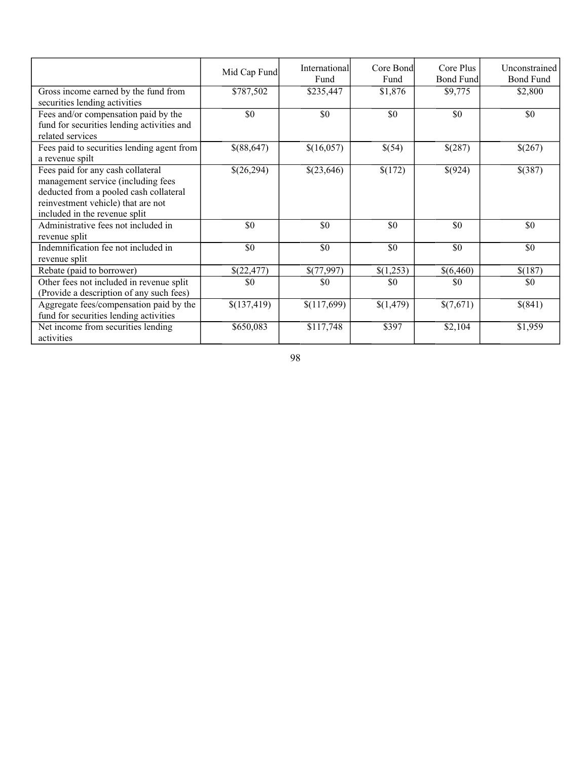| | Mid Cap Fund | International Fund | Core Bond Fund | Core Plus Bond Fund | Unconstrained Bond Fund |
|---|---|---|---|---|---|
| Gross income earned by the fund from securities lending activities | $787,502 | $235,447 | $1,876 | $9,775 | $2,800 |
| Fees and/or compensation paid by the fund for securities lending activities and related services | $0 | $0 | $0 | $0 | $0 |
| Fees paid to securities lending agent from a revenue spilt | $(88,647) | $(16,057) | $(54) | $(287) | $(267) |
| Fees paid for any cash collateral management service (including fees deducted from a pooled cash collateral reinvestment vehicle) that are not included in the revenue split | $(26,294) | $(23,646) | $(172) | $(924) | $(387) |
| Administrative fees not included in revenue split | $0 | $0 | $0 | $0 | $0 |
| Indemnification fee not included in revenue split | $0 | $0 | $0 | $0 | $0 |
| Rebate (paid to borrower) | $(22,477) | $(77,997) | $(1,253) | $(6,460) | $(187) |
| Other fees not included in revenue split (Provide a description of any such fees) | $0 | $0 | $0 | $0 | $0 |
| Aggregate fees/compensation paid by the fund for securities lending activities | $(137,419) | $(117,699) | $(1,479) | $(7,671) | $(841) |
| Net income from securities lending activities | $650,083 | $117,748 | $397 | $2,104 | $1,959 |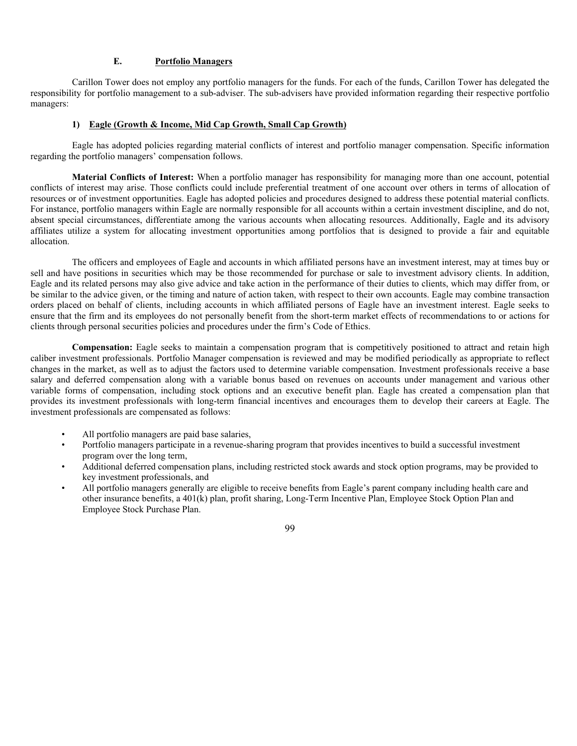## E. Portfolio Managers

Carillon Tower does not employ any portfolio managers for the funds. For each of the funds, Carillon Tower has delegated the responsibility for portfolio management to a sub-adviser. The sub-advisers have provided information regarding their respective portfolio managers:

### 1) Eagle (Growth & Income, Mid Cap Growth, Small Cap Growth)

Eagle has adopted policies regarding material conflicts of interest and portfolio manager compensation. Specific information regarding the portfolio managers' compensation follows.

**Material Conflicts of Interest:** When a portfolio manager has responsibility for managing more than one account, potential conflicts of interest may arise. Those conflicts could include preferential treatment of one account over others in terms of allocation of resources or of investment opportunities. Eagle has adopted policies and procedures designed to address these potential material conflicts. For instance, portfolio managers within Eagle are normally responsible for all accounts within a certain investment discipline, and do not, absent special circumstances, differentiate among the various accounts when allocating resources. Additionally, Eagle and its advisory affiliates utilize a system for allocating investment opportunities among portfolios that is designed to provide a fair and equitable allocation.

The officers and employees of Eagle and accounts in which affiliated persons have an investment interest, may at times buy or sell and have positions in securities which may be those recommended for purchase or sale to investment advisory clients. In addition, Eagle and its related persons may also give advice and take action in the performance of their duties to clients, which may differ from, or be similar to the advice given, or the timing and nature of action taken, with respect to their own accounts. Eagle may combine transaction orders placed on behalf of clients, including accounts in which affiliated persons of Eagle have an investment interest. Eagle seeks to ensure that the firm and its employees do not personally benefit from the short-term market effects of recommendations to or actions for clients through personal securities policies and procedures under the firm's Code of Ethics.

**Compensation:** Eagle seeks to maintain a compensation program that is competitively positioned to attract and retain high caliber investment professionals. Portfolio Manager compensation is reviewed and may be modified periodically as appropriate to reflect changes in the market, as well as to adjust the factors used to determine variable compensation. Investment professionals receive a base salary and deferred compensation along with a variable bonus based on revenues on accounts under management and various other variable forms of compensation, including stock options and an executive benefit plan. Eagle has created a compensation plan that provides its investment professionals with long-term financial incentives and encourages them to develop their careers at Eagle. The investment professionals are compensated as follows:

- All portfolio managers are paid base salaries,
- Portfolio managers participate in a revenue-sharing program that provides incentives to build a successful investment program over the long term,
- Additional deferred compensation plans, including restricted stock awards and stock option programs, may be provided to key investment professionals, and
- All portfolio managers generally are eligible to receive benefits from Eagle's parent company including health care and other insurance benefits, a 401(k) plan, profit sharing, Long-Term Incentive Plan, Employee Stock Option Plan and Employee Stock Purchase Plan.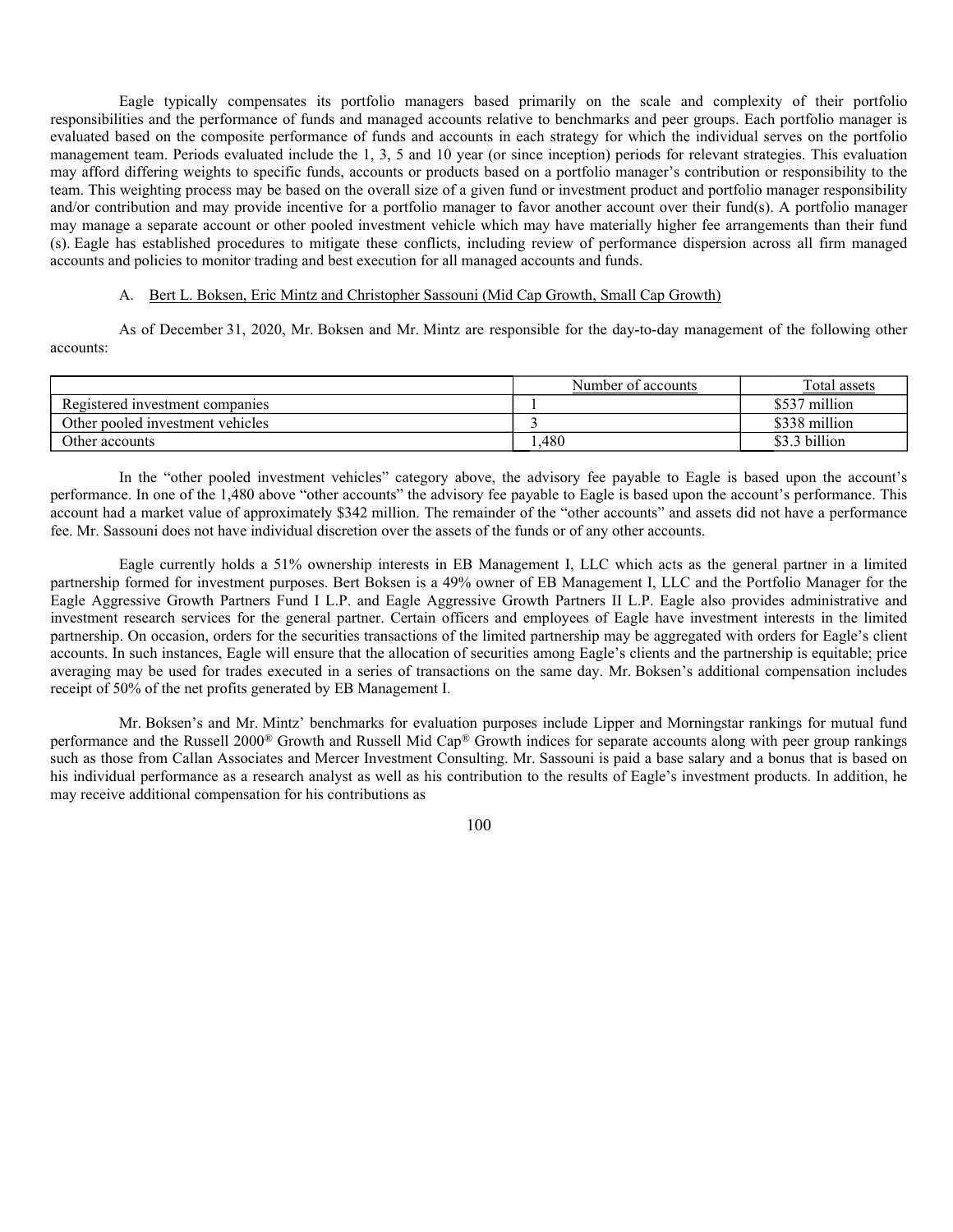Eagle typically compensates its portfolio managers based primarily on the scale and complexity of their portfolio responsibilities and the performance of funds and managed accounts relative to benchmarks and peer groups. Each portfolio manager is evaluated based on the composite performance of funds and accounts in each strategy for which the individual serves on the portfolio management team. Periods evaluated include the 1, 3, 5 and 10 year (or since inception) periods for relevant strategies. This evaluation may afford differing weights to specific funds, accounts or products based on a portfolio manager's contribution or responsibility to the team. This weighting process may be based on the overall size of a given fund or investment product and portfolio manager responsibility and/or contribution and may provide incentive for a portfolio manager to favor another account over their fund(s). A portfolio manager may manage a separate account or other pooled investment vehicle which may have materially higher fee arrangements than their fund (s). Eagle has established procedures to mitigate these conflicts, including review of performance dispersion across all firm managed accounts and policies to monitor trading and best execution for all managed accounts and funds.

A. Bert L. Boksen, Eric Mintz and Christopher Sassouni (Mid Cap Growth, Small Cap Growth)

As of December 31, 2020, Mr. Boksen and Mr. Mintz are responsible for the day-to-day management of the following other accounts:

| | Number of accounts | Total assets |
|---|---|---|
| Registered investment companies | 1 | \$537 million |
| Other pooled investment vehicles | 3 | \$338 million |
| Other accounts | 1,480 | \$3.3 billion |

In the "other pooled investment vehicles" category above, the advisory fee payable to Eagle is based upon the account's performance. In one of the 1,480 above "other accounts" the advisory fee payable to Eagle is based upon the account's performance. This account had a market value of approximately \$342 million. The remainder of the "other accounts" and assets did not have a performance fee. Mr. Sassouni does not have individual discretion over the assets of the funds or of any other accounts.

Eagle currently holds a 51% ownership interests in EB Management I, LLC which acts as the general partner in a limited partnership formed for investment purposes. Bert Boksen is a 49% owner of EB Management I, LLC and the Portfolio Manager for the Eagle Aggressive Growth Partners Fund I L.P. and Eagle Aggressive Growth Partners II L.P. Eagle also provides administrative and investment research services for the general partner. Certain officers and employees of Eagle have investment interests in the limited partnership. On occasion, orders for the securities transactions of the limited partnership may be aggregated with orders for Eagle's client accounts. In such instances, Eagle will ensure that the allocation of securities among Eagle's clients and the partnership is equitable; price averaging may be used for trades executed in a series of transactions on the same day. Mr. Boksen's additional compensation includes receipt of 50% of the net profits generated by EB Management I.

Mr. Boksen's and Mr. Mintz' benchmarks for evaluation purposes include Lipper and Morningstar rankings for mutual fund performance and the Russell 2000® Growth and Russell Mid Cap® Growth indices for separate accounts along with peer group rankings such as those from Callan Associates and Mercer Investment Consulting. Mr. Sassouni is paid a base salary and a bonus that is based on his individual performance as a research analyst as well as his contribution to the results of Eagle's investment products. In addition, he may receive additional compensation for his contributions as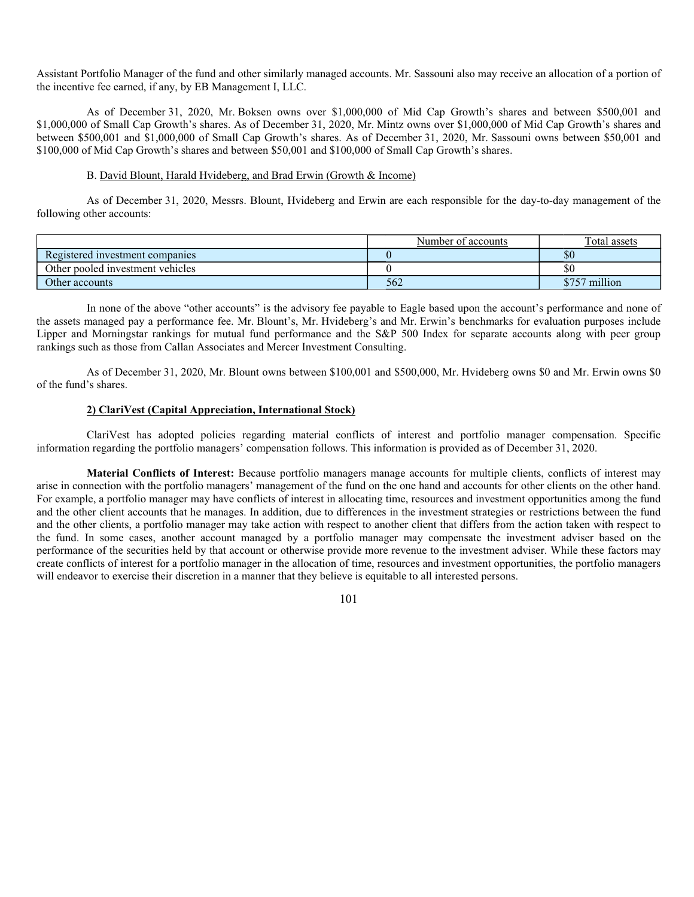Assistant Portfolio Manager of the fund and other similarly managed accounts. Mr. Sassouni also may receive an allocation of a portion of the incentive fee earned, if any, by EB Management I, LLC.

As of December 31, 2020, Mr. Boksen owns over $1,000,000 of Mid Cap Growth's shares and between $500,001 and $1,000,000 of Small Cap Growth's shares. As of December 31, 2020, Mr. Mintz owns over $1,000,000 of Mid Cap Growth's shares and between $500,001 and $1,000,000 of Small Cap Growth's shares. As of December 31, 2020, Mr. Sassouni owns between $50,001 and $100,000 of Mid Cap Growth's shares and between $50,001 and $100,000 of Small Cap Growth's shares.

B. David Blount, Harald Hvideberg, and Brad Erwin (Growth & Income)

As of December 31, 2020, Messrs. Blount, Hvideberg and Erwin are each responsible for the day-to-day management of the following other accounts:

| | Number of accounts | Total assets |
|---|---|---|
| Registered investment companies | 0 | $0 |
| Other pooled investment vehicles | 0 | $0 |
| Other accounts | 562 | $757 million |

In none of the above "other accounts" is the advisory fee payable to Eagle based upon the account's performance and none of the assets managed pay a performance fee. Mr. Blount's, Mr. Hvideberg's and Mr. Erwin's benchmarks for evaluation purposes include Lipper and Morningstar rankings for mutual fund performance and the S&P 500 Index for separate accounts along with peer group rankings such as those from Callan Associates and Mercer Investment Consulting.

As of December 31, 2020, Mr. Blount owns between $100,001 and $500,000, Mr. Hvideberg owns $0 and Mr. Erwin owns $0 of the fund's shares.

**2) ClariVest (Capital Appreciation, International Stock)**

ClariVest has adopted policies regarding material conflicts of interest and portfolio manager compensation. Specific information regarding the portfolio managers' compensation follows. This information is provided as of December 31, 2020.

**Material Conflicts of Interest:** Because portfolio managers manage accounts for multiple clients, conflicts of interest may arise in connection with the portfolio managers' management of the fund on the one hand and accounts for other clients on the other hand. For example, a portfolio manager may have conflicts of interest in allocating time, resources and investment opportunities among the fund and the other client accounts that he manages. In addition, due to differences in the investment strategies or restrictions between the fund and the other clients, a portfolio manager may take action with respect to another client that differs from the action taken with respect to the fund. In some cases, another account managed by a portfolio manager may compensate the investment adviser based on the performance of the securities held by that account or otherwise provide more revenue to the investment adviser. While these factors may create conflicts of interest for a portfolio manager in the allocation of time, resources and investment opportunities, the portfolio managers will endeavor to exercise their discretion in a manner that they believe is equitable to all interested persons.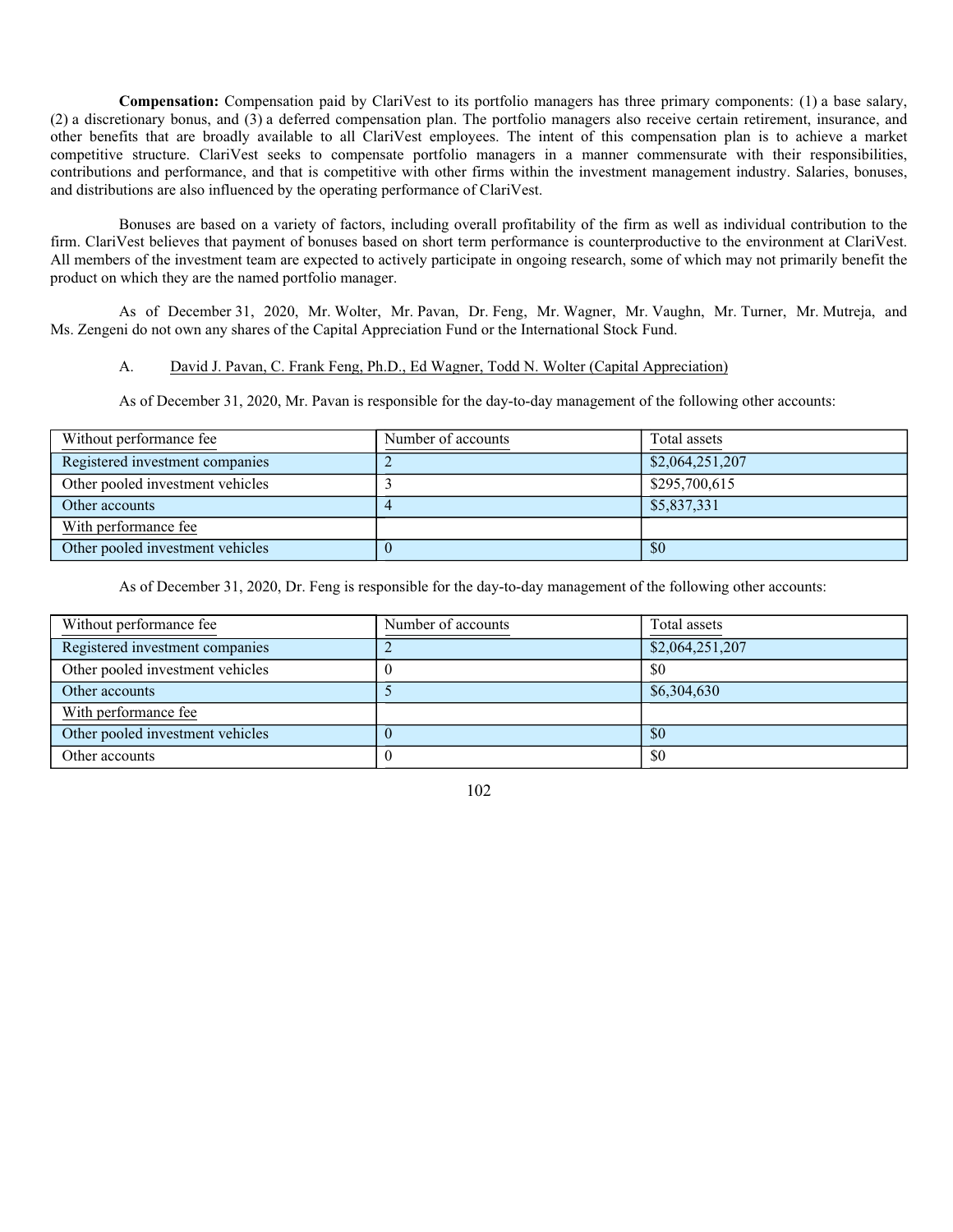**Compensation:** Compensation paid by ClariVest to its portfolio managers has three primary components: (1) a base salary, (2) a discretionary bonus, and (3) a deferred compensation plan. The portfolio managers also receive certain retirement, insurance, and other benefits that are broadly available to all ClariVest employees. The intent of this compensation plan is to achieve a market competitive structure. ClariVest seeks to compensate portfolio managers in a manner commensurate with their responsibilities, contributions and performance, and that is competitive with other firms within the investment management industry. Salaries, bonuses, and distributions are also influenced by the operating performance of ClariVest.

Bonuses are based on a variety of factors, including overall profitability of the firm as well as individual contribution to the firm. ClariVest believes that payment of bonuses based on short term performance is counterproductive to the environment at ClariVest. All members of the investment team are expected to actively participate in ongoing research, some of which may not primarily benefit the product on which they are the named portfolio manager.

As of December 31, 2020, Mr. Wolter, Mr. Pavan, Dr. Feng, Mr. Wagner, Mr. Vaughn, Mr. Turner, Mr. Mutreja, and Ms. Zengeni do not own any shares of the Capital Appreciation Fund or the International Stock Fund.

A. David J. Pavan, C. Frank Feng, Ph.D., Ed Wagner, Todd N. Wolter (Capital Appreciation)

As of December 31, 2020, Mr. Pavan is responsible for the day-to-day management of the following other accounts:

| Without performance fee | Number of accounts | Total assets |
|---|---|---|
| Registered investment companies | 2 | $2,064,251,207 |
| Other pooled investment vehicles | 3 | $295,700,615 |
| Other accounts | 4 | $5,837,331 |
| With performance fee | | |
| Other pooled investment vehicles | 0 | $0 |

As of December 31, 2020, Dr. Feng is responsible for the day-to-day management of the following other accounts:

| Without performance fee | Number of accounts | Total assets |
|---|---|---|
| Registered investment companies | 2 | $2,064,251,207 |
| Other pooled investment vehicles | 0 | $0 |
| Other accounts | 5 | $6,304,630 |
| With performance fee | | |
| Other pooled investment vehicles | 0 | $0 |
| Other accounts | 0 | $0 |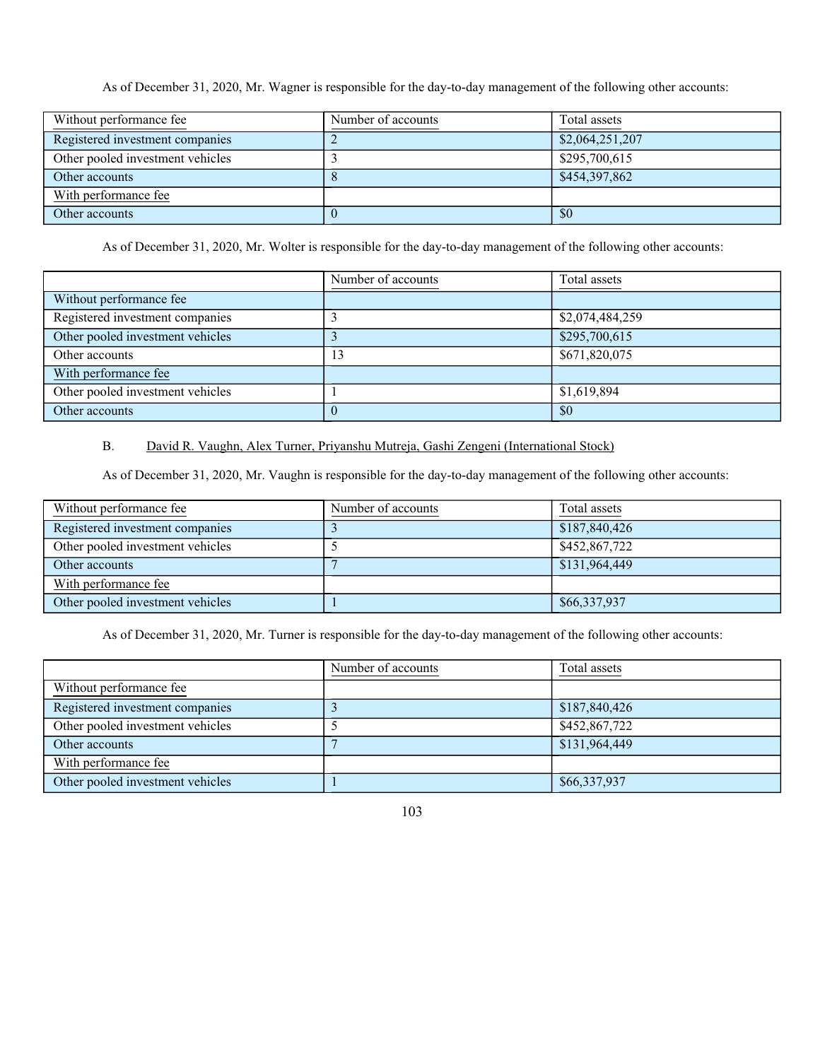As of December 31, 2020, Mr. Wagner is responsible for the day-to-day management of the following other accounts:

| Without performance fee | Number of accounts | Total assets |
|---|---|---|
| Registered investment companies | 2 | $2,064,251,207 |
| Other pooled investment vehicles | 3 | $295,700,615 |
| Other accounts | 8 | $454,397,862 |
| With performance fee | | |
| Other accounts | 0 | $0 |

As of December 31, 2020, Mr. Wolter is responsible for the day-to-day management of the following other accounts:

| | Number of accounts | Total assets |
|---|---|---|
| Without performance fee | | |
| Registered investment companies | 3 | $2,074,484,259 |
| Other pooled investment vehicles | 3 | $295,700,615 |
| Other accounts | 13 | $671,820,075 |
| With performance fee | | |
| Other pooled investment vehicles | 1 | $1,619,894 |
| Other accounts | 0 | $0 |

B. David R. Vaughn, Alex Turner, Priyanshu Mutreja, Gashi Zengeni (International Stock)

As of December 31, 2020, Mr. Vaughn is responsible for the day-to-day management of the following other accounts:

| Without performance fee | Number of accounts | Total assets |
|---|---|---|
| Registered investment companies | 3 | $187,840,426 |
| Other pooled investment vehicles | 5 | $452,867,722 |
| Other accounts | 7 | $131,964,449 |
| With performance fee | | |
| Other pooled investment vehicles | 1 | $66,337,937 |

As of December 31, 2020, Mr. Turner is responsible for the day-to-day management of the following other accounts:

| | Number of accounts | Total assets |
|---|---|---|
| Without performance fee | | |
| Registered investment companies | 3 | $187,840,426 |
| Other pooled investment vehicles | 5 | $452,867,722 |
| Other accounts | 7 | $131,964,449 |
| With performance fee | | |
| Other pooled investment vehicles | 1 | $66,337,937 |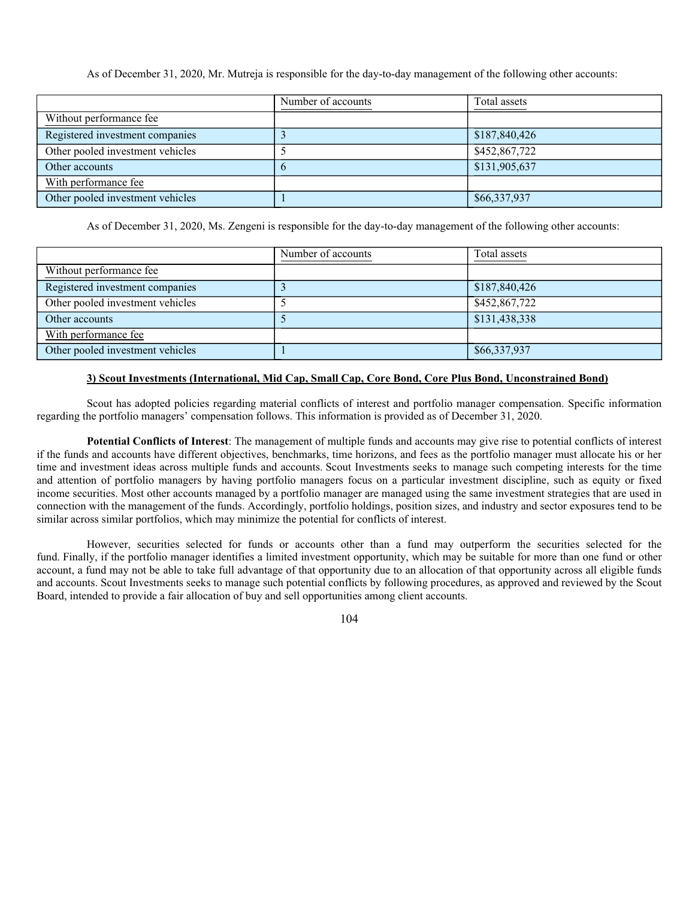As of December 31, 2020, Mr. Mutreja is responsible for the day-to-day management of the following other accounts:

| | Number of accounts | Total assets |
|---|---|---|
| Without performance fee | | |
| Registered investment companies | 3 | $187,840,426 |
| Other pooled investment vehicles | 5 | $452,867,722 |
| Other accounts | 6 | $131,905,637 |
| With performance fee | | |
| Other pooled investment vehicles | 1 | $66,337,937 |

As of December 31, 2020, Ms. Zengeni is responsible for the day-to-day management of the following other accounts:

| | Number of accounts | Total assets |
|---|---|---|
| Without performance fee | | |
| Registered investment companies | 3 | $187,840,426 |
| Other pooled investment vehicles | 5 | $452,867,722 |
| Other accounts | 5 | $131,438,338 |
| With performance fee | | |
| Other pooled investment vehicles | 1 | $66,337,937 |

**3) Scout Investments (International, Mid Cap, Small Cap, Core Bond, Core Plus Bond, Unconstrained Bond)**

Scout has adopted policies regarding material conflicts of interest and portfolio manager compensation. Specific information regarding the portfolio managers' compensation follows. This information is provided as of December 31, 2020.

**Potential Conflicts of Interest**: The management of multiple funds and accounts may give rise to potential conflicts of interest if the funds and accounts have different objectives, benchmarks, time horizons, and fees as the portfolio manager must allocate his or her time and investment ideas across multiple funds and accounts. Scout Investments seeks to manage such competing interests for the time and attention of portfolio managers by having portfolio managers focus on a particular investment discipline, such as equity or fixed income securities. Most other accounts managed by a portfolio manager are managed using the same investment strategies that are used in connection with the management of the funds. Accordingly, portfolio holdings, position sizes, and industry and sector exposures tend to be similar across similar portfolios, which may minimize the potential for conflicts of interest.

However, securities selected for funds or accounts other than a fund may outperform the securities selected for the fund. Finally, if the portfolio manager identifies a limited investment opportunity, which may be suitable for more than one fund or other account, a fund may not be able to take full advantage of that opportunity due to an allocation of that opportunity across all eligible funds and accounts. Scout Investments seeks to manage such potential conflicts by following procedures, as approved and reviewed by the Scout Board, intended to provide a fair allocation of buy and sell opportunities among client accounts.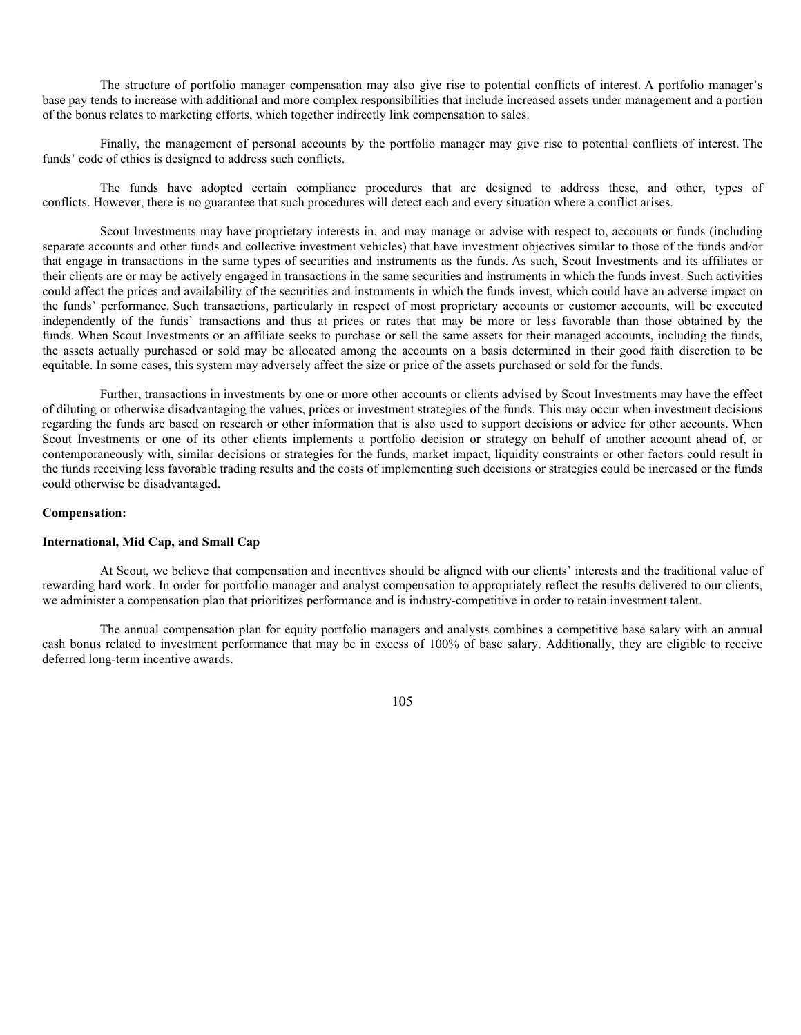The structure of portfolio manager compensation may also give rise to potential conflicts of interest. A portfolio manager's base pay tends to increase with additional and more complex responsibilities that include increased assets under management and a portion of the bonus relates to marketing efforts, which together indirectly link compensation to sales.

Finally, the management of personal accounts by the portfolio manager may give rise to potential conflicts of interest. The funds' code of ethics is designed to address such conflicts.

The funds have adopted certain compliance procedures that are designed to address these, and other, types of conflicts. However, there is no guarantee that such procedures will detect each and every situation where a conflict arises.

Scout Investments may have proprietary interests in, and may manage or advise with respect to, accounts or funds (including separate accounts and other funds and collective investment vehicles) that have investment objectives similar to those of the funds and/or that engage in transactions in the same types of securities and instruments as the funds. As such, Scout Investments and its affiliates or their clients are or may be actively engaged in transactions in the same securities and instruments in which the funds invest. Such activities could affect the prices and availability of the securities and instruments in which the funds invest, which could have an adverse impact on the funds' performance. Such transactions, particularly in respect of most proprietary accounts or customer accounts, will be executed independently of the funds' transactions and thus at prices or rates that may be more or less favorable than those obtained by the funds. When Scout Investments or an affiliate seeks to purchase or sell the same assets for their managed accounts, including the funds, the assets actually purchased or sold may be allocated among the accounts on a basis determined in their good faith discretion to be equitable. In some cases, this system may adversely affect the size or price of the assets purchased or sold for the funds.

Further, transactions in investments by one or more other accounts or clients advised by Scout Investments may have the effect of diluting or otherwise disadvantaging the values, prices or investment strategies of the funds. This may occur when investment decisions regarding the funds are based on research or other information that is also used to support decisions or advice for other accounts. When Scout Investments or one of its other clients implements a portfolio decision or strategy on behalf of another account ahead of, or contemporaneously with, similar decisions or strategies for the funds, market impact, liquidity constraints or other factors could result in the funds receiving less favorable trading results and the costs of implementing such decisions or strategies could be increased or the funds could otherwise be disadvantaged.

**Compensation:**

**International, Mid Cap, and Small Cap**

At Scout, we believe that compensation and incentives should be aligned with our clients' interests and the traditional value of rewarding hard work. In order for portfolio manager and analyst compensation to appropriately reflect the results delivered to our clients, we administer a compensation plan that prioritizes performance and is industry-competitive in order to retain investment talent.

The annual compensation plan for equity portfolio managers and analysts combines a competitive base salary with an annual cash bonus related to investment performance that may be in excess of 100% of base salary. Additionally, they are eligible to receive deferred long-term incentive awards.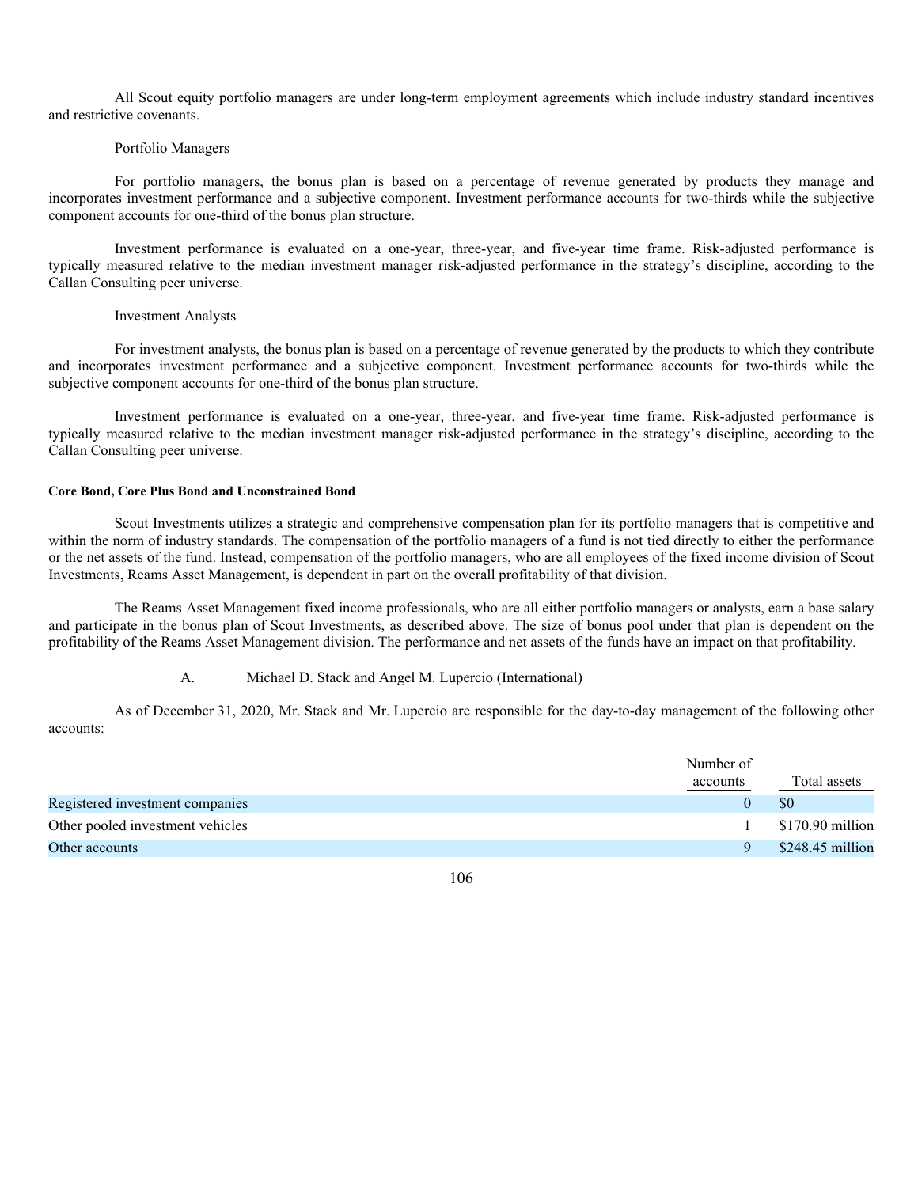All Scout equity portfolio managers are under long-term employment agreements which include industry standard incentives and restrictive covenants.

Portfolio Managers

For portfolio managers, the bonus plan is based on a percentage of revenue generated by products they manage and incorporates investment performance and a subjective component. Investment performance accounts for two-thirds while the subjective component accounts for one-third of the bonus plan structure.

Investment performance is evaluated on a one-year, three-year, and five-year time frame. Risk-adjusted performance is typically measured relative to the median investment manager risk-adjusted performance in the strategy's discipline, according to the Callan Consulting peer universe.

Investment Analysts

For investment analysts, the bonus plan is based on a percentage of revenue generated by the products to which they contribute and incorporates investment performance and a subjective component. Investment performance accounts for two-thirds while the subjective component accounts for one-third of the bonus plan structure.

Investment performance is evaluated on a one-year, three-year, and five-year time frame. Risk-adjusted performance is typically measured relative to the median investment manager risk-adjusted performance in the strategy's discipline, according to the Callan Consulting peer universe.

**Core Bond, Core Plus Bond and Unconstrained Bond**

Scout Investments utilizes a strategic and comprehensive compensation plan for its portfolio managers that is competitive and within the norm of industry standards. The compensation of the portfolio managers of a fund is not tied directly to either the performance or the net assets of the fund. Instead, compensation of the portfolio managers, who are all employees of the fixed income division of Scout Investments, Reams Asset Management, is dependent in part on the overall profitability of that division.

The Reams Asset Management fixed income professionals, who are all either portfolio managers or analysts, earn a base salary and participate in the bonus plan of Scout Investments, as described above. The size of bonus pool under that plan is dependent on the profitability of the Reams Asset Management division. The performance and net assets of the funds have an impact on that profitability.

A. Michael D. Stack and Angel M. Lupercio (International)

As of December 31, 2020, Mr. Stack and Mr. Lupercio are responsible for the day-to-day management of the following other accounts:

| | Number of accounts | Total assets |
|---|---|---|
| Registered investment companies | 0 | $0 |
| Other pooled investment vehicles | 1 | $170.90 million |
| Other accounts | 9 | $248.45 million |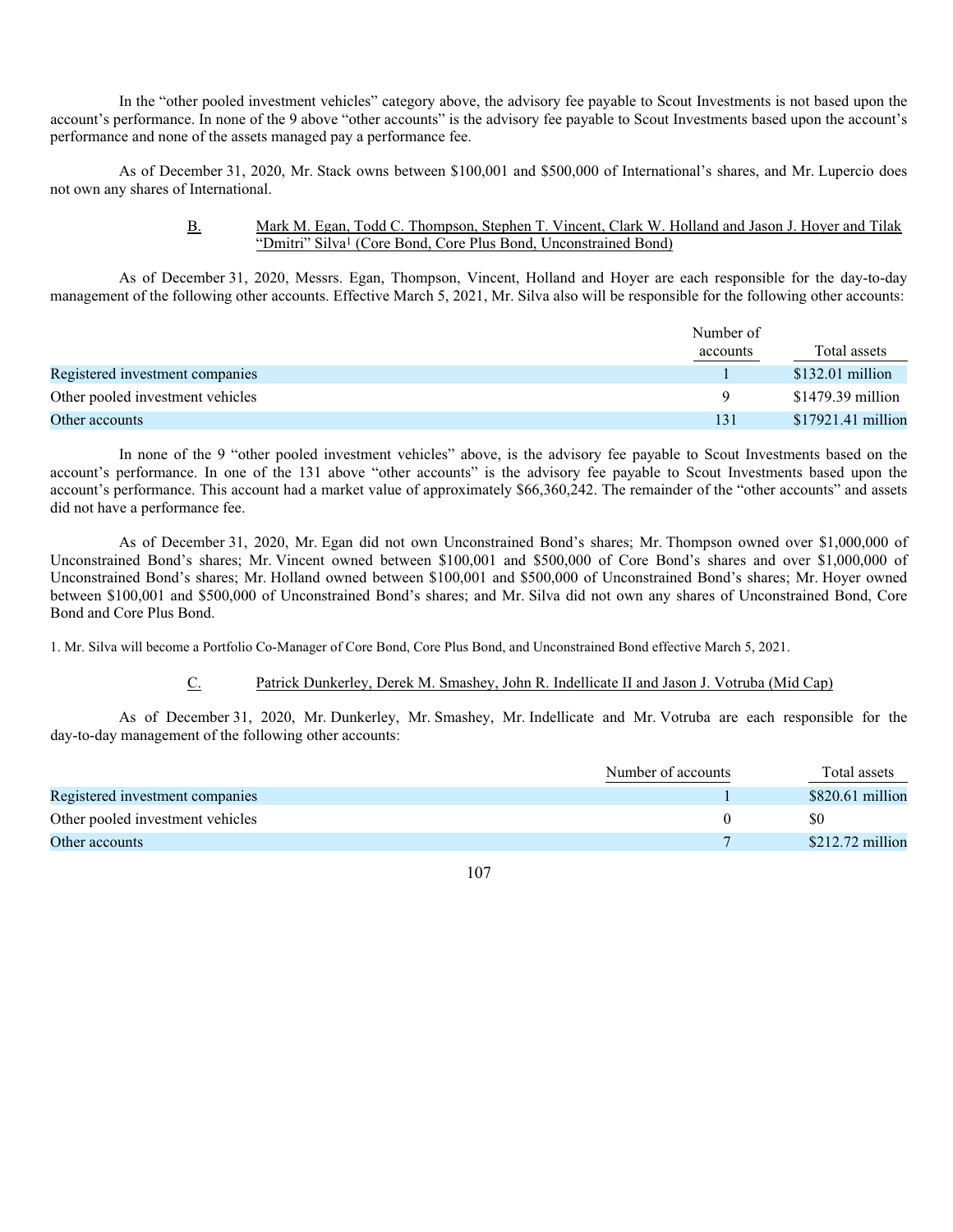In the "other pooled investment vehicles" category above, the advisory fee payable to Scout Investments is not based upon the account's performance. In none of the 9 above "other accounts" is the advisory fee payable to Scout Investments based upon the account's performance and none of the assets managed pay a performance fee.

As of December 31, 2020, Mr. Stack owns between $100,001 and $500,000 of International's shares, and Mr. Lupercio does not own any shares of International.

### B. Mark M. Egan, Todd C. Thompson, Stephen T. Vincent, Clark W. Holland and Jason J. Hoyer and Tilak "Dmitri" Silva[1] (Core Bond, Core Plus Bond, Unconstrained Bond)

As of December 31, 2020, Messrs. Egan, Thompson, Vincent, Holland and Hoyer are each responsible for the day-to-day management of the following other accounts. Effective March 5, 2021, Mr. Silva also will be responsible for the following other accounts:

| | Number of accounts | Total assets |
|---|---|---|
| Registered investment companies | 1 | $132.01 million |
| Other pooled investment vehicles | 9 | $1479.39 million |
| Other accounts | 131 | $17921.41 million |

In none of the 9 "other pooled investment vehicles" above, is the advisory fee payable to Scout Investments based on the account's performance. In one of the 131 above "other accounts" is the advisory fee payable to Scout Investments based upon the account's performance. This account had a market value of approximately $66,360,242. The remainder of the "other accounts" and assets did not have a performance fee.

As of December 31, 2020, Mr. Egan did not own Unconstrained Bond's shares; Mr. Thompson owned over $1,000,000 of Unconstrained Bond's shares; Mr. Vincent owned between $100,001 and $500,000 of Core Bond's shares and over $1,000,000 of Unconstrained Bond's shares; Mr. Holland owned between $100,001 and $500,000 of Unconstrained Bond's shares; Mr. Hoyer owned between $100,001 and $500,000 of Unconstrained Bond's shares; and Mr. Silva did not own any shares of Unconstrained Bond, Core Bond and Core Plus Bond.

1. Mr. Silva will become a Portfolio Co-Manager of Core Bond, Core Plus Bond, and Unconstrained Bond effective March 5, 2021.

### C. Patrick Dunkerley, Derek M. Smashey, John R. Indellicate II and Jason J. Votruba (Mid Cap)

As of December 31, 2020, Mr. Dunkerley, Mr. Smashey, Mr. Indellicate and Mr. Votruba are each responsible for the day-to-day management of the following other accounts:

| | Number of accounts | Total assets |
|---|---|---|
| Registered investment companies | 1 | $820.61 million |
| Other pooled investment vehicles | 0 | $0 |
| Other accounts | 7 | $212.72 million |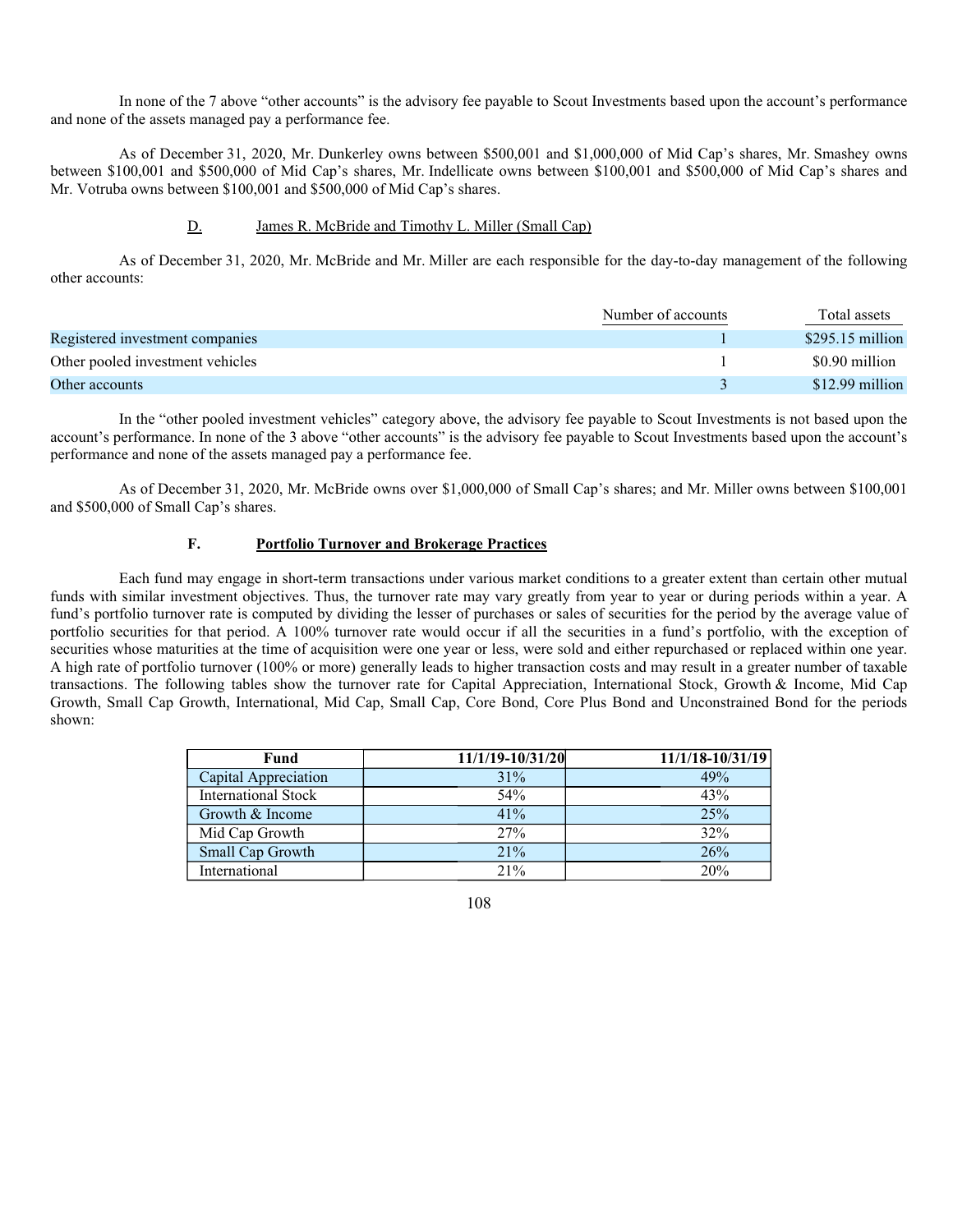In none of the 7 above "other accounts" is the advisory fee payable to Scout Investments based upon the account's performance and none of the assets managed pay a performance fee.

As of December 31, 2020, Mr. Dunkerley owns between \$500,001 and \$1,000,000 of Mid Cap's shares, Mr. Smashey owns between \$100,001 and \$500,000 of Mid Cap's shares, Mr. Indellicate owns between \$100,001 and \$500,000 of Mid Cap's shares and Mr. Votruba owns between \$100,001 and \$500,000 of Mid Cap's shares.

### D. James R. McBride and Timothy L. Miller (Small Cap)

As of December 31, 2020, Mr. McBride and Mr. Miller are each responsible for the day-to-day management of the following other accounts:

| | Number of accounts | Total assets |
|---|---|---|
| Registered investment companies | 1 | \$295.15 million |
| Other pooled investment vehicles | 1 | \$0.90 million |
| Other accounts | 3 | \$12.99 million |

In the "other pooled investment vehicles" category above, the advisory fee payable to Scout Investments is not based upon the account's performance. In none of the 3 above "other accounts" is the advisory fee payable to Scout Investments based upon the account's performance and none of the assets managed pay a performance fee.

As of December 31, 2020, Mr. McBride owns over \$1,000,000 of Small Cap's shares; and Mr. Miller owns between \$100,001 and \$500,000 of Small Cap's shares.

## F. Portfolio Turnover and Brokerage Practices

Each fund may engage in short-term transactions under various market conditions to a greater extent than certain other mutual funds with similar investment objectives. Thus, the turnover rate may vary greatly from year to year or during periods within a year. A fund's portfolio turnover rate is computed by dividing the lesser of purchases or sales of securities for the period by the average value of portfolio securities for that period. A 100% turnover rate would occur if all the securities in a fund's portfolio, with the exception of securities whose maturities at the time of acquisition were one year or less, were sold and either repurchased or replaced within one year. A high rate of portfolio turnover (100% or more) generally leads to higher transaction costs and may result in a greater number of taxable transactions. The following tables show the turnover rate for Capital Appreciation, International Stock, Growth & Income, Mid Cap Growth, Small Cap Growth, International, Mid Cap, Small Cap, Core Bond, Core Plus Bond and Unconstrained Bond for the periods shown:

| Fund | 11/1/19-10/31/20 | 11/1/18-10/31/19 |
|---|---|---|
| Capital Appreciation | 31% | 49% |
| International Stock | 54% | 43% |
| Growth & Income | 41% | 25% |
| Mid Cap Growth | 27% | 32% |
| Small Cap Growth | 21% | 26% |
| International | 21% | 20% |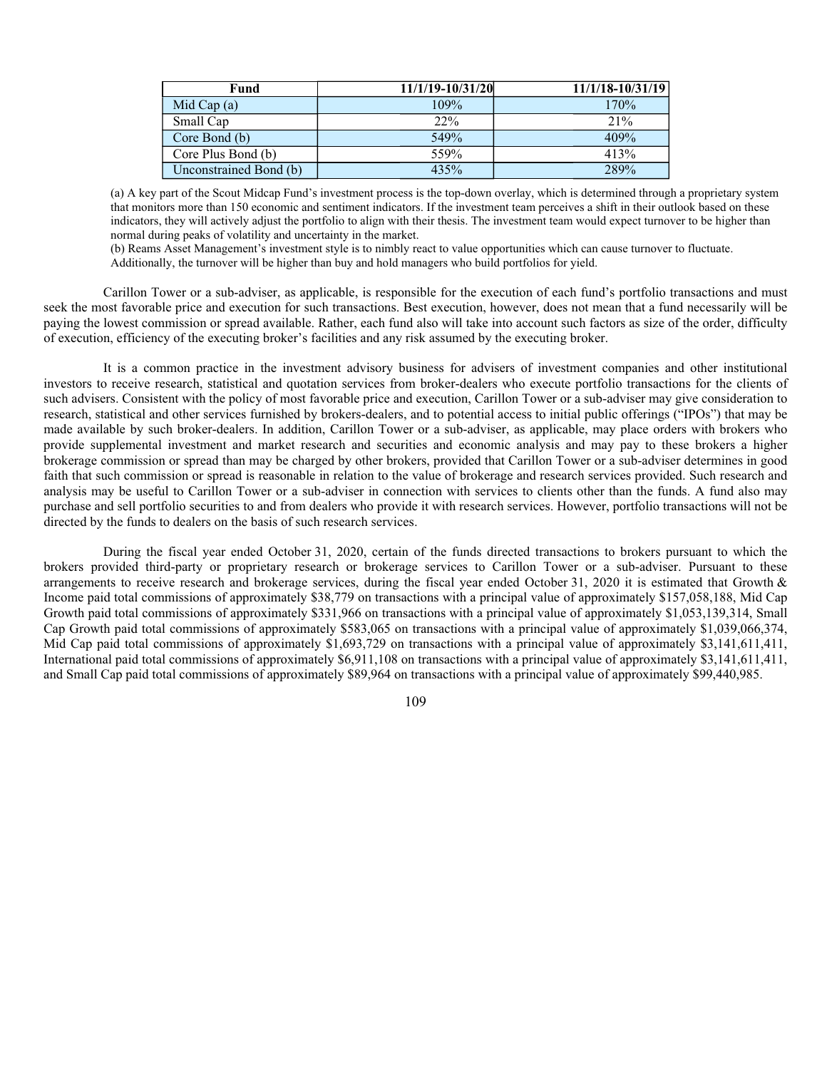| Fund | 11/1/19-10/31/20 | 11/1/18-10/31/19 |
| --- | --- | --- |
| Mid Cap (a) | 109% | 170% |
| Small Cap | 22% | 21% |
| Core Bond (b) | 549% | 409% |
| Core Plus Bond (b) | 559% | 413% |
| Unconstrained Bond (b) | 435% | 289% |

(a) A key part of the Scout Midcap Fund's investment process is the top-down overlay, which is determined through a proprietary system that monitors more than 150 economic and sentiment indicators. If the investment team perceives a shift in their outlook based on these indicators, they will actively adjust the portfolio to align with their thesis. The investment team would expect turnover to be higher than normal during peaks of volatility and uncertainty in the market.
(b) Reams Asset Management's investment style is to nimbly react to value opportunities which can cause turnover to fluctuate. Additionally, the turnover will be higher than buy and hold managers who build portfolios for yield.

Carillon Tower or a sub-adviser, as applicable, is responsible for the execution of each fund's portfolio transactions and must seek the most favorable price and execution for such transactions. Best execution, however, does not mean that a fund necessarily will be paying the lowest commission or spread available. Rather, each fund also will take into account such factors as size of the order, difficulty of execution, efficiency of the executing broker's facilities and any risk assumed by the executing broker.

It is a common practice in the investment advisory business for advisers of investment companies and other institutional investors to receive research, statistical and quotation services from broker-dealers who execute portfolio transactions for the clients of such advisers. Consistent with the policy of most favorable price and execution, Carillon Tower or a sub-adviser may give consideration to research, statistical and other services furnished by brokers-dealers, and to potential access to initial public offerings ("IPOs") that may be made available by such broker-dealers. In addition, Carillon Tower or a sub-adviser, as applicable, may place orders with brokers who provide supplemental investment and market research and securities and economic analysis and may pay to these brokers a higher brokerage commission or spread than may be charged by other brokers, provided that Carillon Tower or a sub-adviser determines in good faith that such commission or spread is reasonable in relation to the value of brokerage and research services provided. Such research and analysis may be useful to Carillon Tower or a sub-adviser in connection with services to clients other than the funds. A fund also may purchase and sell portfolio securities to and from dealers who provide it with research services. However, portfolio transactions will not be directed by the funds to dealers on the basis of such research services.

During the fiscal year ended October 31, 2020, certain of the funds directed transactions to brokers pursuant to which the brokers provided third-party or proprietary research or brokerage services to Carillon Tower or a sub-adviser. Pursuant to these arrangements to receive research and brokerage services, during the fiscal year ended October 31, 2020 it is estimated that Growth & Income paid total commissions of approximately $38,779 on transactions with a principal value of approximately $157,058,188, Mid Cap Growth paid total commissions of approximately $331,966 on transactions with a principal value of approximately $1,053,139,314, Small Cap Growth paid total commissions of approximately $583,065 on transactions with a principal value of approximately $1,039,066,374, Mid Cap paid total commissions of approximately $1,693,729 on transactions with a principal value of approximately $3,141,611,411, International paid total commissions of approximately $6,911,108 on transactions with a principal value of approximately $3,141,611,411, and Small Cap paid total commissions of approximately $89,964 on transactions with a principal value of approximately $99,440,985.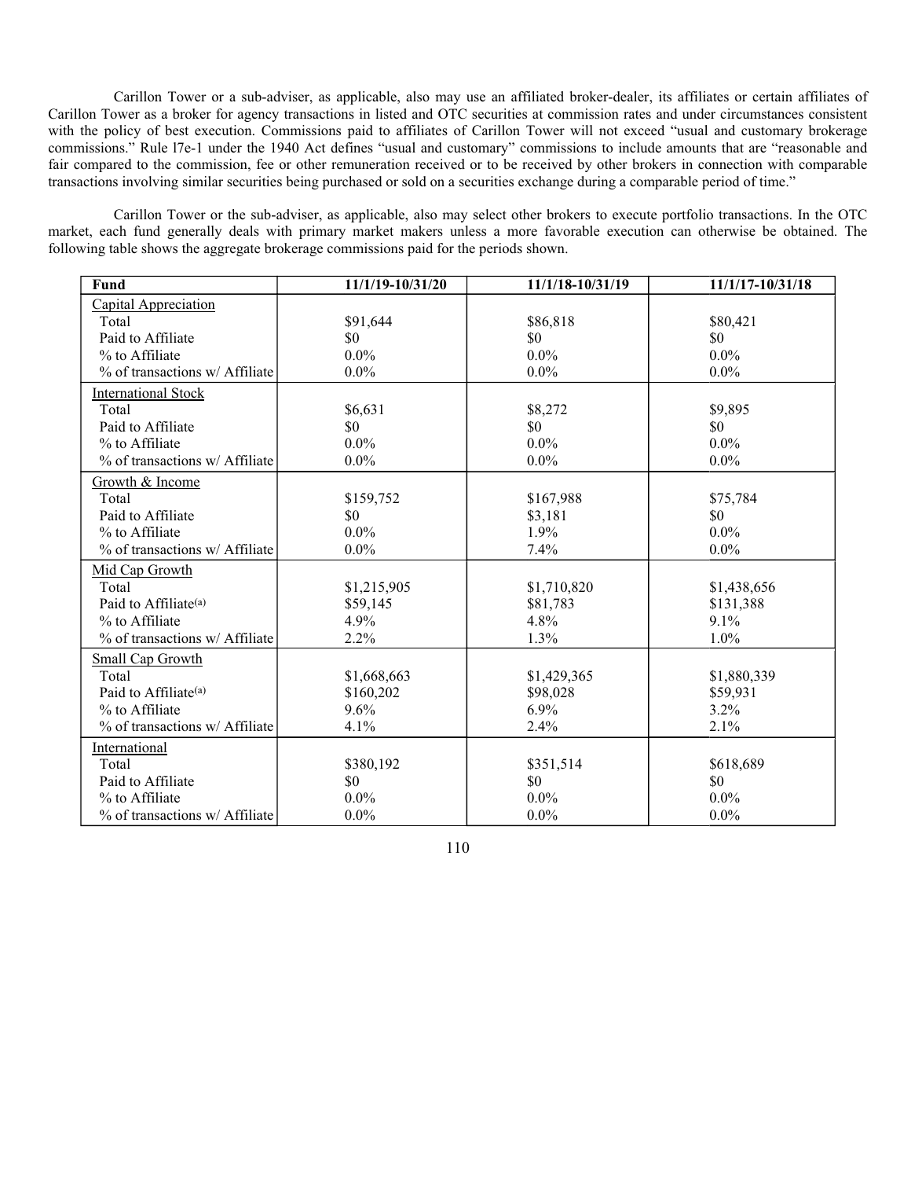Carillon Tower or a sub-adviser, as applicable, also may use an affiliated broker-dealer, its affiliates or certain affiliates of Carillon Tower as a broker for agency transactions in listed and OTC securities at commission rates and under circumstances consistent with the policy of best execution. Commissions paid to affiliates of Carillon Tower will not exceed "usual and customary brokerage commissions." Rule l7e-1 under the 1940 Act defines "usual and customary" commissions to include amounts that are "reasonable and fair compared to the commission, fee or other remuneration received or to be received by other brokers in connection with comparable transactions involving similar securities being purchased or sold on a securities exchange during a comparable period of time."

Carillon Tower or the sub-adviser, as applicable, also may select other brokers to execute portfolio transactions. In the OTC market, each fund generally deals with primary market makers unless a more favorable execution can otherwise be obtained. The following table shows the aggregate brokerage commissions paid for the periods shown.

| Fund | 11/1/19-10/31/20 | 11/1/18-10/31/19 | 11/1/17-10/31/18 |
|---|---|---|---|
| Capital Appreciation | | | |
| Total | $91,644 | $86,818 | $80,421 |
| Paid to Affiliate | $0 | $0 | $0 |
| % to Affiliate | 0.0% | 0.0% | 0.0% |
| % of transactions w/ Affiliate | 0.0% | 0.0% | 0.0% |
| International Stock | | | |
| Total | $6,631 | $8,272 | $9,895 |
| Paid to Affiliate | $0 | $0 | $0 |
| % to Affiliate | 0.0% | 0.0% | 0.0% |
| % of transactions w/ Affiliate | 0.0% | 0.0% | 0.0% |
| Growth & Income | | | |
| Total | $159,752 | $167,988 | $75,784 |
| Paid to Affiliate | $0 | $3,181 | $0 |
| % to Affiliate | 0.0% | 1.9% | 0.0% |
| % of transactions w/ Affiliate | 0.0% | 7.4% | 0.0% |
| Mid Cap Growth | | | |
| Total | $1,215,905 | $1,710,820 | $1,438,656 |
| Paid to Affiliate[(a)] | $59,145 | $81,783 | $131,388 |
| % to Affiliate | 4.9% | 4.8% | 9.1% |
| % of transactions w/ Affiliate | 2.2% | 1.3% | 1.0% |
| Small Cap Growth | | | |
| Total | $1,668,663 | $1,429,365 | $1,880,339 |
| Paid to Affiliate[(a)] | $160,202 | $98,028 | $59,931 |
| % to Affiliate | 9.6% | 6.9% | 3.2% |
| % of transactions w/ Affiliate | 4.1% | 2.4% | 2.1% |
| International | | | |
| Total | $380,192 | $351,514 | $618,689 |
| Paid to Affiliate | $0 | $0 | $0 |
| % to Affiliate | 0.0% | 0.0% | 0.0% |
| % of transactions w/ Affiliate | 0.0% | 0.0% | 0.0% |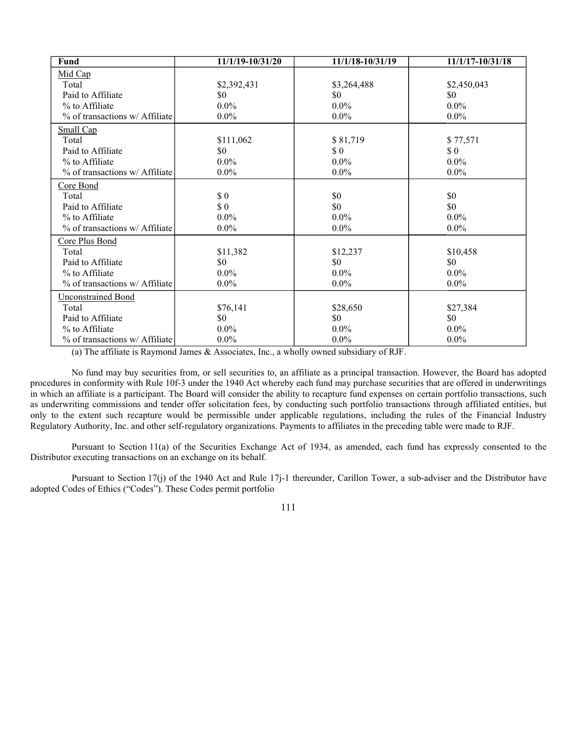| Fund | 11/1/19-10/31/20 | 11/1/18-10/31/19 | 11/1/17-10/31/18 |
|---|---|---|---|
| Mid Cap | | | |
| Total | \$2,392,431 | \$3,264,488 | \$2,450,043 |
| Paid to Affiliate | \$0 | \$0 | \$0 |
| % to Affiliate | 0.0% | 0.0% | 0.0% |
| % of transactions w/ Affiliate | 0.0% | 0.0% | 0.0% |
| Small Cap | | | |
| Total | \$111,062 | \$ 81,719 | \$ 77,571 |
| Paid to Affiliate | \$0 | \$ 0 | \$ 0 |
| % to Affiliate | 0.0% | 0.0% | 0.0% |
| % of transactions w/ Affiliate | 0.0% | 0.0% | 0.0% |
| Core Bond | | | |
| Total | \$ 0 | \$0 | \$0 |
| Paid to Affiliate | \$ 0 | \$0 | \$0 |
| % to Affiliate | 0.0% | 0.0% | 0.0% |
| % of transactions w/ Affiliate | 0.0% | 0.0% | 0.0% |
| Core Plus Bond | | | |
| Total | \$11,382 | \$12,237 | \$10,458 |
| Paid to Affiliate | \$0 | \$0 | \$0 |
| % to Affiliate | 0.0% | 0.0% | 0.0% |
| % of transactions w/ Affiliate | 0.0% | 0.0% | 0.0% |
| Unconstrained Bond | | | |
| Total | \$76,141 | \$28,650 | \$27,384 |
| Paid to Affiliate | \$0 | \$0 | \$0 |
| % to Affiliate | 0.0% | 0.0% | 0.0% |
| % of transactions w/ Affiliate | 0.0% | 0.0% | 0.0% |

(a) The affiliate is Raymond James & Associates, Inc., a wholly owned subsidiary of RJF.

No fund may buy securities from, or sell securities to, an affiliate as a principal transaction. However, the Board has adopted procedures in conformity with Rule 10f-3 under the 1940 Act whereby each fund may purchase securities that are offered in underwritings in which an affiliate is a participant. The Board will consider the ability to recapture fund expenses on certain portfolio transactions, such as underwriting commissions and tender offer solicitation fees, by conducting such portfolio transactions through affiliated entities, but only to the extent such recapture would be permissible under applicable regulations, including the rules of the Financial Industry Regulatory Authority, Inc. and other self-regulatory organizations. Payments to affiliates in the preceding table were made to RJF.

Pursuant to Section 11(a) of the Securities Exchange Act of 1934, as amended, each fund has expressly consented to the Distributor executing transactions on an exchange on its behalf.

Pursuant to Section 17(j) of the 1940 Act and Rule 17j-1 thereunder, Carillon Tower, a sub-adviser and the Distributor have adopted Codes of Ethics ("Codes"). These Codes permit portfolio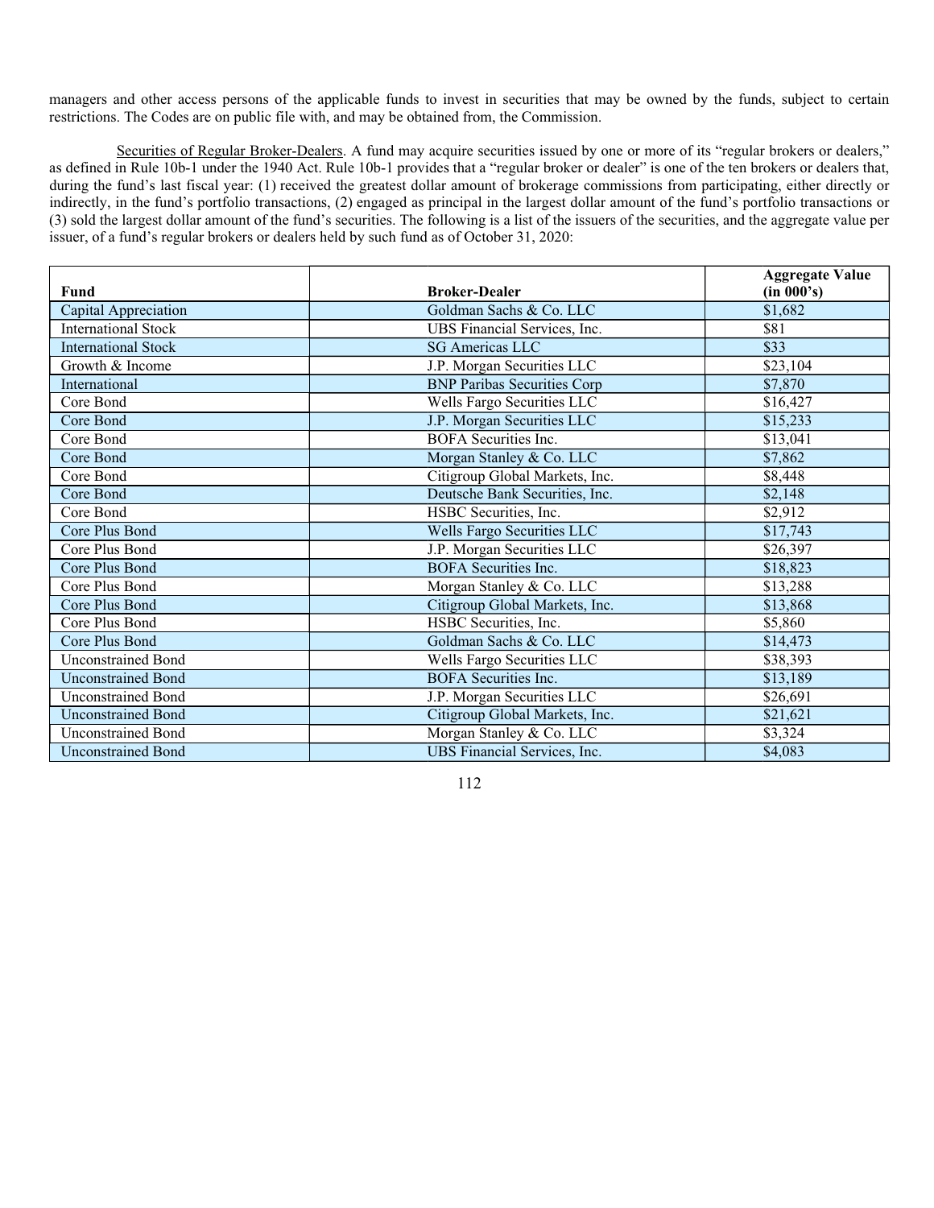managers and other access persons of the applicable funds to invest in securities that may be owned by the funds, subject to certain restrictions. The Codes are on public file with, and may be obtained from, the Commission.

Securities of Regular Broker-Dealers. A fund may acquire securities issued by one or more of its "regular brokers or dealers," as defined in Rule 10b-1 under the 1940 Act. Rule 10b-1 provides that a "regular broker or dealer" is one of the ten brokers or dealers that, during the fund's last fiscal year: (1) received the greatest dollar amount of brokerage commissions from participating, either directly or indirectly, in the fund's portfolio transactions, (2) engaged as principal in the largest dollar amount of the fund's portfolio transactions or (3) sold the largest dollar amount of the fund's securities. The following is a list of the issuers of the securities, and the aggregate value per issuer, of a fund's regular brokers or dealers held by such fund as of October 31, 2020:

| Fund | Broker-Dealer | Aggregate Value (in 000's) |
|---|---|---|
| Capital Appreciation | Goldman Sachs & Co. LLC | $1,682 |
| International Stock | UBS Financial Services, Inc. | $81 |
| International Stock | SG Americas LLC | $33 |
| Growth & Income | J.P. Morgan Securities LLC | $23,104 |
| International | BNP Paribas Securities Corp | $7,870 |
| Core Bond | Wells Fargo Securities LLC | $16,427 |
| Core Bond | J.P. Morgan Securities LLC | $15,233 |
| Core Bond | BOFA Securities Inc. | $13,041 |
| Core Bond | Morgan Stanley & Co. LLC | $7,862 |
| Core Bond | Citigroup Global Markets, Inc. | $8,448 |
| Core Bond | Deutsche Bank Securities, Inc. | $2,148 |
| Core Bond | HSBC Securities, Inc. | $2,912 |
| Core Plus Bond | Wells Fargo Securities LLC | $17,743 |
| Core Plus Bond | J.P. Morgan Securities LLC | $26,397 |
| Core Plus Bond | BOFA Securities Inc. | $18,823 |
| Core Plus Bond | Morgan Stanley & Co. LLC | $13,288 |
| Core Plus Bond | Citigroup Global Markets, Inc. | $13,868 |
| Core Plus Bond | HSBC Securities, Inc. | $5,860 |
| Core Plus Bond | Goldman Sachs & Co. LLC | $14,473 |
| Unconstrained Bond | Wells Fargo Securities LLC | $38,393 |
| Unconstrained Bond | BOFA Securities Inc. | $13,189 |
| Unconstrained Bond | J.P. Morgan Securities LLC | $26,691 |
| Unconstrained Bond | Citigroup Global Markets, Inc. | $21,621 |
| Unconstrained Bond | Morgan Stanley & Co. LLC | $3,324 |
| Unconstrained Bond | UBS Financial Services, Inc. | $4,083 |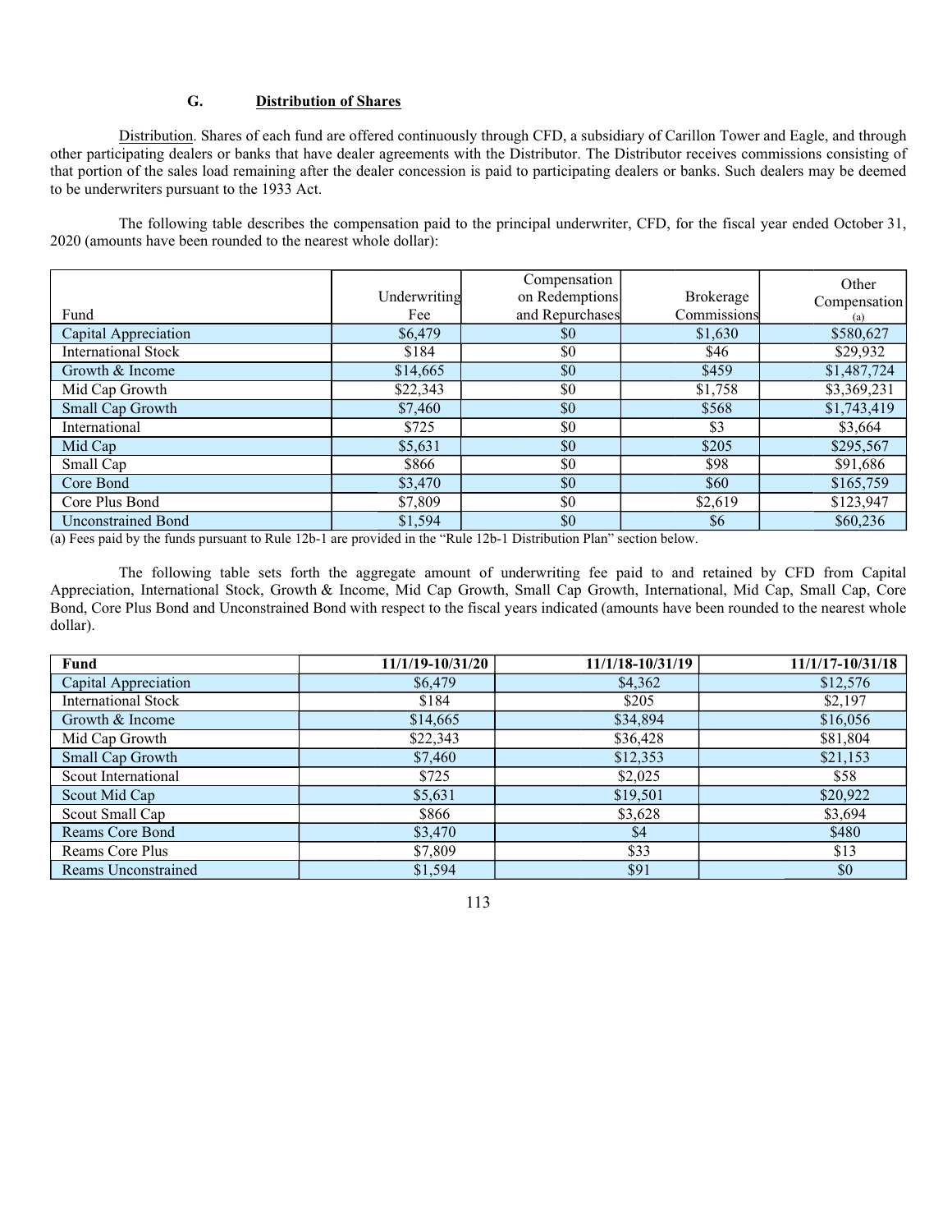### G. Distribution of Shares

Distribution. Shares of each fund are offered continuously through CFD, a subsidiary of Carillon Tower and Eagle, and through other participating dealers or banks that have dealer agreements with the Distributor. The Distributor receives commissions consisting of that portion of the sales load remaining after the dealer concession is paid to participating dealers or banks. Such dealers may be deemed to be underwriters pursuant to the 1933 Act.

The following table describes the compensation paid to the principal underwriter, CFD, for the fiscal year ended October 31, 2020 (amounts have been rounded to the nearest whole dollar):

| Fund | Underwriting Fee | Compensation on Redemptions and Repurchases | Brokerage Commissions | Other Compensation (a) |
|---|---|---|---|---|
| Capital Appreciation | $6,479 | $0 | $1,630 | $580,627 |
| International Stock | $184 | $0 | $46 | $29,932 |
| Growth & Income | $14,665 | $0 | $459 | $1,487,724 |
| Mid Cap Growth | $22,343 | $0 | $1,758 | $3,369,231 |
| Small Cap Growth | $7,460 | $0 | $568 | $1,743,419 |
| International | $725 | $0 | $3 | $3,664 |
| Mid Cap | $5,631 | $0 | $205 | $295,567 |
| Small Cap | $866 | $0 | $98 | $91,686 |
| Core Bond | $3,470 | $0 | $60 | $165,759 |
| Core Plus Bond | $7,809 | $0 | $2,619 | $123,947 |
| Unconstrained Bond | $1,594 | $0 | $6 | $60,236 |

(a) Fees paid by the funds pursuant to Rule 12b-1 are provided in the "Rule 12b-1 Distribution Plan" section below.

The following table sets forth the aggregate amount of underwriting fee paid to and retained by CFD from Capital Appreciation, International Stock, Growth & Income, Mid Cap Growth, Small Cap Growth, International, Mid Cap, Small Cap, Core Bond, Core Plus Bond and Unconstrained Bond with respect to the fiscal years indicated (amounts have been rounded to the nearest whole dollar).

| Fund | 11/1/19-10/31/20 | 11/1/18-10/31/19 | 11/1/17-10/31/18 |
|---|---|---|---|
| Capital Appreciation | $6,479 | $4,362 | $12,576 |
| International Stock | $184 | $205 | $2,197 |
| Growth & Income | $14,665 | $34,894 | $16,056 |
| Mid Cap Growth | $22,343 | $36,428 | $81,804 |
| Small Cap Growth | $7,460 | $12,353 | $21,153 |
| Scout International | $725 | $2,025 | $58 |
| Scout Mid Cap | $5,631 | $19,501 | $20,922 |
| Scout Small Cap | $866 | $3,628 | $3,694 |
| Reams Core Bond | $3,470 | $4 | $480 |
| Reams Core Plus | $7,809 | $33 | $13 |
| Reams Unconstrained | $1,594 | $91 | $0 |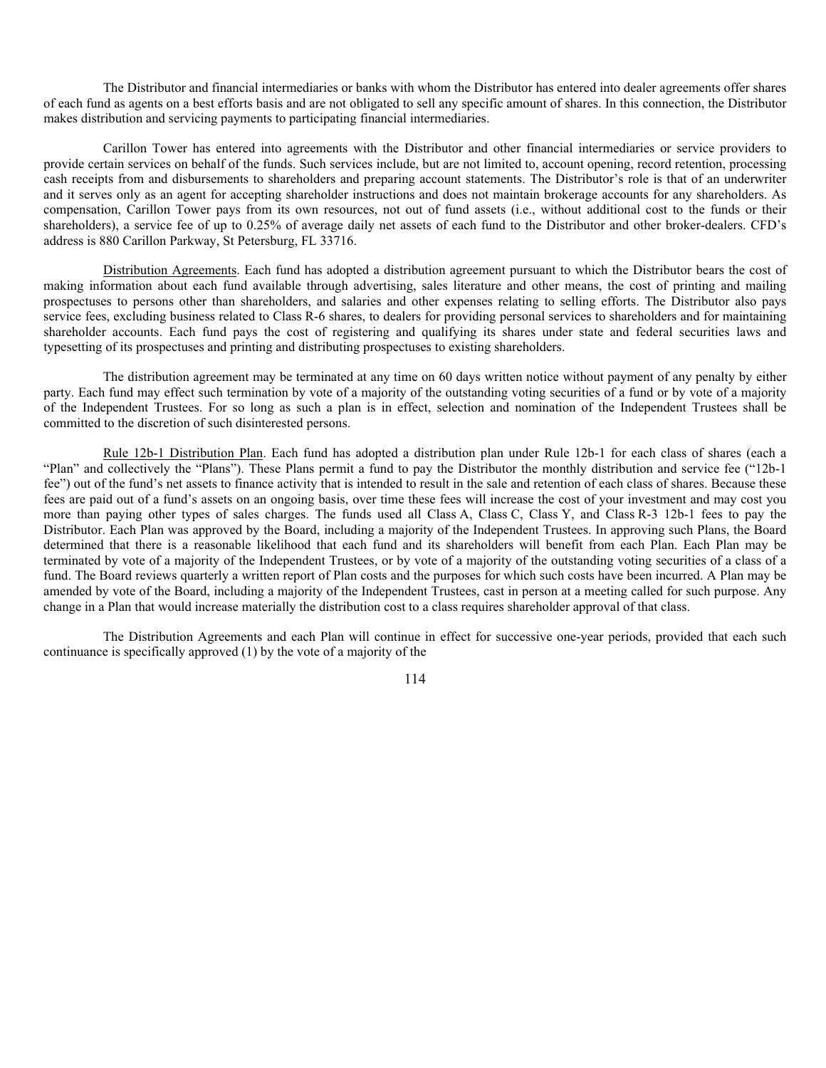The Distributor and financial intermediaries or banks with whom the Distributor has entered into dealer agreements offer shares of each fund as agents on a best efforts basis and are not obligated to sell any specific amount of shares. In this connection, the Distributor makes distribution and servicing payments to participating financial intermediaries.

Carillon Tower has entered into agreements with the Distributor and other financial intermediaries or service providers to provide certain services on behalf of the funds. Such services include, but are not limited to, account opening, record retention, processing cash receipts from and disbursements to shareholders and preparing account statements. The Distributor's role is that of an underwriter and it serves only as an agent for accepting shareholder instructions and does not maintain brokerage accounts for any shareholders. As compensation, Carillon Tower pays from its own resources, not out of fund assets (i.e., without additional cost to the funds or their shareholders), a service fee of up to 0.25% of average daily net assets of each fund to the Distributor and other broker-dealers. CFD's address is 880 Carillon Parkway, St Petersburg, FL 33716.

Distribution Agreements. Each fund has adopted a distribution agreement pursuant to which the Distributor bears the cost of making information about each fund available through advertising, sales literature and other means, the cost of printing and mailing prospectuses to persons other than shareholders, and salaries and other expenses relating to selling efforts. The Distributor also pays service fees, excluding business related to Class R-6 shares, to dealers for providing personal services to shareholders and for maintaining shareholder accounts. Each fund pays the cost of registering and qualifying its shares under state and federal securities laws and typesetting of its prospectuses and printing and distributing prospectuses to existing shareholders.

The distribution agreement may be terminated at any time on 60 days written notice without payment of any penalty by either party. Each fund may effect such termination by vote of a majority of the outstanding voting securities of a fund or by vote of a majority of the Independent Trustees. For so long as such a plan is in effect, selection and nomination of the Independent Trustees shall be committed to the discretion of such disinterested persons.

Rule 12b-1 Distribution Plan. Each fund has adopted a distribution plan under Rule 12b-1 for each class of shares (each a "Plan" and collectively the "Plans"). These Plans permit a fund to pay the Distributor the monthly distribution and service fee ("12b-1 fee") out of the fund's net assets to finance activity that is intended to result in the sale and retention of each class of shares. Because these fees are paid out of a fund's assets on an ongoing basis, over time these fees will increase the cost of your investment and may cost you more than paying other types of sales charges. The funds used all Class A, Class C, Class Y, and Class R-3 12b-1 fees to pay the Distributor. Each Plan was approved by the Board, including a majority of the Independent Trustees. In approving such Plans, the Board determined that there is a reasonable likelihood that each fund and its shareholders will benefit from each Plan. Each Plan may be terminated by vote of a majority of the Independent Trustees, or by vote of a majority of the outstanding voting securities of a class of a fund. The Board reviews quarterly a written report of Plan costs and the purposes for which such costs have been incurred. A Plan may be amended by vote of the Board, including a majority of the Independent Trustees, cast in person at a meeting called for such purpose. Any change in a Plan that would increase materially the distribution cost to a class requires shareholder approval of that class.

The Distribution Agreements and each Plan will continue in effect for successive one-year periods, provided that each such continuance is specifically approved (1) by the vote of a majority of the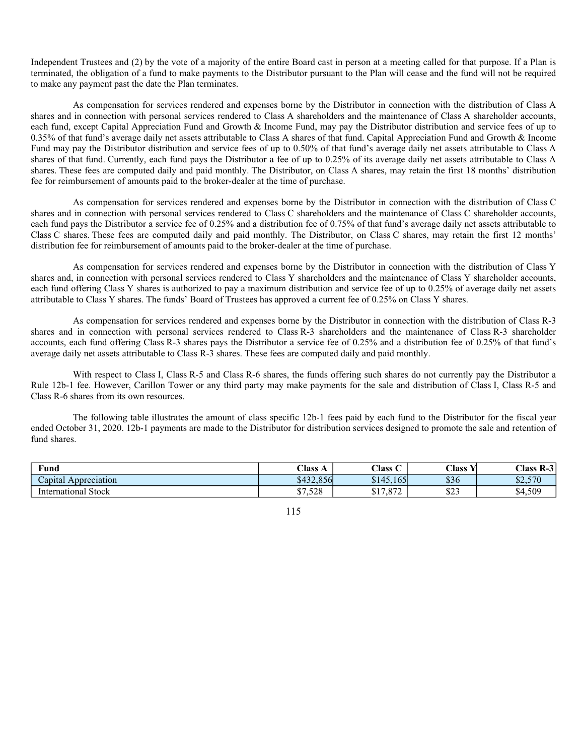Independent Trustees and (2) by the vote of a majority of the entire Board cast in person at a meeting called for that purpose. If a Plan is terminated, the obligation of a fund to make payments to the Distributor pursuant to the Plan will cease and the fund will not be required to make any payment past the date the Plan terminates.

As compensation for services rendered and expenses borne by the Distributor in connection with the distribution of Class A shares and in connection with personal services rendered to Class A shareholders and the maintenance of Class A shareholder accounts, each fund, except Capital Appreciation Fund and Growth & Income Fund, may pay the Distributor distribution and service fees of up to 0.35% of that fund's average daily net assets attributable to Class A shares of that fund. Capital Appreciation Fund and Growth & Income Fund may pay the Distributor distribution and service fees of up to 0.50% of that fund's average daily net assets attributable to Class A shares of that fund. Currently, each fund pays the Distributor a fee of up to 0.25% of its average daily net assets attributable to Class A shares. These fees are computed daily and paid monthly. The Distributor, on Class A shares, may retain the first 18 months' distribution fee for reimbursement of amounts paid to the broker-dealer at the time of purchase.

As compensation for services rendered and expenses borne by the Distributor in connection with the distribution of Class C shares and in connection with personal services rendered to Class C shareholders and the maintenance of Class C shareholder accounts, each fund pays the Distributor a service fee of 0.25% and a distribution fee of 0.75% of that fund's average daily net assets attributable to Class C shares. These fees are computed daily and paid monthly. The Distributor, on Class C shares, may retain the first 12 months' distribution fee for reimbursement of amounts paid to the broker-dealer at the time of purchase.

As compensation for services rendered and expenses borne by the Distributor in connection with the distribution of Class Y shares and, in connection with personal services rendered to Class Y shareholders and the maintenance of Class Y shareholder accounts, each fund offering Class Y shares is authorized to pay a maximum distribution and service fee of up to 0.25% of average daily net assets attributable to Class Y shares. The funds' Board of Trustees has approved a current fee of 0.25% on Class Y shares.

As compensation for services rendered and expenses borne by the Distributor in connection with the distribution of Class R-3 shares and in connection with personal services rendered to Class R-3 shareholders and the maintenance of Class R-3 shareholder accounts, each fund offering Class R-3 shares pays the Distributor a service fee of 0.25% and a distribution fee of 0.25% of that fund's average daily net assets attributable to Class R-3 shares. These fees are computed daily and paid monthly.

With respect to Class I, Class R-5 and Class R-6 shares, the funds offering such shares do not currently pay the Distributor a Rule 12b-1 fee. However, Carillon Tower or any third party may make payments for the sale and distribution of Class I, Class R-5 and Class R-6 shares from its own resources.

The following table illustrates the amount of class specific 12b-1 fees paid by each fund to the Distributor for the fiscal year ended October 31, 2020. 12b-1 payments are made to the Distributor for distribution services designed to promote the sale and retention of fund shares.

| Fund | Class A | Class C | Class Y | Class R-3 |
|---|---|---|---|---|
| Capital Appreciation | $432,856 | $145,165 | $36 | $2,570 |
| International Stock | $7,528 | $17,872 | $23 | $4,509 |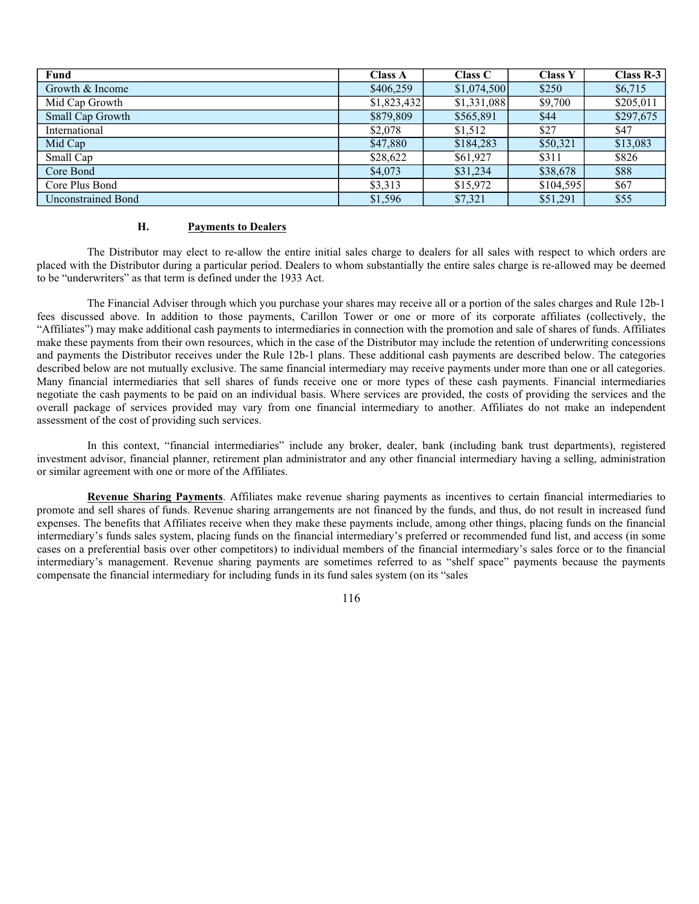| Fund | Class A | Class C | Class Y | Class R-3 |
|---|---|---|---|---|
| Growth & Income | $406,259 | $1,074,500 | $250 | $6,715 |
| Mid Cap Growth | $1,823,432 | $1,331,088 | $9,700 | $205,011 |
| Small Cap Growth | $879,809 | $565,891 | $44 | $297,675 |
| International | $2,078 | $1,512 | $27 | $47 |
| Mid Cap | $47,880 | $184,283 | $50,321 | $13,083 |
| Small Cap | $28,622 | $61,927 | $311 | $826 |
| Core Bond | $4,073 | $31,234 | $38,678 | $88 |
| Core Plus Bond | $3,313 | $15,972 | $104,595 | $67 |
| Unconstrained Bond | $1,596 | $7,321 | $51,291 | $55 |

### H. Payments to Dealers

The Distributor may elect to re-allow the entire initial sales charge to dealers for all sales with respect to which orders are placed with the Distributor during a particular period. Dealers to whom substantially the entire sales charge is re-allowed may be deemed to be "underwriters" as that term is defined under the 1933 Act.

The Financial Adviser through which you purchase your shares may receive all or a portion of the sales charges and Rule 12b-1 fees discussed above. In addition to those payments, Carillon Tower or one or more of its corporate affiliates (collectively, the "Affiliates") may make additional cash payments to intermediaries in connection with the promotion and sale of shares of funds. Affiliates make these payments from their own resources, which in the case of the Distributor may include the retention of underwriting concessions and payments the Distributor receives under the Rule 12b-1 plans. These additional cash payments are described below. The categories described below are not mutually exclusive. The same financial intermediary may receive payments under more than one or all categories. Many financial intermediaries that sell shares of funds receive one or more types of these cash payments. Financial intermediaries negotiate the cash payments to be paid on an individual basis. Where services are provided, the costs of providing the services and the overall package of services provided may vary from one financial intermediary to another. Affiliates do not make an independent assessment of the cost of providing such services.

In this context, "financial intermediaries" include any broker, dealer, bank (including bank trust departments), registered investment advisor, financial planner, retirement plan administrator and any other financial intermediary having a selling, administration or similar agreement with one or more of the Affiliates.

**Revenue Sharing Payments**. Affiliates make revenue sharing payments as incentives to certain financial intermediaries to promote and sell shares of funds. Revenue sharing arrangements are not financed by the funds, and thus, do not result in increased fund expenses. The benefits that Affiliates receive when they make these payments include, among other things, placing funds on the financial intermediary's funds sales system, placing funds on the financial intermediary's preferred or recommended fund list, and access (in some cases on a preferential basis over other competitors) to individual members of the financial intermediary's sales force or to the financial intermediary's management. Revenue sharing payments are sometimes referred to as "shelf space" payments because the payments compensate the financial intermediary for including funds in its fund sales system (on its "sales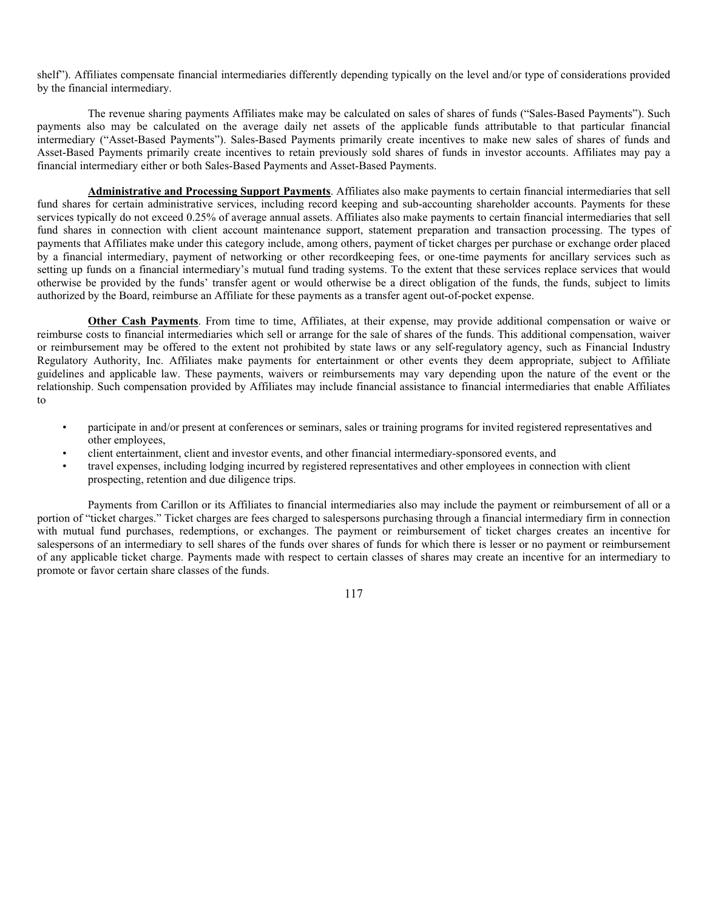shelf"). Affiliates compensate financial intermediaries differently depending typically on the level and/or type of considerations provided by the financial intermediary.

The revenue sharing payments Affiliates make may be calculated on sales of shares of funds ("Sales-Based Payments"). Such payments also may be calculated on the average daily net assets of the applicable funds attributable to that particular financial intermediary ("Asset-Based Payments"). Sales-Based Payments primarily create incentives to make new sales of shares of funds and Asset-Based Payments primarily create incentives to retain previously sold shares of funds in investor accounts. Affiliates may pay a financial intermediary either or both Sales-Based Payments and Asset-Based Payments.

**Administrative and Processing Support Payments**. Affiliates also make payments to certain financial intermediaries that sell fund shares for certain administrative services, including record keeping and sub-accounting shareholder accounts. Payments for these services typically do not exceed 0.25% of average annual assets. Affiliates also make payments to certain financial intermediaries that sell fund shares in connection with client account maintenance support, statement preparation and transaction processing. The types of payments that Affiliates make under this category include, among others, payment of ticket charges per purchase or exchange order placed by a financial intermediary, payment of networking or other recordkeeping fees, or one-time payments for ancillary services such as setting up funds on a financial intermediary's mutual fund trading systems. To the extent that these services replace services that would otherwise be provided by the funds' transfer agent or would otherwise be a direct obligation of the funds, the funds, subject to limits authorized by the Board, reimburse an Affiliate for these payments as a transfer agent out-of-pocket expense.

**Other Cash Payments**. From time to time, Affiliates, at their expense, may provide additional compensation or waive or reimburse costs to financial intermediaries which sell or arrange for the sale of shares of the funds. This additional compensation, waiver or reimbursement may be offered to the extent not prohibited by state laws or any self-regulatory agency, such as Financial Industry Regulatory Authority, Inc. Affiliates make payments for entertainment or other events they deem appropriate, subject to Affiliate guidelines and applicable law. These payments, waivers or reimbursements may vary depending upon the nature of the event or the relationship. Such compensation provided by Affiliates may include financial assistance to financial intermediaries that enable Affiliates to

- participate in and/or present at conferences or seminars, sales or training programs for invited registered representatives and other employees,
- client entertainment, client and investor events, and other financial intermediary-sponsored events, and
- travel expenses, including lodging incurred by registered representatives and other employees in connection with client prospecting, retention and due diligence trips.

Payments from Carillon or its Affiliates to financial intermediaries also may include the payment or reimbursement of all or a portion of "ticket charges." Ticket charges are fees charged to salespersons purchasing through a financial intermediary firm in connection with mutual fund purchases, redemptions, or exchanges. The payment or reimbursement of ticket charges creates an incentive for salespersons of an intermediary to sell shares of the funds over shares of funds for which there is lesser or no payment or reimbursement of any applicable ticket charge. Payments made with respect to certain classes of shares may create an incentive for an intermediary to promote or favor certain share classes of the funds.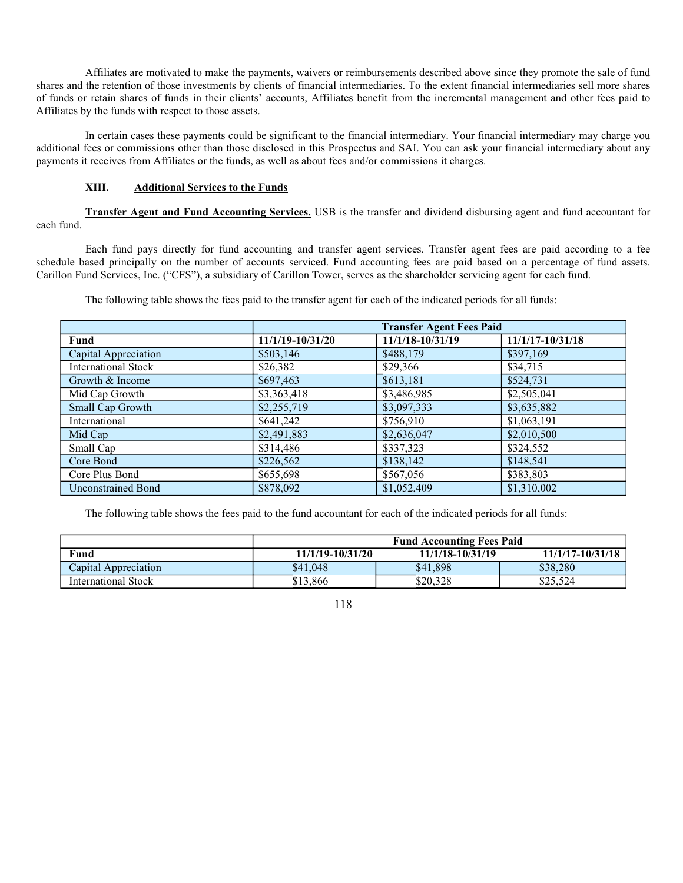Affiliates are motivated to make the payments, waivers or reimbursements described above since they promote the sale of fund shares and the retention of those investments by clients of financial intermediaries. To the extent financial intermediaries sell more shares of funds or retain shares of funds in their clients' accounts, Affiliates benefit from the incremental management and other fees paid to Affiliates by the funds with respect to those assets.

In certain cases these payments could be significant to the financial intermediary. Your financial intermediary may charge you additional fees or commissions other than those disclosed in this Prospectus and SAI. You can ask your financial intermediary about any payments it receives from Affiliates or the funds, as well as about fees and/or commissions it charges.

## XIII. Additional Services to the Funds

**Transfer Agent and Fund Accounting Services.** USB is the transfer and dividend disbursing agent and fund accountant for each fund.

Each fund pays directly for fund accounting and transfer agent services. Transfer agent fees are paid according to a fee schedule based principally on the number of accounts serviced. Fund accounting fees are paid based on a percentage of fund assets. Carillon Fund Services, Inc. ("CFS"), a subsidiary of Carillon Tower, serves as the shareholder servicing agent for each fund.

The following table shows the fees paid to the transfer agent for each of the indicated periods for all funds:

| | Transfer Agent Fees Paid | | |
|---|---|---|---|
| **Fund** | **11/1/19-10/31/20** | **11/1/18-10/31/19** | **11/1/17-10/31/18** |
| Capital Appreciation | $503,146 | $488,179 | $397,169 |
| International Stock | $26,382 | $29,366 | $34,715 |
| Growth & Income | $697,463 | $613,181 | $524,731 |
| Mid Cap Growth | $3,363,418 | $3,486,985 | $2,505,041 |
| Small Cap Growth | $2,255,719 | $3,097,333 | $3,635,882 |
| International | $641,242 | $756,910 | $1,063,191 |
| Mid Cap | $2,491,883 | $2,636,047 | $2,010,500 |
| Small Cap | $314,486 | $337,323 | $324,552 |
| Core Bond | $226,562 | $138,142 | $148,541 |
| Core Plus Bond | $655,698 | $567,056 | $383,803 |
| Unconstrained Bond | $878,092 | $1,052,409 | $1,310,002 |

The following table shows the fees paid to the fund accountant for each of the indicated periods for all funds:

| | Fund Accounting Fees Paid | | |
|---|---|---|---|
| **Fund** | **11/1/19-10/31/20** | **11/1/18-10/31/19** | **11/1/17-10/31/18** |
| Capital Appreciation | $41,048 | $41,898 | $38,280 |
| International Stock | $13,866 | $20,328 | $25,524 |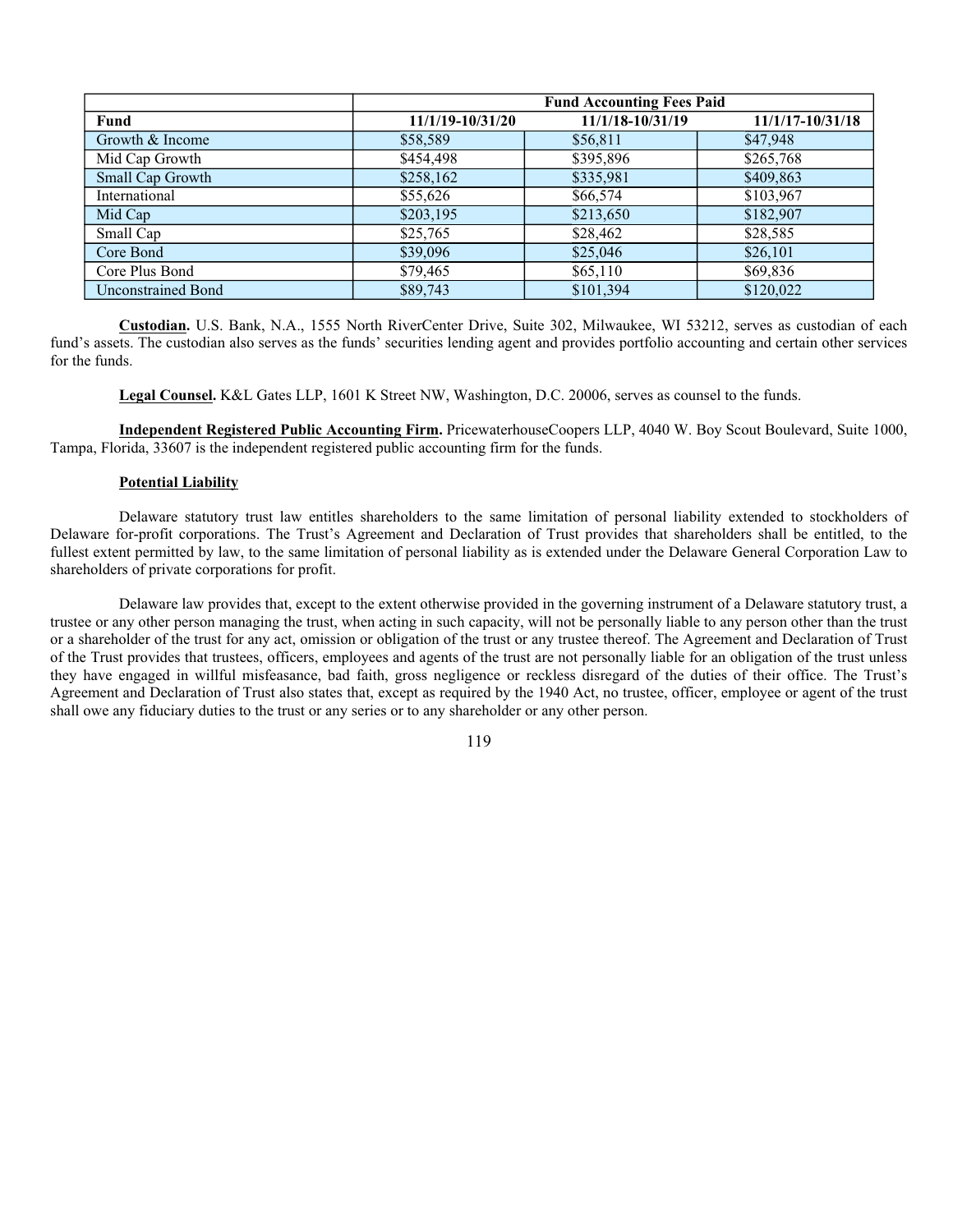| | Fund Accounting Fees Paid | | |
|---|---|---|---|
| **Fund** | **11/1/19-10/31/20** | **11/1/18-10/31/19** | **11/1/17-10/31/18** |
| Growth & Income | $58,589 | $56,811 | $47,948 |
| Mid Cap Growth | $454,498 | $395,896 | $265,768 |
| Small Cap Growth | $258,162 | $335,981 | $409,863 |
| International | $55,626 | $66,574 | $103,967 |
| Mid Cap | $203,195 | $213,650 | $182,907 |
| Small Cap | $25,765 | $28,462 | $28,585 |
| Core Bond | $39,096 | $25,046 | $26,101 |
| Core Plus Bond | $79,465 | $65,110 | $69,836 |
| Unconstrained Bond | $89,743 | $101,394 | $120,022 |

**Custodian.** U.S. Bank, N.A., 1555 North RiverCenter Drive, Suite 302, Milwaukee, WI 53212, serves as custodian of each fund's assets. The custodian also serves as the funds' securities lending agent and provides portfolio accounting and certain other services for the funds.

**Legal Counsel.** K&L Gates LLP, 1601 K Street NW, Washington, D.C. 20006, serves as counsel to the funds.

**Independent Registered Public Accounting Firm.** PricewaterhouseCoopers LLP, 4040 W. Boy Scout Boulevard, Suite 1000, Tampa, Florida, 33607 is the independent registered public accounting firm for the funds.

**Potential Liability**

Delaware statutory trust law entitles shareholders to the same limitation of personal liability extended to stockholders of Delaware for-profit corporations. The Trust's Agreement and Declaration of Trust provides that shareholders shall be entitled, to the fullest extent permitted by law, to the same limitation of personal liability as is extended under the Delaware General Corporation Law to shareholders of private corporations for profit.

Delaware law provides that, except to the extent otherwise provided in the governing instrument of a Delaware statutory trust, a trustee or any other person managing the trust, when acting in such capacity, will not be personally liable to any person other than the trust or a shareholder of the trust for any act, omission or obligation of the trust or any trustee thereof. The Agreement and Declaration of Trust of the Trust provides that trustees, officers, employees and agents of the trust are not personally liable for an obligation of the trust unless they have engaged in willful misfeasance, bad faith, gross negligence or reckless disregard of the duties of their office. The Trust's Agreement and Declaration of Trust also states that, except as required by the 1940 Act, no trustee, officer, employee or agent of the trust shall owe any fiduciary duties to the trust or any series or to any shareholder or any other person.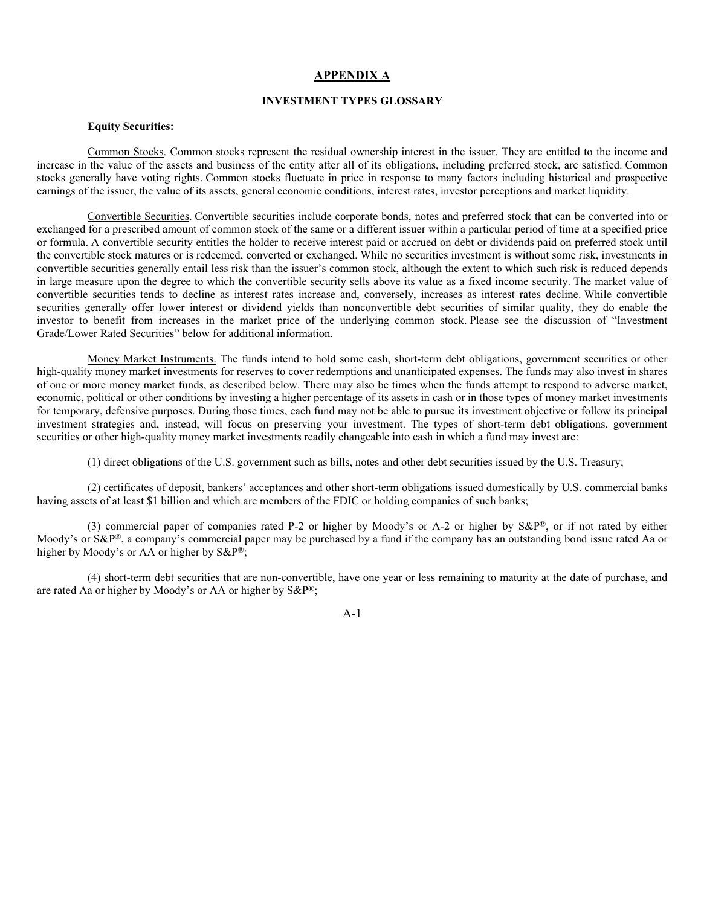## APPENDIX A

### INVESTMENT TYPES GLOSSARY

**Equity Securities:**

Common Stocks. Common stocks represent the residual ownership interest in the issuer. They are entitled to the income and increase in the value of the assets and business of the entity after all of its obligations, including preferred stock, are satisfied. Common stocks generally have voting rights. Common stocks fluctuate in price in response to many factors including historical and prospective earnings of the issuer, the value of its assets, general economic conditions, interest rates, investor perceptions and market liquidity.

Convertible Securities. Convertible securities include corporate bonds, notes and preferred stock that can be converted into or exchanged for a prescribed amount of common stock of the same or a different issuer within a particular period of time at a specified price or formula. A convertible security entitles the holder to receive interest paid or accrued on debt or dividends paid on preferred stock until the convertible stock matures or is redeemed, converted or exchanged. While no securities investment is without some risk, investments in convertible securities generally entail less risk than the issuer's common stock, although the extent to which such risk is reduced depends in large measure upon the degree to which the convertible security sells above its value as a fixed income security. The market value of convertible securities tends to decline as interest rates increase and, conversely, increases as interest rates decline. While convertible securities generally offer lower interest or dividend yields than nonconvertible debt securities of similar quality, they do enable the investor to benefit from increases in the market price of the underlying common stock. Please see the discussion of "Investment Grade/Lower Rated Securities" below for additional information.

Money Market Instruments. The funds intend to hold some cash, short-term debt obligations, government securities or other high-quality money market investments for reserves to cover redemptions and unanticipated expenses. The funds may also invest in shares of one or more money market funds, as described below. There may also be times when the funds attempt to respond to adverse market, economic, political or other conditions by investing a higher percentage of its assets in cash or in those types of money market investments for temporary, defensive purposes. During those times, each fund may not be able to pursue its investment objective or follow its principal investment strategies and, instead, will focus on preserving your investment. The types of short-term debt obligations, government securities or other high-quality money market investments readily changeable into cash in which a fund may invest are:

(1) direct obligations of the U.S. government such as bills, notes and other debt securities issued by the U.S. Treasury;

(2) certificates of deposit, bankers' acceptances and other short-term obligations issued domestically by U.S. commercial banks having assets of at least $1 billion and which are members of the FDIC or holding companies of such banks;

(3) commercial paper of companies rated P-2 or higher by Moody's or A-2 or higher by S&P®, or if not rated by either Moody's or S&P®, a company's commercial paper may be purchased by a fund if the company has an outstanding bond issue rated Aa or higher by Moody's or AA or higher by S&P®;

(4) short-term debt securities that are non-convertible, have one year or less remaining to maturity at the date of purchase, and are rated Aa or higher by Moody's or AA or higher by S&P®;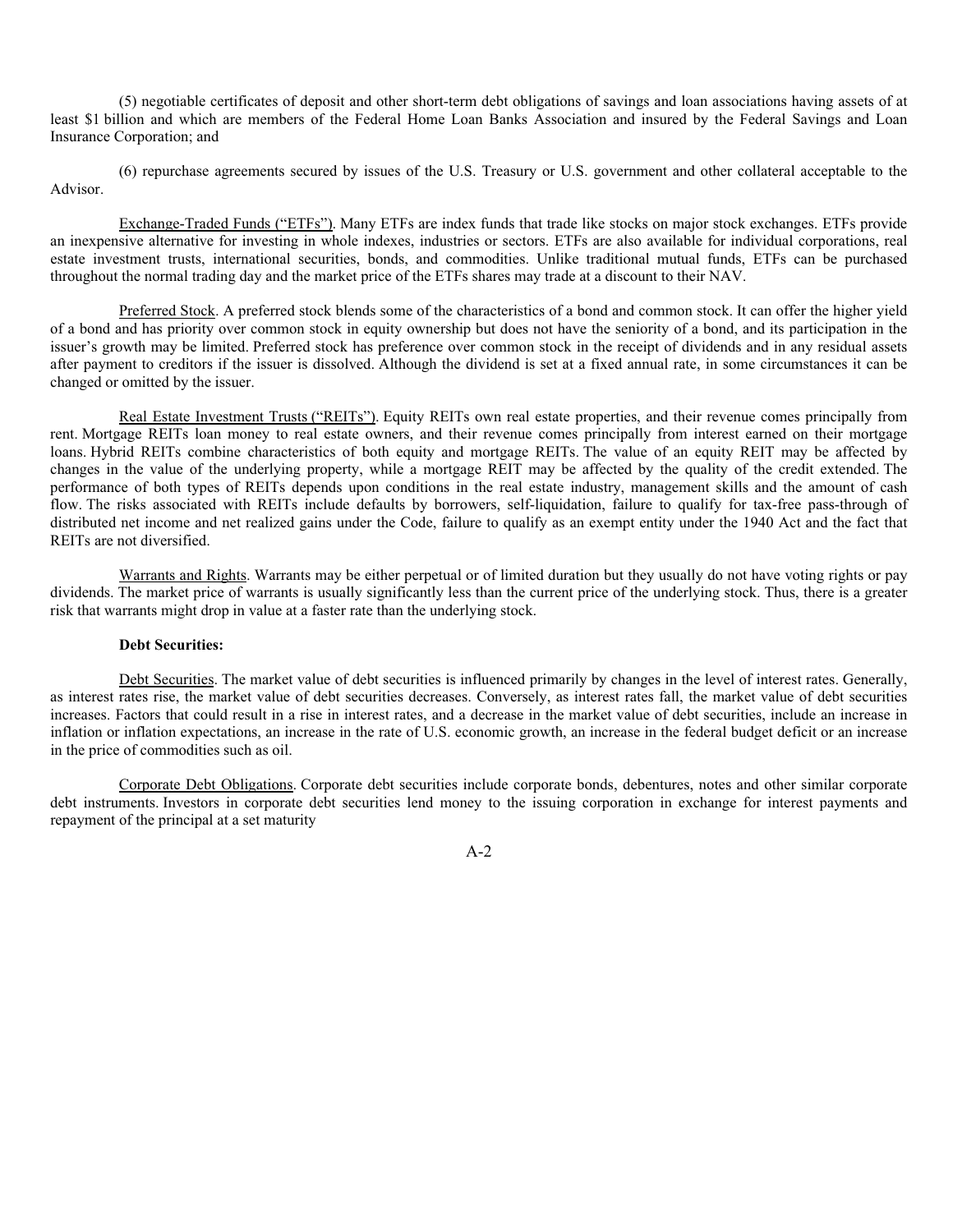(5) negotiable certificates of deposit and other short-term debt obligations of savings and loan associations having assets of at least $1 billion and which are members of the Federal Home Loan Banks Association and insured by the Federal Savings and Loan Insurance Corporation; and

(6) repurchase agreements secured by issues of the U.S. Treasury or U.S. government and other collateral acceptable to the Advisor.

Exchange-Traded Funds (“ETFs”). Many ETFs are index funds that trade like stocks on major stock exchanges. ETFs provide an inexpensive alternative for investing in whole indexes, industries or sectors. ETFs are also available for individual corporations, real estate investment trusts, international securities, bonds, and commodities. Unlike traditional mutual funds, ETFs can be purchased throughout the normal trading day and the market price of the ETFs shares may trade at a discount to their NAV.

Preferred Stock. A preferred stock blends some of the characteristics of a bond and common stock. It can offer the higher yield of a bond and has priority over common stock in equity ownership but does not have the seniority of a bond, and its participation in the issuer’s growth may be limited. Preferred stock has preference over common stock in the receipt of dividends and in any residual assets after payment to creditors if the issuer is dissolved. Although the dividend is set at a fixed annual rate, in some circumstances it can be changed or omitted by the issuer.

Real Estate Investment Trusts (“REITs”). Equity REITs own real estate properties, and their revenue comes principally from rent. Mortgage REITs loan money to real estate owners, and their revenue comes principally from interest earned on their mortgage loans. Hybrid REITs combine characteristics of both equity and mortgage REITs. The value of an equity REIT may be affected by changes in the value of the underlying property, while a mortgage REIT may be affected by the quality of the credit extended. The performance of both types of REITs depends upon conditions in the real estate industry, management skills and the amount of cash flow. The risks associated with REITs include defaults by borrowers, self-liquidation, failure to qualify for tax-free pass-through of distributed net income and net realized gains under the Code, failure to qualify as an exempt entity under the 1940 Act and the fact that REITs are not diversified.

Warrants and Rights. Warrants may be either perpetual or of limited duration but they usually do not have voting rights or pay dividends. The market price of warrants is usually significantly less than the current price of the underlying stock. Thus, there is a greater risk that warrants might drop in value at a faster rate than the underlying stock.

**Debt Securities:**

Debt Securities. The market value of debt securities is influenced primarily by changes in the level of interest rates. Generally, as interest rates rise, the market value of debt securities decreases. Conversely, as interest rates fall, the market value of debt securities increases. Factors that could result in a rise in interest rates, and a decrease in the market value of debt securities, include an increase in inflation or inflation expectations, an increase in the rate of U.S. economic growth, an increase in the federal budget deficit or an increase in the price of commodities such as oil.

Corporate Debt Obligations. Corporate debt securities include corporate bonds, debentures, notes and other similar corporate debt instruments. Investors in corporate debt securities lend money to the issuing corporation in exchange for interest payments and repayment of the principal at a set maturity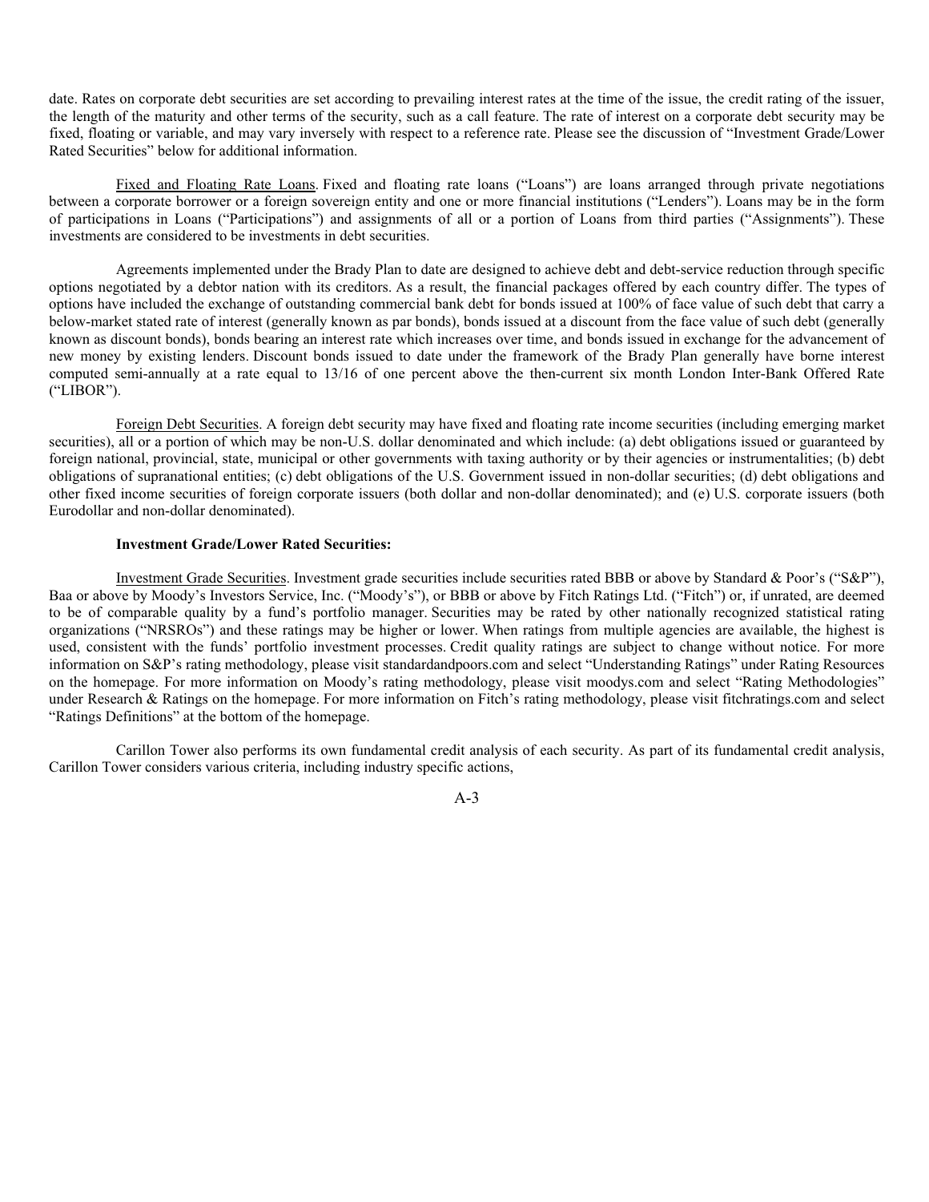date. Rates on corporate debt securities are set according to prevailing interest rates at the time of the issue, the credit rating of the issuer, the length of the maturity and other terms of the security, such as a call feature. The rate of interest on a corporate debt security may be fixed, floating or variable, and may vary inversely with respect to a reference rate. Please see the discussion of "Investment Grade/Lower Rated Securities" below for additional information.

Fixed and Floating Rate Loans. Fixed and floating rate loans ("Loans") are loans arranged through private negotiations between a corporate borrower or a foreign sovereign entity and one or more financial institutions ("Lenders"). Loans may be in the form of participations in Loans ("Participations") and assignments of all or a portion of Loans from third parties ("Assignments"). These investments are considered to be investments in debt securities.

Agreements implemented under the Brady Plan to date are designed to achieve debt and debt-service reduction through specific options negotiated by a debtor nation with its creditors. As a result, the financial packages offered by each country differ. The types of options have included the exchange of outstanding commercial bank debt for bonds issued at 100% of face value of such debt that carry a below-market stated rate of interest (generally known as par bonds), bonds issued at a discount from the face value of such debt (generally known as discount bonds), bonds bearing an interest rate which increases over time, and bonds issued in exchange for the advancement of new money by existing lenders. Discount bonds issued to date under the framework of the Brady Plan generally have borne interest computed semi-annually at a rate equal to 13/16 of one percent above the then-current six month London Inter-Bank Offered Rate ("LIBOR").

Foreign Debt Securities. A foreign debt security may have fixed and floating rate income securities (including emerging market securities), all or a portion of which may be non-U.S. dollar denominated and which include: (a) debt obligations issued or guaranteed by foreign national, provincial, state, municipal or other governments with taxing authority or by their agencies or instrumentalities; (b) debt obligations of supranational entities; (c) debt obligations of the U.S. Government issued in non-dollar securities; (d) debt obligations and other fixed income securities of foreign corporate issuers (both dollar and non-dollar denominated); and (e) U.S. corporate issuers (both Eurodollar and non-dollar denominated).

**Investment Grade/Lower Rated Securities:**

Investment Grade Securities. Investment grade securities include securities rated BBB or above by Standard & Poor's ("S&P"), Baa or above by Moody's Investors Service, Inc. ("Moody's"), or BBB or above by Fitch Ratings Ltd. ("Fitch") or, if unrated, are deemed to be of comparable quality by a fund's portfolio manager. Securities may be rated by other nationally recognized statistical rating organizations ("NRSROs") and these ratings may be higher or lower. When ratings from multiple agencies are available, the highest is used, consistent with the funds' portfolio investment processes. Credit quality ratings are subject to change without notice. For more information on S&P's rating methodology, please visit standardandpoors.com and select "Understanding Ratings" under Rating Resources on the homepage. For more information on Moody's rating methodology, please visit moodys.com and select "Rating Methodologies" under Research & Ratings on the homepage. For more information on Fitch's rating methodology, please visit fitchratings.com and select "Ratings Definitions" at the bottom of the homepage.

Carillon Tower also performs its own fundamental credit analysis of each security. As part of its fundamental credit analysis, Carillon Tower considers various criteria, including industry specific actions,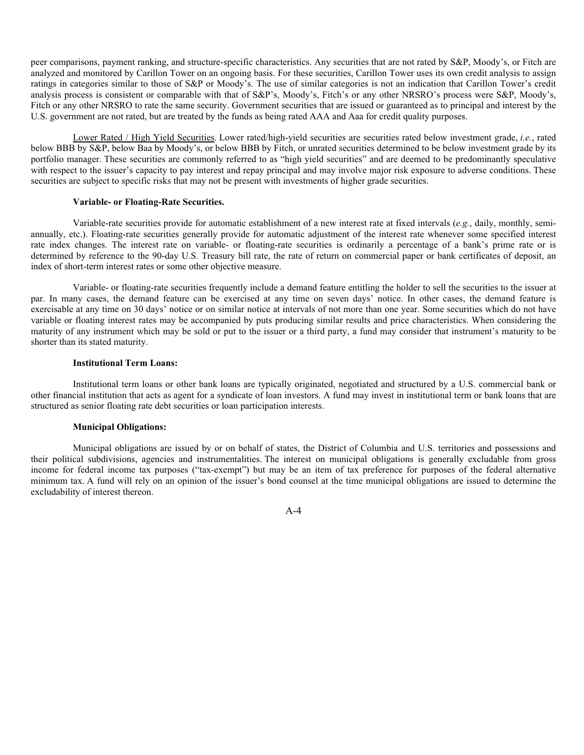peer comparisons, payment ranking, and structure-specific characteristics. Any securities that are not rated by S&P, Moody's, or Fitch are analyzed and monitored by Carillon Tower on an ongoing basis. For these securities, Carillon Tower uses its own credit analysis to assign ratings in categories similar to those of S&P or Moody's. The use of similar categories is not an indication that Carillon Tower's credit analysis process is consistent or comparable with that of S&P's, Moody's, Fitch's or any other NRSRO's process were S&P, Moody's, Fitch or any other NRSRO to rate the same security. Government securities that are issued or guaranteed as to principal and interest by the U.S. government are not rated, but are treated by the funds as being rated AAA and Aaa for credit quality purposes.

<u>Lower Rated / High Yield Securities</u>. Lower rated/high-yield securities are securities rated below investment grade, *i.e.*, rated below BBB by S&P, below Baa by Moody's, or below BBB by Fitch, or unrated securities determined to be below investment grade by its portfolio manager. These securities are commonly referred to as "high yield securities" and are deemed to be predominantly speculative with respect to the issuer's capacity to pay interest and repay principal and may involve major risk exposure to adverse conditions. These securities are subject to specific risks that may not be present with investments of higher grade securities.

**Variable- or Floating-Rate Securities.**

Variable-rate securities provide for automatic establishment of a new interest rate at fixed intervals (*e.g.*, daily, monthly, semi-annually, etc.). Floating-rate securities generally provide for automatic adjustment of the interest rate whenever some specified interest rate index changes. The interest rate on variable- or floating-rate securities is ordinarily a percentage of a bank's prime rate or is determined by reference to the 90-day U.S. Treasury bill rate, the rate of return on commercial paper or bank certificates of deposit, an index of short-term interest rates or some other objective measure.

Variable- or floating-rate securities frequently include a demand feature entitling the holder to sell the securities to the issuer at par. In many cases, the demand feature can be exercised at any time on seven days' notice. In other cases, the demand feature is exercisable at any time on 30 days' notice or on similar notice at intervals of not more than one year. Some securities which do not have variable or floating interest rates may be accompanied by puts producing similar results and price characteristics. When considering the maturity of any instrument which may be sold or put to the issuer or a third party, a fund may consider that instrument's maturity to be shorter than its stated maturity.

**Institutional Term Loans:**

Institutional term loans or other bank loans are typically originated, negotiated and structured by a U.S. commercial bank or other financial institution that acts as agent for a syndicate of loan investors. A fund may invest in institutional term or bank loans that are structured as senior floating rate debt securities or loan participation interests.

**Municipal Obligations:**

Municipal obligations are issued by or on behalf of states, the District of Columbia and U.S. territories and possessions and their political subdivisions, agencies and instrumentalities. The interest on municipal obligations is generally excludable from gross income for federal income tax purposes ("tax-exempt") but may be an item of tax preference for purposes of the federal alternative minimum tax. A fund will rely on an opinion of the issuer's bond counsel at the time municipal obligations are issued to determine the excludability of interest thereon.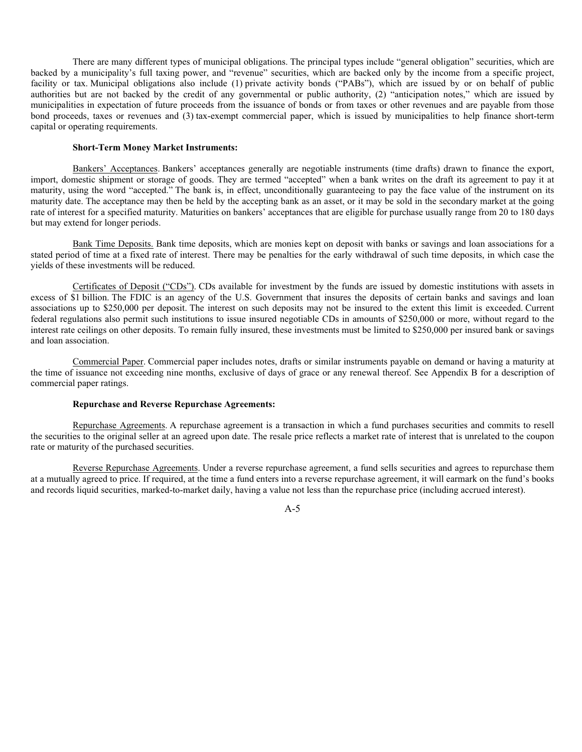There are many different types of municipal obligations. The principal types include "general obligation" securities, which are backed by a municipality's full taxing power, and "revenue" securities, which are backed only by the income from a specific project, facility or tax. Municipal obligations also include (1) private activity bonds ("PABs"), which are issued by or on behalf of public authorities but are not backed by the credit of any governmental or public authority, (2) "anticipation notes," which are issued by municipalities in expectation of future proceeds from the issuance of bonds or from taxes or other revenues and are payable from those bond proceeds, taxes or revenues and (3) tax-exempt commercial paper, which is issued by municipalities to help finance short-term capital or operating requirements.

**Short-Term Money Market Instruments:**

Bankers' Acceptances. Bankers' acceptances generally are negotiable instruments (time drafts) drawn to finance the export, import, domestic shipment or storage of goods. They are termed "accepted" when a bank writes on the draft its agreement to pay it at maturity, using the word "accepted." The bank is, in effect, unconditionally guaranteeing to pay the face value of the instrument on its maturity date. The acceptance may then be held by the accepting bank as an asset, or it may be sold in the secondary market at the going rate of interest for a specified maturity. Maturities on bankers' acceptances that are eligible for purchase usually range from 20 to 180 days but may extend for longer periods.

Bank Time Deposits. Bank time deposits, which are monies kept on deposit with banks or savings and loan associations for a stated period of time at a fixed rate of interest. There may be penalties for the early withdrawal of such time deposits, in which case the yields of these investments will be reduced.

Certificates of Deposit ("CDs"). CDs available for investment by the funds are issued by domestic institutions with assets in excess of $1 billion. The FDIC is an agency of the U.S. Government that insures the deposits of certain banks and savings and loan associations up to $250,000 per deposit. The interest on such deposits may not be insured to the extent this limit is exceeded. Current federal regulations also permit such institutions to issue insured negotiable CDs in amounts of $250,000 or more, without regard to the interest rate ceilings on other deposits. To remain fully insured, these investments must be limited to $250,000 per insured bank or savings and loan association.

Commercial Paper. Commercial paper includes notes, drafts or similar instruments payable on demand or having a maturity at the time of issuance not exceeding nine months, exclusive of days of grace or any renewal thereof. See Appendix B for a description of commercial paper ratings.

**Repurchase and Reverse Repurchase Agreements:**

Repurchase Agreements. A repurchase agreement is a transaction in which a fund purchases securities and commits to resell the securities to the original seller at an agreed upon date. The resale price reflects a market rate of interest that is unrelated to the coupon rate or maturity of the purchased securities.

Reverse Repurchase Agreements. Under a reverse repurchase agreement, a fund sells securities and agrees to repurchase them at a mutually agreed to price. If required, at the time a fund enters into a reverse repurchase agreement, it will earmark on the fund's books and records liquid securities, marked-to-market daily, having a value not less than the repurchase price (including accrued interest).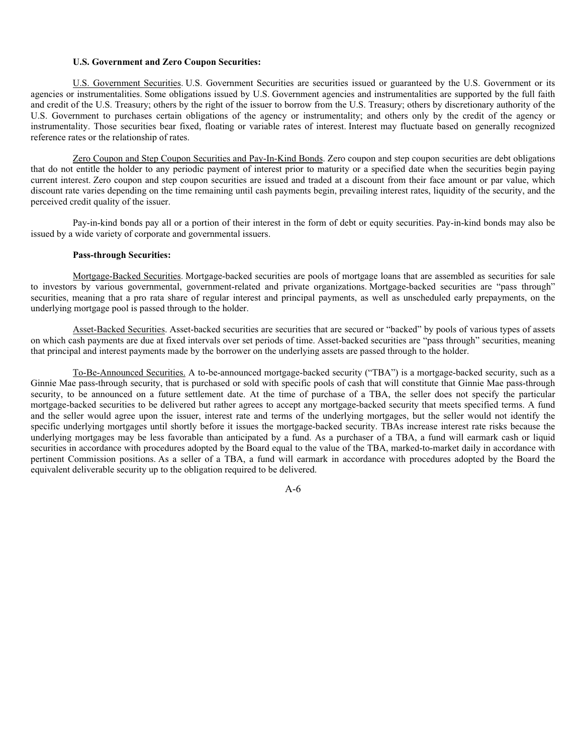**U.S. Government and Zero Coupon Securities:**

U.S. Government Securities. U.S. Government Securities are securities issued or guaranteed by the U.S. Government or its agencies or instrumentalities. Some obligations issued by U.S. Government agencies and instrumentalities are supported by the full faith and credit of the U.S. Treasury; others by the right of the issuer to borrow from the U.S. Treasury; others by discretionary authority of the U.S. Government to purchases certain obligations of the agency or instrumentality; and others only by the credit of the agency or instrumentality. Those securities bear fixed, floating or variable rates of interest. Interest may fluctuate based on generally recognized reference rates or the relationship of rates.

Zero Coupon and Step Coupon Securities and Pay-In-Kind Bonds. Zero coupon and step coupon securities are debt obligations that do not entitle the holder to any periodic payment of interest prior to maturity or a specified date when the securities begin paying current interest. Zero coupon and step coupon securities are issued and traded at a discount from their face amount or par value, which discount rate varies depending on the time remaining until cash payments begin, prevailing interest rates, liquidity of the security, and the perceived credit quality of the issuer.

Pay-in-kind bonds pay all or a portion of their interest in the form of debt or equity securities. Pay-in-kind bonds may also be issued by a wide variety of corporate and governmental issuers.

**Pass-through Securities:**

Mortgage-Backed Securities. Mortgage-backed securities are pools of mortgage loans that are assembled as securities for sale to investors by various governmental, government-related and private organizations. Mortgage-backed securities are "pass through" securities, meaning that a pro rata share of regular interest and principal payments, as well as unscheduled early prepayments, on the underlying mortgage pool is passed through to the holder.

Asset-Backed Securities. Asset-backed securities are securities that are secured or "backed" by pools of various types of assets on which cash payments are due at fixed intervals over set periods of time. Asset-backed securities are "pass through" securities, meaning that principal and interest payments made by the borrower on the underlying assets are passed through to the holder.

To-Be-Announced Securities. A to-be-announced mortgage-backed security ("TBA") is a mortgage-backed security, such as a Ginnie Mae pass-through security, that is purchased or sold with specific pools of cash that will constitute that Ginnie Mae pass-through security, to be announced on a future settlement date. At the time of purchase of a TBA, the seller does not specify the particular mortgage-backed securities to be delivered but rather agrees to accept any mortgage-backed security that meets specified terms. A fund and the seller would agree upon the issuer, interest rate and terms of the underlying mortgages, but the seller would not identify the specific underlying mortgages until shortly before it issues the mortgage-backed security. TBAs increase interest rate risks because the underlying mortgages may be less favorable than anticipated by a fund. As a purchaser of a TBA, a fund will earmark cash or liquid securities in accordance with procedures adopted by the Board equal to the value of the TBA, marked-to-market daily in accordance with pertinent Commission positions. As a seller of a TBA, a fund will earmark in accordance with procedures adopted by the Board the equivalent deliverable security up to the obligation required to be delivered.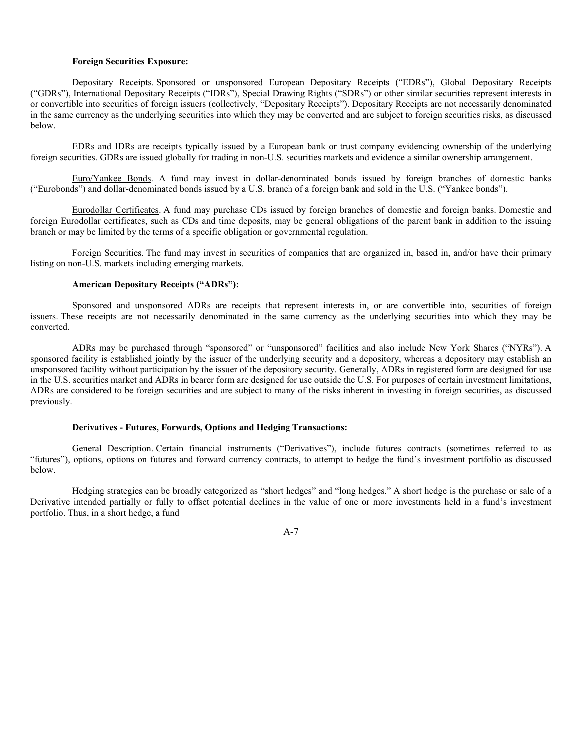**Foreign Securities Exposure:**

Depositary Receipts. Sponsored or unsponsored European Depositary Receipts ("EDRs"), Global Depositary Receipts ("GDRs"), International Depositary Receipts ("IDRs"), Special Drawing Rights ("SDRs") or other similar securities represent interests in or convertible into securities of foreign issuers (collectively, "Depositary Receipts"). Depositary Receipts are not necessarily denominated in the same currency as the underlying securities into which they may be converted and are subject to foreign securities risks, as discussed below.

EDRs and IDRs are receipts typically issued by a European bank or trust company evidencing ownership of the underlying foreign securities. GDRs are issued globally for trading in non-U.S. securities markets and evidence a similar ownership arrangement.

Euro/Yankee Bonds. A fund may invest in dollar-denominated bonds issued by foreign branches of domestic banks ("Eurobonds") and dollar-denominated bonds issued by a U.S. branch of a foreign bank and sold in the U.S. ("Yankee bonds").

Eurodollar Certificates. A fund may purchase CDs issued by foreign branches of domestic and foreign banks. Domestic and foreign Eurodollar certificates, such as CDs and time deposits, may be general obligations of the parent bank in addition to the issuing branch or may be limited by the terms of a specific obligation or governmental regulation.

Foreign Securities. The fund may invest in securities of companies that are organized in, based in, and/or have their primary listing on non-U.S. markets including emerging markets.

**American Depositary Receipts ("ADRs"):**

Sponsored and unsponsored ADRs are receipts that represent interests in, or are convertible into, securities of foreign issuers. These receipts are not necessarily denominated in the same currency as the underlying securities into which they may be converted.

ADRs may be purchased through "sponsored" or "unsponsored" facilities and also include New York Shares ("NYRs"). A sponsored facility is established jointly by the issuer of the underlying security and a depository, whereas a depository may establish an unsponsored facility without participation by the issuer of the depository security. Generally, ADRs in registered form are designed for use in the U.S. securities market and ADRs in bearer form are designed for use outside the U.S. For purposes of certain investment limitations, ADRs are considered to be foreign securities and are subject to many of the risks inherent in investing in foreign securities, as discussed previously.

**Derivatives - Futures, Forwards, Options and Hedging Transactions:**

General Description. Certain financial instruments ("Derivatives"), include futures contracts (sometimes referred to as "futures"), options, options on futures and forward currency contracts, to attempt to hedge the fund's investment portfolio as discussed below.

Hedging strategies can be broadly categorized as "short hedges" and "long hedges." A short hedge is the purchase or sale of a Derivative intended partially or fully to offset potential declines in the value of one or more investments held in a fund's investment portfolio. Thus, in a short hedge, a fund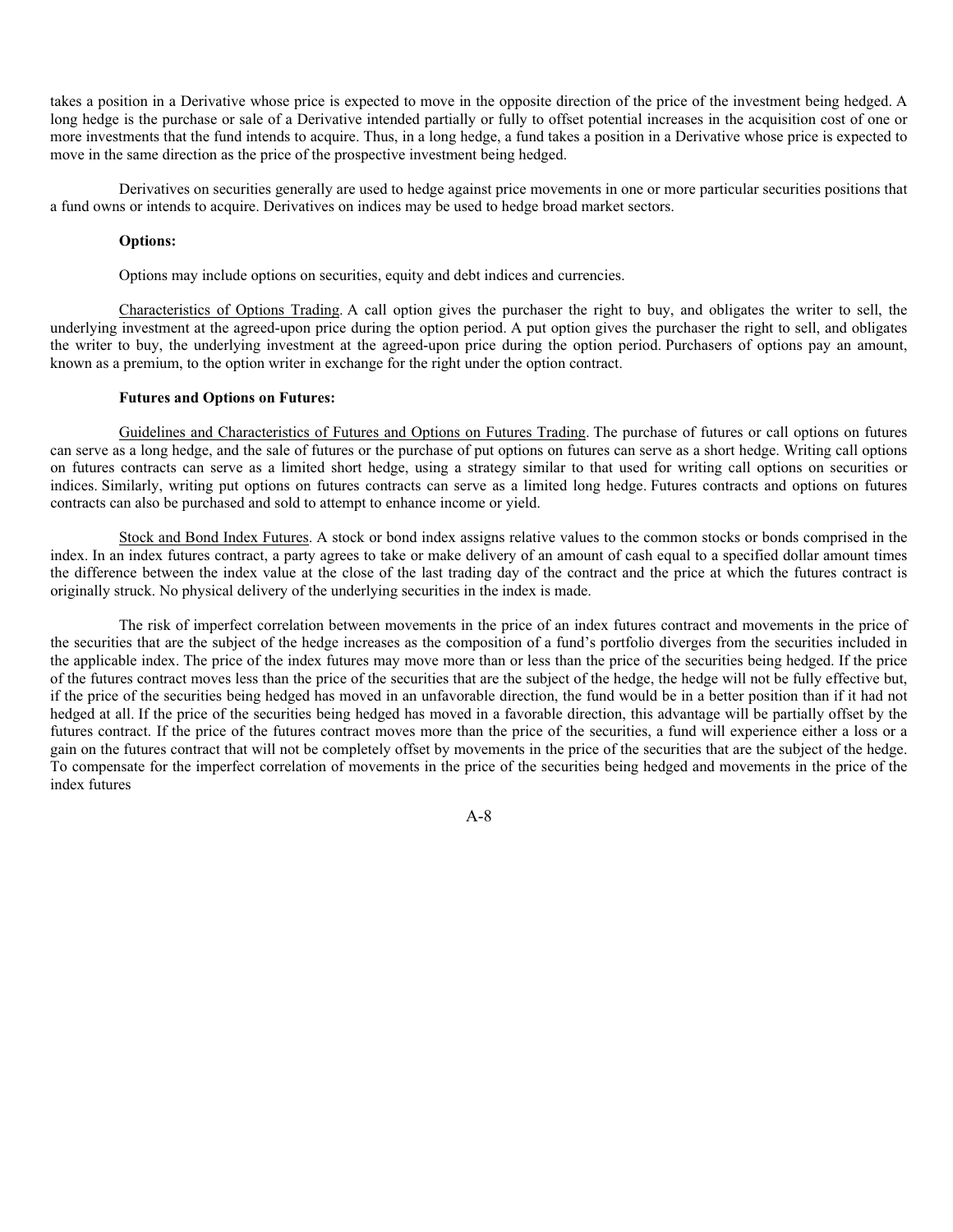takes a position in a Derivative whose price is expected to move in the opposite direction of the price of the investment being hedged. A long hedge is the purchase or sale of a Derivative intended partially or fully to offset potential increases in the acquisition cost of one or more investments that the fund intends to acquire. Thus, in a long hedge, a fund takes a position in a Derivative whose price is expected to move in the same direction as the price of the prospective investment being hedged.

Derivatives on securities generally are used to hedge against price movements in one or more particular securities positions that a fund owns or intends to acquire. Derivatives on indices may be used to hedge broad market sectors.

**Options:**

Options may include options on securities, equity and debt indices and currencies.

Characteristics of Options Trading. A call option gives the purchaser the right to buy, and obligates the writer to sell, the underlying investment at the agreed-upon price during the option period. A put option gives the purchaser the right to sell, and obligates the writer to buy, the underlying investment at the agreed-upon price during the option period. Purchasers of options pay an amount, known as a premium, to the option writer in exchange for the right under the option contract.

**Futures and Options on Futures:**

Guidelines and Characteristics of Futures and Options on Futures Trading. The purchase of futures or call options on futures can serve as a long hedge, and the sale of futures or the purchase of put options on futures can serve as a short hedge. Writing call options on futures contracts can serve as a limited short hedge, using a strategy similar to that used for writing call options on securities or indices. Similarly, writing put options on futures contracts can serve as a limited long hedge. Futures contracts and options on futures contracts can also be purchased and sold to attempt to enhance income or yield.

Stock and Bond Index Futures. A stock or bond index assigns relative values to the common stocks or bonds comprised in the index. In an index futures contract, a party agrees to take or make delivery of an amount of cash equal to a specified dollar amount times the difference between the index value at the close of the last trading day of the contract and the price at which the futures contract is originally struck. No physical delivery of the underlying securities in the index is made.

The risk of imperfect correlation between movements in the price of an index futures contract and movements in the price of the securities that are the subject of the hedge increases as the composition of a fund's portfolio diverges from the securities included in the applicable index. The price of the index futures may move more than or less than the price of the securities being hedged. If the price of the futures contract moves less than the price of the securities that are the subject of the hedge, the hedge will not be fully effective but, if the price of the securities being hedged has moved in an unfavorable direction, the fund would be in a better position than if it had not hedged at all. If the price of the securities being hedged has moved in a favorable direction, this advantage will be partially offset by the futures contract. If the price of the futures contract moves more than the price of the securities, a fund will experience either a loss or a gain on the futures contract that will not be completely offset by movements in the price of the securities that are the subject of the hedge. To compensate for the imperfect correlation of movements in the price of the securities being hedged and movements in the price of the index futures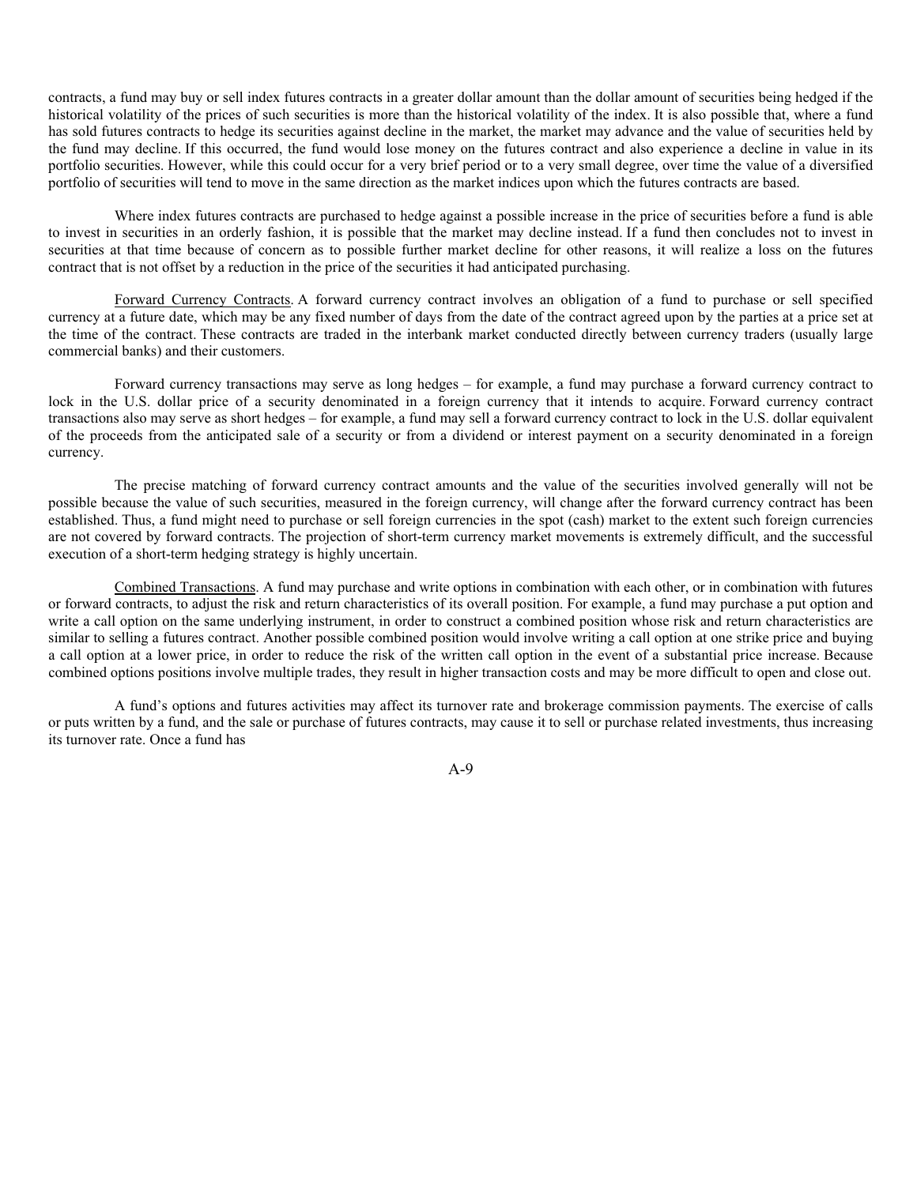contracts, a fund may buy or sell index futures contracts in a greater dollar amount than the dollar amount of securities being hedged if the historical volatility of the prices of such securities is more than the historical volatility of the index. It is also possible that, where a fund has sold futures contracts to hedge its securities against decline in the market, the market may advance and the value of securities held by the fund may decline. If this occurred, the fund would lose money on the futures contract and also experience a decline in value in its portfolio securities. However, while this could occur for a very brief period or to a very small degree, over time the value of a diversified portfolio of securities will tend to move in the same direction as the market indices upon which the futures contracts are based.

Where index futures contracts are purchased to hedge against a possible increase in the price of securities before a fund is able to invest in securities in an orderly fashion, it is possible that the market may decline instead. If a fund then concludes not to invest in securities at that time because of concern as to possible further market decline for other reasons, it will realize a loss on the futures contract that is not offset by a reduction in the price of the securities it had anticipated purchasing.

Forward Currency Contracts. A forward currency contract involves an obligation of a fund to purchase or sell specified currency at a future date, which may be any fixed number of days from the date of the contract agreed upon by the parties at a price set at the time of the contract. These contracts are traded in the interbank market conducted directly between currency traders (usually large commercial banks) and their customers.

Forward currency transactions may serve as long hedges – for example, a fund may purchase a forward currency contract to lock in the U.S. dollar price of a security denominated in a foreign currency that it intends to acquire. Forward currency contract transactions also may serve as short hedges – for example, a fund may sell a forward currency contract to lock in the U.S. dollar equivalent of the proceeds from the anticipated sale of a security or from a dividend or interest payment on a security denominated in a foreign currency.

The precise matching of forward currency contract amounts and the value of the securities involved generally will not be possible because the value of such securities, measured in the foreign currency, will change after the forward currency contract has been established. Thus, a fund might need to purchase or sell foreign currencies in the spot (cash) market to the extent such foreign currencies are not covered by forward contracts. The projection of short-term currency market movements is extremely difficult, and the successful execution of a short-term hedging strategy is highly uncertain.

Combined Transactions. A fund may purchase and write options in combination with each other, or in combination with futures or forward contracts, to adjust the risk and return characteristics of its overall position. For example, a fund may purchase a put option and write a call option on the same underlying instrument, in order to construct a combined position whose risk and return characteristics are similar to selling a futures contract. Another possible combined position would involve writing a call option at one strike price and buying a call option at a lower price, in order to reduce the risk of the written call option in the event of a substantial price increase. Because combined options positions involve multiple trades, they result in higher transaction costs and may be more difficult to open and close out.

A fund's options and futures activities may affect its turnover rate and brokerage commission payments. The exercise of calls or puts written by a fund, and the sale or purchase of futures contracts, may cause it to sell or purchase related investments, thus increasing its turnover rate. Once a fund has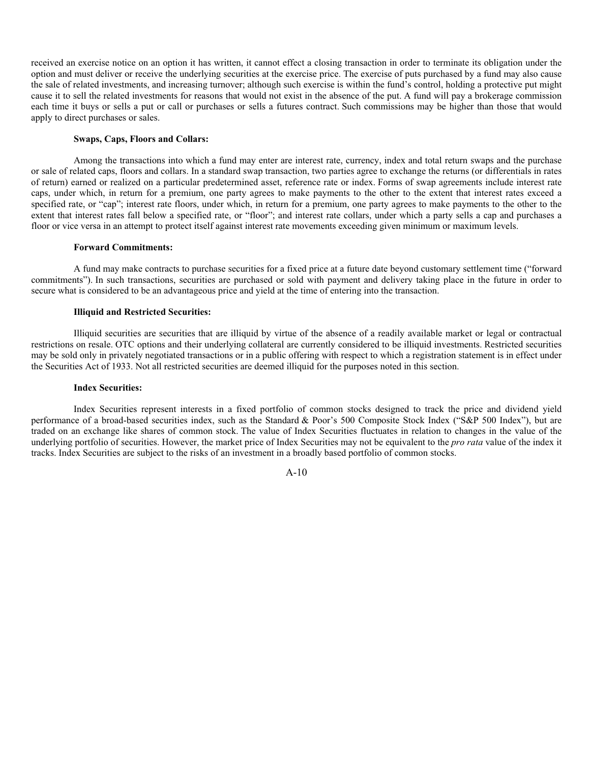received an exercise notice on an option it has written, it cannot effect a closing transaction in order to terminate its obligation under the option and must deliver or receive the underlying securities at the exercise price. The exercise of puts purchased by a fund may also cause the sale of related investments, and increasing turnover; although such exercise is within the fund's control, holding a protective put might cause it to sell the related investments for reasons that would not exist in the absence of the put. A fund will pay a brokerage commission each time it buys or sells a put or call or purchases or sells a futures contract. Such commissions may be higher than those that would apply to direct purchases or sales.

**Swaps, Caps, Floors and Collars:**

Among the transactions into which a fund may enter are interest rate, currency, index and total return swaps and the purchase or sale of related caps, floors and collars. In a standard swap transaction, two parties agree to exchange the returns (or differentials in rates of return) earned or realized on a particular predetermined asset, reference rate or index. Forms of swap agreements include interest rate caps, under which, in return for a premium, one party agrees to make payments to the other to the extent that interest rates exceed a specified rate, or "cap"; interest rate floors, under which, in return for a premium, one party agrees to make payments to the other to the extent that interest rates fall below a specified rate, or "floor"; and interest rate collars, under which a party sells a cap and purchases a floor or vice versa in an attempt to protect itself against interest rate movements exceeding given minimum or maximum levels.

**Forward Commitments:**

A fund may make contracts to purchase securities for a fixed price at a future date beyond customary settlement time ("forward commitments"). In such transactions, securities are purchased or sold with payment and delivery taking place in the future in order to secure what is considered to be an advantageous price and yield at the time of entering into the transaction.

**Illiquid and Restricted Securities:**

Illiquid securities are securities that are illiquid by virtue of the absence of a readily available market or legal or contractual restrictions on resale. OTC options and their underlying collateral are currently considered to be illiquid investments. Restricted securities may be sold only in privately negotiated transactions or in a public offering with respect to which a registration statement is in effect under the Securities Act of 1933. Not all restricted securities are deemed illiquid for the purposes noted in this section.

**Index Securities:**

Index Securities represent interests in a fixed portfolio of common stocks designed to track the price and dividend yield performance of a broad-based securities index, such as the Standard & Poor's 500 Composite Stock Index ("S&P 500 Index"), but are traded on an exchange like shares of common stock. The value of Index Securities fluctuates in relation to changes in the value of the underlying portfolio of securities. However, the market price of Index Securities may not be equivalent to the *pro rata* value of the index it tracks. Index Securities are subject to the risks of an investment in a broadly based portfolio of common stocks.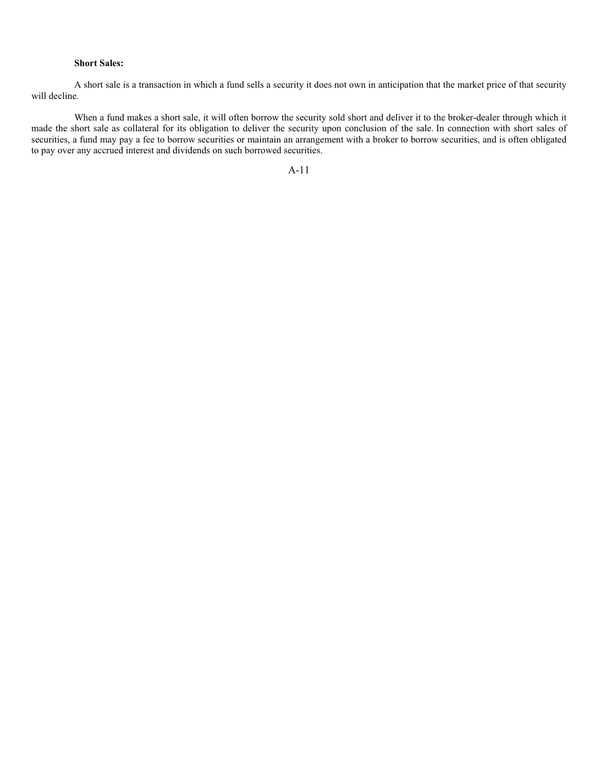**Short Sales:**

A short sale is a transaction in which a fund sells a security it does not own in anticipation that the market price of that security will decline.

When a fund makes a short sale, it will often borrow the security sold short and deliver it to the broker-dealer through which it made the short sale as collateral for its obligation to deliver the security upon conclusion of the sale. In connection with short sales of securities, a fund may pay a fee to borrow securities or maintain an arrangement with a broker to borrow securities, and is often obligated to pay over any accrued interest and dividends on such borrowed securities.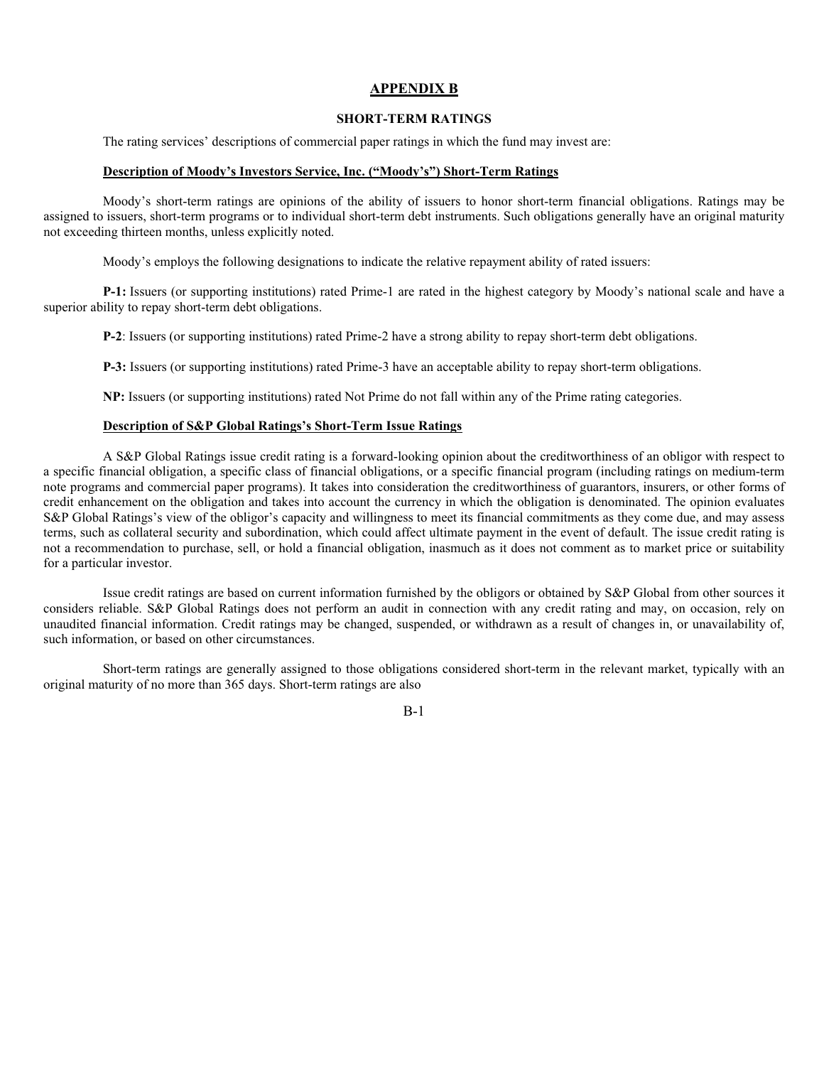# APPENDIX B

## SHORT-TERM RATINGS

The rating services' descriptions of commercial paper ratings in which the fund may invest are:

### Description of Moody's Investors Service, Inc. ("Moody's") Short-Term Ratings

Moody's short-term ratings are opinions of the ability of issuers to honor short-term financial obligations. Ratings may be assigned to issuers, short-term programs or to individual short-term debt instruments. Such obligations generally have an original maturity not exceeding thirteen months, unless explicitly noted.

Moody's employs the following designations to indicate the relative repayment ability of rated issuers:

**P-1:** Issuers (or supporting institutions) rated Prime-1 are rated in the highest category by Moody's national scale and have a superior ability to repay short-term debt obligations.

**P-2**: Issuers (or supporting institutions) rated Prime-2 have a strong ability to repay short-term debt obligations.

**P-3:** Issuers (or supporting institutions) rated Prime-3 have an acceptable ability to repay short-term obligations.

**NP:** Issuers (or supporting institutions) rated Not Prime do not fall within any of the Prime rating categories.

### Description of S&P Global Ratings's Short-Term Issue Ratings

A S&P Global Ratings issue credit rating is a forward-looking opinion about the creditworthiness of an obligor with respect to a specific financial obligation, a specific class of financial obligations, or a specific financial program (including ratings on medium-term note programs and commercial paper programs). It takes into consideration the creditworthiness of guarantors, insurers, or other forms of credit enhancement on the obligation and takes into account the currency in which the obligation is denominated. The opinion evaluates S&P Global Ratings's view of the obligor's capacity and willingness to meet its financial commitments as they come due, and may assess terms, such as collateral security and subordination, which could affect ultimate payment in the event of default. The issue credit rating is not a recommendation to purchase, sell, or hold a financial obligation, inasmuch as it does not comment as to market price or suitability for a particular investor.

Issue credit ratings are based on current information furnished by the obligors or obtained by S&P Global from other sources it considers reliable. S&P Global Ratings does not perform an audit in connection with any credit rating and may, on occasion, rely on unaudited financial information. Credit ratings may be changed, suspended, or withdrawn as a result of changes in, or unavailability of, such information, or based on other circumstances.

Short-term ratings are generally assigned to those obligations considered short-term in the relevant market, typically with an original maturity of no more than 365 days. Short-term ratings are also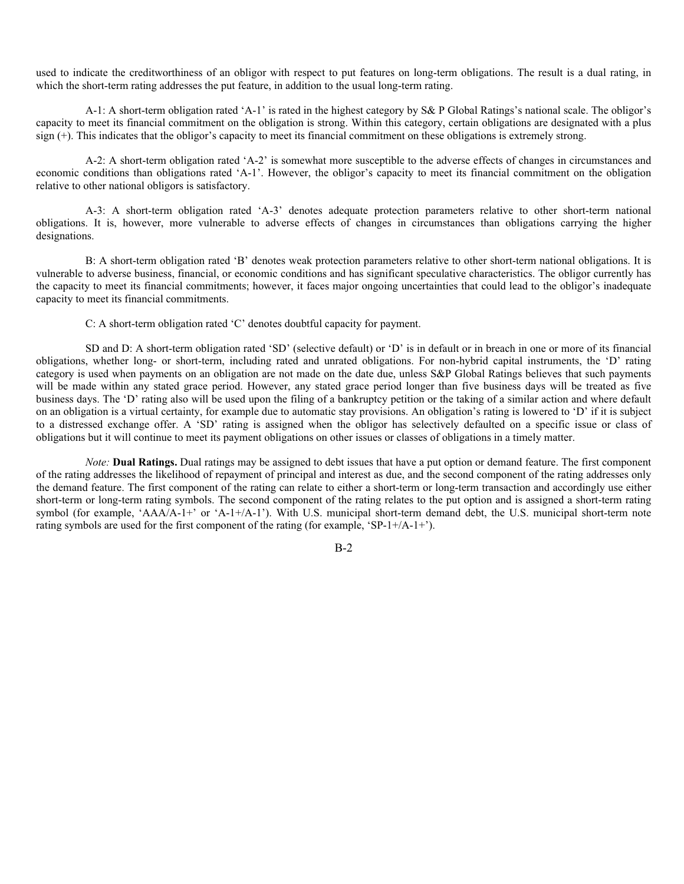used to indicate the creditworthiness of an obligor with respect to put features on long-term obligations. The result is a dual rating, in which the short-term rating addresses the put feature, in addition to the usual long-term rating.

A-1: A short-term obligation rated 'A-1' is rated in the highest category by S& P Global Ratings's national scale. The obligor's capacity to meet its financial commitment on the obligation is strong. Within this category, certain obligations are designated with a plus sign (+). This indicates that the obligor's capacity to meet its financial commitment on these obligations is extremely strong.

A-2: A short-term obligation rated 'A-2' is somewhat more susceptible to the adverse effects of changes in circumstances and economic conditions than obligations rated 'A-1'. However, the obligor's capacity to meet its financial commitment on the obligation relative to other national obligors is satisfactory.

A-3: A short-term obligation rated 'A-3' denotes adequate protection parameters relative to other short-term national obligations. It is, however, more vulnerable to adverse effects of changes in circumstances than obligations carrying the higher designations.

B: A short-term obligation rated 'B' denotes weak protection parameters relative to other short-term national obligations. It is vulnerable to adverse business, financial, or economic conditions and has significant speculative characteristics. The obligor currently has the capacity to meet its financial commitments; however, it faces major ongoing uncertainties that could lead to the obligor's inadequate capacity to meet its financial commitments.

C: A short-term obligation rated 'C' denotes doubtful capacity for payment.

SD and D: A short-term obligation rated 'SD' (selective default) or 'D' is in default or in breach in one or more of its financial obligations, whether long- or short-term, including rated and unrated obligations. For non-hybrid capital instruments, the 'D' rating category is used when payments on an obligation are not made on the date due, unless S&P Global Ratings believes that such payments will be made within any stated grace period. However, any stated grace period longer than five business days will be treated as five business days. The 'D' rating also will be used upon the filing of a bankruptcy petition or the taking of a similar action and where default on an obligation is a virtual certainty, for example due to automatic stay provisions. An obligation's rating is lowered to 'D' if it is subject to a distressed exchange offer. A 'SD' rating is assigned when the obligor has selectively defaulted on a specific issue or class of obligations but it will continue to meet its payment obligations on other issues or classes of obligations in a timely matter.

*Note:* **Dual Ratings.** Dual ratings may be assigned to debt issues that have a put option or demand feature. The first component of the rating addresses the likelihood of repayment of principal and interest as due, and the second component of the rating addresses only the demand feature. The first component of the rating can relate to either a short-term or long-term transaction and accordingly use either short-term or long-term rating symbols. The second component of the rating relates to the put option and is assigned a short-term rating symbol (for example, 'AAA/A-1+' or 'A-1+/A-1'). With U.S. municipal short-term demand debt, the U.S. municipal short-term note rating symbols are used for the first component of the rating (for example, 'SP-1+/A-1+').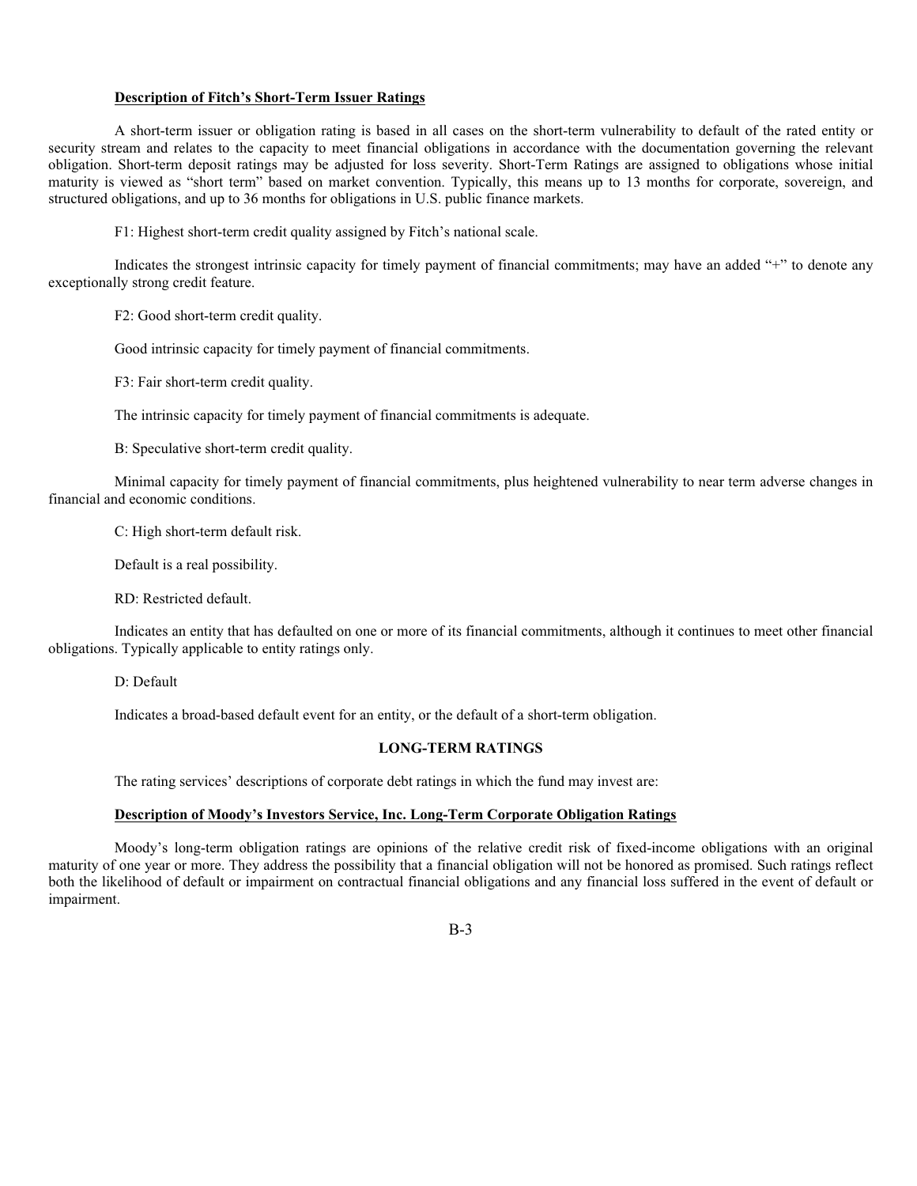**Description of Fitch's Short-Term Issuer Ratings**

A short-term issuer or obligation rating is based in all cases on the short-term vulnerability to default of the rated entity or security stream and relates to the capacity to meet financial obligations in accordance with the documentation governing the relevant obligation. Short-term deposit ratings may be adjusted for loss severity. Short-Term Ratings are assigned to obligations whose initial maturity is viewed as "short term" based on market convention. Typically, this means up to 13 months for corporate, sovereign, and structured obligations, and up to 36 months for obligations in U.S. public finance markets.

F1: Highest short-term credit quality assigned by Fitch's national scale.

Indicates the strongest intrinsic capacity for timely payment of financial commitments; may have an added "+" to denote any exceptionally strong credit feature.

F2: Good short-term credit quality.

Good intrinsic capacity for timely payment of financial commitments.

F3: Fair short-term credit quality.

The intrinsic capacity for timely payment of financial commitments is adequate.

B: Speculative short-term credit quality.

Minimal capacity for timely payment of financial commitments, plus heightened vulnerability to near term adverse changes in financial and economic conditions.

C: High short-term default risk.

Default is a real possibility.

RD: Restricted default.

Indicates an entity that has defaulted on one or more of its financial commitments, although it continues to meet other financial obligations. Typically applicable to entity ratings only.

D: Default

Indicates a broad-based default event for an entity, or the default of a short-term obligation.

## LONG-TERM RATINGS

The rating services' descriptions of corporate debt ratings in which the fund may invest are:

**Description of Moody's Investors Service, Inc. Long-Term Corporate Obligation Ratings**

Moody's long-term obligation ratings are opinions of the relative credit risk of fixed-income obligations with an original maturity of one year or more. They address the possibility that a financial obligation will not be honored as promised. Such ratings reflect both the likelihood of default or impairment on contractual financial obligations and any financial loss suffered in the event of default or impairment.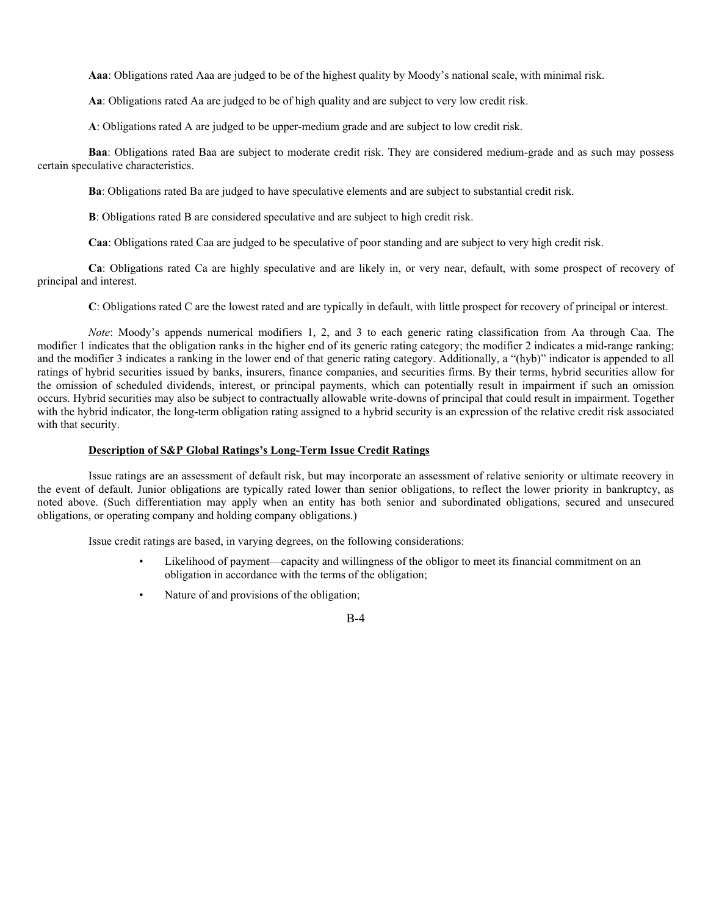**Aaa**: Obligations rated Aaa are judged to be of the highest quality by Moody's national scale, with minimal risk.

**Aa**: Obligations rated Aa are judged to be of high quality and are subject to very low credit risk.

**A**: Obligations rated A are judged to be upper-medium grade and are subject to low credit risk.

**Baa**: Obligations rated Baa are subject to moderate credit risk. They are considered medium-grade and as such may possess certain speculative characteristics.

**Ba**: Obligations rated Ba are judged to have speculative elements and are subject to substantial credit risk.

**B**: Obligations rated B are considered speculative and are subject to high credit risk.

**Caa**: Obligations rated Caa are judged to be speculative of poor standing and are subject to very high credit risk.

**Ca**: Obligations rated Ca are highly speculative and are likely in, or very near, default, with some prospect of recovery of principal and interest.

**C**: Obligations rated C are the lowest rated and are typically in default, with little prospect for recovery of principal or interest.

*Note*: Moody's appends numerical modifiers 1, 2, and 3 to each generic rating classification from Aa through Caa. The modifier 1 indicates that the obligation ranks in the higher end of its generic rating category; the modifier 2 indicates a mid-range ranking; and the modifier 3 indicates a ranking in the lower end of that generic rating category. Additionally, a "(hyb)" indicator is appended to all ratings of hybrid securities issued by banks, insurers, finance companies, and securities firms. By their terms, hybrid securities allow for the omission of scheduled dividends, interest, or principal payments, which can potentially result in impairment if such an omission occurs. Hybrid securities may also be subject to contractually allowable write-downs of principal that could result in impairment. Together with the hybrid indicator, the long-term obligation rating assigned to a hybrid security is an expression of the relative credit risk associated with that security.

**Description of S&P Global Ratings's Long-Term Issue Credit Ratings**

Issue ratings are an assessment of default risk, but may incorporate an assessment of relative seniority or ultimate recovery in the event of default. Junior obligations are typically rated lower than senior obligations, to reflect the lower priority in bankruptcy, as noted above. (Such differentiation may apply when an entity has both senior and subordinated obligations, secured and unsecured obligations, or operating company and holding company obligations.)

Issue credit ratings are based, in varying degrees, on the following considerations:

- Likelihood of payment—capacity and willingness of the obligor to meet its financial commitment on an obligation in accordance with the terms of the obligation;
- Nature of and provisions of the obligation;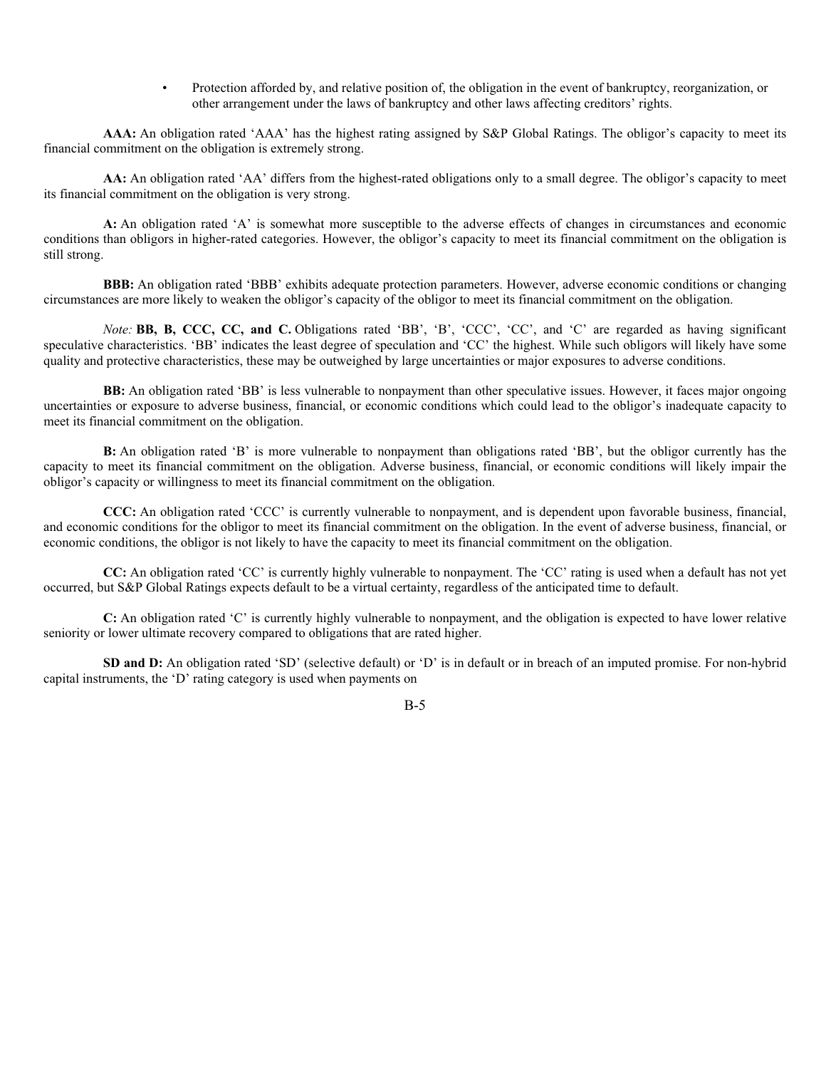- Protection afforded by, and relative position of, the obligation in the event of bankruptcy, reorganization, or other arrangement under the laws of bankruptcy and other laws affecting creditors' rights.

**AAA:** An obligation rated 'AAA' has the highest rating assigned by S&P Global Ratings. The obligor's capacity to meet its financial commitment on the obligation is extremely strong.

**AA:** An obligation rated 'AA' differs from the highest-rated obligations only to a small degree. The obligor's capacity to meet its financial commitment on the obligation is very strong.

**A:** An obligation rated 'A' is somewhat more susceptible to the adverse effects of changes in circumstances and economic conditions than obligors in higher-rated categories. However, the obligor's capacity to meet its financial commitment on the obligation is still strong.

**BBB:** An obligation rated 'BBB' exhibits adequate protection parameters. However, adverse economic conditions or changing circumstances are more likely to weaken the obligor's capacity of the obligor to meet its financial commitment on the obligation.

*Note:* **BB, B, CCC, CC, and C.** Obligations rated 'BB', 'B', 'CCC', 'CC', and 'C' are regarded as having significant speculative characteristics. 'BB' indicates the least degree of speculation and 'CC' the highest. While such obligors will likely have some quality and protective characteristics, these may be outweighed by large uncertainties or major exposures to adverse conditions.

**BB:** An obligation rated 'BB' is less vulnerable to nonpayment than other speculative issues. However, it faces major ongoing uncertainties or exposure to adverse business, financial, or economic conditions which could lead to the obligor's inadequate capacity to meet its financial commitment on the obligation.

**B:** An obligation rated 'B' is more vulnerable to nonpayment than obligations rated 'BB', but the obligor currently has the capacity to meet its financial commitment on the obligation. Adverse business, financial, or economic conditions will likely impair the obligor's capacity or willingness to meet its financial commitment on the obligation.

**CCC:** An obligation rated 'CCC' is currently vulnerable to nonpayment, and is dependent upon favorable business, financial, and economic conditions for the obligor to meet its financial commitment on the obligation. In the event of adverse business, financial, or economic conditions, the obligor is not likely to have the capacity to meet its financial commitment on the obligation.

**CC:** An obligation rated 'CC' is currently highly vulnerable to nonpayment. The 'CC' rating is used when a default has not yet occurred, but S&P Global Ratings expects default to be a virtual certainty, regardless of the anticipated time to default.

**C:** An obligation rated 'C' is currently highly vulnerable to nonpayment, and the obligation is expected to have lower relative seniority or lower ultimate recovery compared to obligations that are rated higher.

**SD and D:** An obligation rated 'SD' (selective default) or 'D' is in default or in breach of an imputed promise. For non-hybrid capital instruments, the 'D' rating category is used when payments on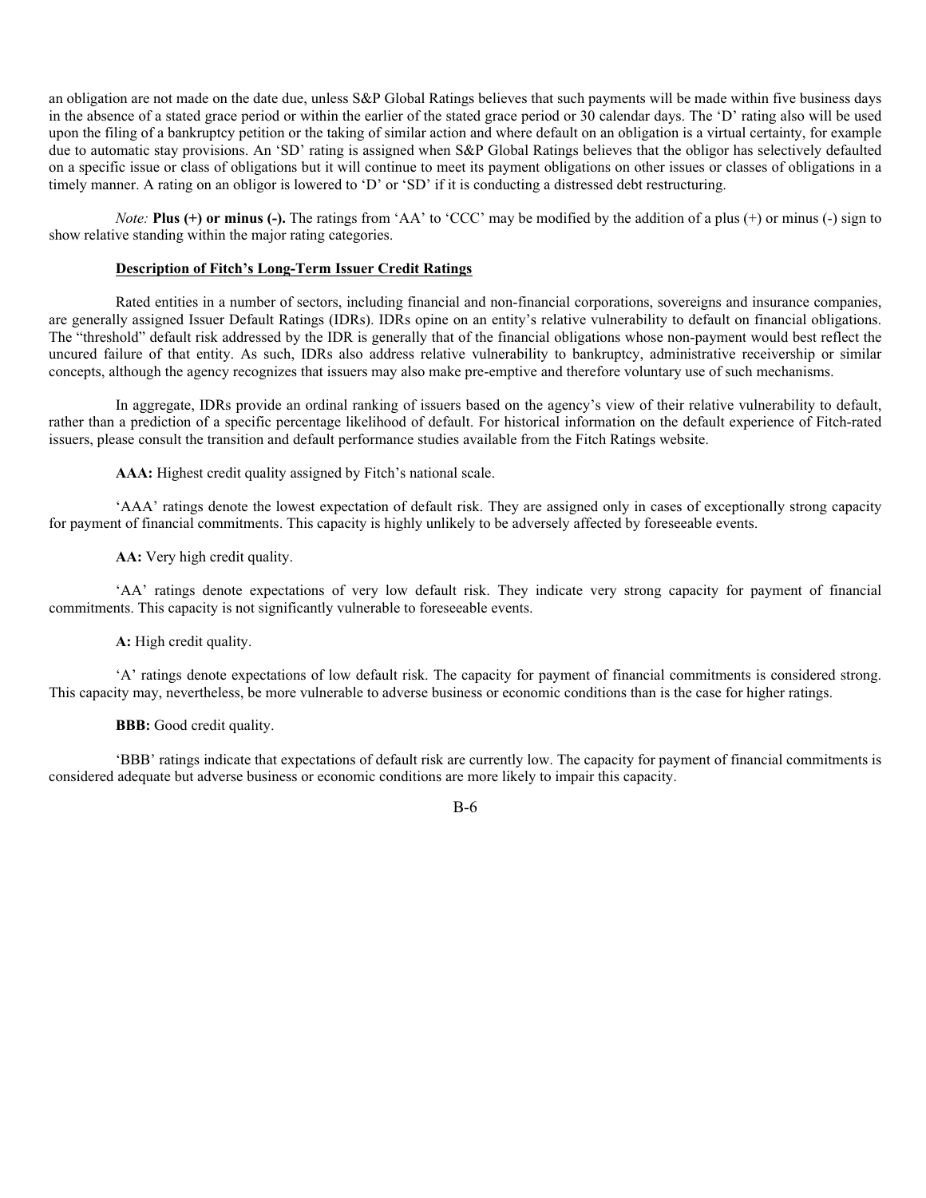an obligation are not made on the date due, unless S&P Global Ratings believes that such payments will be made within five business days in the absence of a stated grace period or within the earlier of the stated grace period or 30 calendar days. The 'D' rating also will be used upon the filing of a bankruptcy petition or the taking of similar action and where default on an obligation is a virtual certainty, for example due to automatic stay provisions. An 'SD' rating is assigned when S&P Global Ratings believes that the obligor has selectively defaulted on a specific issue or class of obligations but it will continue to meet its payment obligations on other issues or classes of obligations in a timely manner. A rating on an obligor is lowered to 'D' or 'SD' if it is conducting a distressed debt restructuring.

*Note:* **Plus (+) or minus (-).** The ratings from 'AA' to 'CCC' may be modified by the addition of a plus (+) or minus (-) sign to show relative standing within the major rating categories.

**Description of Fitch's Long-Term Issuer Credit Ratings**

Rated entities in a number of sectors, including financial and non-financial corporations, sovereigns and insurance companies, are generally assigned Issuer Default Ratings (IDRs). IDRs opine on an entity's relative vulnerability to default on financial obligations. The "threshold" default risk addressed by the IDR is generally that of the financial obligations whose non-payment would best reflect the uncured failure of that entity. As such, IDRs also address relative vulnerability to bankruptcy, administrative receivership or similar concepts, although the agency recognizes that issuers may also make pre-emptive and therefore voluntary use of such mechanisms.

In aggregate, IDRs provide an ordinal ranking of issuers based on the agency's view of their relative vulnerability to default, rather than a prediction of a specific percentage likelihood of default. For historical information on the default experience of Fitch-rated issuers, please consult the transition and default performance studies available from the Fitch Ratings website.

**AAA:** Highest credit quality assigned by Fitch's national scale.

'AAA' ratings denote the lowest expectation of default risk. They are assigned only in cases of exceptionally strong capacity for payment of financial commitments. This capacity is highly unlikely to be adversely affected by foreseeable events.

**AA:** Very high credit quality.

'AA' ratings denote expectations of very low default risk. They indicate very strong capacity for payment of financial commitments. This capacity is not significantly vulnerable to foreseeable events.

**A:** High credit quality.

'A' ratings denote expectations of low default risk. The capacity for payment of financial commitments is considered strong. This capacity may, nevertheless, be more vulnerable to adverse business or economic conditions than is the case for higher ratings.

**BBB:** Good credit quality.

'BBB' ratings indicate that expectations of default risk are currently low. The capacity for payment of financial commitments is considered adequate but adverse business or economic conditions are more likely to impair this capacity.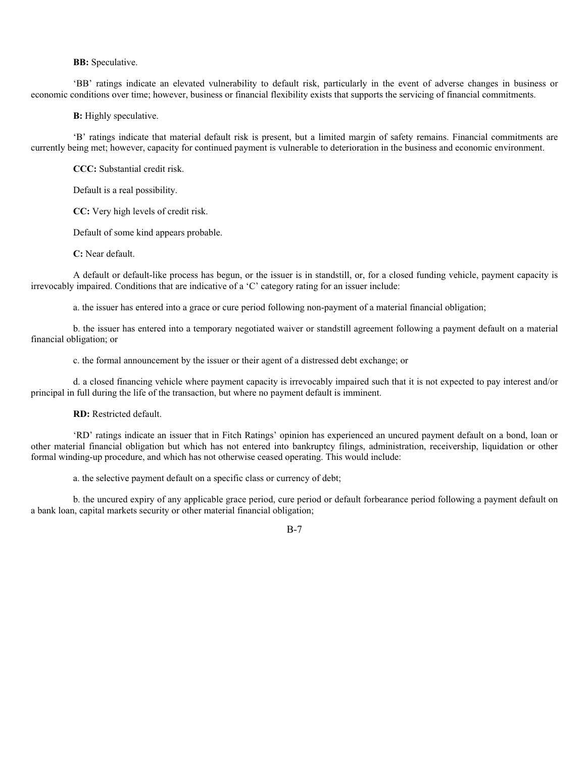**BB:** Speculative.

'BB' ratings indicate an elevated vulnerability to default risk, particularly in the event of adverse changes in business or economic conditions over time; however, business or financial flexibility exists that supports the servicing of financial commitments.

**B:** Highly speculative.

'B' ratings indicate that material default risk is present, but a limited margin of safety remains. Financial commitments are currently being met; however, capacity for continued payment is vulnerable to deterioration in the business and economic environment.

**CCC:** Substantial credit risk.

Default is a real possibility.

**CC:** Very high levels of credit risk.

Default of some kind appears probable.

**C:** Near default.

A default or default-like process has begun, or the issuer is in standstill, or, for a closed funding vehicle, payment capacity is irrevocably impaired. Conditions that are indicative of a 'C' category rating for an issuer include:

a. the issuer has entered into a grace or cure period following non-payment of a material financial obligation;

b. the issuer has entered into a temporary negotiated waiver or standstill agreement following a payment default on a material financial obligation; or

c. the formal announcement by the issuer or their agent of a distressed debt exchange; or

d. a closed financing vehicle where payment capacity is irrevocably impaired such that it is not expected to pay interest and/or principal in full during the life of the transaction, but where no payment default is imminent.

**RD:** Restricted default.

'RD' ratings indicate an issuer that in Fitch Ratings' opinion has experienced an uncured payment default on a bond, loan or other material financial obligation but which has not entered into bankruptcy filings, administration, receivership, liquidation or other formal winding-up procedure, and which has not otherwise ceased operating. This would include:

a. the selective payment default on a specific class or currency of debt;

b. the uncured expiry of any applicable grace period, cure period or default forbearance period following a payment default on a bank loan, capital markets security or other material financial obligation;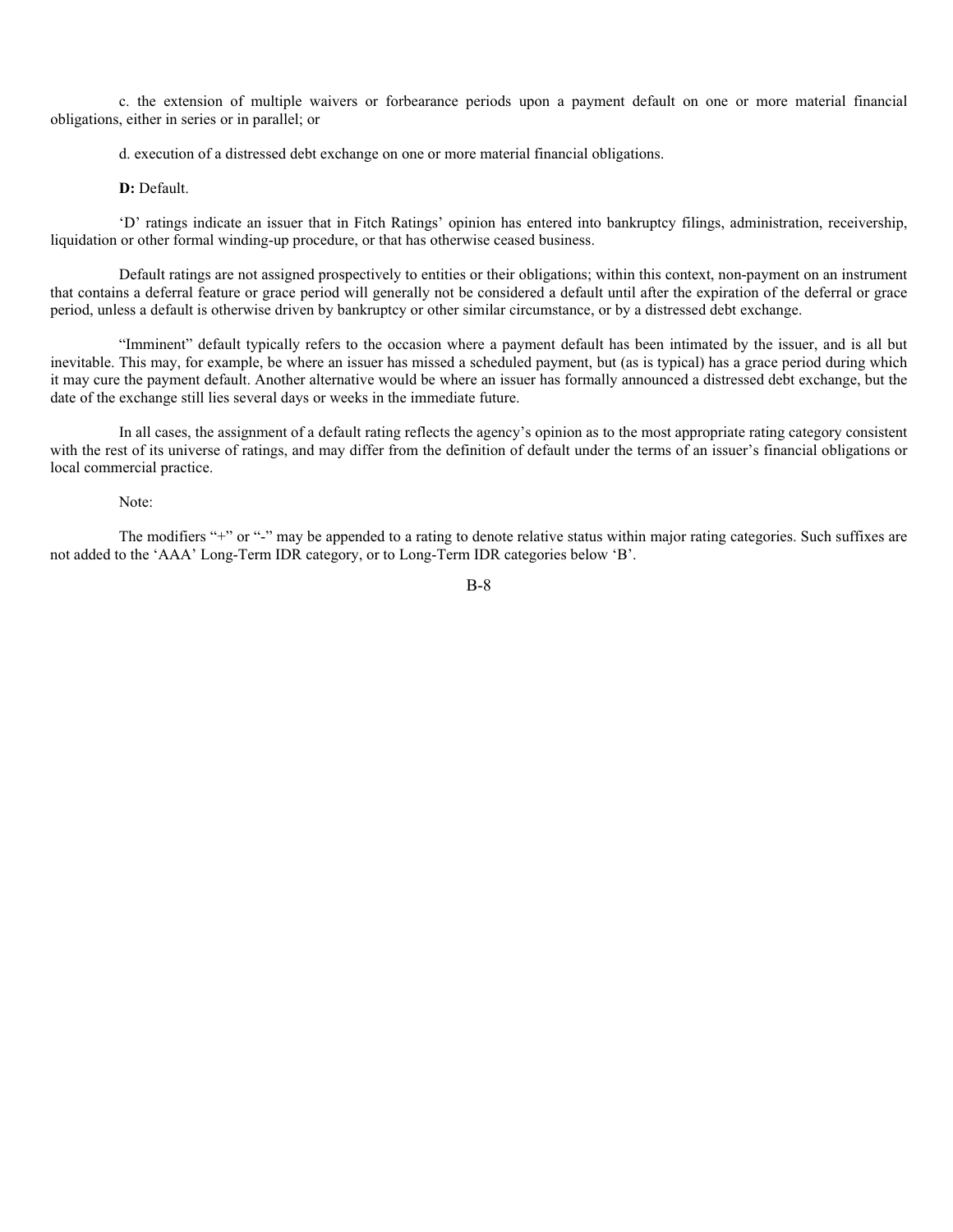c. the extension of multiple waivers or forbearance periods upon a payment default on one or more material financial obligations, either in series or in parallel; or

d. execution of a distressed debt exchange on one or more material financial obligations.

**D:** Default.

'D' ratings indicate an issuer that in Fitch Ratings' opinion has entered into bankruptcy filings, administration, receivership, liquidation or other formal winding-up procedure, or that has otherwise ceased business.

Default ratings are not assigned prospectively to entities or their obligations; within this context, non-payment on an instrument that contains a deferral feature or grace period will generally not be considered a default until after the expiration of the deferral or grace period, unless a default is otherwise driven by bankruptcy or other similar circumstance, or by a distressed debt exchange.

"Imminent" default typically refers to the occasion where a payment default has been intimated by the issuer, and is all but inevitable. This may, for example, be where an issuer has missed a scheduled payment, but (as is typical) has a grace period during which it may cure the payment default. Another alternative would be where an issuer has formally announced a distressed debt exchange, but the date of the exchange still lies several days or weeks in the immediate future.

In all cases, the assignment of a default rating reflects the agency's opinion as to the most appropriate rating category consistent with the rest of its universe of ratings, and may differ from the definition of default under the terms of an issuer's financial obligations or local commercial practice.

Note:

The modifiers "+" or "-" may be appended to a rating to denote relative status within major rating categories. Such suffixes are not added to the 'AAA' Long-Term IDR category, or to Long-Term IDR categories below 'B'.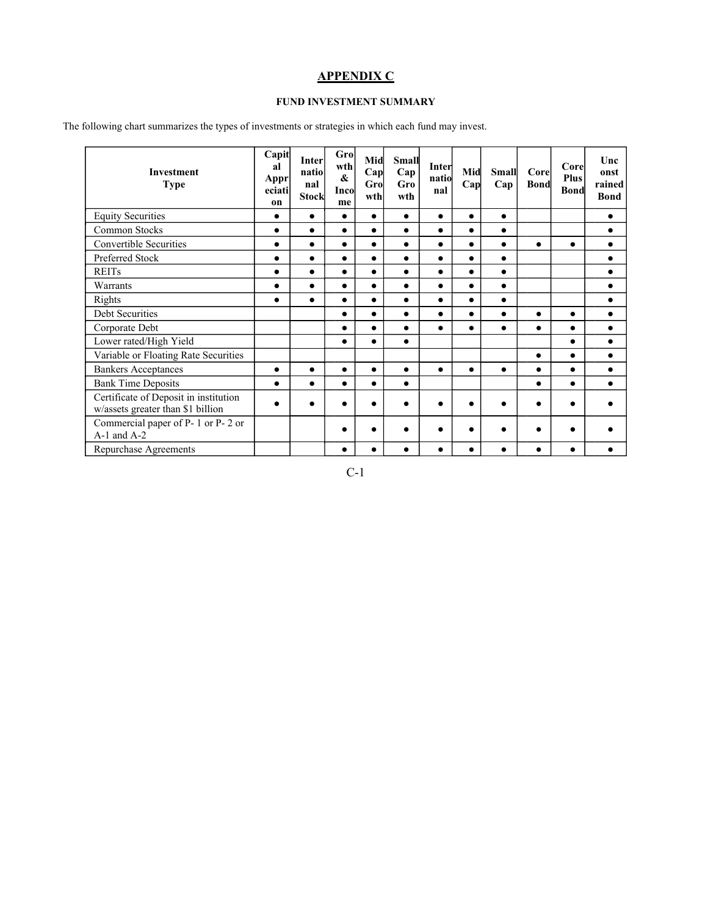## APPENDIX C

### FUND INVESTMENT SUMMARY

The following chart summarizes the types of investments or strategies in which each fund may invest.

| Investment Type | Capital Appreciation | International Stock | Growth & Income | Mid Cap Growth | Small Cap Growth | International | Mid Cap | Small Cap | Core Bond | Core Plus Bond | Unconstrained Bond |
|---|---|---|---|---|---|---|---|---|---|---|---|
| Equity Securities | ● | ● | ● | ● | ● | ● | ● | ● | | | ● |
| Common Stocks | ● | ● | ● | ● | ● | ● | ● | ● | | | ● |
| Convertible Securities | ● | ● | ● | ● | ● | ● | ● | ● | ● | ● | ● |
| Preferred Stock | ● | ● | ● | ● | ● | ● | ● | ● | | | ● |
| REITs | ● | ● | ● | ● | ● | ● | ● | ● | | | ● |
| Warrants | ● | ● | ● | ● | ● | ● | ● | ● | | | ● |
| Rights | ● | ● | ● | ● | ● | ● | ● | ● | | | ● |
| Debt Securities | | | ● | ● | ● | ● | ● | ● | ● | ● | ● |
| Corporate Debt | | | ● | ● | ● | ● | ● | ● | ● | ● | ● |
| Lower rated/High Yield | | | ● | ● | ● | | | | | ● | ● |
| Variable or Floating Rate Securities | | | | | | | | | ● | ● | ● |
| Bankers Acceptances | ● | ● | ● | ● | ● | ● | ● | ● | ● | ● | ● |
| Bank Time Deposits | ● | ● | ● | ● | ● | | | | ● | ● | ● |
| Certificate of Deposit in institution w/assets greater than $1 billion | ● | ● | ● | ● | ● | ● | ● | ● | ● | ● | ● |
| Commercial paper of P- 1 or P- 2 or A-1 and A-2 | | | ● | ● | ● | ● | ● | ● | ● | ● | ● |
| Repurchase Agreements | | | ● | ● | ● | ● | ● | ● | ● | ● | ● |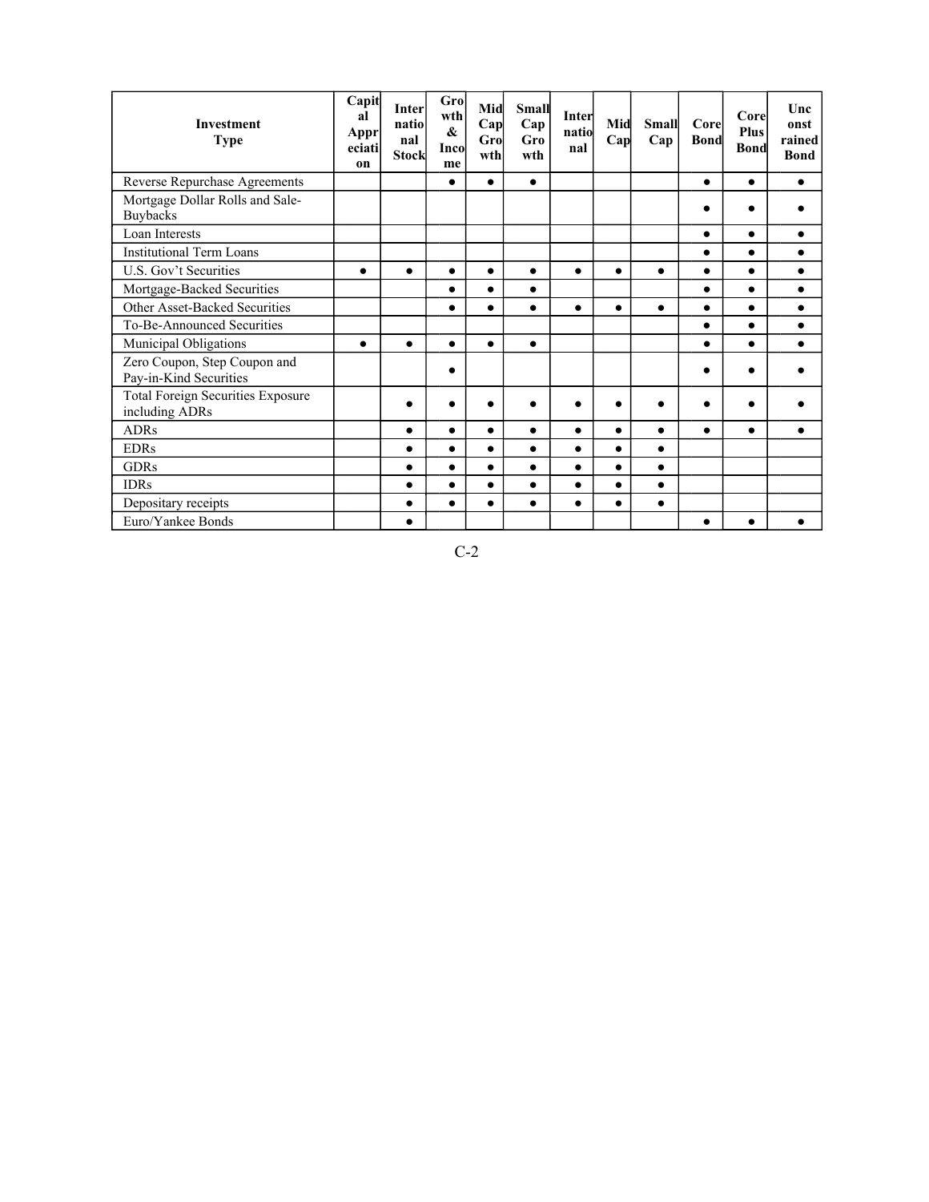| Investment Type | Capital Appreciation | International Stock | Growth & Income | Mid Cap Growth | Small Cap Growth | International | Mid Cap | Small Cap | Core Bond | Core Plus Bond | Unconstrained Bond |
|---|---|---|---|---|---|---|---|---|---|---|---|
| Reverse Repurchase Agreements | | | ● | ● | ● | | | | ● | ● | ● |
| Mortgage Dollar Rolls and Sale-Buybacks | | | | | | | | | ● | ● | ● |
| Loan Interests | | | | | | | | | ● | ● | ● |
| Institutional Term Loans | | | | | | | | | ● | ● | ● |
| U.S. Gov't Securities | ● | ● | ● | ● | ● | ● | ● | ● | ● | ● | ● |
| Mortgage-Backed Securities | | | ● | ● | ● | | | | ● | ● | ● |
| Other Asset-Backed Securities | | | ● | ● | ● | ● | ● | ● | ● | ● | ● |
| To-Be-Announced Securities | | | | | | | | | ● | ● | ● |
| Municipal Obligations | ● | ● | ● | ● | ● | | | | ● | ● | ● |
| Zero Coupon, Step Coupon and Pay-in-Kind Securities | | | ● | | | | | | ● | ● | ● |
| Total Foreign Securities Exposure including ADRs | | ● | ● | ● | ● | ● | ● | ● | ● | ● | ● |
| ADRs | | ● | ● | ● | ● | ● | ● | ● | ● | ● | ● |
| EDRs | | ● | ● | ● | ● | ● | ● | ● | | | |
| GDRs | | ● | ● | ● | ● | ● | ● | ● | | | |
| IDRs | | ● | ● | ● | ● | ● | ● | ● | | | |
| Depositary receipts | | ● | ● | ● | ● | ● | ● | ● | | | |
| Euro/Yankee Bonds | | ● | | | | | | | ● | ● | ● |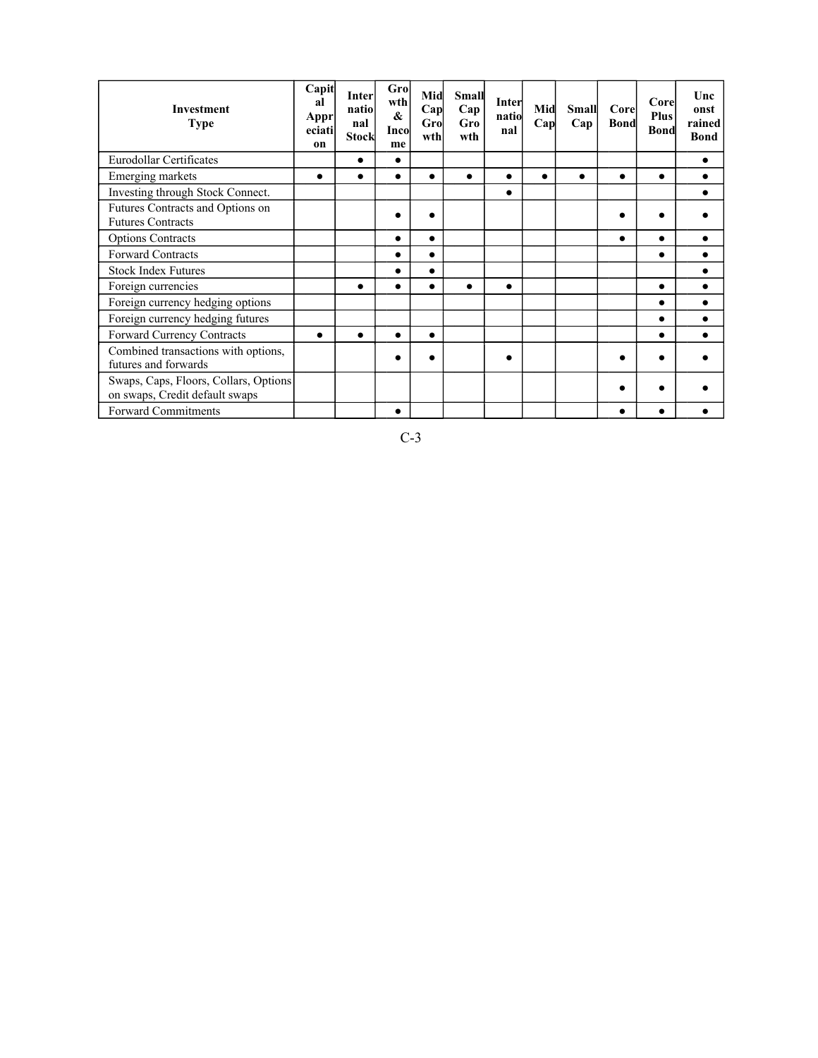| Investment Type | Capital Appreciation | International Stock | Growth & Income | Mid Cap Growth | Small Cap Growth | International | Mid Cap | Small Cap | Core Bond | Core Plus Bond | Unconstrained Bond |
|---|---|---|---|---|---|---|---|---|---|---|---|
| Eurodollar Certificates | | ● | ● | | | | | | | | ● |
| Emerging markets | ● | ● | ● | ● | ● | ● | ● | ● | ● | ● | ● |
| Investing through Stock Connect. | | | | | | ● | | | | | ● |
| Futures Contracts and Options on Futures Contracts | | | ● | ● | | | | | ● | ● | ● |
| Options Contracts | | | ● | ● | | | | | ● | ● | ● |
| Forward Contracts | | | ● | ● | | | | | | ● | ● |
| Stock Index Futures | | | ● | ● | | | | | | | ● |
| Foreign currencies | | ● | ● | ● | ● | ● | | | | ● | ● |
| Foreign currency hedging options | | | | | | | | | | ● | ● |
| Foreign currency hedging futures | | | | | | | | | | ● | ● |
| Forward Currency Contracts | ● | ● | ● | ● | | | | | | ● | ● |
| Combined transactions with options, futures and forwards | | | ● | ● | | ● | | | ● | ● | ● |
| Swaps, Caps, Floors, Collars, Options on swaps, Credit default swaps | | | | | | | | | ● | ● | ● |
| Forward Commitments | | | ● | | | | | | ● | ● | ● |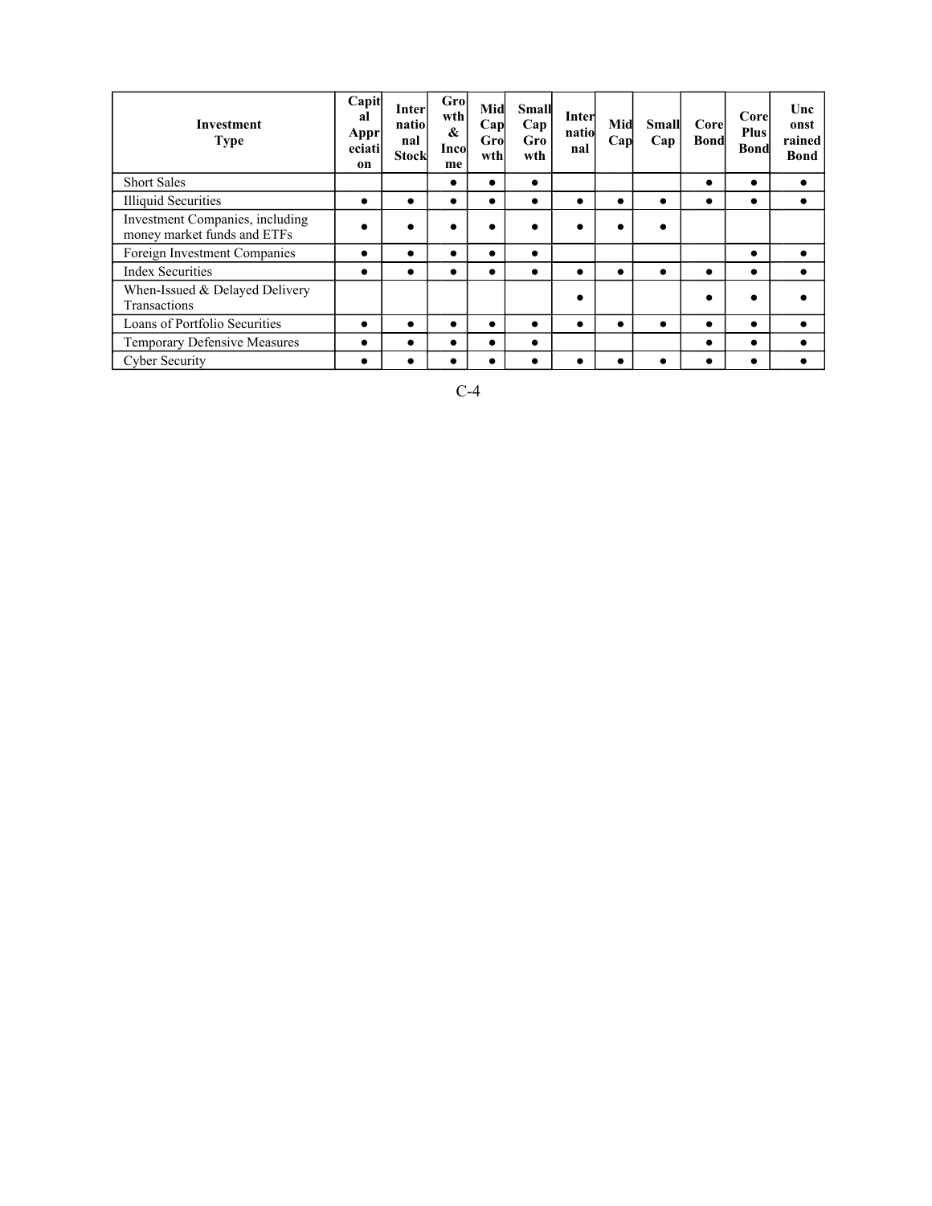| Investment Type | Capital Appreciation | International Stock | Growth & Income | Mid Cap Growth | Small Cap Growth | International | Mid Cap | Small Cap | Core Bond | Core Plus Bond | Unconstrained Bond |
|---|---|---|---|---|---|---|---|---|---|---|---|
| Short Sales | | | ● | ● | ● | | | | ● | ● | ● |
| Illiquid Securities | ● | ● | ● | ● | ● | ● | ● | ● | ● | ● | ● |
| Investment Companies, including money market funds and ETFs | ● | ● | ● | ● | ● | ● | ● | ● | | | |
| Foreign Investment Companies | ● | ● | ● | ● | ● | | | | | ● | ● |
| Index Securities | ● | ● | ● | ● | ● | ● | ● | ● | ● | ● | ● |
| When-Issued & Delayed Delivery Transactions | | | | | | ● | | | ● | ● | ● |
| Loans of Portfolio Securities | ● | ● | ● | ● | ● | ● | ● | ● | ● | ● | ● |
| Temporary Defensive Measures | ● | ● | ● | ● | ● | | | | ● | ● | ● |
| Cyber Security | ● | ● | ● | ● | ● | ● | ● | ● | ● | ● | ● |